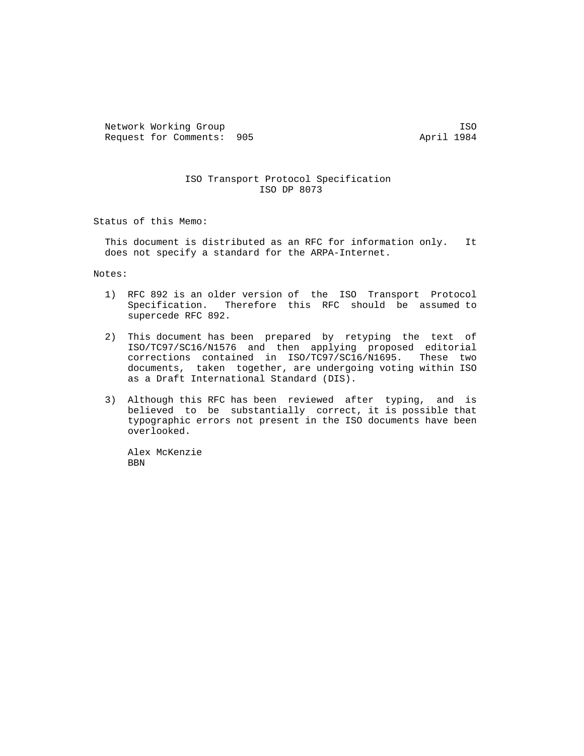Network Working Group ISO
Request for Comments: 905 April 1984

# ISO Transport Protocol Specification
## ISO DP 8073

Status of this Memo:

This document is distributed as an RFC for information only. It does not specify a standard for the ARPA-Internet.

Notes:

1) RFC 892 is an older version of the ISO Transport Protocol Specification. Therefore this RFC should be assumed to supercede RFC 892.

2) This document has been prepared by retyping the text of ISO/TC97/SC16/N1576 and then applying proposed editorial corrections contained in ISO/TC97/SC16/N1695. These two documents, taken together, are undergoing voting within ISO as a Draft International Standard (DIS).

3) Although this RFC has been reviewed after typing, and is believed to be substantially correct, it is possible that typographic errors not present in the ISO documents have been overlooked.

Alex McKenzie
BBN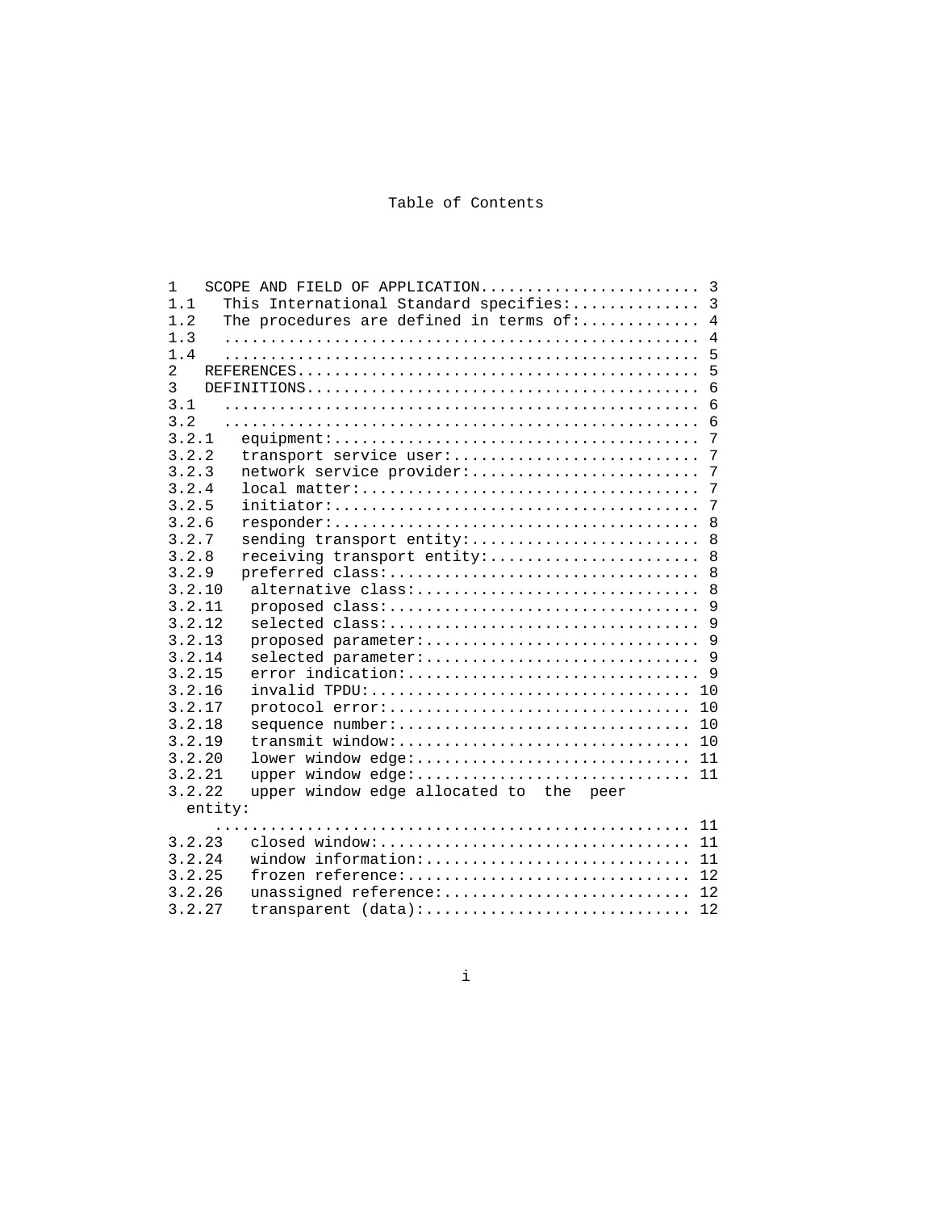# Table of Contents

```
1   SCOPE AND FIELD OF APPLICATION........................ 3
1.1   This International Standard specifies:.............. 3
1.2   The procedures are defined in terms of:............. 4
1.3   .................................................... 4
1.4   .................................................... 5
2   REFERENCES............................................ 5
3   DEFINITIONS........................................... 6
3.1   .................................................... 6
3.2   .................................................... 6
3.2.1   equipment:........................................ 7
3.2.2   transport service user:........................... 7
3.2.3   network service provider:......................... 7
3.2.4   local matter:..................................... 7
3.2.5   initiator:........................................ 7
3.2.6   responder:........................................ 8
3.2.7   sending transport entity:......................... 8
3.2.8   receiving transport entity:....................... 8
3.2.9   preferred class:.................................. 8
3.2.10   alternative class:............................... 8
3.2.11   proposed class:.................................. 9
3.2.12   selected class:.................................. 9
3.2.13   proposed parameter:.............................. 9
3.2.14   selected parameter:.............................. 9
3.2.15   error indication:................................ 9
3.2.16   invalid TPDU:................................... 10
3.2.17   protocol error:................................. 10
3.2.18   sequence number:................................ 10
3.2.19   transmit window:................................ 10
3.2.20   lower window edge:.............................. 11
3.2.21   upper window edge:.............................. 11
3.2.22   upper window edge allocated to  the  peer
  entity:
     ................................................... 11
3.2.23   closed window:.................................. 11
3.2.24   window information:............................. 11
3.2.25   frozen reference:............................... 12
3.2.26   unassigned reference:........................... 12
3.2.27   transparent (data):............................. 12
```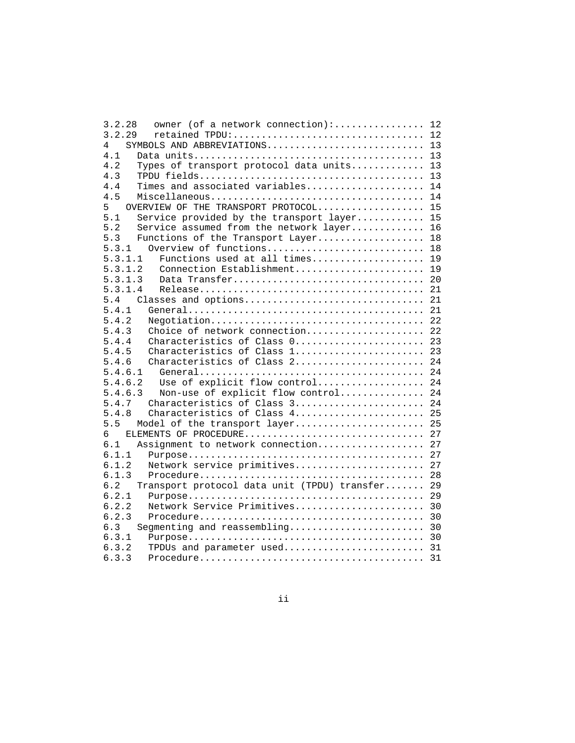```
3.2.28   owner (of a network connection):................ 12
3.2.29   retained TPDU:.................................. 12
4   SYMBOLS AND ABBREVIATIONS............................ 13
4.1   Data units......................................... 13
4.2   Types of transport protocol data units............. 13
4.3   TPDU fields........................................ 13
4.4   Times and associated variables..................... 14
4.5   Miscellaneous...................................... 14
5   OVERVIEW OF THE TRANSPORT PROTOCOL................... 15
5.1   Service provided by the transport layer............ 15
5.2   Service assumed from the network layer............. 16
5.3   Functions of the Transport Layer................... 18
5.3.1   Overview of functions............................ 18
5.3.1.1   Functions used at all times.................... 19
5.3.1.2   Connection Establishment....................... 19
5.3.1.3   Data Transfer.................................. 20
5.3.1.4   Release........................................ 21
5.4   Classes and options................................ 21
5.4.1   General.......................................... 21
5.4.2   Negotiation...................................... 22
5.4.3   Choice of network connection..................... 22
5.4.4   Characteristics of Class 0....................... 23
5.4.5   Characteristics of Class 1....................... 23
5.4.6   Characteristics of Class 2....................... 24
5.4.6.1   General........................................ 24
5.4.6.2   Use of explicit flow control................... 24
5.4.6.3   Non-use of explicit flow control............... 24
5.4.7   Characteristics of Class 3....................... 24
5.4.8   Characteristics of Class 4....................... 25
5.5   Model of the transport layer....................... 25
6   ELEMENTS OF PROCEDURE................................ 27
6.1   Assignment to network connection................... 27
6.1.1   Purpose.......................................... 27
6.1.2   Network service primitives....................... 27
6.1.3   Procedure........................................ 28
6.2   Transport protocol data unit (TPDU) transfer....... 29
6.2.1   Purpose.......................................... 29
6.2.2   Network Service Primitives....................... 30
6.2.3   Procedure........................................ 30
6.3   Segmenting and reassembling........................ 30
6.3.1   Purpose.......................................... 30
6.3.2   TPDUs and parameter used......................... 31
6.3.3   Procedure........................................ 31
```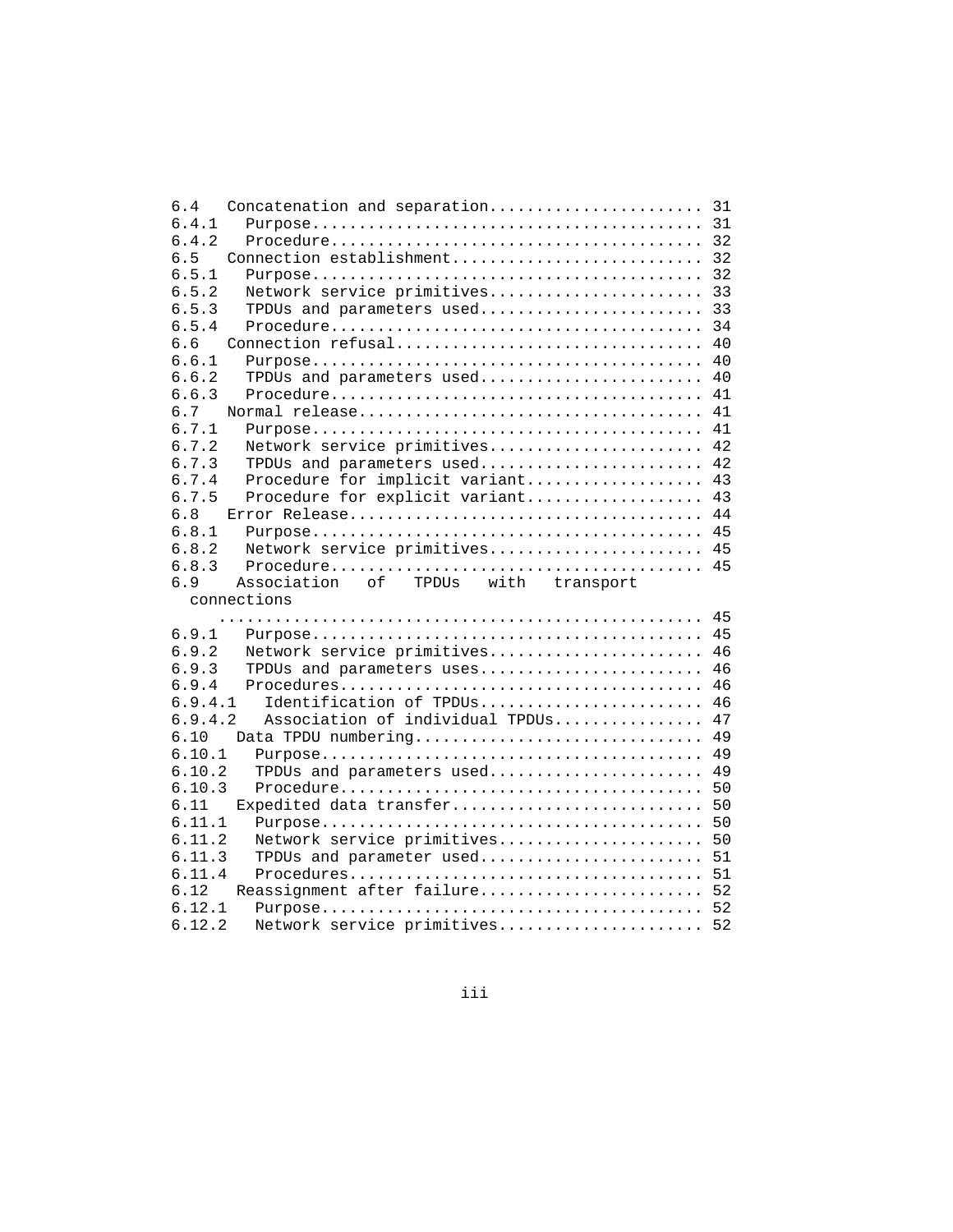6.4   Concatenation and separation...................... 31
6.4.1   Purpose......................................... 31
6.4.2   Procedure....................................... 32
6.5   Connection establishment.......................... 32
6.5.1   Purpose......................................... 32
6.5.2   Network service primitives...................... 33
6.5.3   TPDUs and parameters used....................... 33
6.5.4   Procedure....................................... 34
6.6   Connection refusal................................ 40
6.6.1   Purpose......................................... 40
6.6.2   TPDUs and parameters used....................... 40
6.6.3   Procedure....................................... 41
6.7   Normal release.................................... 41
6.7.1   Purpose......................................... 41
6.7.2   Network service primitives...................... 42
6.7.3   TPDUs and parameters used....................... 42
6.7.4   Procedure for implicit variant.................. 43
6.7.5   Procedure for explicit variant.................. 43
6.8   Error Release..................................... 44
6.8.1   Purpose......................................... 45
6.8.2   Network service primitives...................... 45
6.8.3   Procedure....................................... 45
6.9   Association of TPDUs with transport connections
................................................... 45
6.9.1   Purpose......................................... 45
6.9.2   Network service primitives...................... 46
6.9.3   TPDUs and parameters uses....................... 46
6.9.4   Procedures...................................... 46
6.9.4.1   Identification of TPDUs....................... 46
6.9.4.2   Association of individual TPDUs............... 47
6.10   Data TPDU numbering.............................. 49
6.10.1   Purpose........................................ 49
6.10.2   TPDUs and parameters used...................... 49
6.10.3   Procedure...................................... 50
6.11   Expedited data transfer.......................... 50
6.11.1   Purpose........................................ 50
6.11.2   Network service primitives..................... 50
6.11.3   TPDUs and parameter used....................... 51
6.11.4   Procedures..................................... 51
6.12   Reassignment after failure....................... 52
6.12.1   Purpose........................................ 52
6.12.2   Network service primitives..................... 52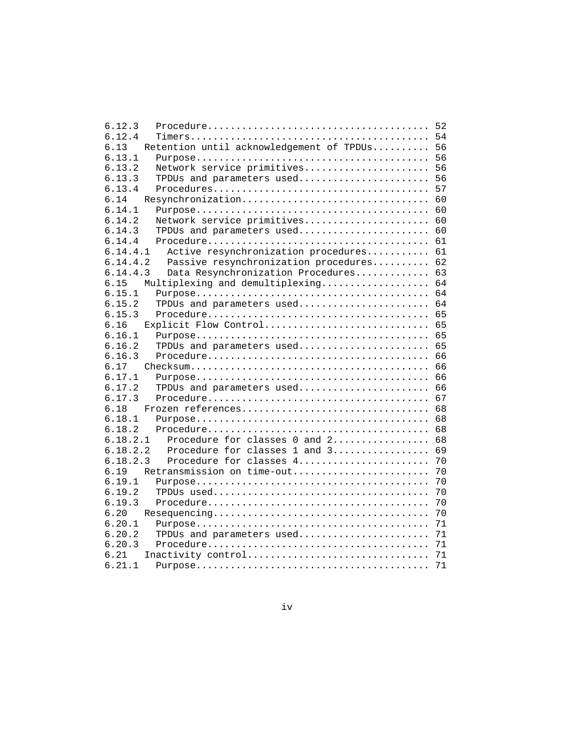```
6.12.3   Procedure...................................... 52
6.12.4   Timers......................................... 54
6.13   Retention until acknowledgement of TPDUs.......... 56
6.13.1   Purpose........................................ 56
6.13.2   Network service primitives..................... 56
6.13.3   TPDUs and parameters used...................... 56
6.13.4   Procedures..................................... 57
6.14   Resynchronization................................ 60
6.14.1   Purpose........................................ 60
6.14.2   Network service primitives..................... 60
6.14.3   TPDUs and parameters used...................... 60
6.14.4   Procedure...................................... 61
6.14.4.1   Active resynchronization procedures.......... 61
6.14.4.2   Passive resynchronization procedures......... 62
6.14.4.3   Data Resynchronization Procedures............ 63
6.15   Multiplexing and demultiplexing.................. 64
6.15.1   Purpose........................................ 64
6.15.2   TPDUs and parameters used...................... 64
6.15.3   Procedure...................................... 65
6.16   Explicit Flow Control............................ 65
6.16.1   Purpose........................................ 65
6.16.2   TPDUs and parameters used...................... 65
6.16.3   Procedure...................................... 66
6.17   Checksum......................................... 66
6.17.1   Purpose........................................ 66
6.17.2   TPDUs and parameters used...................... 66
6.17.3   Procedure...................................... 67
6.18   Frozen references................................ 68
6.18.1   Purpose........................................ 68
6.18.2   Procedure...................................... 68
6.18.2.1   Procedure for classes 0 and 2................ 68
6.18.2.2   Procedure for classes 1 and 3................ 69
6.18.2.3   Procedure for classes 4...................... 70
6.19   Retransmission on time-out....................... 70
6.19.1   Purpose........................................ 70
6.19.2   TPDUs used..................................... 70
6.19.3   Procedure...................................... 70
6.20   Resequencing..................................... 70
6.20.1   Purpose........................................ 71
6.20.2   TPDUs and parameters used...................... 71
6.20.3   Procedure...................................... 71
6.21   Inactivity control............................... 71
6.21.1   Purpose........................................ 71
```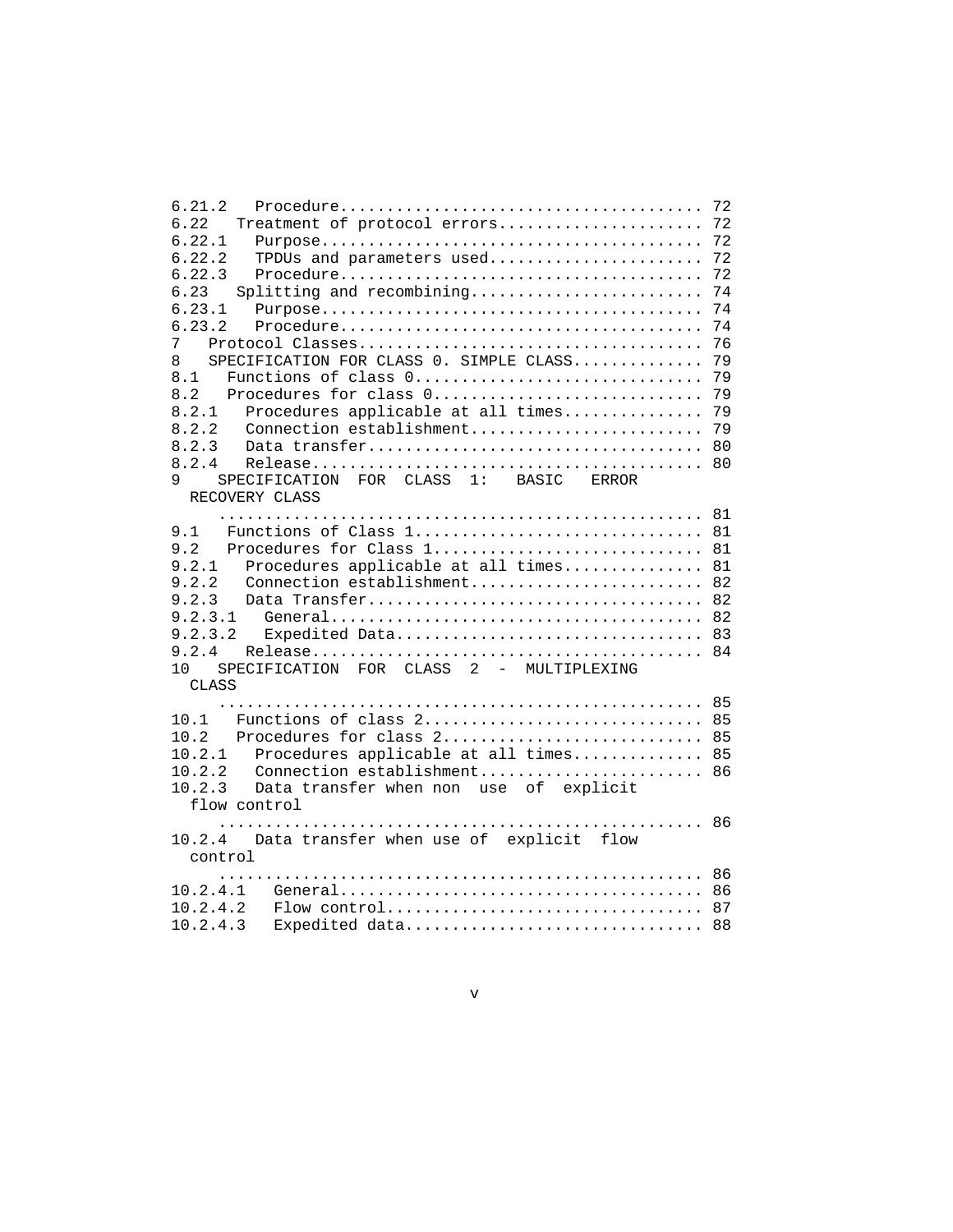```
6.21.2   Procedure...................................... 72
6.22   Treatment of protocol errors..................... 72
6.22.1   Purpose........................................ 72
6.22.2   TPDUs and parameters used...................... 72
6.22.3   Procedure...................................... 72
6.23   Splitting and recombining........................ 74
6.23.1   Purpose........................................ 74
6.23.2   Procedure...................................... 74
7   Protocol Classes.................................... 76
8   SPECIFICATION FOR CLASS 0. SIMPLE CLASS............. 79
8.1   Functions of class 0.............................. 79
8.2   Procedures for class 0............................ 79
8.2.1   Procedures applicable at all times.............. 79
8.2.2   Connection establishment........................ 79
8.2.3   Data transfer................................... 80
8.2.4   Release......................................... 80
9   SPECIFICATION  FOR  CLASS  1:   BASIC   ERROR
  RECOVERY CLASS
     ................................................... 81
9.1   Functions of Class 1.............................. 81
9.2   Procedures for Class 1............................ 81
9.2.1   Procedures applicable at all times.............. 81
9.2.2   Connection establishment........................ 82
9.2.3   Data Transfer................................... 82
9.2.3.1   General....................................... 82
9.2.3.2   Expedited Data................................ 83
9.2.4   Release......................................... 84
10   SPECIFICATION  FOR  CLASS  2  -  MULTIPLEXING
  CLASS
     ................................................... 85
10.1   Functions of class 2............................. 85
10.2   Procedures for class 2........................... 85
10.2.1   Procedures applicable at all times............. 85
10.2.2   Connection establishment....................... 86
10.2.3   Data transfer when non  use  of  explicit
  flow control
     ................................................... 86
10.2.4   Data transfer when use of  explicit  flow
  control
     ................................................... 86
10.2.4.1   General...................................... 86
10.2.4.2   Flow control................................. 87
10.2.4.3   Expedited data............................... 88
```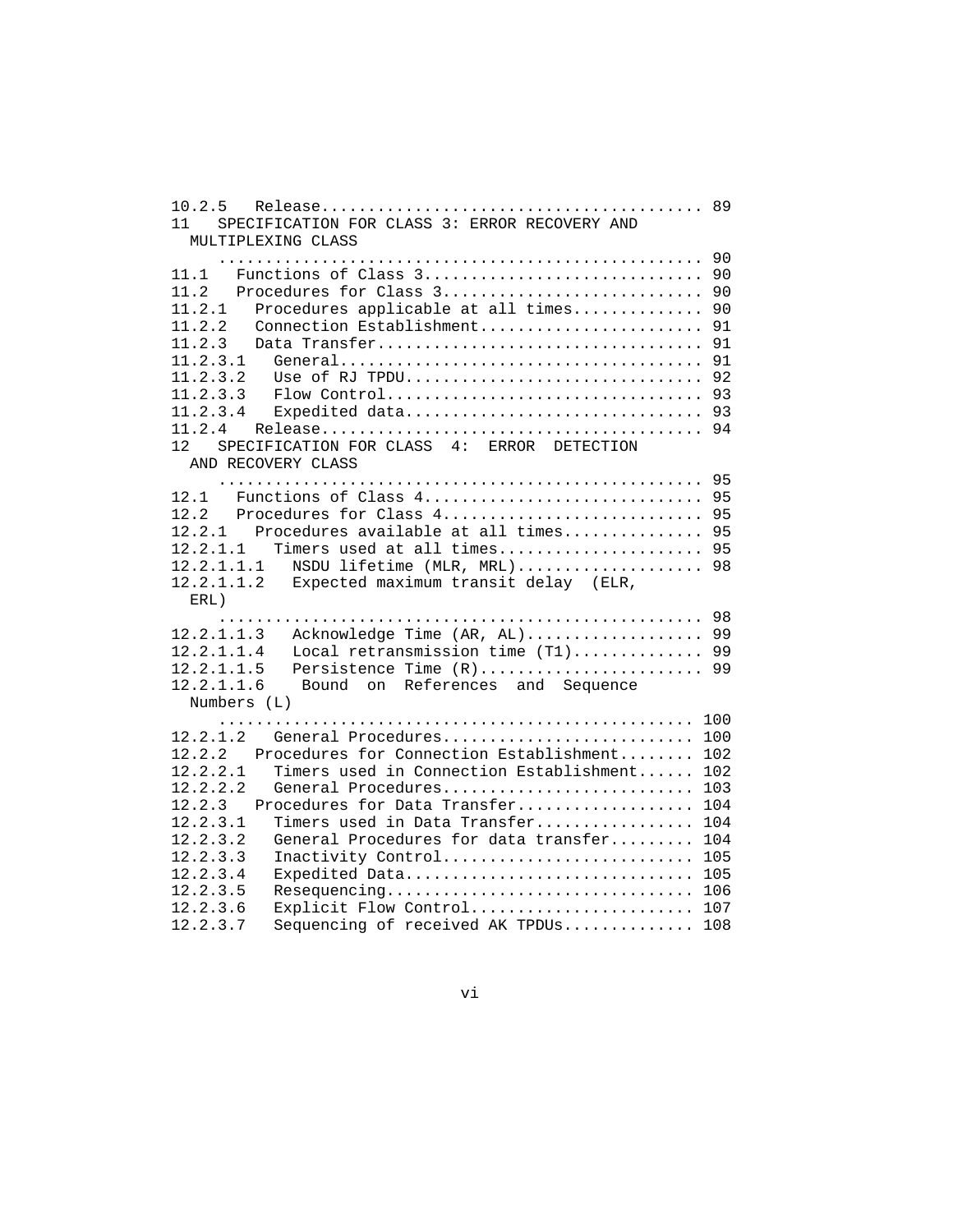```
10.2.5   Release........................................ 89
11   SPECIFICATION FOR CLASS 3: ERROR RECOVERY AND
  MULTIPLEXING CLASS
     .................................................. 90
11.1   Functions of Class 3............................ 90
11.2   Procedures for Class 3.......................... 90
11.2.1   Procedures applicable at all times............. 90
11.2.2   Connection Establishment....................... 91
11.2.3   Data Transfer.................................. 91
11.2.3.1   General..................................... 91
11.2.3.2   Use of RJ TPDU.............................. 92
11.2.3.3   Flow Control................................ 93
11.2.3.4   Expedited data.............................. 93
11.2.4   Release........................................ 94
12   SPECIFICATION FOR CLASS  4:  ERROR  DETECTION
  AND RECOVERY CLASS
     .................................................. 95
12.1   Functions of Class 4............................ 95
12.2   Procedures for Class 4.......................... 95
12.2.1   Procedures available at all times.............. 95
12.2.1.1   Timers used at all times.................... 95
12.2.1.1.1   NSDU lifetime (MLR, MRL).................. 98
12.2.1.1.2   Expected maximum transit delay  (ELR,
  ERL)
     .................................................. 98
12.2.1.1.3   Acknowledge Time (AR, AL)................. 99
12.2.1.1.4   Local retransmission time (T1)............ 99
12.2.1.1.5   Persistence Time (R)...................... 99
12.2.1.1.6    Bound  on  References  and  Sequence
  Numbers (L)
     ................................................. 100
12.2.1.2   General Procedures......................... 100
12.2.2   Procedures for Connection Establishment........ 102
12.2.2.1   Timers used in Connection Establishment..... 102
12.2.2.2   General Procedures......................... 103
12.2.3   Procedures for Data Transfer.................. 104
12.2.3.1   Timers used in Data Transfer................ 104
12.2.3.2   General Procedures for data transfer........ 104
12.2.3.3   Inactivity Control......................... 105
12.2.3.4   Expedited Data............................. 105
12.2.3.5   Resequencing............................... 106
12.2.3.6   Explicit Flow Control...................... 107
12.2.3.7   Sequencing of received AK TPDUs............. 108
```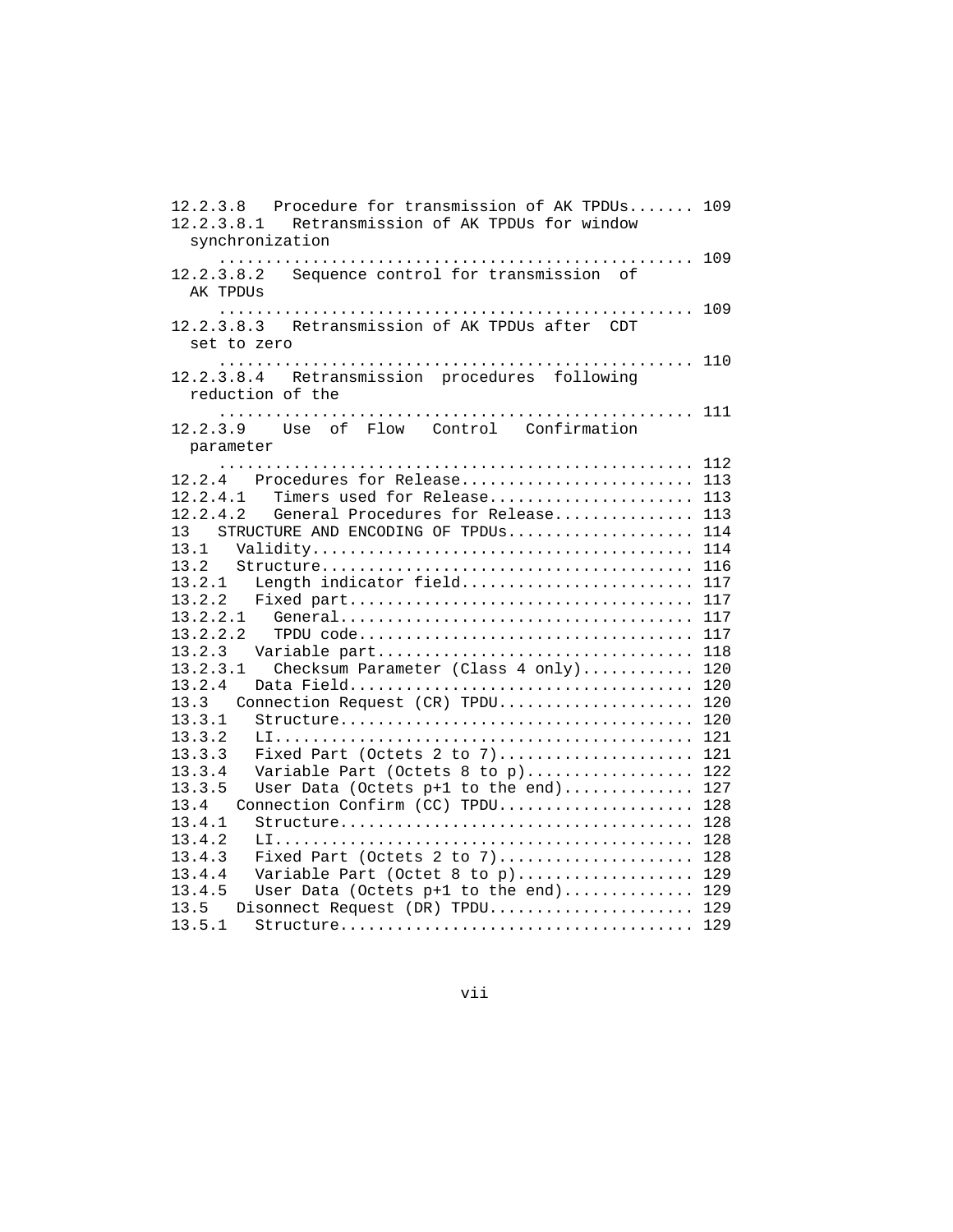12.2.3.8 Procedure for transmission of AK TPDUs....... 109
12.2.3.8.1 Retransmission of AK TPDUs for window synchronization
.................................................. 109
12.2.3.8.2 Sequence control for transmission of AK TPDUs
.................................................. 109
12.2.3.8.3 Retransmission of AK TPDUs after CDT set to zero
.................................................. 110
12.2.3.8.4 Retransmission procedures following reduction of the
.................................................. 111
12.2.3.9 Use of Flow Control Confirmation parameter
.................................................. 112
12.2.4 Procedures for Release......................... 113
12.2.4.1 Timers used for Release...................... 113
12.2.4.2 General Procedures for Release............... 113
13 STRUCTURE AND ENCODING OF TPDUs.................... 114
13.1 Validity........................................ 114
13.2 Structure....................................... 116
13.2.1 Length indicator field......................... 117
13.2.2 Fixed part..................................... 117
13.2.2.1 General...................................... 117
13.2.2.2 TPDU code.................................... 117
13.2.3 Variable part.................................. 118
13.2.3.1 Checksum Parameter (Class 4 only)............ 120
13.2.4 Data Field..................................... 120
13.3 Connection Request (CR) TPDU.................... 120
13.3.1 Structure...................................... 120
13.3.2 LI............................................. 121
13.3.3 Fixed Part (Octets 2 to 7)..................... 121
13.3.4 Variable Part (Octets 8 to p).................. 122
13.3.5 User Data (Octets p+1 to the end).............. 127
13.4 Connection Confirm (CC) TPDU.................... 128
13.4.1 Structure...................................... 128
13.4.2 LI............................................. 128
13.4.3 Fixed Part (Octets 2 to 7)..................... 128
13.4.4 Variable Part (Octet 8 to p)................... 129
13.4.5 User Data (Octets p+1 to the end).............. 129
13.5 Disonnect Request (DR) TPDU..................... 129
13.5.1 Structure...................................... 129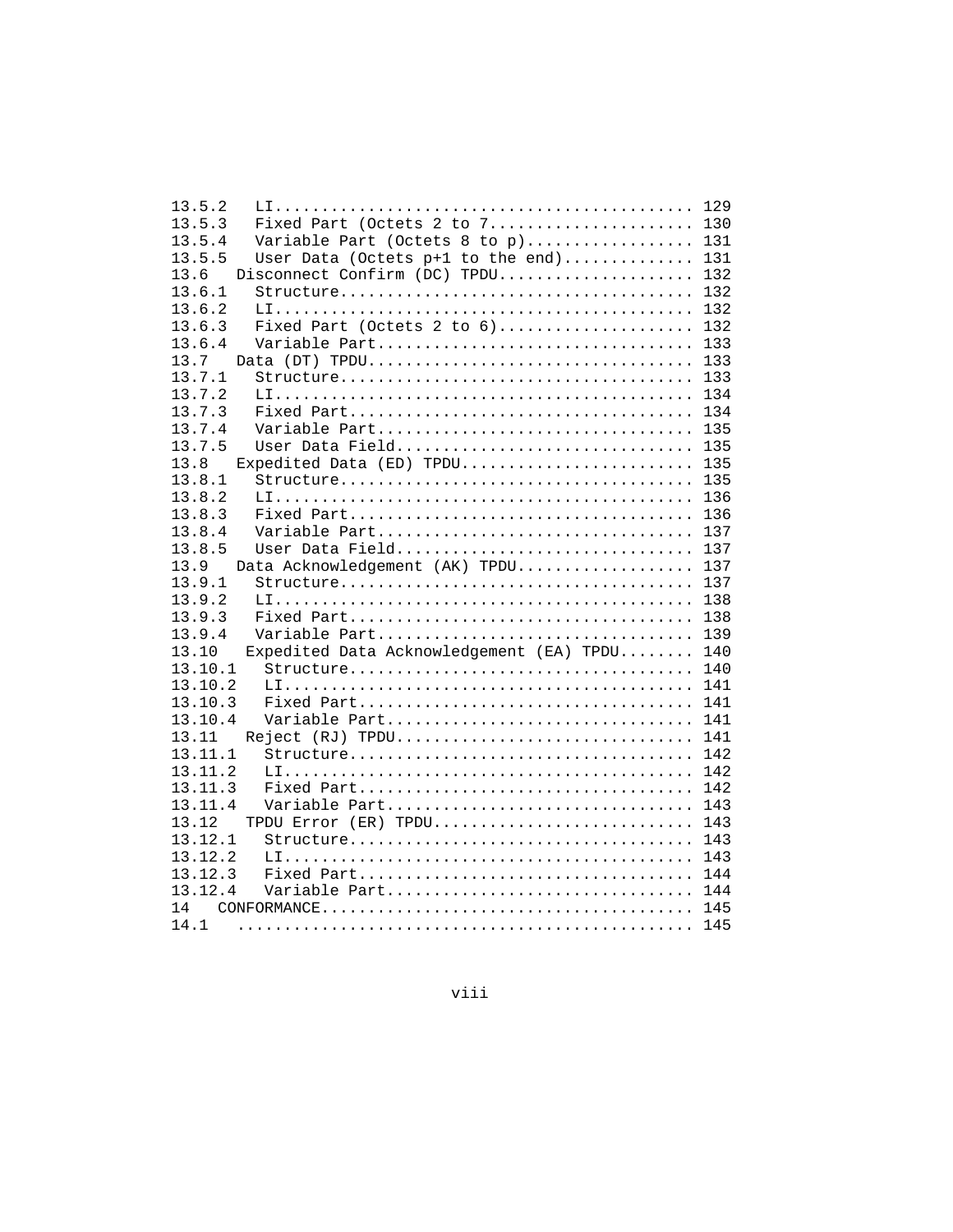```
13.5.2   LI........................................... 129
13.5.3   Fixed Part (Octets 2 to 7..................... 130
13.5.4   Variable Part (Octets 8 to p)................. 131
13.5.5   User Data (Octets p+1 to the end)............. 131
13.6   Disconnect Confirm (DC) TPDU.................... 132
13.6.1   Structure..................................... 132
13.6.2   LI........................................... 132
13.6.3   Fixed Part (Octets 2 to 6).................... 132
13.6.4   Variable Part................................. 133
13.7   Data (DT) TPDU.................................. 133
13.7.1   Structure..................................... 133
13.7.2   LI........................................... 134
13.7.3   Fixed Part.................................... 134
13.7.4   Variable Part................................. 135
13.7.5   User Data Field............................... 135
13.8   Expedited Data (ED) TPDU........................ 135
13.8.1   Structure..................................... 135
13.8.2   LI........................................... 136
13.8.3   Fixed Part.................................... 136
13.8.4   Variable Part................................. 137
13.8.5   User Data Field............................... 137
13.9   Data Acknowledgement (AK) TPDU.................. 137
13.9.1   Structure..................................... 137
13.9.2   LI........................................... 138
13.9.3   Fixed Part.................................... 138
13.9.4   Variable Part................................. 139
13.10   Expedited Data Acknowledgement (EA) TPDU........ 140
13.10.1   Structure.................................... 140
13.10.2   LI.......................................... 141
13.10.3   Fixed Part................................... 141
13.10.4   Variable Part................................ 141
13.11   Reject (RJ) TPDU............................... 141
13.11.1   Structure.................................... 142
13.11.2   LI.......................................... 142
13.11.3   Fixed Part................................... 142
13.11.4   Variable Part................................ 143
13.12   TPDU Error (ER) TPDU........................... 143
13.12.1   Structure.................................... 143
13.12.2   LI.......................................... 143
13.12.3   Fixed Part................................... 144
13.12.4   Variable Part................................ 144
14   CONFORMANCE....................................... 145
14.1   ................................................ 145
```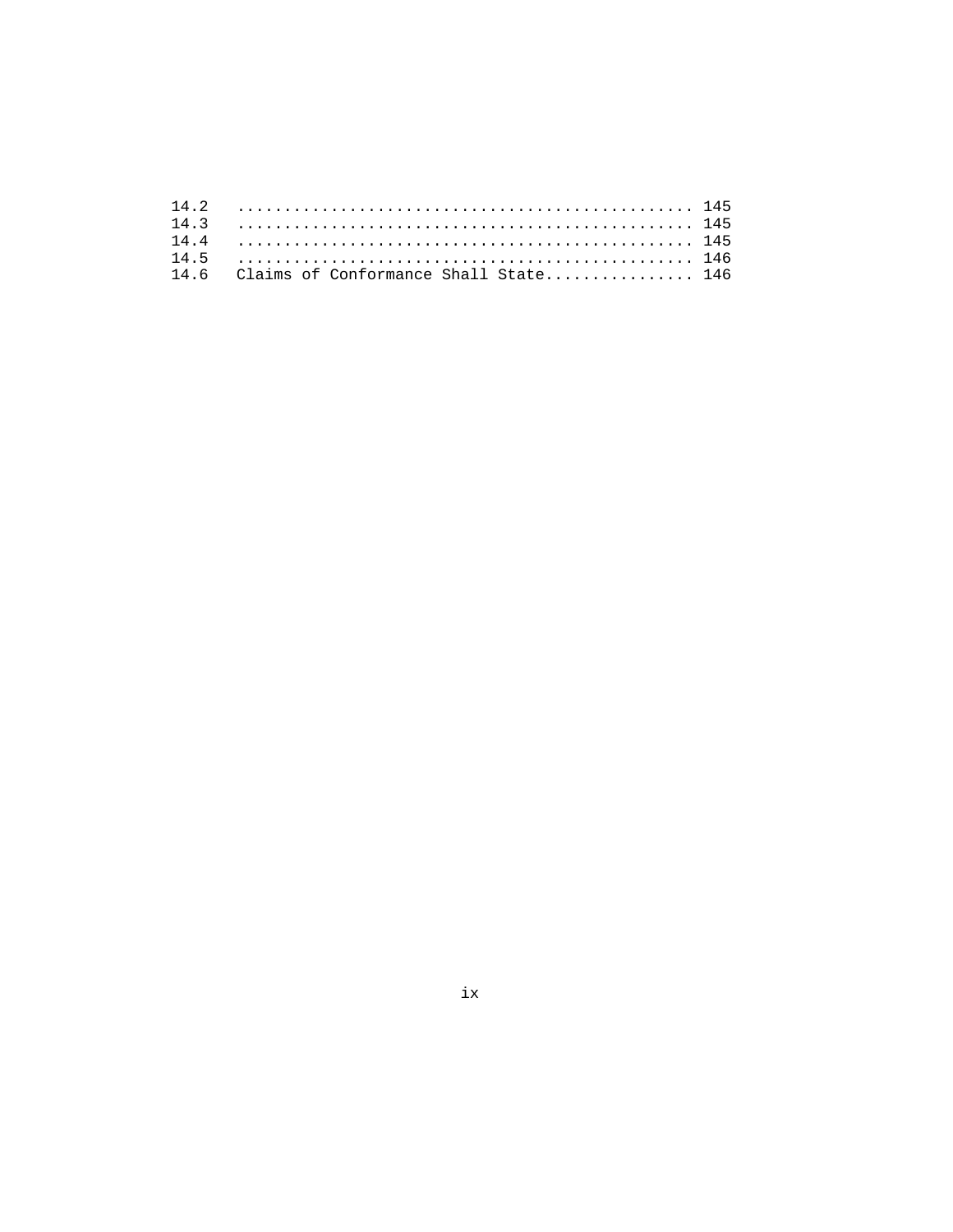14.2 ............................................... 145
14.3 ............................................... 145
14.4 ............................................... 145
14.5 ............................................... 146
14.6 Claims of Conformance Shall State................ 146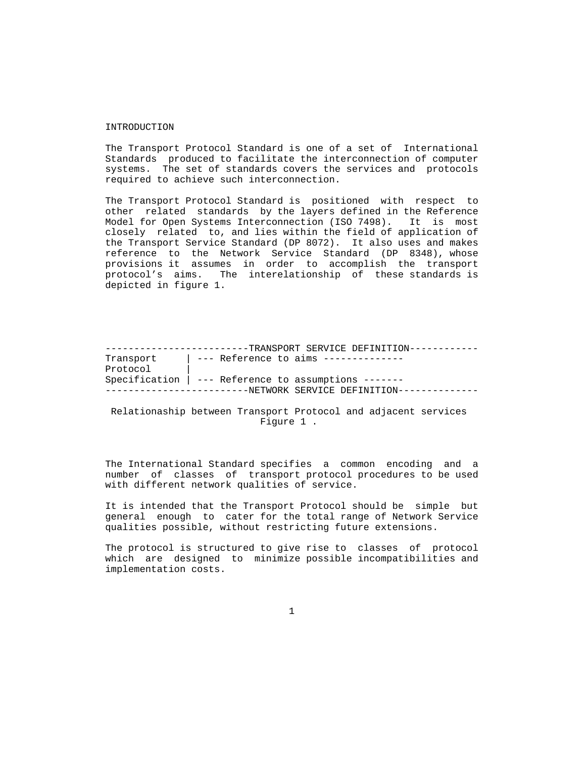# INTRODUCTION

The Transport Protocol Standard is one of a set of International Standards produced to facilitate the interconnection of computer systems. The set of standards covers the services and protocols required to achieve such interconnection.

The Transport Protocol Standard is positioned with respect to other related standards by the layers defined in the Reference Model for Open Systems Interconnection (ISO 7498). It is most closely related to, and lies within the field of application of the Transport Service Standard (DP 8072). It also uses and makes reference to the Network Service Standard (DP 8348), whose provisions it assumes in order to accomplish the transport protocol's aims. The interelationship of these standards is depicted in figure 1.

```
-------------------------TRANSPORT SERVICE DEFINITION------------
Transport     | --- Reference to aims --------------
Protocol      |
Specification | --- Reference to assumptions -------
-------------------------NETWORK SERVICE DEFINITION--------------
```

Relationaship between Transport Protocol and adjacent services
Figure 1 .

The International Standard specifies a common encoding and a number of classes of transport protocol procedures to be used with different network qualities of service.

It is intended that the Transport Protocol should be simple but general enough to cater for the total range of Network Service qualities possible, without restricting future extensions.

The protocol is structured to give rise to classes of protocol which are designed to minimize possible incompatibilities and implementation costs.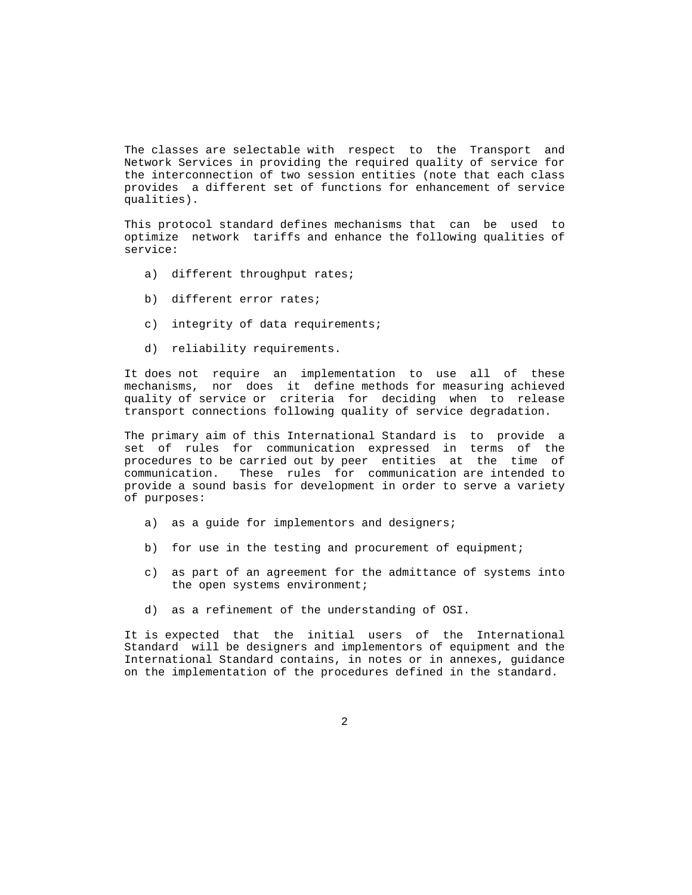The classes are selectable with respect to the Transport and Network Services in providing the required quality of service for the interconnection of two session entities (note that each class provides a different set of functions for enhancement of service qualities).

This protocol standard defines mechanisms that can be used to optimize network tariffs and enhance the following qualities of service:

a) different throughput rates;

b) different error rates;

c) integrity of data requirements;

d) reliability requirements.

It does not require an implementation to use all of these mechanisms, nor does it define methods for measuring achieved quality of service or criteria for deciding when to release transport connections following quality of service degradation.

The primary aim of this International Standard is to provide a set of rules for communication expressed in terms of the procedures to be carried out by peer entities at the time of communication. These rules for communication are intended to provide a sound basis for development in order to serve a variety of purposes:

a) as a guide for implementors and designers;

b) for use in the testing and procurement of equipment;

c) as part of an agreement for the admittance of systems into the open systems environment;

d) as a refinement of the understanding of OSI.

It is expected that the initial users of the International Standard will be designers and implementors of equipment and the International Standard contains, in notes or in annexes, guidance on the implementation of the procedures defined in the standard.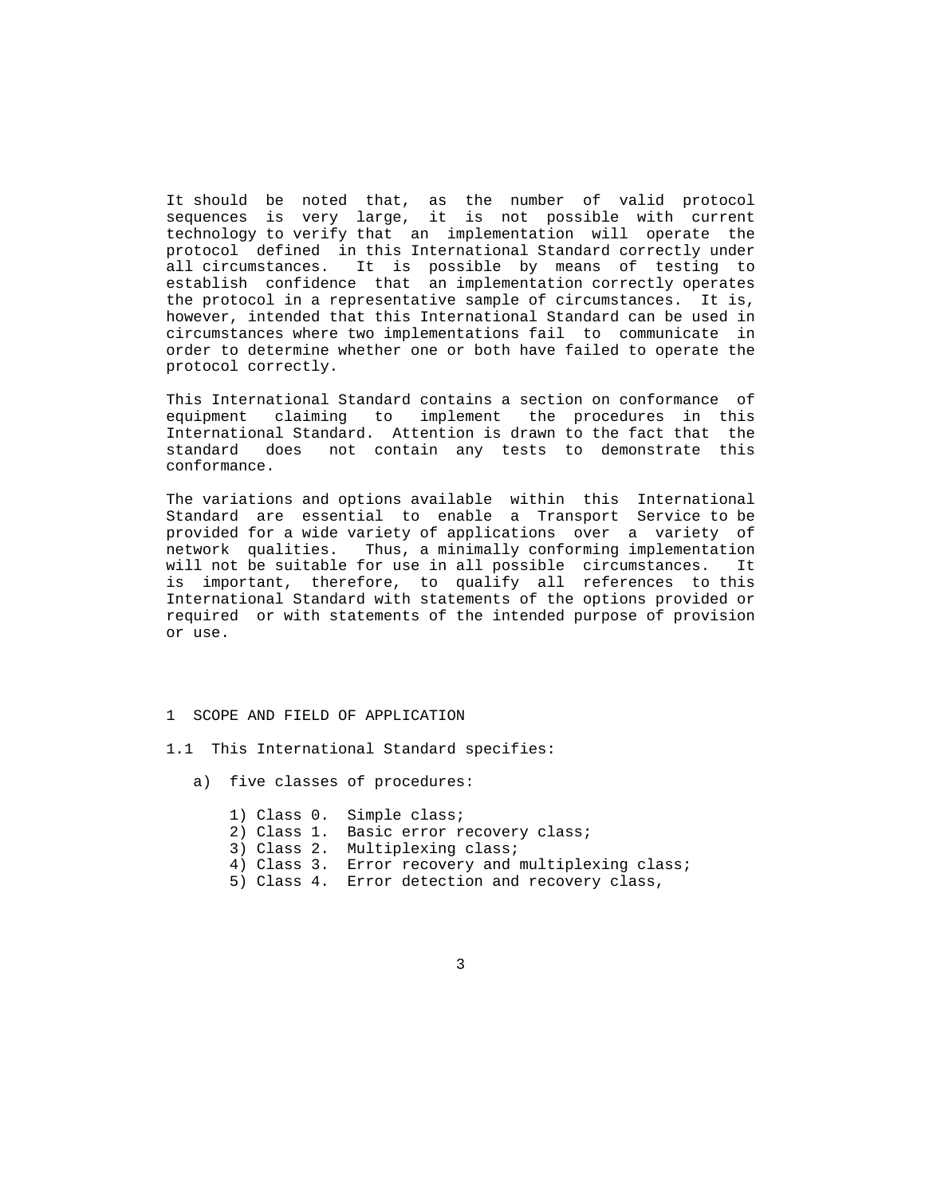It should be noted that, as the number of valid protocol sequences is very large, it is not possible with current technology to verify that an implementation will operate the protocol defined in this International Standard correctly under all circumstances. It is possible by means of testing to establish confidence that an implementation correctly operates the protocol in a representative sample of circumstances. It is, however, intended that this International Standard can be used in circumstances where two implementations fail to communicate in order to determine whether one or both have failed to operate the protocol correctly.

This International Standard contains a section on conformance of equipment claiming to implement the procedures in this International Standard. Attention is drawn to the fact that the standard does not contain any tests to demonstrate this conformance.

The variations and options available within this International Standard are essential to enable a Transport Service to be provided for a wide variety of applications over a variety of network qualities. Thus, a minimally conforming implementation will not be suitable for use in all possible circumstances. It is important, therefore, to qualify all references to this International Standard with statements of the options provided or required or with statements of the intended purpose of provision or use.

## 1 SCOPE AND FIELD OF APPLICATION

1.1 This International Standard specifies:

a) five classes of procedures:

1) Class 0. Simple class;
2) Class 1. Basic error recovery class;
3) Class 2. Multiplexing class;
4) Class 3. Error recovery and multiplexing class;
5) Class 4. Error detection and recovery class,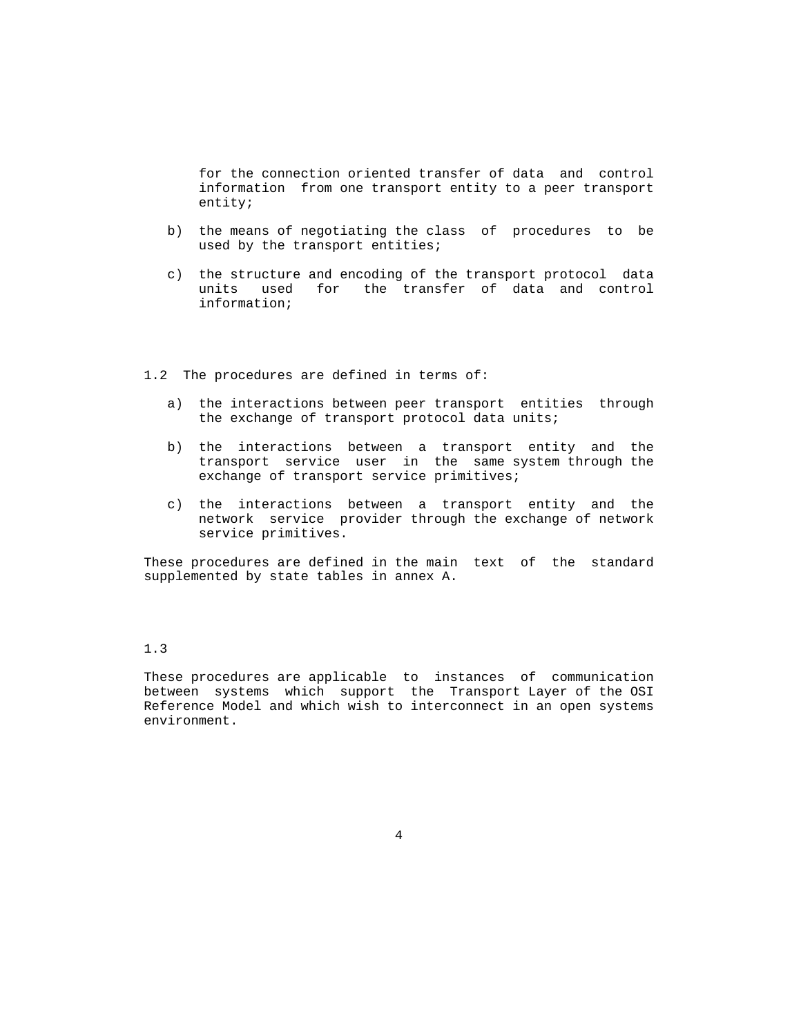for the connection oriented transfer of data and control information from one transport entity to a peer transport entity;

b) the means of negotiating the class of procedures to be used by the transport entities;

c) the structure and encoding of the transport protocol data units used for the transfer of data and control information;

1.2 The procedures are defined in terms of:

a) the interactions between peer transport entities through the exchange of transport protocol data units;

b) the interactions between a transport entity and the transport service user in the same system through the exchange of transport service primitives;

c) the interactions between a transport entity and the network service provider through the exchange of network service primitives.

These procedures are defined in the main text of the standard supplemented by state tables in annex A.

1.3

These procedures are applicable to instances of communication between systems which support the Transport Layer of the OSI Reference Model and which wish to interconnect in an open systems environment.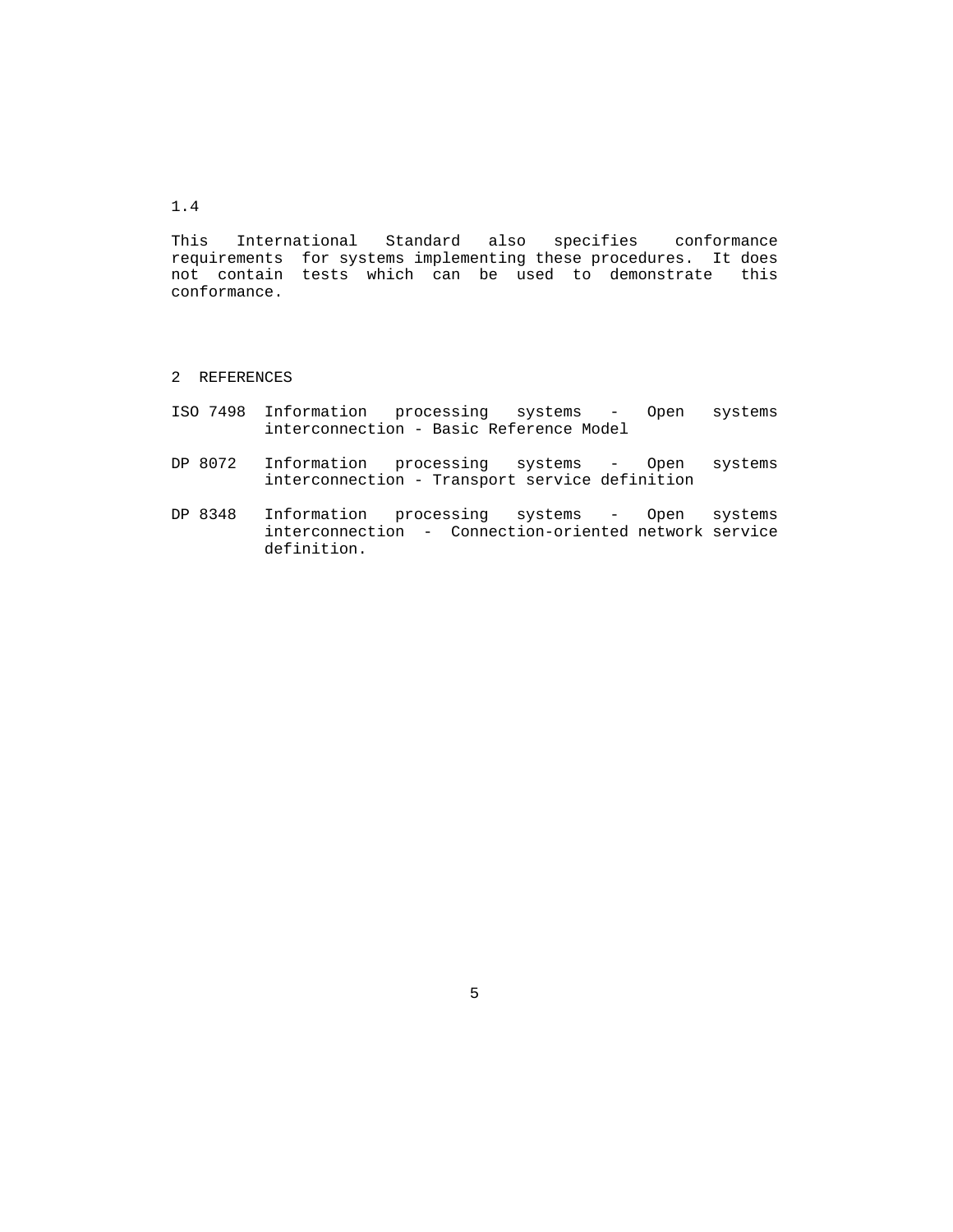1.4

This International Standard also specifies conformance requirements for systems implementing these procedures. It does not contain tests which can be used to demonstrate this conformance.

## 2 REFERENCES

ISO 7498 Information processing systems - Open systems interconnection - Basic Reference Model

DP 8072 Information processing systems - Open systems interconnection - Transport service definition

DP 8348 Information processing systems - Open systems interconnection - Connection-oriented network service definition.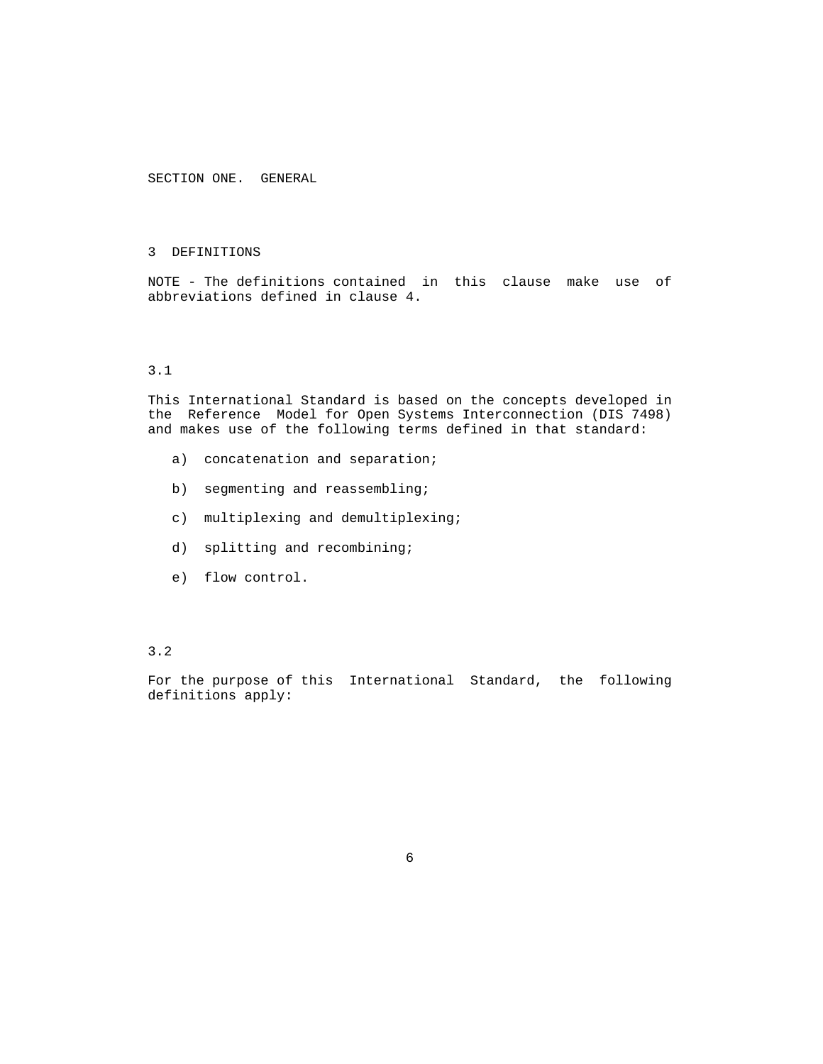# SECTION ONE. GENERAL

## 3 DEFINITIONS

NOTE - The definitions contained in this clause make use of abbreviations defined in clause 4.

### 3.1

This International Standard is based on the concepts developed in the Reference Model for Open Systems Interconnection (DIS 7498) and makes use of the following terms defined in that standard:

a) concatenation and separation;

b) segmenting and reassembling;

c) multiplexing and demultiplexing;

d) splitting and recombining;

e) flow control.

### 3.2

For the purpose of this International Standard, the following definitions apply: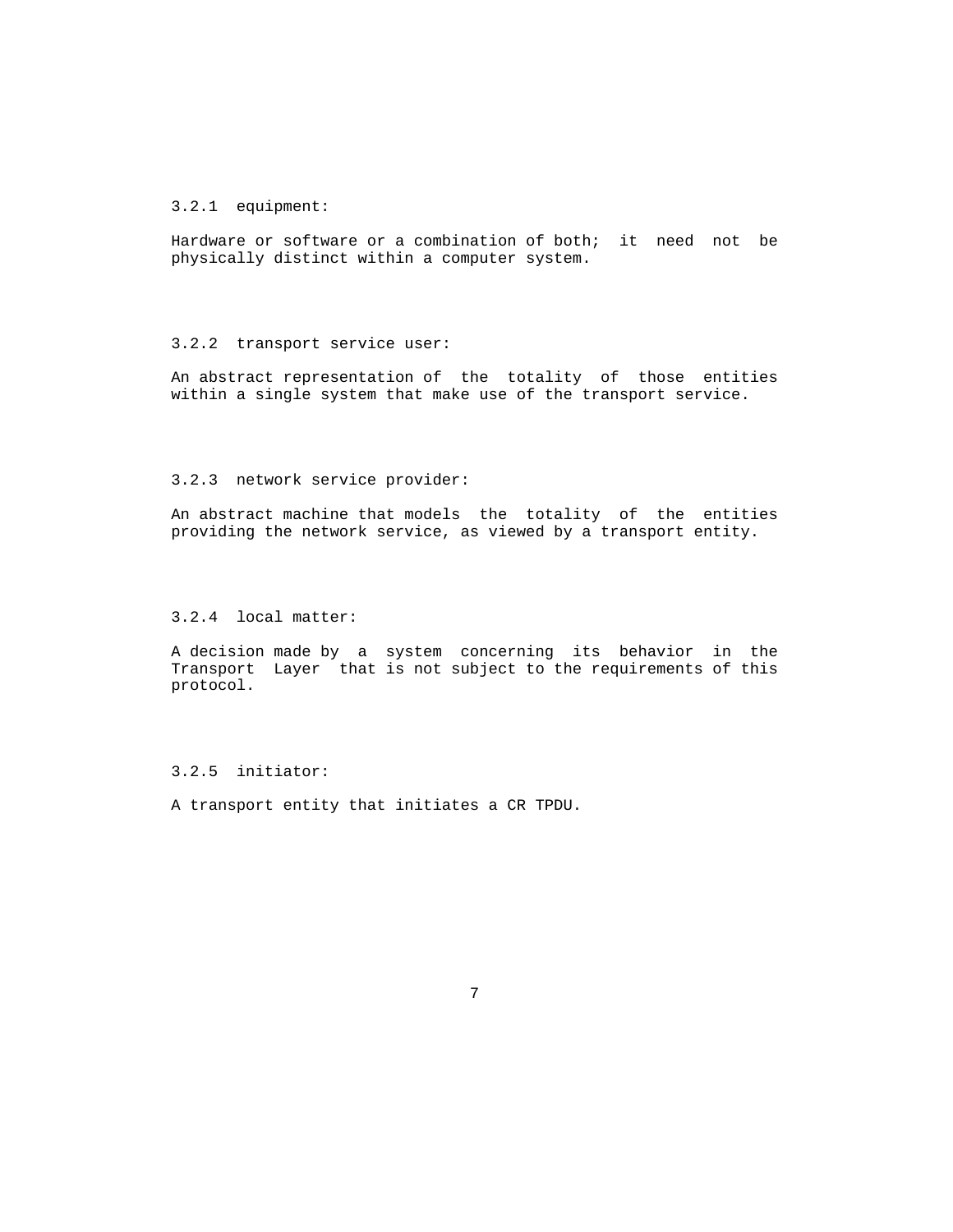### 3.2.1 equipment:

Hardware or software or a combination of both; it need not be physically distinct within a computer system.

### 3.2.2 transport service user:

An abstract representation of the totality of those entities within a single system that make use of the transport service.

### 3.2.3 network service provider:

An abstract machine that models the totality of the entities providing the network service, as viewed by a transport entity.

### 3.2.4 local matter:

A decision made by a system concerning its behavior in the Transport Layer that is not subject to the requirements of this protocol.

### 3.2.5 initiator:

A transport entity that initiates a CR TPDU.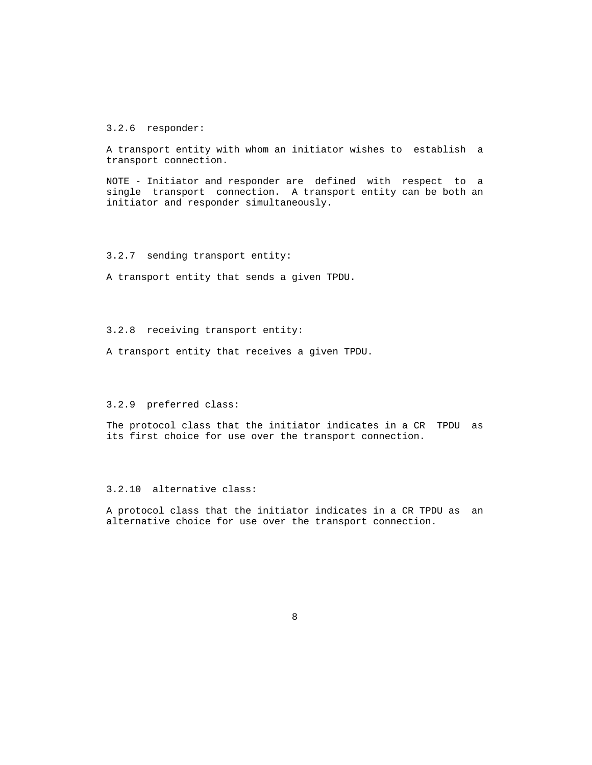### 3.2.6 responder:

A transport entity with whom an initiator wishes to establish a transport connection.

NOTE - Initiator and responder are defined with respect to a single transport connection. A transport entity can be both an initiator and responder simultaneously.

### 3.2.7 sending transport entity:

A transport entity that sends a given TPDU.

### 3.2.8 receiving transport entity:

A transport entity that receives a given TPDU.

### 3.2.9 preferred class:

The protocol class that the initiator indicates in a CR TPDU as its first choice for use over the transport connection.

### 3.2.10 alternative class:

A protocol class that the initiator indicates in a CR TPDU as an alternative choice for use over the transport connection.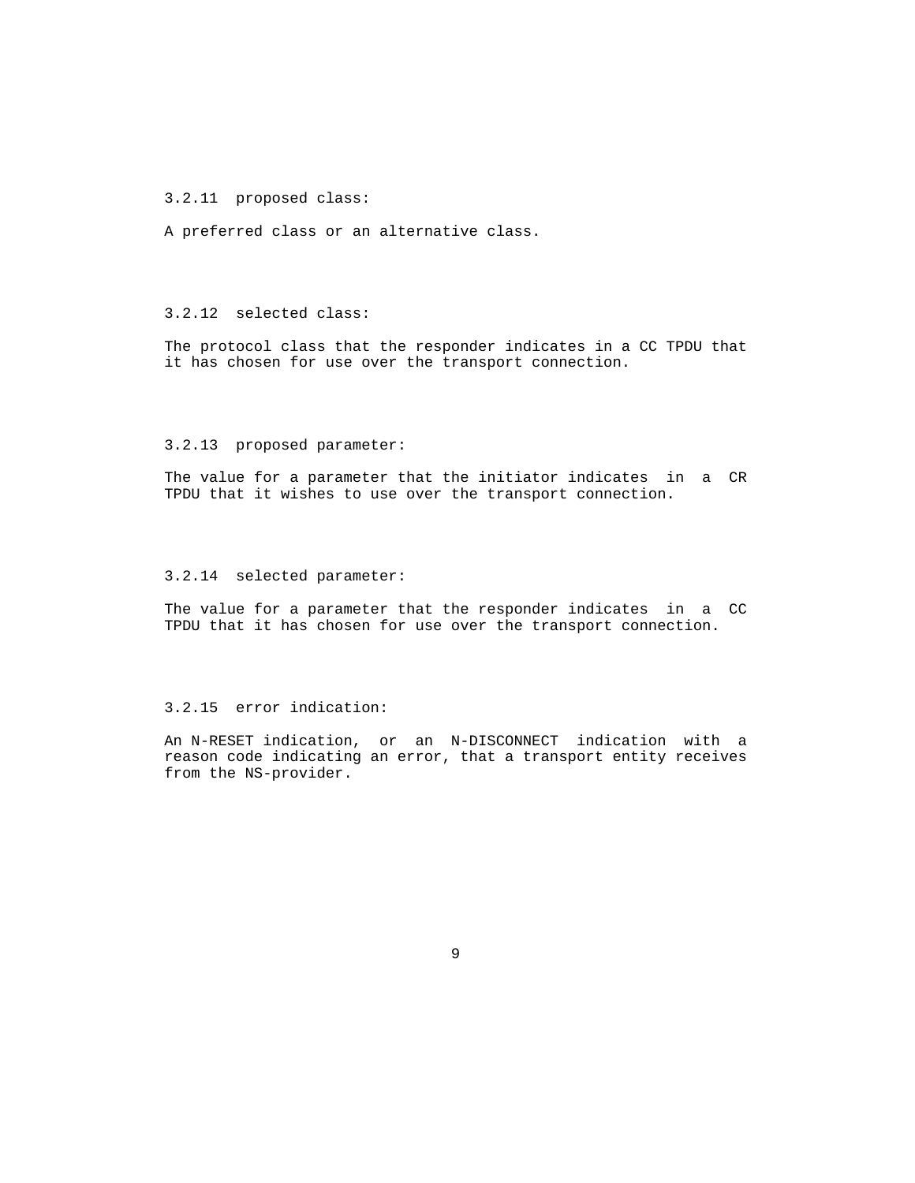3.2.11  proposed class:

A preferred class or an alternative class.

3.2.12  selected class:

The protocol class that the responder indicates in a CC TPDU that it has chosen for use over the transport connection.

3.2.13  proposed parameter:

The value for a parameter that the initiator indicates in a CR TPDU that it wishes to use over the transport connection.

3.2.14  selected parameter:

The value for a parameter that the responder indicates in a CC TPDU that it has chosen for use over the transport connection.

3.2.15  error indication:

An N-RESET indication, or an N-DISCONNECT indication with a reason code indicating an error, that a transport entity receives from the NS-provider.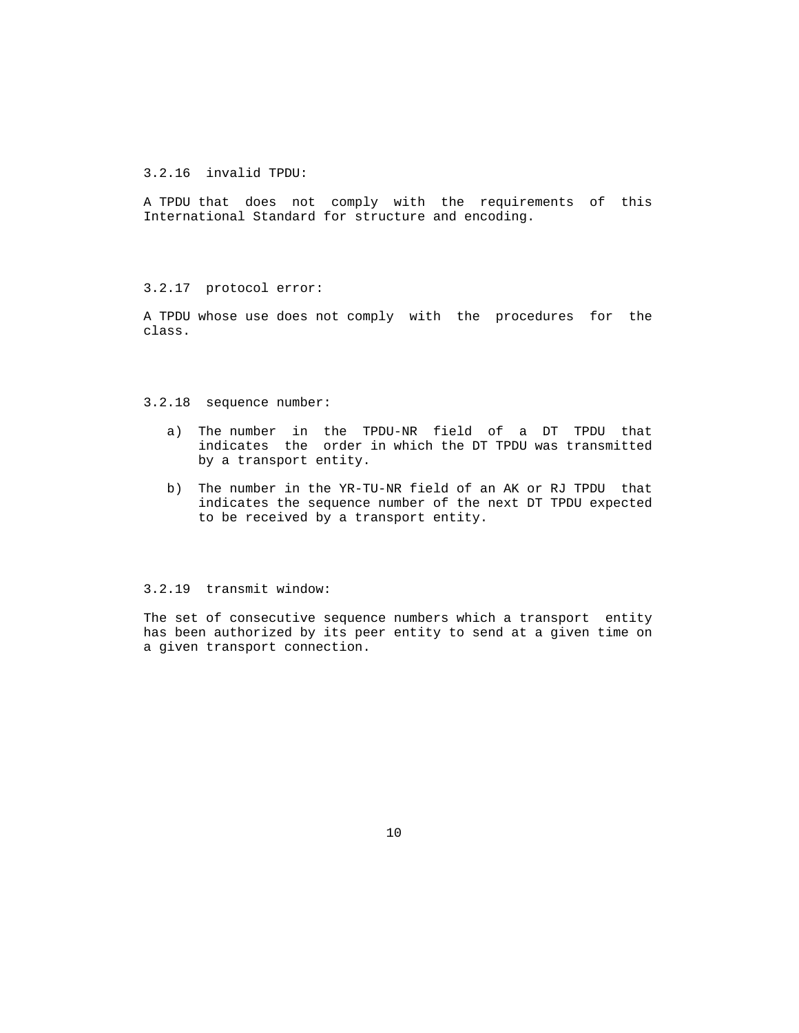#### 3.2.16 invalid TPDU:

A TPDU that does not comply with the requirements of this International Standard for structure and encoding.

#### 3.2.17 protocol error:

A TPDU whose use does not comply with the procedures for the class.

#### 3.2.18 sequence number:

a) The number in the TPDU-NR field of a DT TPDU that indicates the order in which the DT TPDU was transmitted by a transport entity.

b) The number in the YR-TU-NR field of an AK or RJ TPDU that indicates the sequence number of the next DT TPDU expected to be received by a transport entity.

#### 3.2.19 transmit window:

The set of consecutive sequence numbers which a transport entity has been authorized by its peer entity to send at a given time on a given transport connection.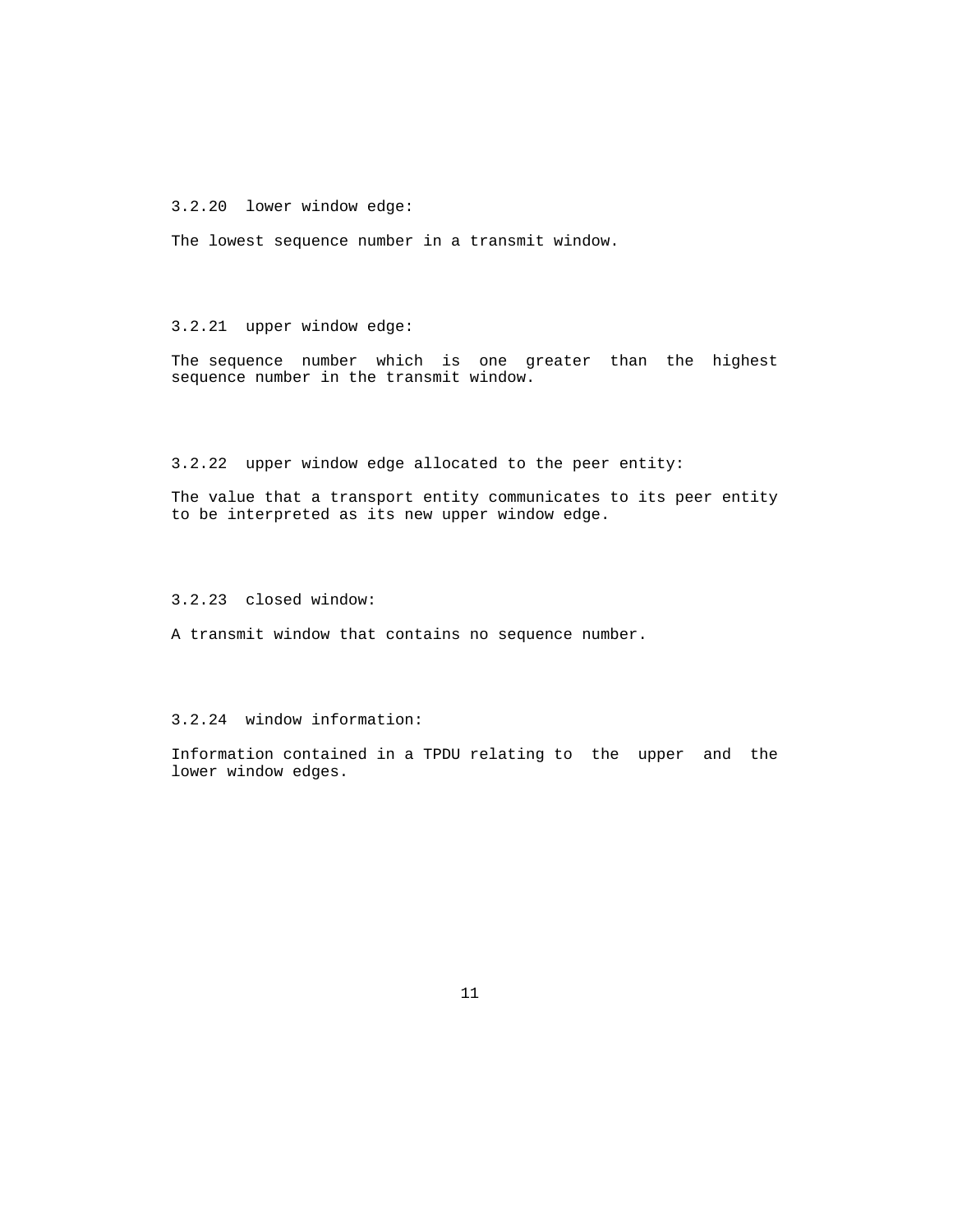3.2.20  lower window edge:

The lowest sequence number in a transmit window.

3.2.21  upper window edge:

The sequence number which is one greater than the highest sequence number in the transmit window.

3.2.22  upper window edge allocated to the peer entity:

The value that a transport entity communicates to its peer entity to be interpreted as its new upper window edge.

3.2.23  closed window:

A transmit window that contains no sequence number.

3.2.24  window information:

Information contained in a TPDU relating to the upper and the lower window edges.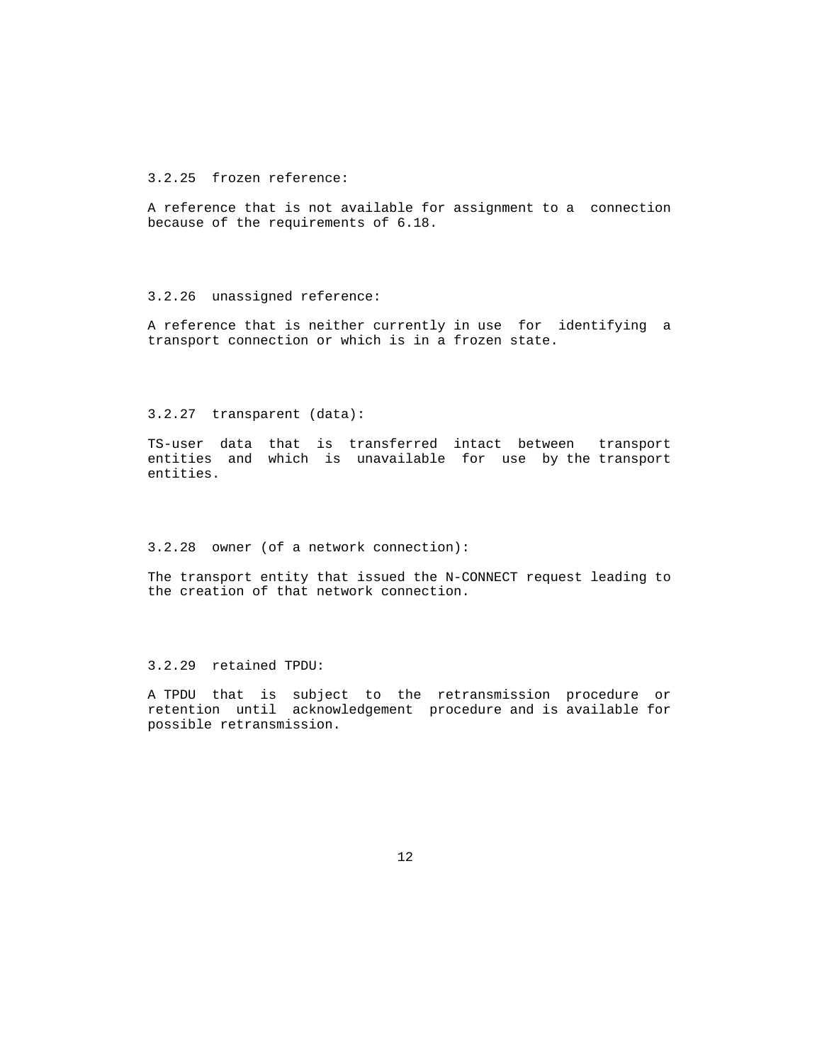### 3.2.25 frozen reference:

A reference that is not available for assignment to a connection because of the requirements of 6.18.

### 3.2.26 unassigned reference:

A reference that is neither currently in use for identifying a transport connection or which is in a frozen state.

### 3.2.27 transparent (data):

TS-user data that is transferred intact between transport entities and which is unavailable for use by the transport entities.

### 3.2.28 owner (of a network connection):

The transport entity that issued the N-CONNECT request leading to the creation of that network connection.

### 3.2.29 retained TPDU:

A TPDU that is subject to the retransmission procedure or retention until acknowledgement procedure and is available for possible retransmission.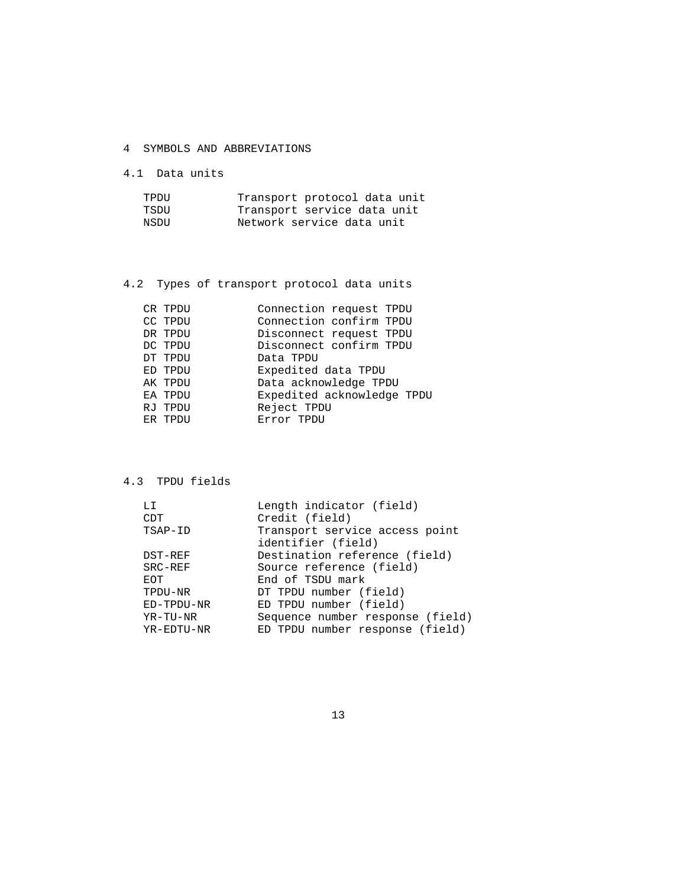# 4 SYMBOLS AND ABBREVIATIONS

## 4.1 Data units

| | |
|---|---|
| TPDU | Transport protocol data unit |
| TSDU | Transport service data unit |
| NSDU | Network service data unit |

## 4.2 Types of transport protocol data units

| | |
|---|---|
| CR TPDU | Connection request TPDU |
| CC TPDU | Connection confirm TPDU |
| DR TPDU | Disconnect request TPDU |
| DC TPDU | Disconnect confirm TPDU |
| DT TPDU | Data TPDU |
| ED TPDU | Expedited data TPDU |
| AK TPDU | Data acknowledge TPDU |
| EA TPDU | Expedited acknowledge TPDU |
| RJ TPDU | Reject TPDU |
| ER TPDU | Error TPDU |

## 4.3 TPDU fields

| | |
|---|---|
| LI | Length indicator (field) |
| CDT | Credit (field) |
| TSAP-ID | Transport service access point identifier (field) |
| DST-REF | Destination reference (field) |
| SRC-REF | Source reference (field) |
| EOT | End of TSDU mark |
| TPDU-NR | DT TPDU number (field) |
| ED-TPDU-NR | ED TPDU number (field) |
| YR-TU-NR | Sequence number response (field) |
| YR-EDTU-NR | ED TPDU number response (field) |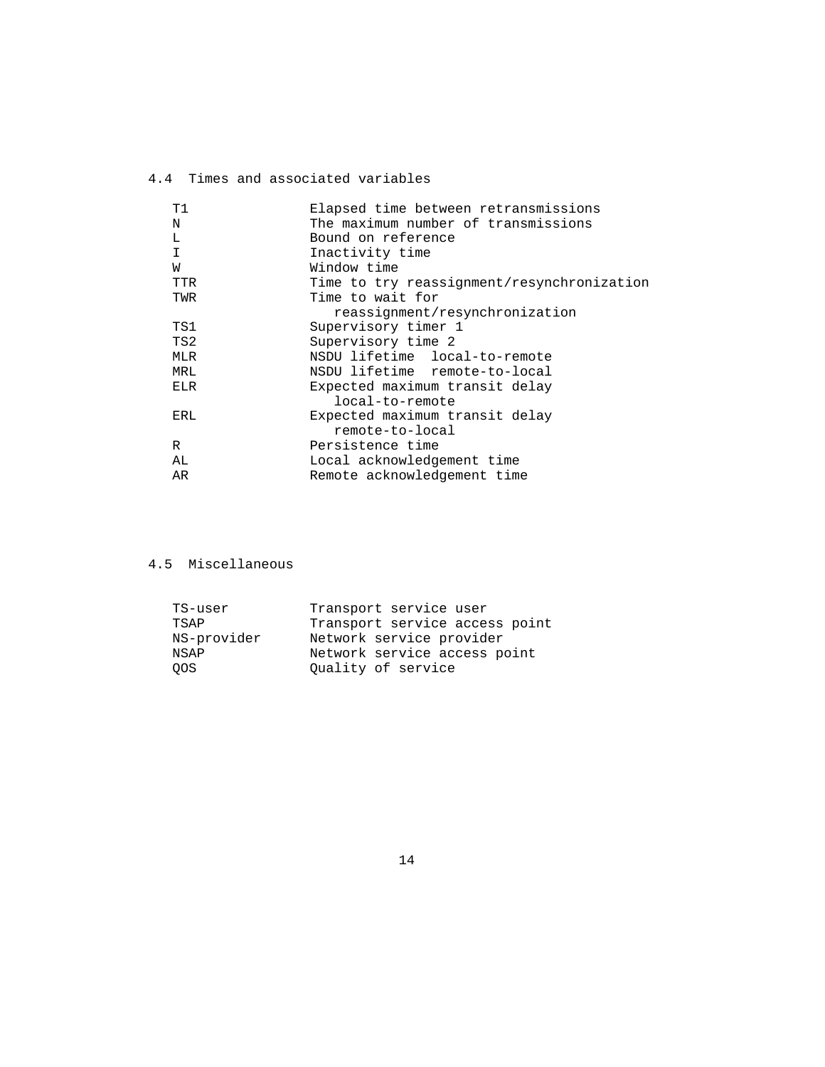## 4.4 Times and associated variables

| | |
|---|---|
| T1 | Elapsed time between retransmissions |
| N | The maximum number of transmissions |
| L | Bound on reference |
| I | Inactivity time |
| W | Window time |
| TTR | Time to try reassignment/resynchronization |
| TWR | Time to wait for reassignment/resynchronization |
| TS1 | Supervisory timer 1 |
| TS2 | Supervisory time 2 |
| MLR | NSDU lifetime local-to-remote |
| MRL | NSDU lifetime remote-to-local |
| ELR | Expected maximum transit delay local-to-remote |
| ERL | Expected maximum transit delay remote-to-local |
| R | Persistence time |
| AL | Local acknowledgement time |
| AR | Remote acknowledgement time |

## 4.5 Miscellaneous

| | |
|---|---|
| TS-user | Transport service user |
| TSAP | Transport service access point |
| NS-provider | Network service provider |
| NSAP | Network service access point |
| QOS | Quality of service |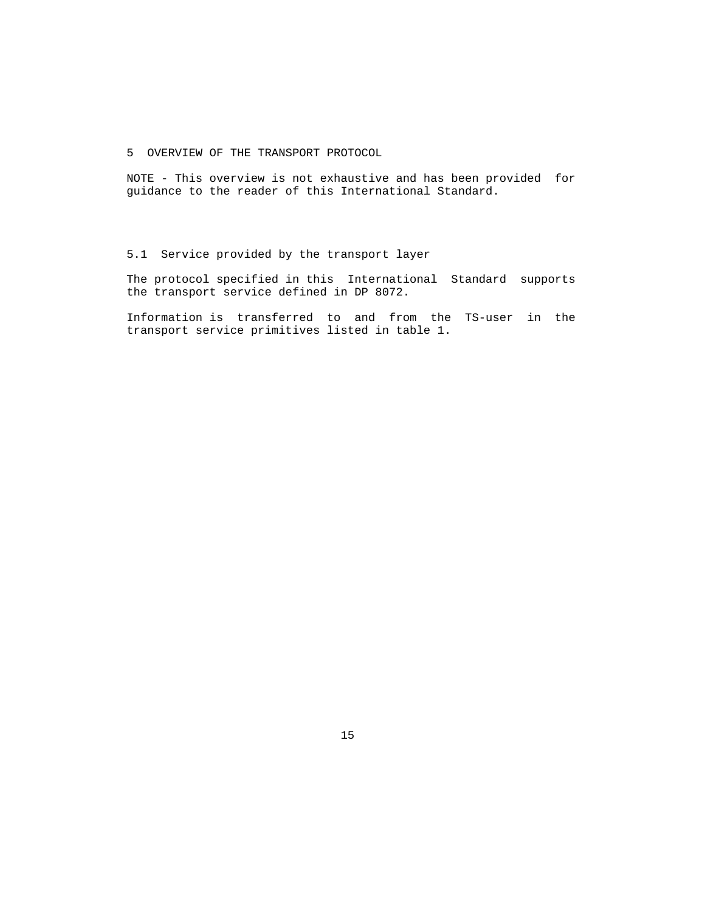# 5 OVERVIEW OF THE TRANSPORT PROTOCOL

NOTE - This overview is not exhaustive and has been provided for guidance to the reader of this International Standard.

## 5.1 Service provided by the transport layer

The protocol specified in this International Standard supports the transport service defined in DP 8072.

Information is transferred to and from the TS-user in the transport service primitives listed in table 1.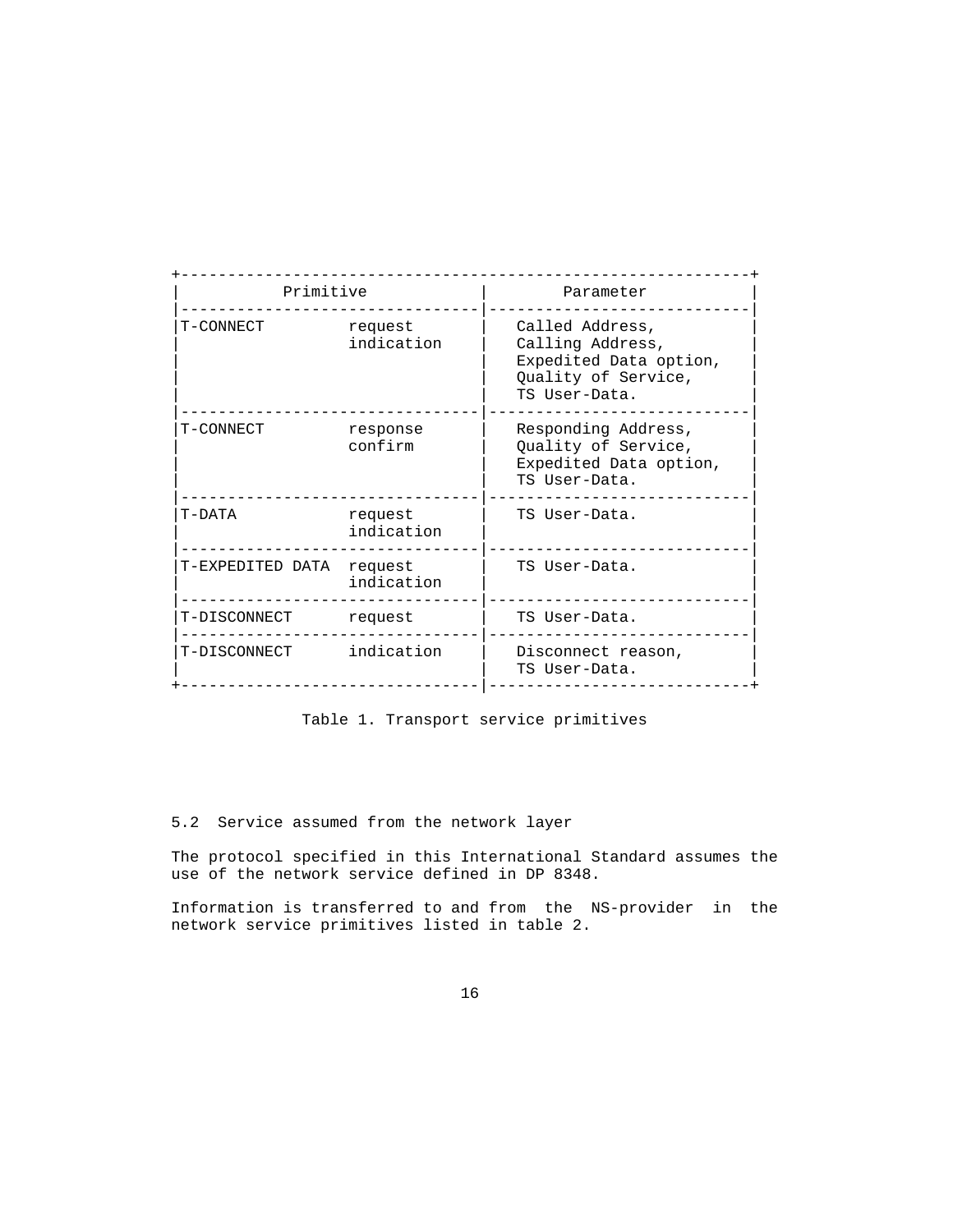| Primitive | | Parameter |
|---|---|---|
| T-CONNECT | request<br>indication | Called Address,<br>Calling Address,<br>Expedited Data option,<br>Quality of Service,<br>TS User-Data. |
| T-CONNECT | response<br>confirm | Responding Address,<br>Quality of Service,<br>Expedited Data option,<br>TS User-Data. |
| T-DATA | request<br>indication | TS User-Data. |
| T-EXPEDITED DATA | request<br>indication | TS User-Data. |
| T-DISCONNECT | request | TS User-Data. |
| T-DISCONNECT | indication | Disconnect reason,<br>TS User-Data. |

Table 1. Transport service primitives

## 5.2 Service assumed from the network layer

The protocol specified in this International Standard assumes the use of the network service defined in DP 8348.

Information is transferred to and from the NS-provider in the network service primitives listed in table 2.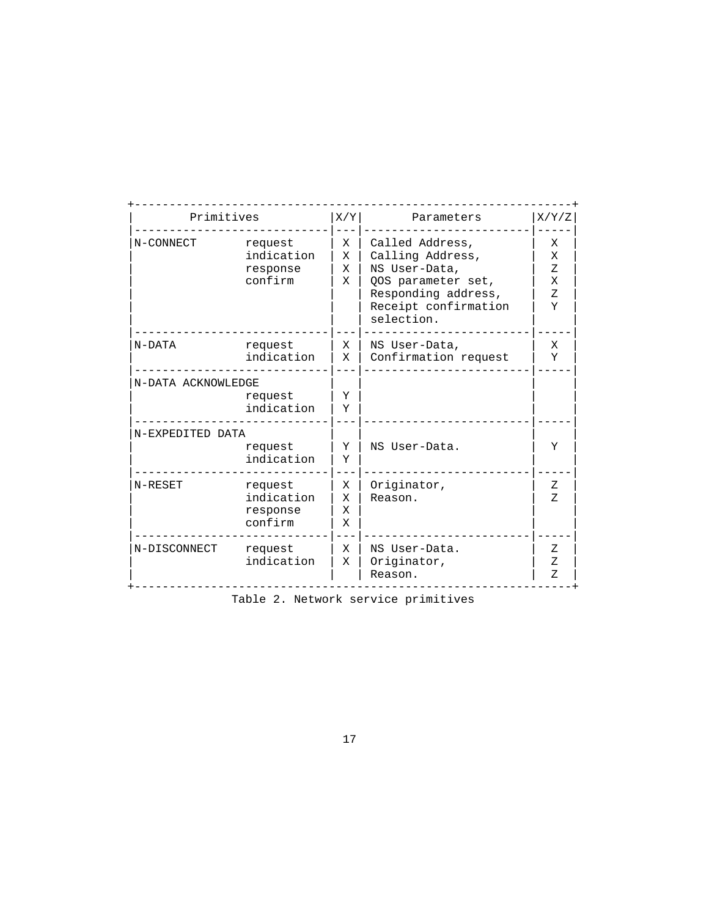| Primitives | | X/Y | Parameters | X/Y/Z |
|---|---|---|---|---|
| N-CONNECT | request | X | Called Address, | X |
| | indication | X | Calling Address, | X |
| | response | X | NS User-Data, | Z |
| | confirm | X | QOS parameter set, | X |
| | | | Responding address, | Z |
| | | | Receipt confirmation selection. | Y |
| N-DATA | request | X | NS User-Data, | X |
| | indication | X | Confirmation request | Y |
| N-DATA ACKNOWLEDGE | | | | |
| | request | Y | | |
| | indication | Y | | |
| N-EXPEDITED DATA | | | | |
| | request | Y | NS User-Data. | Y |
| | indication | Y | | |
| N-RESET | request | X | Originator, | Z |
| | indication | X | Reason. | Z |
| | response | X | | |
| | confirm | X | | |
| N-DISCONNECT | request | X | NS User-Data. | Z |
| | indication | X | Originator, | Z |
| | | | Reason. | Z |

Table 2. Network service primitives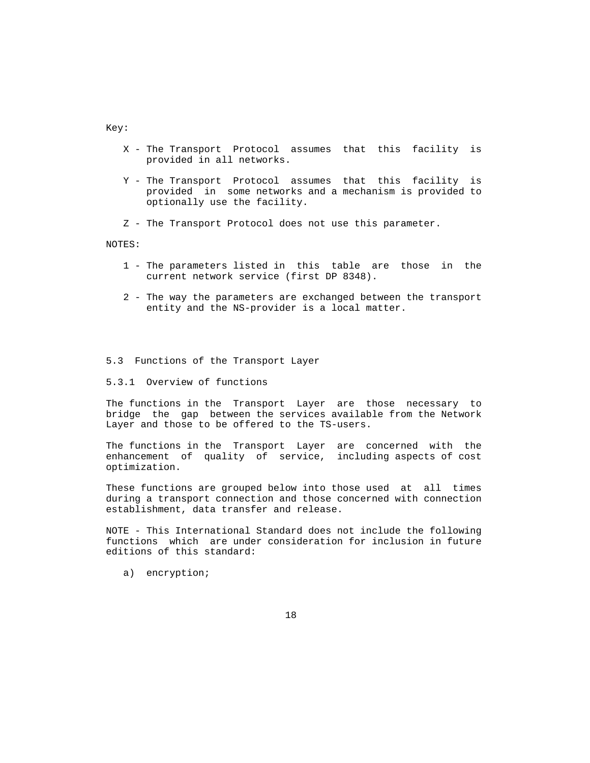Key:

- X - The Transport Protocol assumes that this facility is provided in all networks.
- Y - The Transport Protocol assumes that this facility is provided in some networks and a mechanism is provided to optionally use the facility.
- Z - The Transport Protocol does not use this parameter.

NOTES:

1 - The parameters listed in this table are those in the current network service (first DP 8348).

2 - The way the parameters are exchanged between the transport entity and the NS-provider is a local matter.

## 5.3 Functions of the Transport Layer

### 5.3.1 Overview of functions

The functions in the Transport Layer are those necessary to bridge the gap between the services available from the Network Layer and those to be offered to the TS-users.

The functions in the Transport Layer are concerned with the enhancement of quality of service, including aspects of cost optimization.

These functions are grouped below into those used at all times during a transport connection and those concerned with connection establishment, data transfer and release.

NOTE - This International Standard does not include the following functions which are under consideration for inclusion in future editions of this standard:

a) encryption;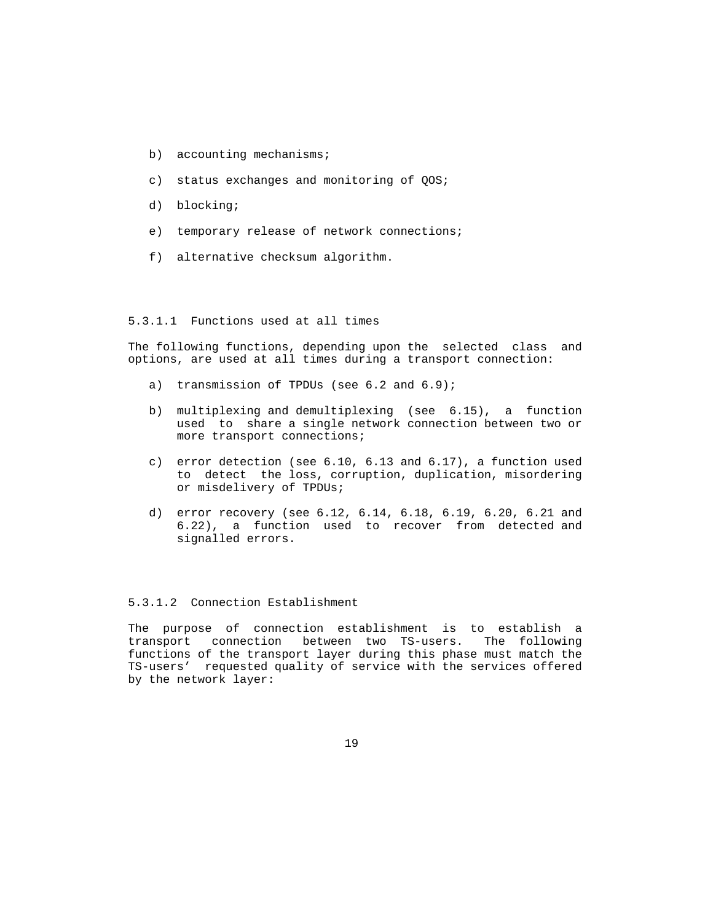b) accounting mechanisms;

c) status exchanges and monitoring of QOS;

d) blocking;

e) temporary release of network connections;

f) alternative checksum algorithm.

#### 5.3.1.1 Functions used at all times

The following functions, depending upon the selected class and options, are used at all times during a transport connection:

a) transmission of TPDUs (see 6.2 and 6.9);

b) multiplexing and demultiplexing (see 6.15), a function used to share a single network connection between two or more transport connections;

c) error detection (see 6.10, 6.13 and 6.17), a function used to detect the loss, corruption, duplication, misordering or misdelivery of TPDUs;

d) error recovery (see 6.12, 6.14, 6.18, 6.19, 6.20, 6.21 and 6.22), a function used to recover from detected and signalled errors.

#### 5.3.1.2 Connection Establishment

The purpose of connection establishment is to establish a transport connection between two TS-users. The following functions of the transport layer during this phase must match the TS-users' requested quality of service with the services offered by the network layer: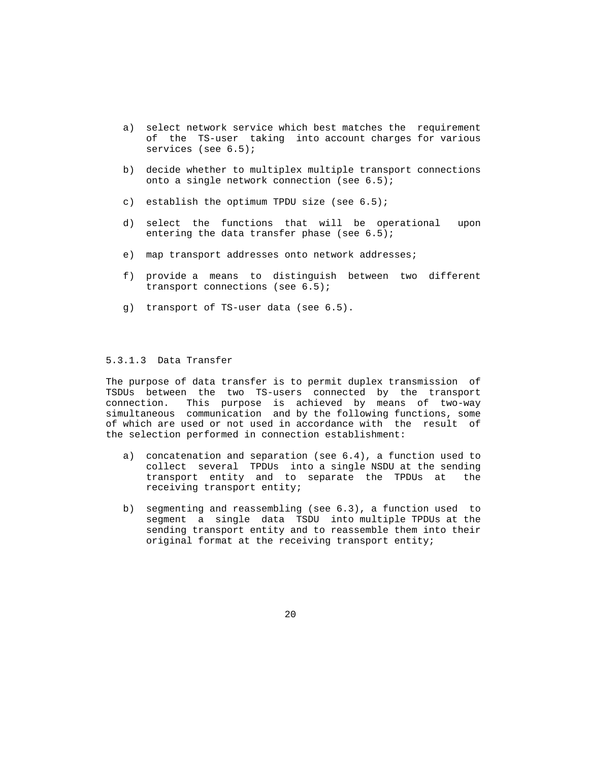a) select network service which best matches the requirement of the TS-user taking into account charges for various services (see 6.5);

b) decide whether to multiplex multiple transport connections onto a single network connection (see 6.5);

c) establish the optimum TPDU size (see 6.5);

d) select the functions that will be operational upon entering the data transfer phase (see 6.5);

e) map transport addresses onto network addresses;

f) provide a means to distinguish between two different transport connections (see 6.5);

g) transport of TS-user data (see 6.5).

#### 5.3.1.3 Data Transfer

The purpose of data transfer is to permit duplex transmission of TSDUs between the two TS-users connected by the transport connection. This purpose is achieved by means of two-way simultaneous communication and by the following functions, some of which are used or not used in accordance with the result of the selection performed in connection establishment:

a) concatenation and separation (see 6.4), a function used to collect several TPDUs into a single NSDU at the sending transport entity and to separate the TPDUs at the receiving transport entity;

b) segmenting and reassembling (see 6.3), a function used to segment a single data TSDU into multiple TPDUs at the sending transport entity and to reassemble them into their original format at the receiving transport entity;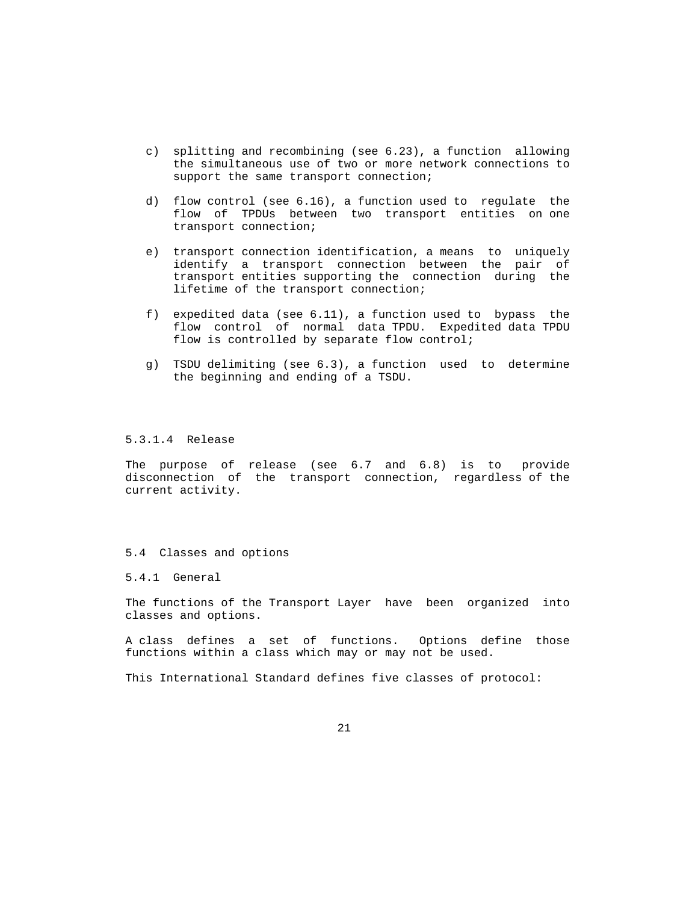c) splitting and recombining (see 6.23), a function allowing the simultaneous use of two or more network connections to support the same transport connection;

d) flow control (see 6.16), a function used to regulate the flow of TPDUs between two transport entities on one transport connection;

e) transport connection identification, a means to uniquely identify a transport connection between the pair of transport entities supporting the connection during the lifetime of the transport connection;

f) expedited data (see 6.11), a function used to bypass the flow control of normal data TPDU. Expedited data TPDU flow is controlled by separate flow control;

g) TSDU delimiting (see 6.3), a function used to determine the beginning and ending of a TSDU.

#### 5.3.1.4 Release

The purpose of release (see 6.7 and 6.8) is to provide disconnection of the transport connection, regardless of the current activity.

## 5.4 Classes and options

### 5.4.1 General

The functions of the Transport Layer have been organized into classes and options.

A class defines a set of functions. Options define those functions within a class which may or may not be used.

This International Standard defines five classes of protocol: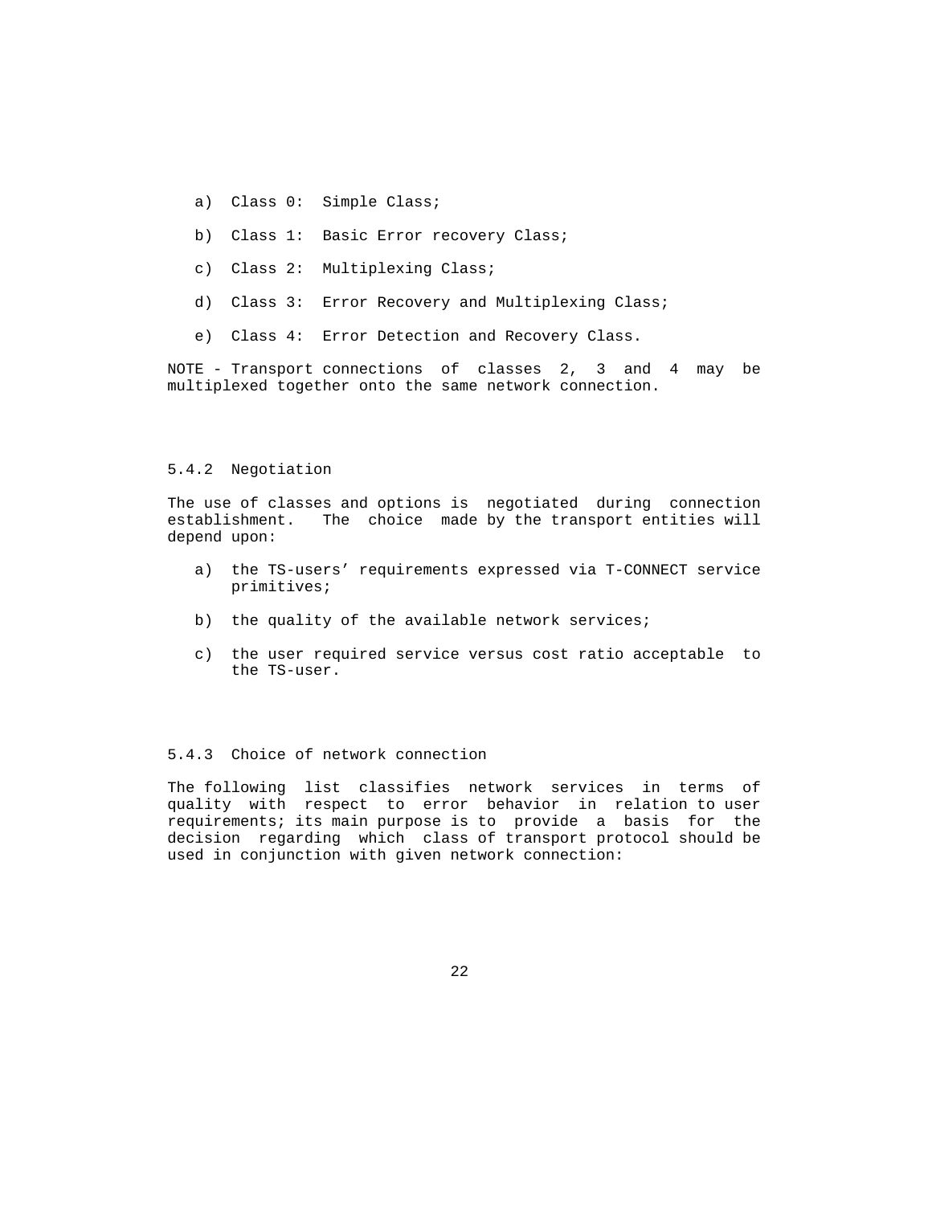a) Class 0: Simple Class;

b) Class 1: Basic Error recovery Class;

c) Class 2: Multiplexing Class;

d) Class 3: Error Recovery and Multiplexing Class;

e) Class 4: Error Detection and Recovery Class.

NOTE - Transport connections of classes 2, 3 and 4 may be multiplexed together onto the same network connection.

### 5.4.2 Negotiation

The use of classes and options is negotiated during connection establishment. The choice made by the transport entities will depend upon:

a) the TS-users' requirements expressed via T-CONNECT service primitives;

b) the quality of the available network services;

c) the user required service versus cost ratio acceptable to the TS-user.

### 5.4.3 Choice of network connection

The following list classifies network services in terms of quality with respect to error behavior in relation to user requirements; its main purpose is to provide a basis for the decision regarding which class of transport protocol should be used in conjunction with given network connection: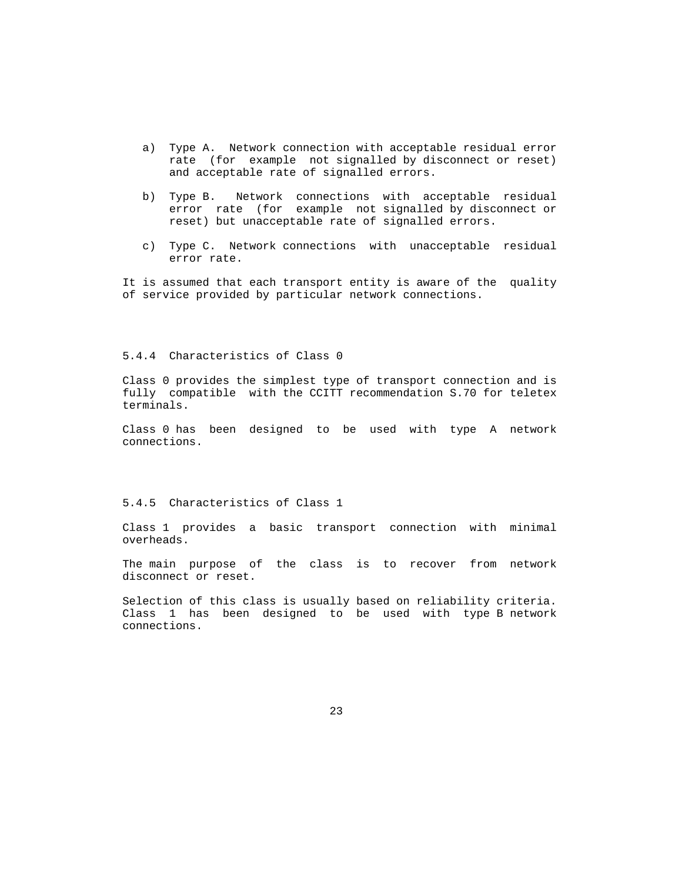a) Type A. Network connection with acceptable residual error rate (for example not signalled by disconnect or reset) and acceptable rate of signalled errors.

b) Type B. Network connections with acceptable residual error rate (for example not signalled by disconnect or reset) but unacceptable rate of signalled errors.

c) Type C. Network connections with unacceptable residual error rate.

It is assumed that each transport entity is aware of the quality of service provided by particular network connections.

### 5.4.4 Characteristics of Class 0

Class 0 provides the simplest type of transport connection and is fully compatible with the CCITT recommendation S.70 for teletex terminals.

Class 0 has been designed to be used with type A network connections.

### 5.4.5 Characteristics of Class 1

Class 1 provides a basic transport connection with minimal overheads.

The main purpose of the class is to recover from network disconnect or reset.

Selection of this class is usually based on reliability criteria. Class 1 has been designed to be used with type B network connections.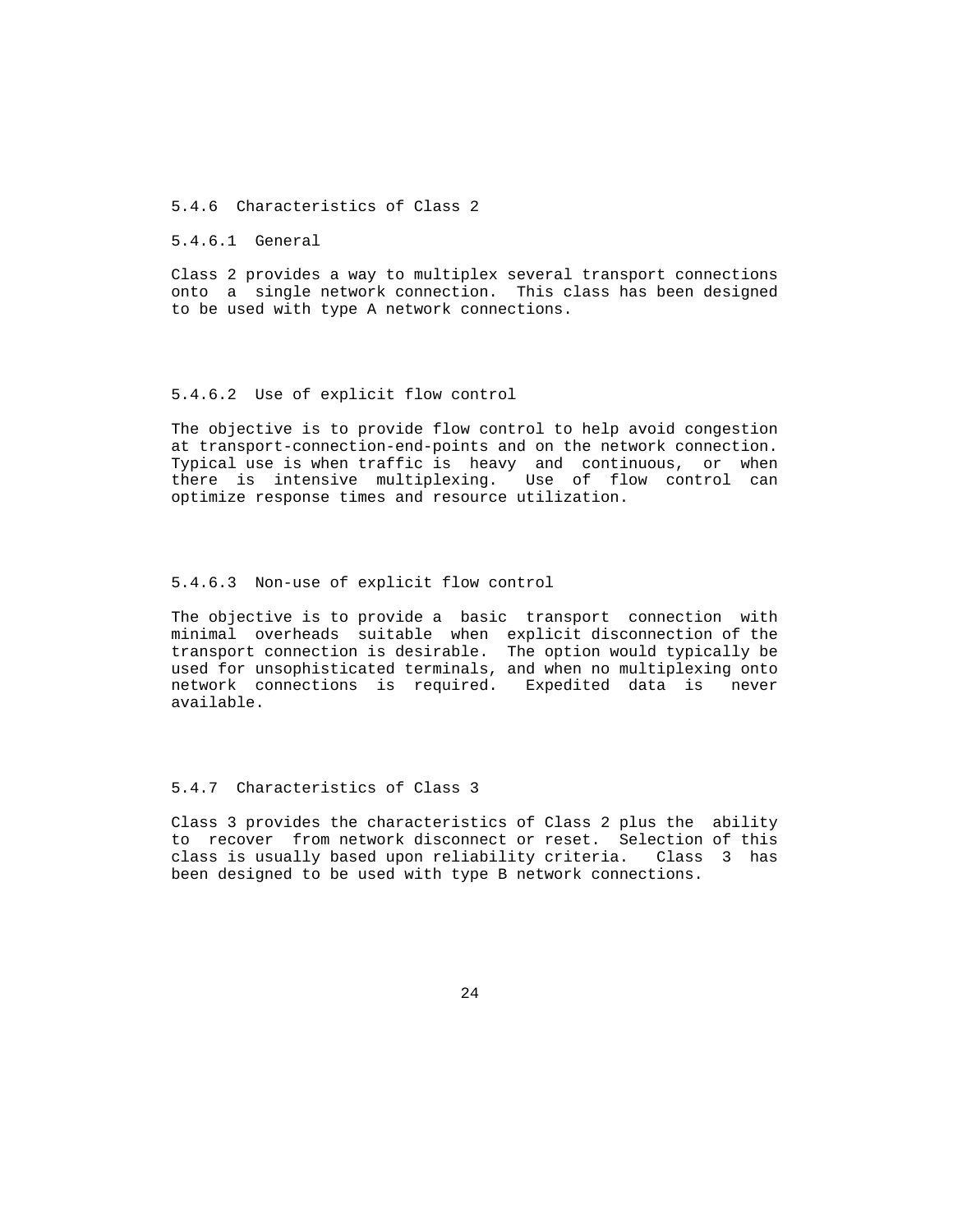### 5.4.6 Characteristics of Class 2

#### 5.4.6.1 General

Class 2 provides a way to multiplex several transport connections onto a single network connection. This class has been designed to be used with type A network connections.

#### 5.4.6.2 Use of explicit flow control

The objective is to provide flow control to help avoid congestion at transport-connection-end-points and on the network connection. Typical use is when traffic is heavy and continuous, or when there is intensive multiplexing. Use of flow control can optimize response times and resource utilization.

#### 5.4.6.3 Non-use of explicit flow control

The objective is to provide a basic transport connection with minimal overheads suitable when explicit disconnection of the transport connection is desirable. The option would typically be used for unsophisticated terminals, and when no multiplexing onto network connections is required. Expedited data is never available.

### 5.4.7 Characteristics of Class 3

Class 3 provides the characteristics of Class 2 plus the ability to recover from network disconnect or reset. Selection of this class is usually based upon reliability criteria. Class 3 has been designed to be used with type B network connections.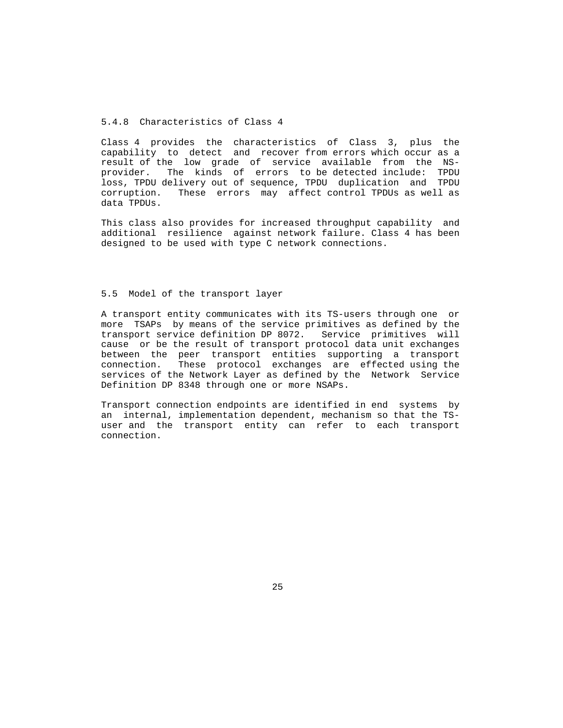### 5.4.8 Characteristics of Class 4

Class 4 provides the characteristics of Class 3, plus the capability to detect and recover from errors which occur as a result of the low grade of service available from the NS-provider. The kinds of errors to be detected include: TPDU loss, TPDU delivery out of sequence, TPDU duplication and TPDU corruption. These errors may affect control TPDUs as well as data TPDUs.

This class also provides for increased throughput capability and additional resilience against network failure. Class 4 has been designed to be used with type C network connections.

## 5.5 Model of the transport layer

A transport entity communicates with its TS-users through one or more TSAPs by means of the service primitives as defined by the transport service definition DP 8072. Service primitives will cause or be the result of transport protocol data unit exchanges between the peer transport entities supporting a transport connection. These protocol exchanges are effected using the services of the Network Layer as defined by the Network Service Definition DP 8348 through one or more NSAPs.

Transport connection endpoints are identified in end systems by an internal, implementation dependent, mechanism so that the TS-user and the transport entity can refer to each transport connection.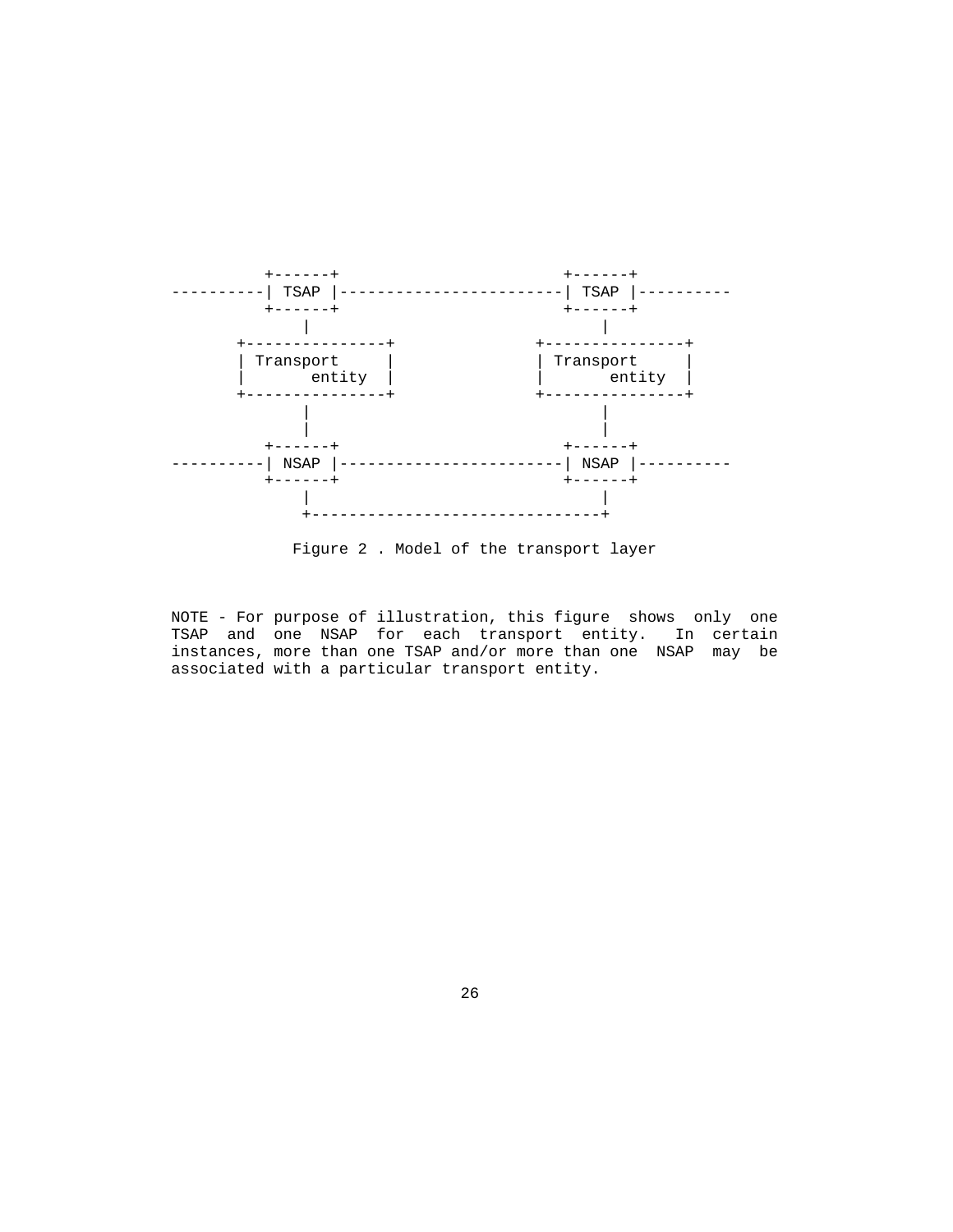```
          +------+                        +------+
----------| TSAP |------------------------| TSAP |----------
          +------+                        +------+
              |                               |
       +---------------+               +---------------+
       | Transport     |               | Transport     |
       |       entity  |               |       entity  |
       +---------------+               +---------------+
              |                               |
              |                               |
          +------+                        +------+
----------| NSAP |------------------------| NSAP |----------
          +------+                        +------+
              |                               |
              +-------------------------------+
```

Figure 2 . Model of the transport layer

NOTE - For purpose of illustration, this figure shows only one TSAP and one NSAP for each transport entity. In certain instances, more than one TSAP and/or more than one NSAP may be associated with a particular transport entity.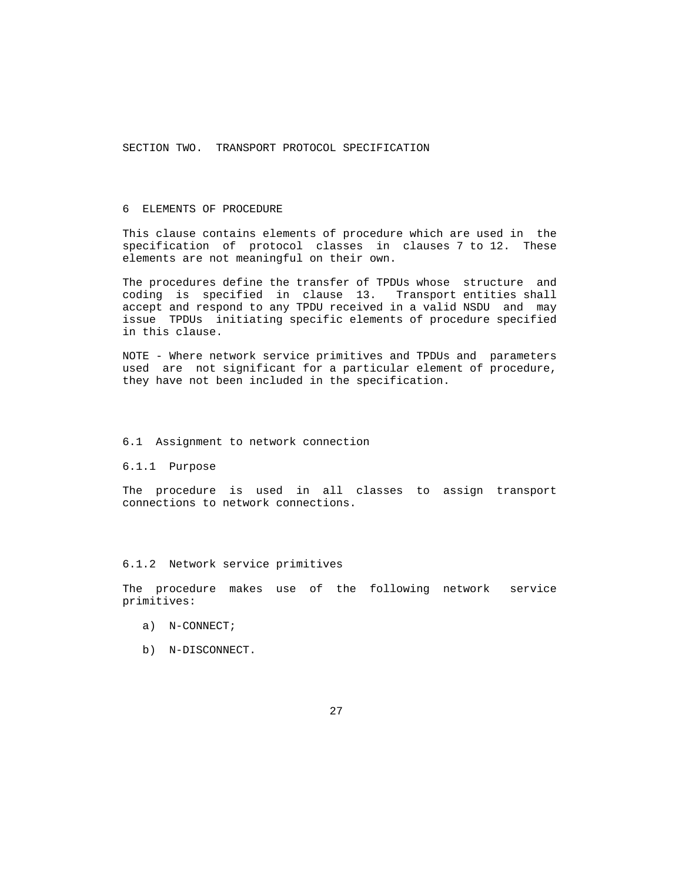# SECTION TWO. TRANSPORT PROTOCOL SPECIFICATION

## 6 ELEMENTS OF PROCEDURE

This clause contains elements of procedure which are used in the specification of protocol classes in clauses 7 to 12. These elements are not meaningful on their own.

The procedures define the transfer of TPDUs whose structure and coding is specified in clause 13. Transport entities shall accept and respond to any TPDU received in a valid NSDU and may issue TPDUs initiating specific elements of procedure specified in this clause.

NOTE - Where network service primitives and TPDUs and parameters used are not significant for a particular element of procedure, they have not been included in the specification.

### 6.1 Assignment to network connection

#### 6.1.1 Purpose

The procedure is used in all classes to assign transport connections to network connections.

#### 6.1.2 Network service primitives

The procedure makes use of the following network service primitives:

a) N-CONNECT;

b) N-DISCONNECT.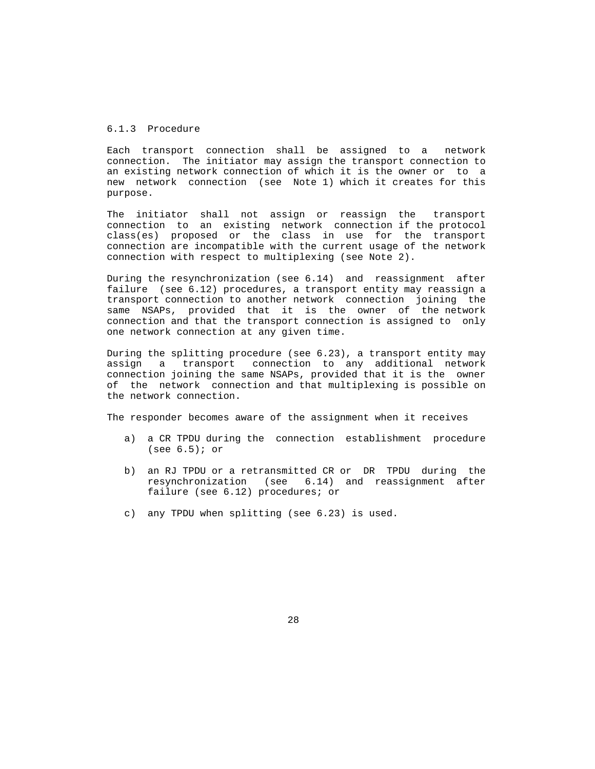### 6.1.3 Procedure

Each transport connection shall be assigned to a network connection. The initiator may assign the transport connection to an existing network connection of which it is the owner or to a new network connection (see Note 1) which it creates for this purpose.

The initiator shall not assign or reassign the transport connection to an existing network connection if the protocol class(es) proposed or the class in use for the transport connection are incompatible with the current usage of the network connection with respect to multiplexing (see Note 2).

During the resynchronization (see 6.14) and reassignment after failure (see 6.12) procedures, a transport entity may reassign a transport connection to another network connection joining the same NSAPs, provided that it is the owner of the network connection and that the transport connection is assigned to only one network connection at any given time.

During the splitting procedure (see 6.23), a transport entity may assign a transport connection to any additional network connection joining the same NSAPs, provided that it is the owner of the network connection and that multiplexing is possible on the network connection.

The responder becomes aware of the assignment when it receives

a) a CR TPDU during the connection establishment procedure (see 6.5); or

b) an RJ TPDU or a retransmitted CR or DR TPDU during the resynchronization (see 6.14) and reassignment after failure (see 6.12) procedures; or

c) any TPDU when splitting (see 6.23) is used.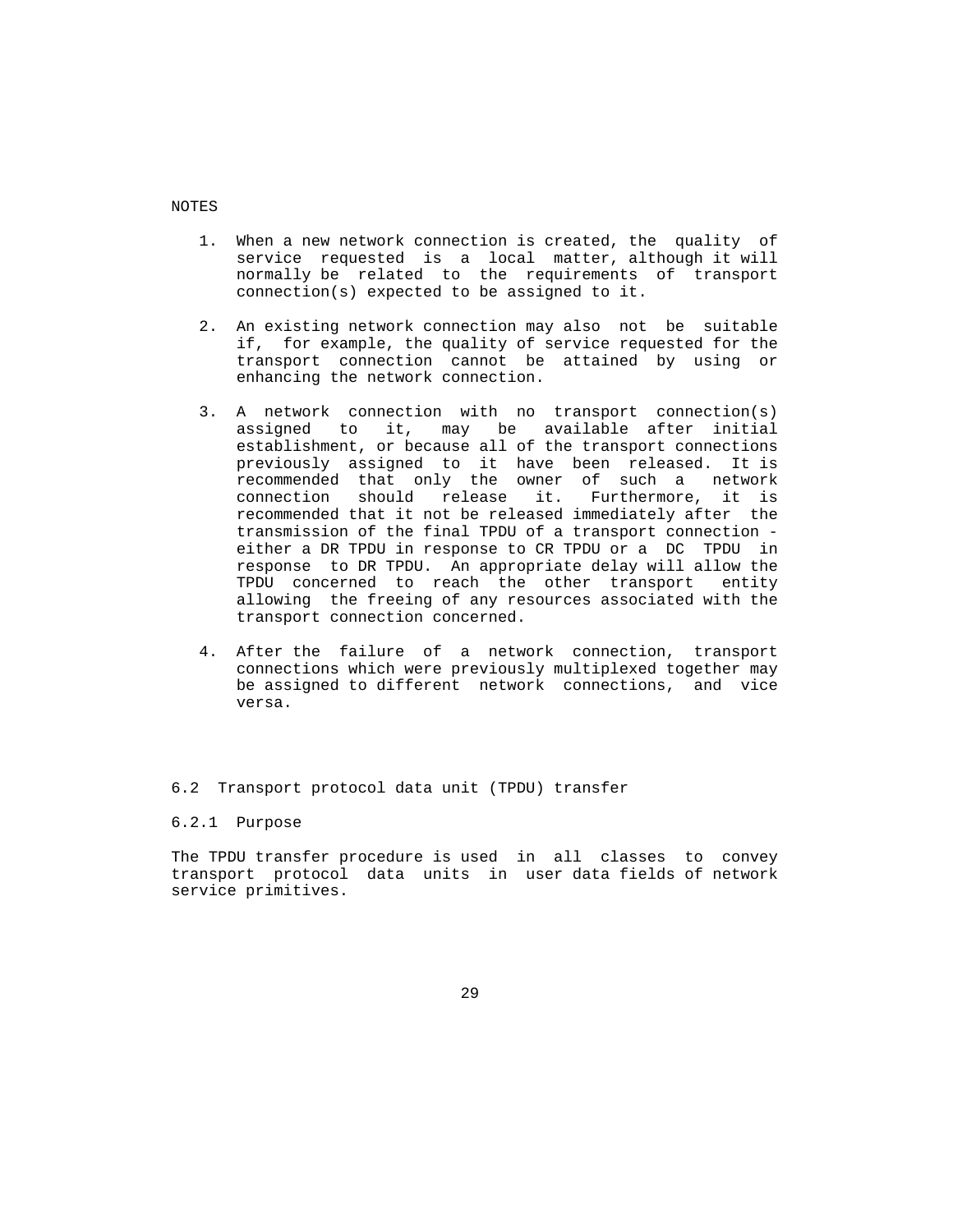NOTES

1. When a new network connection is created, the quality of service requested is a local matter, although it will normally be related to the requirements of transport connection(s) expected to be assigned to it.

2. An existing network connection may also not be suitable if, for example, the quality of service requested for the transport connection cannot be attained by using or enhancing the network connection.

3. A network connection with no transport connection(s) assigned to it, may be available after initial establishment, or because all of the transport connections previously assigned to it have been released. It is recommended that only the owner of such a network connection should release it. Furthermore, it is recommended that it not be released immediately after the transmission of the final TPDU of a transport connection - either a DR TPDU in response to CR TPDU or a DC TPDU in response to DR TPDU. An appropriate delay will allow the TPDU concerned to reach the other transport entity allowing the freeing of any resources associated with the transport connection concerned.

4. After the failure of a network connection, transport connections which were previously multiplexed together may be assigned to different network connections, and vice versa.

## 6.2 Transport protocol data unit (TPDU) transfer

### 6.2.1 Purpose

The TPDU transfer procedure is used in all classes to convey transport protocol data units in user data fields of network service primitives.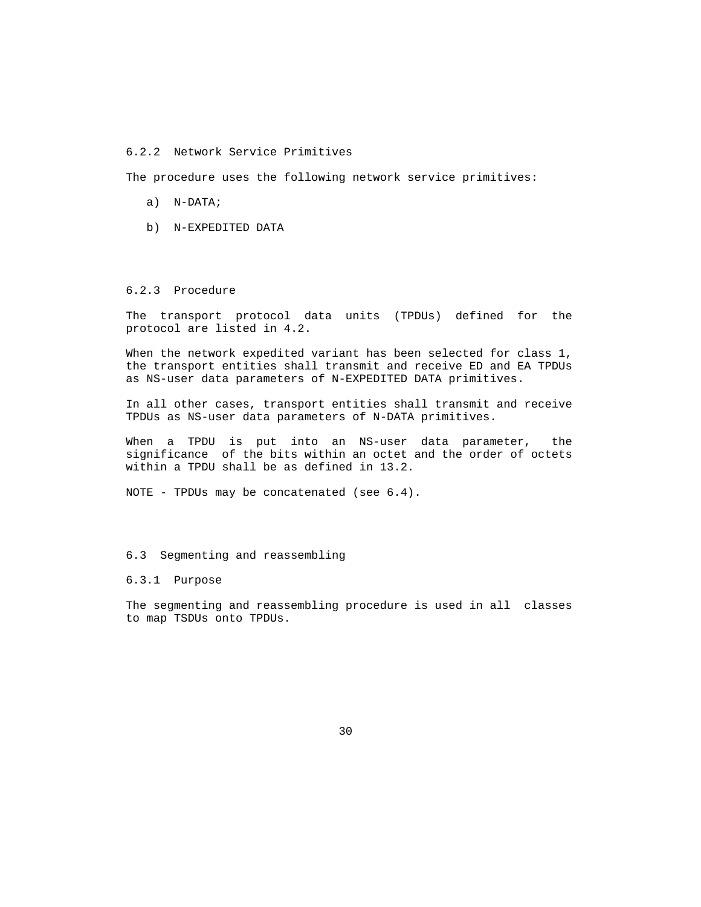### 6.2.2 Network Service Primitives

The procedure uses the following network service primitives:

a) N-DATA;

b) N-EXPEDITED DATA

### 6.2.3 Procedure

The transport protocol data units (TPDUs) defined for the protocol are listed in 4.2.

When the network expedited variant has been selected for class 1, the transport entities shall transmit and receive ED and EA TPDUs as NS-user data parameters of N-EXPEDITED DATA primitives.

In all other cases, transport entities shall transmit and receive TPDUs as NS-user data parameters of N-DATA primitives.

When a TPDU is put into an NS-user data parameter, the significance of the bits within an octet and the order of octets within a TPDU shall be as defined in 13.2.

NOTE - TPDUs may be concatenated (see 6.4).

## 6.3 Segmenting and reassembling

### 6.3.1 Purpose

The segmenting and reassembling procedure is used in all classes to map TSDUs onto TPDUs.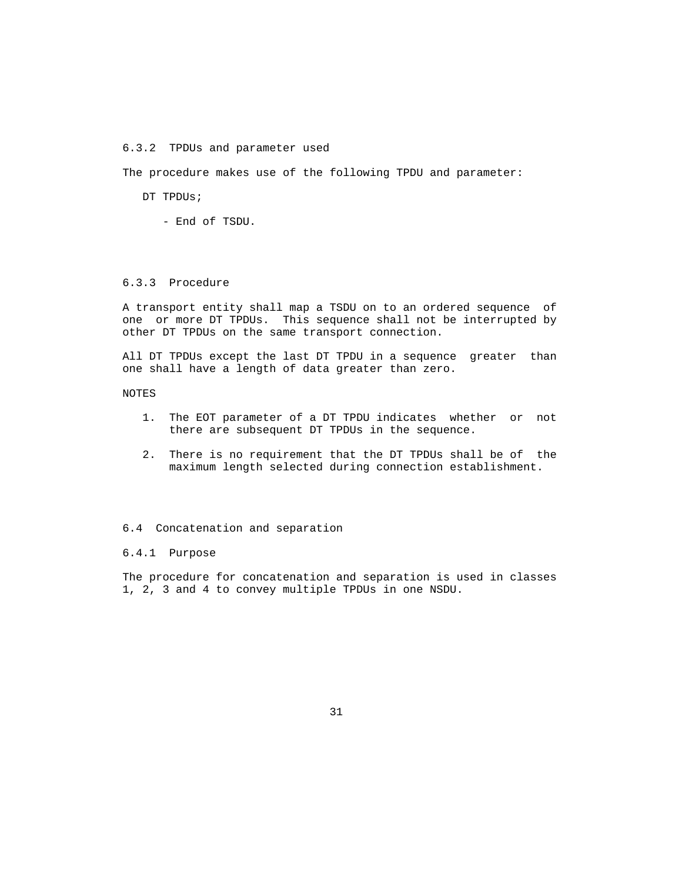### 6.3.2 TPDUs and parameter used

The procedure makes use of the following TPDU and parameter:

DT TPDUs;

- End of TSDU.

### 6.3.3 Procedure

A transport entity shall map a TSDU on to an ordered sequence of one or more DT TPDUs. This sequence shall not be interrupted by other DT TPDUs on the same transport connection.

All DT TPDUs except the last DT TPDU in a sequence greater than one shall have a length of data greater than zero.

NOTES

1. The EOT parameter of a DT TPDU indicates whether or not there are subsequent DT TPDUs in the sequence.

2. There is no requirement that the DT TPDUs shall be of the maximum length selected during connection establishment.

## 6.4 Concatenation and separation

### 6.4.1 Purpose

The procedure for concatenation and separation is used in classes 1, 2, 3 and 4 to convey multiple TPDUs in one NSDU.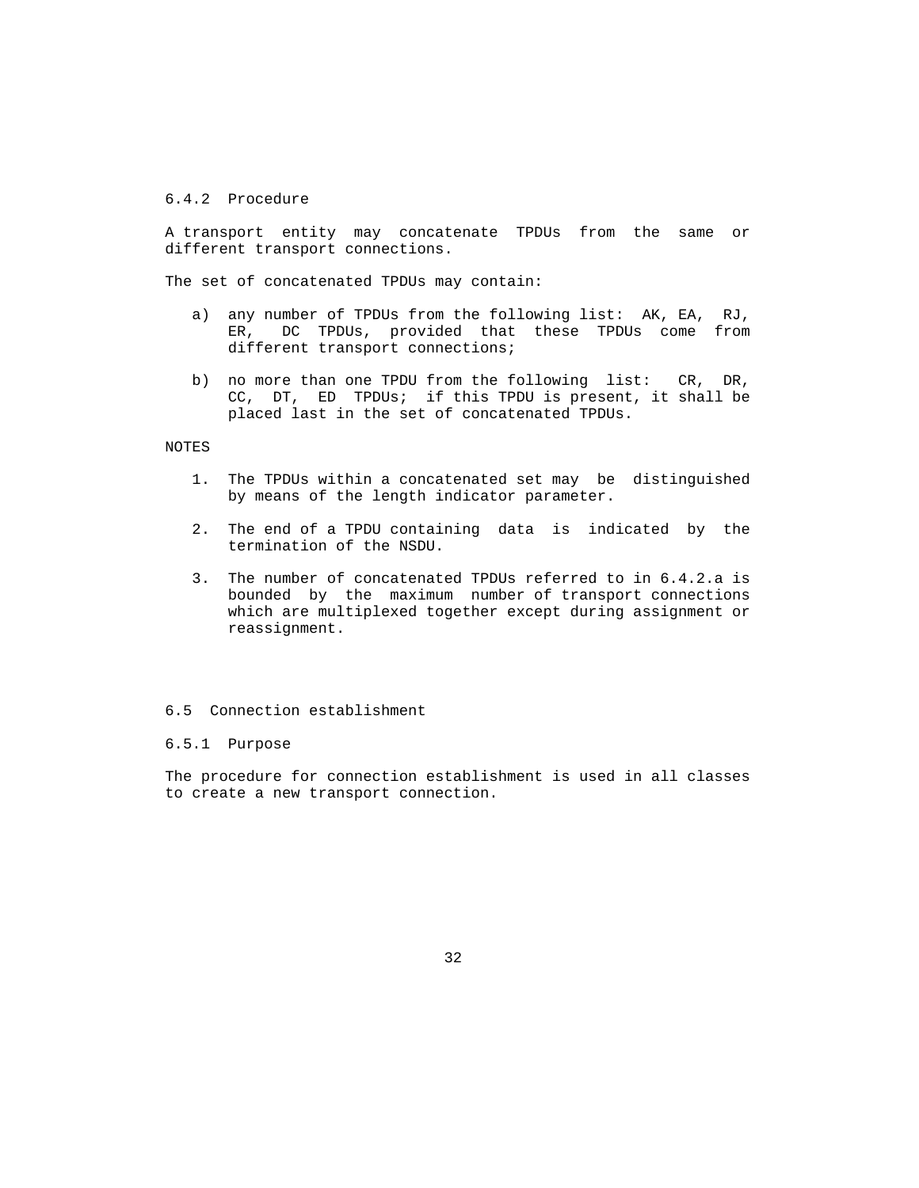#### 6.4.2 Procedure

A transport entity may concatenate TPDUs from the same or different transport connections.

The set of concatenated TPDUs may contain:

a) any number of TPDUs from the following list: AK, EA, RJ, ER, DC TPDUs, provided that these TPDUs come from different transport connections;

b) no more than one TPDU from the following list: CR, DR, CC, DT, ED TPDUs; if this TPDU is present, it shall be placed last in the set of concatenated TPDUs.

NOTES

1. The TPDUs within a concatenated set may be distinguished by means of the length indicator parameter.

2. The end of a TPDU containing data is indicated by the termination of the NSDU.

3. The number of concatenated TPDUs referred to in 6.4.2.a is bounded by the maximum number of transport connections which are multiplexed together except during assignment or reassignment.

### 6.5 Connection establishment

#### 6.5.1 Purpose

The procedure for connection establishment is used in all classes to create a new transport connection.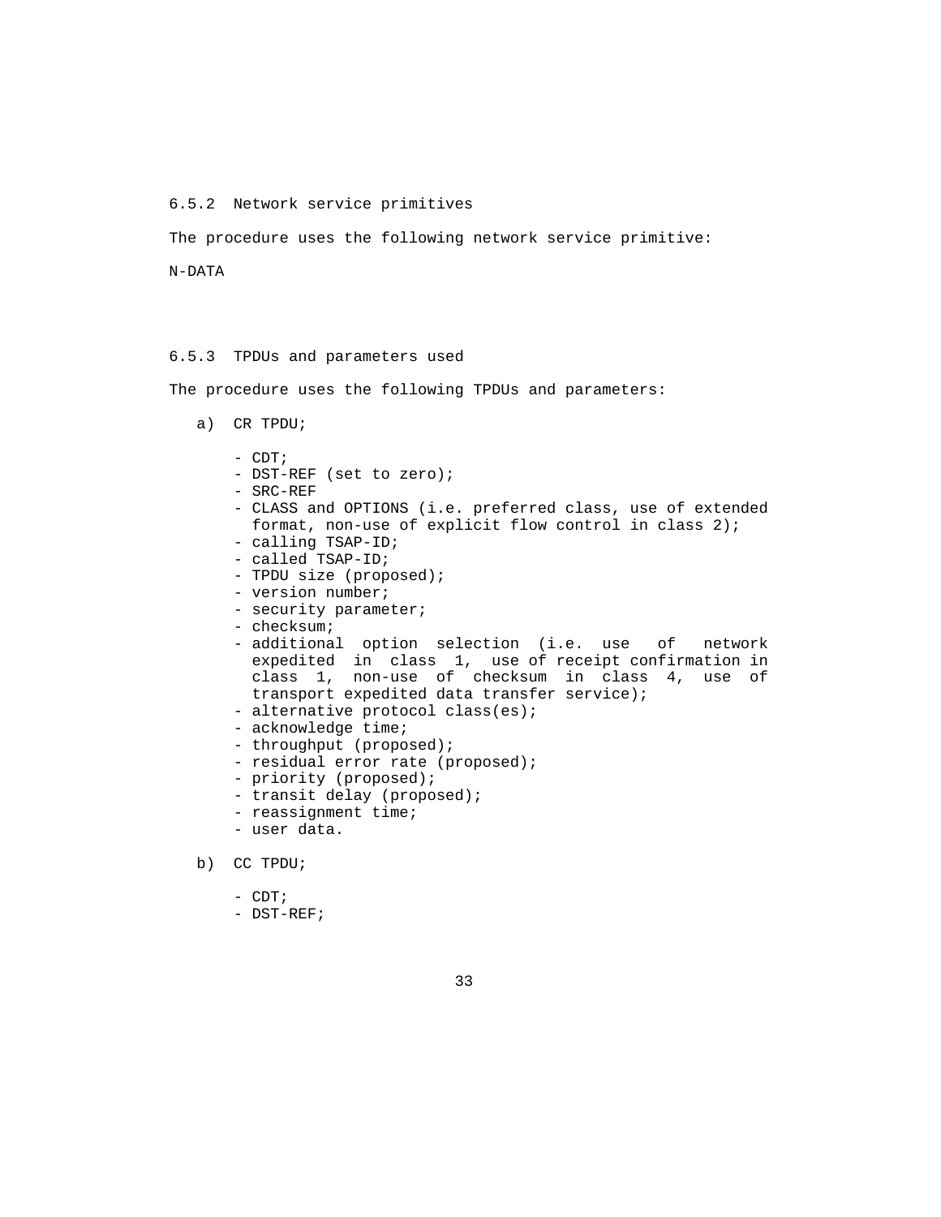### 6.5.2 Network service primitives

The procedure uses the following network service primitive:

N-DATA

### 6.5.3 TPDUs and parameters used

The procedure uses the following TPDUs and parameters:

a) CR TPDU;

   - CDT;
   - DST-REF (set to zero);
   - SRC-REF
   - CLASS and OPTIONS (i.e. preferred class, use of extended format, non-use of explicit flow control in class 2);
   - calling TSAP-ID;
   - called TSAP-ID;
   - TPDU size (proposed);
   - version number;
   - security parameter;
   - checksum;
   - additional option selection (i.e. use of network expedited in class 1, use of receipt confirmation in class 1, non-use of checksum in class 4, use of transport expedited data transfer service);
   - alternative protocol class(es);
   - acknowledge time;
   - throughput (proposed);
   - residual error rate (proposed);
   - priority (proposed);
   - transit delay (proposed);
   - reassignment time;
   - user data.

b) CC TPDU;

   - CDT;
   - DST-REF;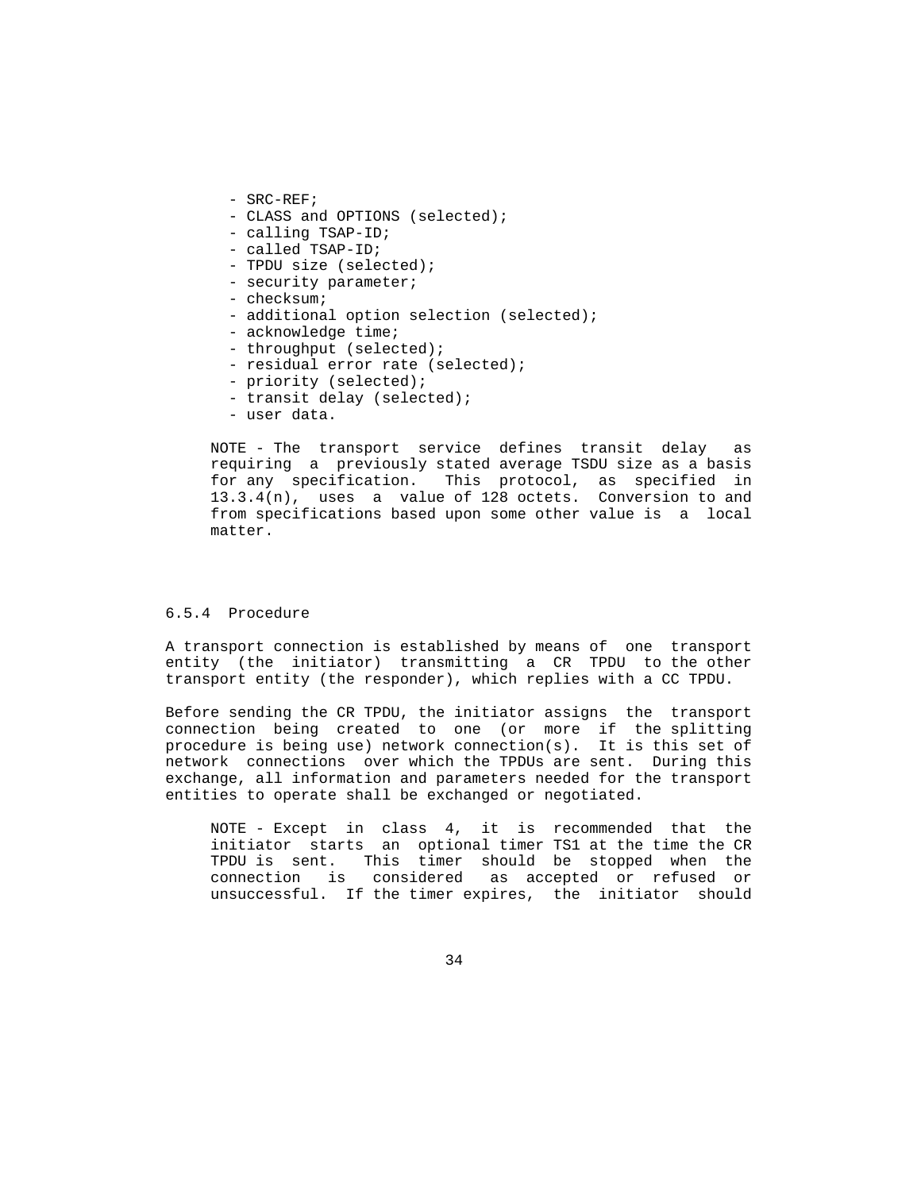- SRC-REF;
- CLASS and OPTIONS (selected);
- calling TSAP-ID;
- called TSAP-ID;
- TPDU size (selected);
- security parameter;
- checksum;
- additional option selection (selected);
- acknowledge time;
- throughput (selected);
- residual error rate (selected);
- priority (selected);
- transit delay (selected);
- user data.

NOTE - The transport service defines transit delay as requiring a previously stated average TSDU size as a basis for any specification. This protocol, as specified in 13.3.4(n), uses a value of 128 octets. Conversion to and from specifications based upon some other value is a local matter.

### 6.5.4 Procedure

A transport connection is established by means of one transport entity (the initiator) transmitting a CR TPDU to the other transport entity (the responder), which replies with a CC TPDU.

Before sending the CR TPDU, the initiator assigns the transport connection being created to one (or more if the splitting procedure is being use) network connection(s). It is this set of network connections over which the TPDUs are sent. During this exchange, all information and parameters needed for the transport entities to operate shall be exchanged or negotiated.

NOTE - Except in class 4, it is recommended that the initiator starts an optional timer TS1 at the time the CR TPDU is sent. This timer should be stopped when the connection is considered as accepted or refused or unsuccessful. If the timer expires, the initiator should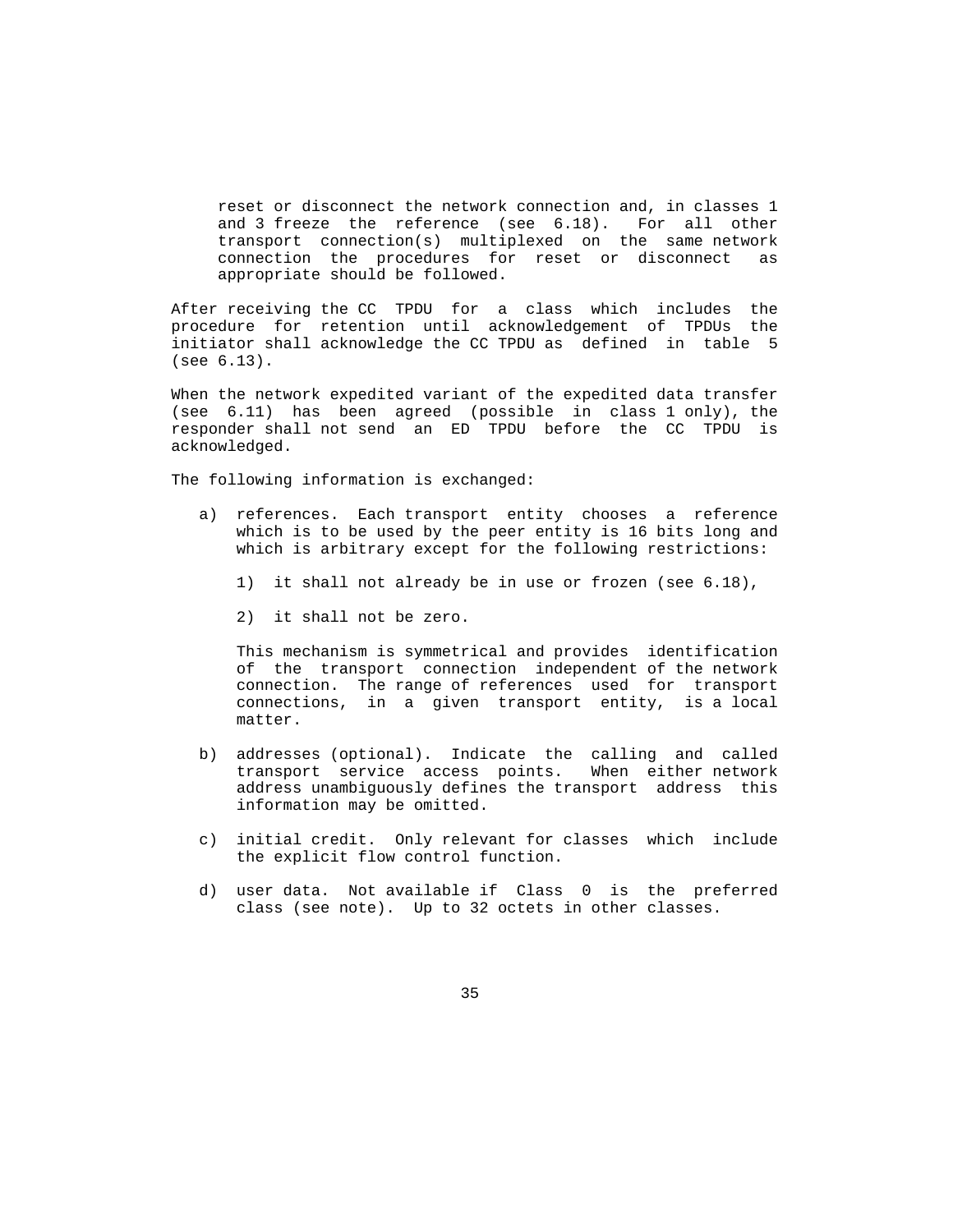reset or disconnect the network connection and, in classes 1 and 3 freeze the reference (see 6.18). For all other transport connection(s) multiplexed on the same network connection the procedures for reset or disconnect as appropriate should be followed.

After receiving the CC TPDU for a class which includes the procedure for retention until acknowledgement of TPDUs the initiator shall acknowledge the CC TPDU as defined in table 5 (see 6.13).

When the network expedited variant of the expedited data transfer (see 6.11) has been agreed (possible in class 1 only), the responder shall not send an ED TPDU before the CC TPDU is acknowledged.

The following information is exchanged:

a) references. Each transport entity chooses a reference which is to be used by the peer entity is 16 bits long and which is arbitrary except for the following restrictions:

   1) it shall not already be in use or frozen (see 6.18),

   2) it shall not be zero.

   This mechanism is symmetrical and provides identification of the transport connection independent of the network connection. The range of references used for transport connections, in a given transport entity, is a local matter.

b) addresses (optional). Indicate the calling and called transport service access points. When either network address unambiguously defines the transport address this information may be omitted.

c) initial credit. Only relevant for classes which include the explicit flow control function.

d) user data. Not available if Class 0 is the preferred class (see note). Up to 32 octets in other classes.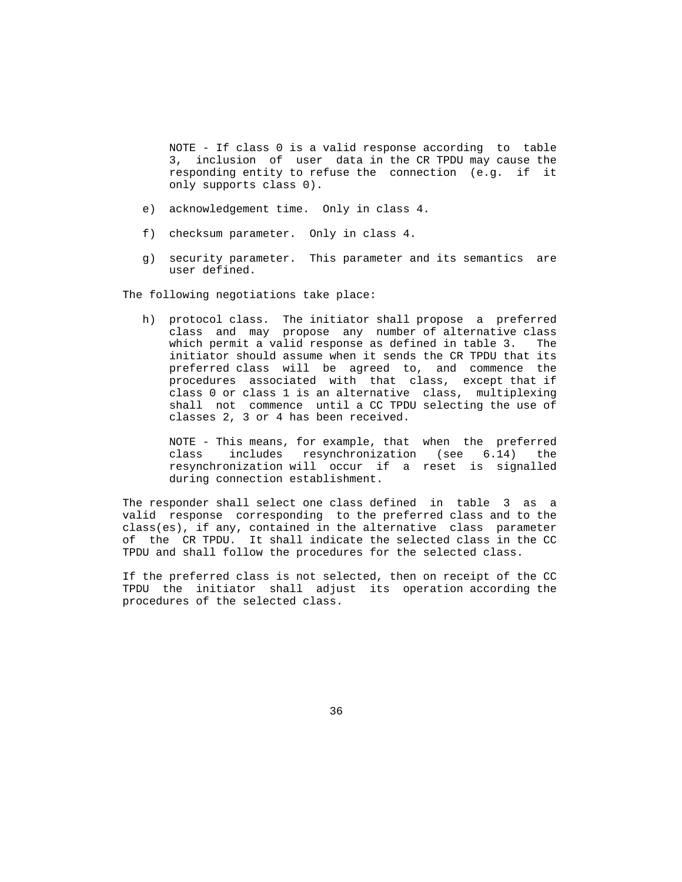NOTE - If class 0 is a valid response according to table 3, inclusion of user data in the CR TPDU may cause the responding entity to refuse the connection (e.g. if it only supports class 0).

e) acknowledgement time. Only in class 4.

f) checksum parameter. Only in class 4.

g) security parameter. This parameter and its semantics are user defined.

The following negotiations take place:

h) protocol class. The initiator shall propose a preferred class and may propose any number of alternative class which permit a valid response as defined in table 3. The initiator should assume when it sends the CR TPDU that its preferred class will be agreed to, and commence the procedures associated with that class, except that if class 0 or class 1 is an alternative class, multiplexing shall not commence until a CC TPDU selecting the use of classes 2, 3 or 4 has been received.

   NOTE - This means, for example, that when the preferred class includes resynchronization (see 6.14) the resynchronization will occur if a reset is signalled during connection establishment.

The responder shall select one class defined in table 3 as a valid response corresponding to the preferred class and to the class(es), if any, contained in the alternative class parameter of the CR TPDU. It shall indicate the selected class in the CC TPDU and shall follow the procedures for the selected class.

If the preferred class is not selected, then on receipt of the CC TPDU the initiator shall adjust its operation according the procedures of the selected class.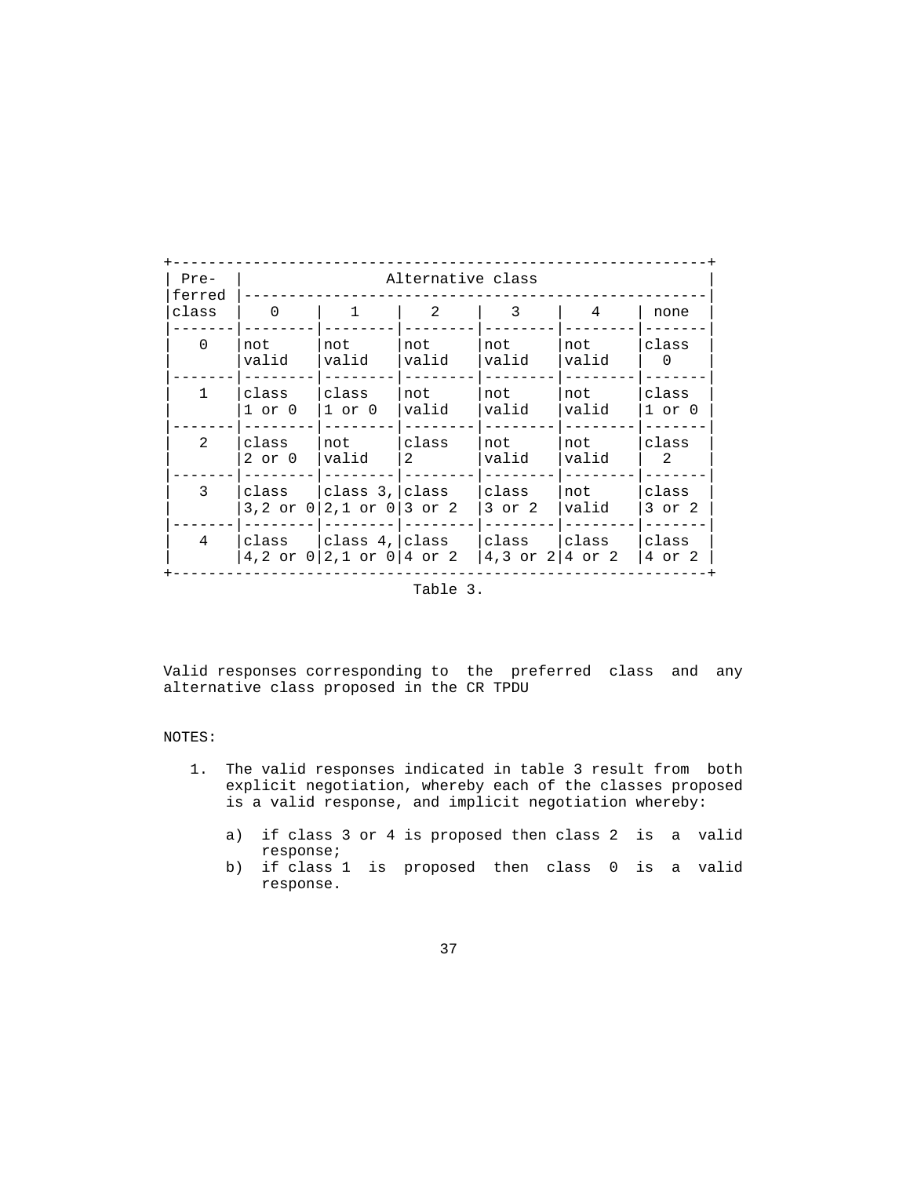| Preferred class | Alternative class | | | | | |
|---|---|---|---|---|---|---|
| | 0 | 1 | 2 | 3 | 4 | none |
| 0 | not valid | not valid | not valid | not valid | not valid | class 0 |
| 1 | class 1 or 0 | class 1 or 0 | not valid | not valid | not valid | class 1 or 0 |
| 2 | class 2 or 0 | not valid | class 2 | not valid | not valid | class 2 |
| 3 | class 3,2 or 0 | class 3, 2,1 or 0 | class 3 or 2 | class 3 or 2 | not valid | class 3 or 2 |
| 4 | class 4,2 or 0 | class 4, 2,1 or 0 | class 4 or 2 | class 4,3 or 2 | class 4 or 2 | class 4 or 2 |

Table 3.

Valid responses corresponding to the preferred class and any alternative class proposed in the CR TPDU

NOTES:

1. The valid responses indicated in table 3 result from both explicit negotiation, whereby each of the classes proposed is a valid response, and implicit negotiation whereby:

   a) if class 3 or 4 is proposed then class 2 is a valid response;

   b) if class 1 is proposed then class 0 is a valid response.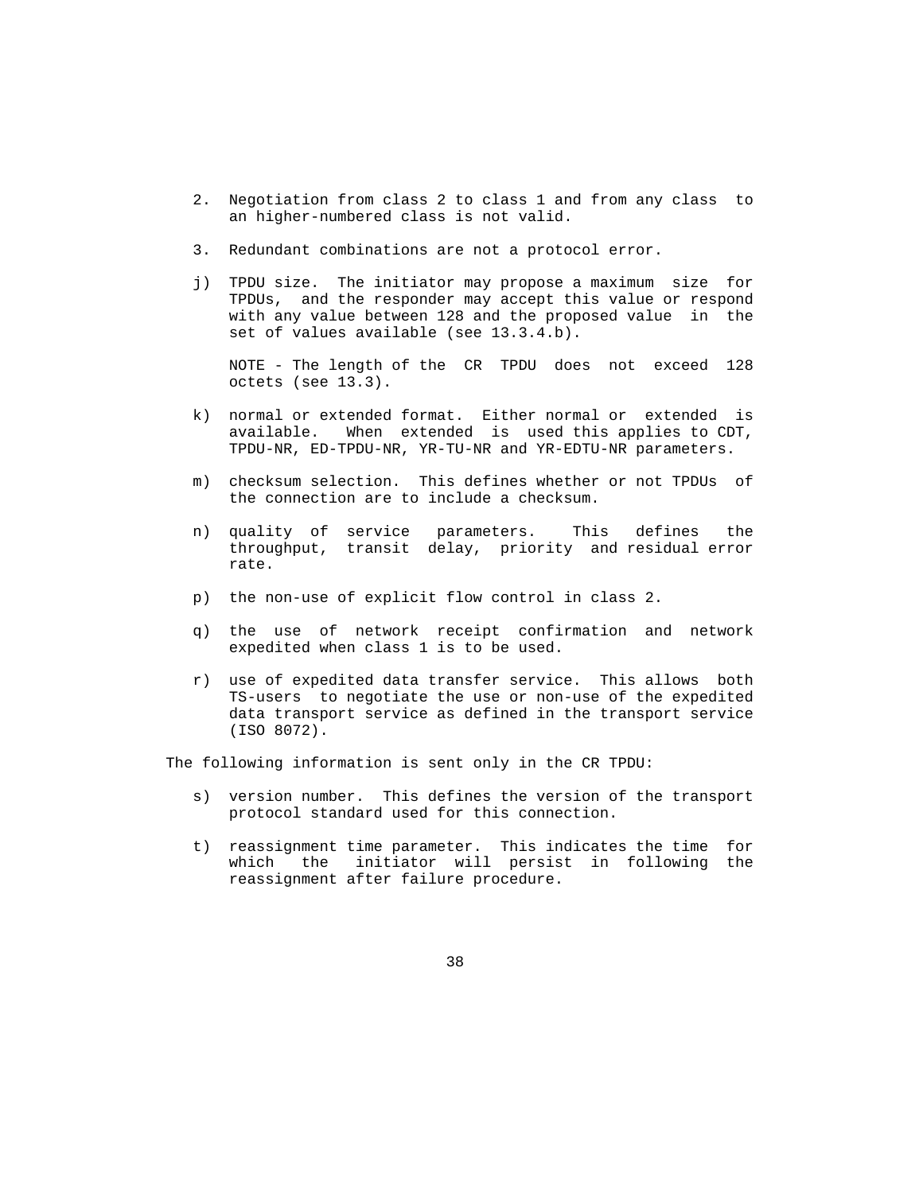2. Negotiation from class 2 to class 1 and from any class to an higher-numbered class is not valid.

3. Redundant combinations are not a protocol error.

j) TPDU size. The initiator may propose a maximum size for TPDUs, and the responder may accept this value or respond with any value between 128 and the proposed value in the set of values available (see 13.3.4.b).

   NOTE - The length of the CR TPDU does not exceed 128 octets (see 13.3).

k) normal or extended format. Either normal or extended is available. When extended is used this applies to CDT, TPDU-NR, ED-TPDU-NR, YR-TU-NR and YR-EDTU-NR parameters.

m) checksum selection. This defines whether or not TPDUs of the connection are to include a checksum.

n) quality of service parameters. This defines the throughput, transit delay, priority and residual error rate.

p) the non-use of explicit flow control in class 2.

q) the use of network receipt confirmation and network expedited when class 1 is to be used.

r) use of expedited data transfer service. This allows both TS-users to negotiate the use or non-use of the expedited data transport service as defined in the transport service (ISO 8072).

The following information is sent only in the CR TPDU:

s) version number. This defines the version of the transport protocol standard used for this connection.

t) reassignment time parameter. This indicates the time for which the initiator will persist in following the reassignment after failure procedure.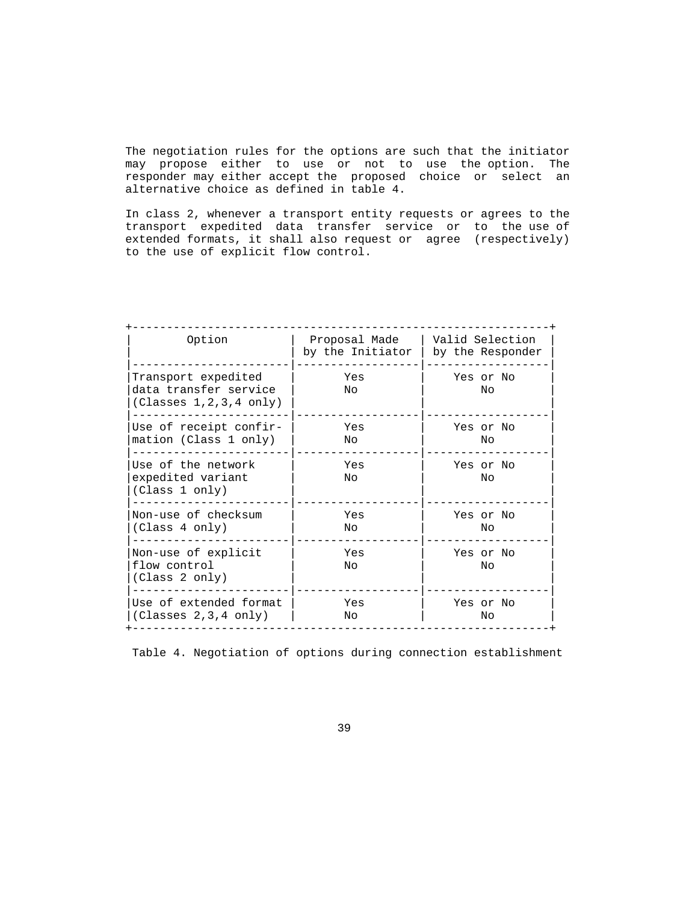The negotiation rules for the options are such that the initiator may propose either to use or not to use the option. The responder may either accept the proposed choice or select an alternative choice as defined in table 4.

In class 2, whenever a transport entity requests or agrees to the transport expedited data transfer service or to the use of extended formats, it shall also request or agree (respectively) to the use of explicit flow control.

| Option | Proposal Made by the Initiator | Valid Selection by the Responder |
|---|---|---|
| Transport expedited data transfer service (Classes 1,2,3,4 only) | Yes<br>No | Yes or No<br>No |
| Use of receipt confirmation (Class 1 only) | Yes<br>No | Yes or No<br>No |
| Use of the network expedited variant (Class 1 only) | Yes<br>No | Yes or No<br>No |
| Non-use of checksum (Class 4 only) | Yes<br>No | Yes or No<br>No |
| Non-use of explicit flow control (Class 2 only) | Yes<br>No | Yes or No<br>No |
| Use of extended format (Classes 2,3,4 only) | Yes<br>No | Yes or No<br>No |

Table 4. Negotiation of options during connection establishment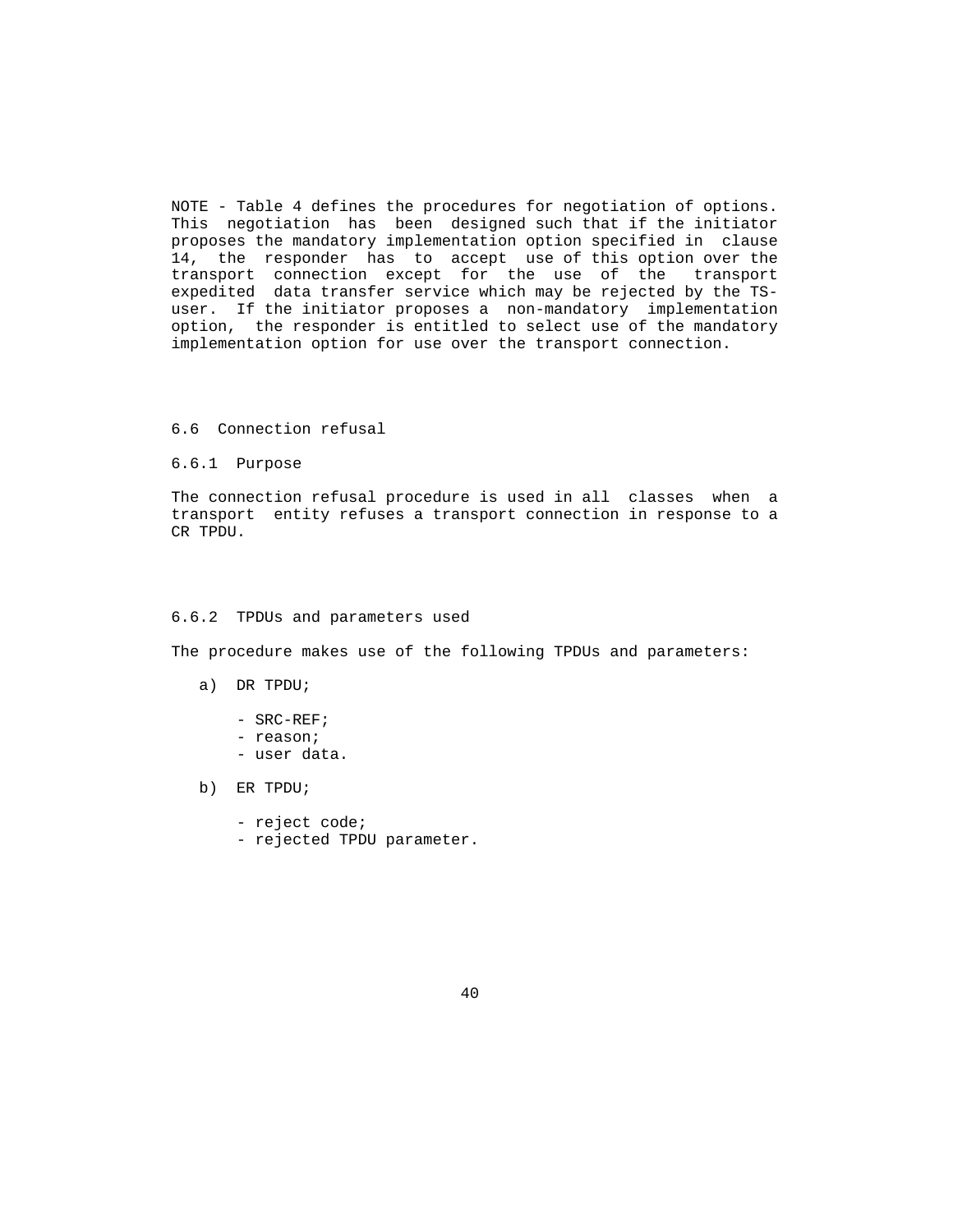NOTE - Table 4 defines the procedures for negotiation of options. This negotiation has been designed such that if the initiator proposes the mandatory implementation option specified in clause 14, the responder has to accept use of this option over the transport connection except for the use of the transport expedited data transfer service which may be rejected by the TS-user. If the initiator proposes a non-mandatory implementation option, the responder is entitled to select use of the mandatory implementation option for use over the transport connection.

### 6.6 Connection refusal

#### 6.6.1 Purpose

The connection refusal procedure is used in all classes when a transport entity refuses a transport connection in response to a CR TPDU.

#### 6.6.2 TPDUs and parameters used

The procedure makes use of the following TPDUs and parameters:

a) DR TPDU;

   - SRC-REF;
   - reason;
   - user data.

b) ER TPDU;

   - reject code;
   - rejected TPDU parameter.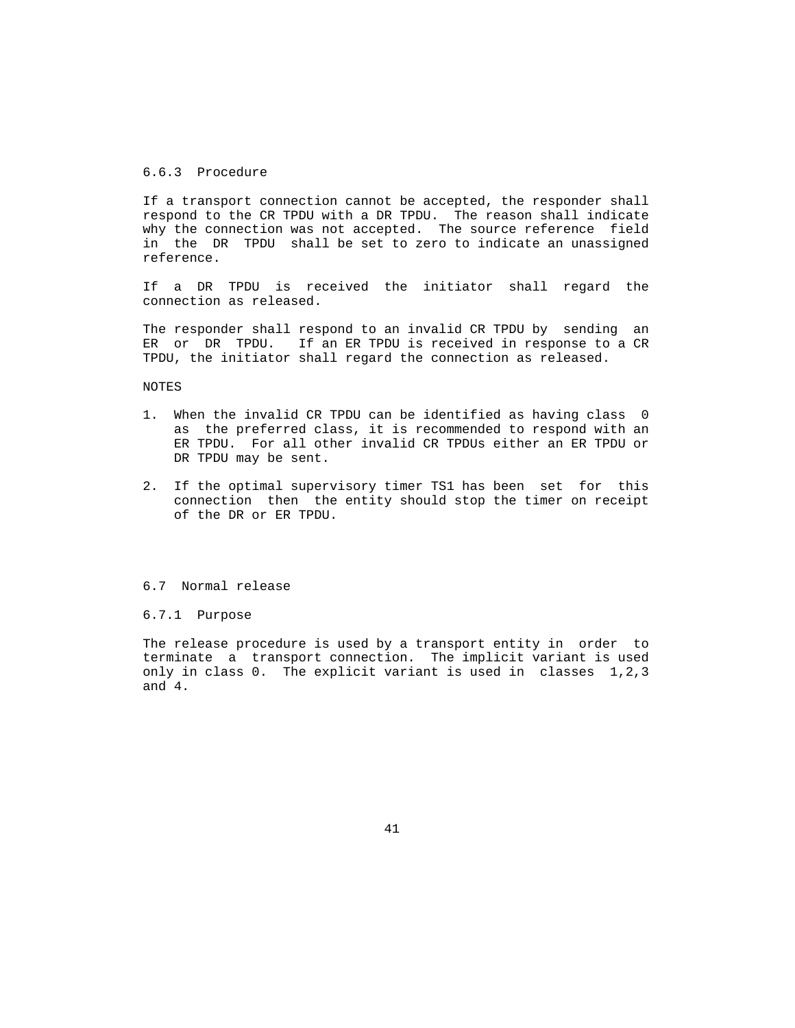### 6.6.3 Procedure

If a transport connection cannot be accepted, the responder shall respond to the CR TPDU with a DR TPDU. The reason shall indicate why the connection was not accepted. The source reference field in the DR TPDU shall be set to zero to indicate an unassigned reference.

If a DR TPDU is received the initiator shall regard the connection as released.

The responder shall respond to an invalid CR TPDU by sending an ER or DR TPDU. If an ER TPDU is received in response to a CR TPDU, the initiator shall regard the connection as released.

NOTES

1. When the invalid CR TPDU can be identified as having class 0 as the preferred class, it is recommended to respond with an ER TPDU. For all other invalid CR TPDUs either an ER TPDU or DR TPDU may be sent.

2. If the optimal supervisory timer TS1 has been set for this connection then the entity should stop the timer on receipt of the DR or ER TPDU.

## 6.7 Normal release

### 6.7.1 Purpose

The release procedure is used by a transport entity in order to terminate a transport connection. The implicit variant is used only in class 0. The explicit variant is used in classes 1,2,3 and 4.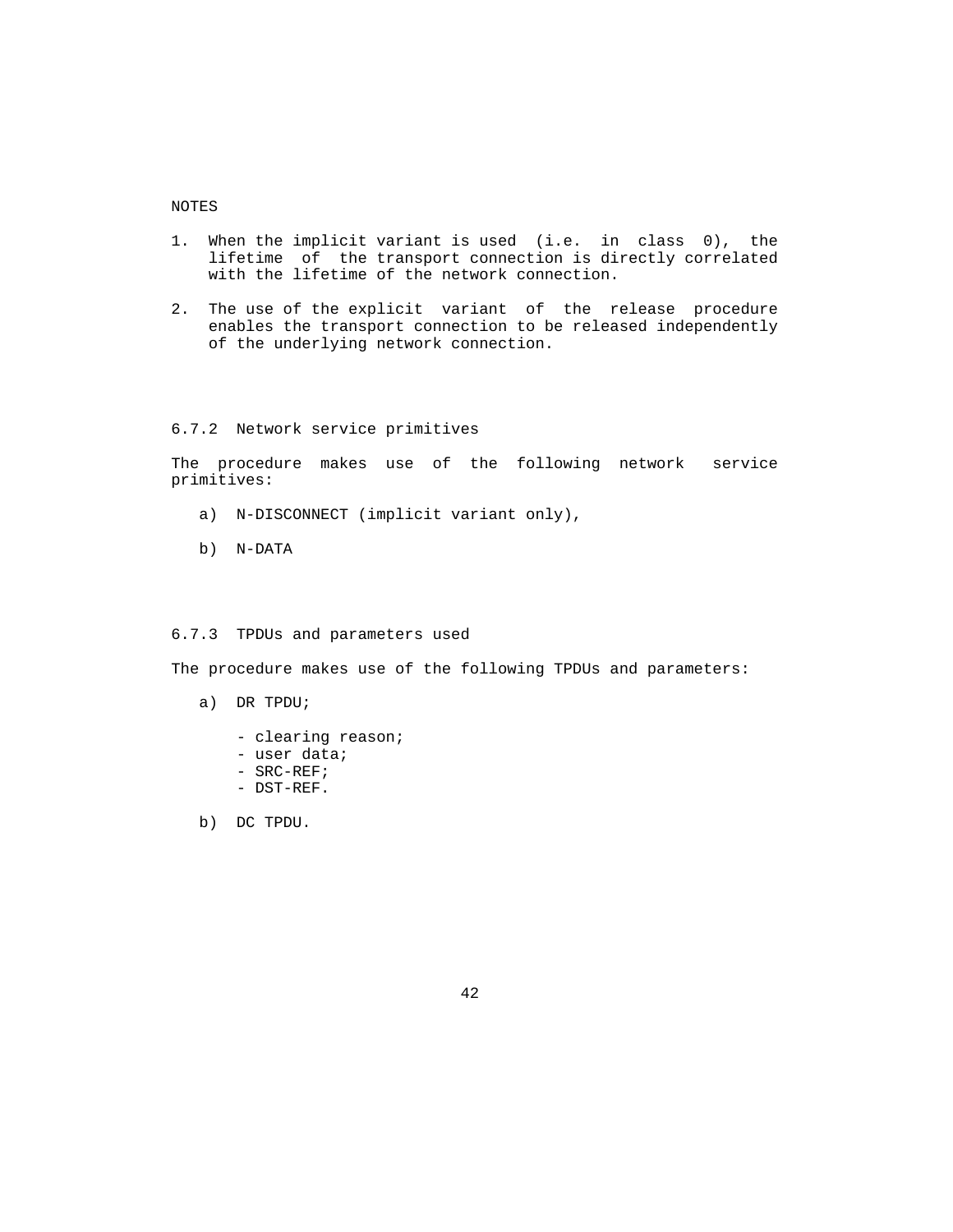NOTES

1. When the implicit variant is used (i.e. in class 0), the lifetime of the transport connection is directly correlated with the lifetime of the network connection.

2. The use of the explicit variant of the release procedure enables the transport connection to be released independently of the underlying network connection.

### 6.7.2 Network service primitives

The procedure makes use of the following network service primitives:

a) N-DISCONNECT (implicit variant only),

b) N-DATA

### 6.7.3 TPDUs and parameters used

The procedure makes use of the following TPDUs and parameters:

a) DR TPDU;

   - clearing reason;
   - user data;
   - SRC-REF;
   - DST-REF.

b) DC TPDU.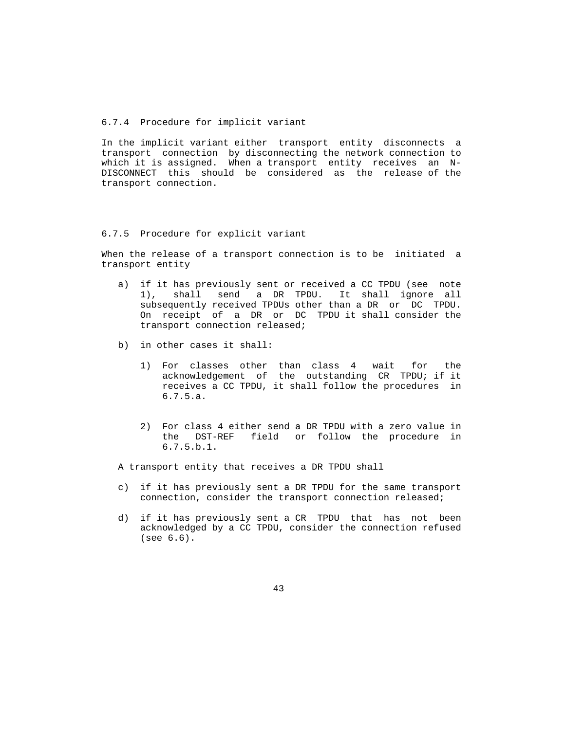### 6.7.4 Procedure for implicit variant

In the implicit variant either transport entity disconnects a transport connection by disconnecting the network connection to which it is assigned. When a transport entity receives an N-DISCONNECT this should be considered as the release of the transport connection.

### 6.7.5 Procedure for explicit variant

When the release of a transport connection is to be initiated a transport entity

a) if it has previously sent or received a CC TPDU (see note 1), shall send a DR TPDU. It shall ignore all subsequently received TPDUs other than a DR or DC TPDU. On receipt of a DR or DC TPDU it shall consider the transport connection released;

b) in other cases it shall:

   1) For classes other than class 4 wait for the acknowledgement of the outstanding CR TPDU; if it receives a CC TPDU, it shall follow the procedures in 6.7.5.a.

   2) For class 4 either send a DR TPDU with a zero value in the DST-REF field or follow the procedure in 6.7.5.b.1.

A transport entity that receives a DR TPDU shall

c) if it has previously sent a DR TPDU for the same transport connection, consider the transport connection released;

d) if it has previously sent a CR TPDU that has not been acknowledged by a CC TPDU, consider the connection refused (see 6.6).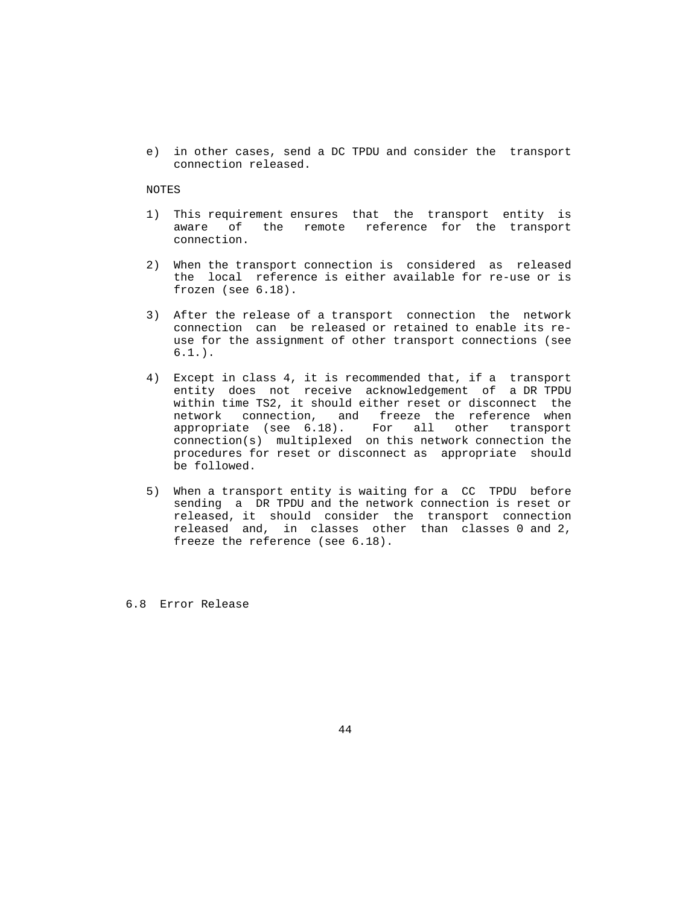e) in other cases, send a DC TPDU and consider the transport connection released.

NOTES

1) This requirement ensures that the transport entity is aware of the remote reference for the transport connection.

2) When the transport connection is considered as released the local reference is either available for re-use or is frozen (see 6.18).

3) After the release of a transport connection the network connection can be released or retained to enable its re-use for the assignment of other transport connections (see 6.1.).

4) Except in class 4, it is recommended that, if a transport entity does not receive acknowledgement of a DR TPDU within time TS2, it should either reset or disconnect the network connection, and freeze the reference when appropriate (see 6.18). For all other transport connection(s) multiplexed on this network connection the procedures for reset or disconnect as appropriate should be followed.

5) When a transport entity is waiting for a CC TPDU before sending a DR TPDU and the network connection is reset or released, it should consider the transport connection released and, in classes other than classes 0 and 2, freeze the reference (see 6.18).

## 6.8 Error Release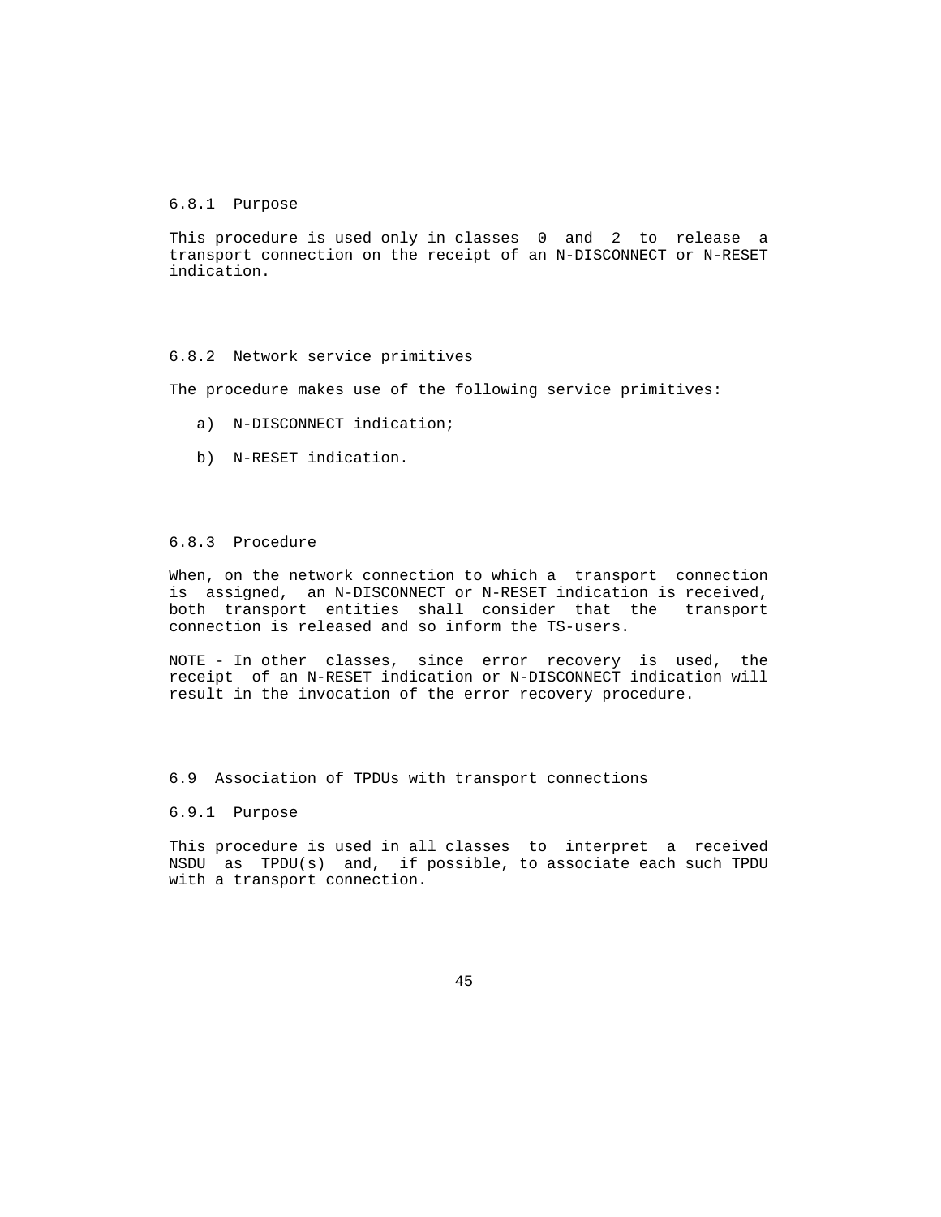#### 6.8.1 Purpose

This procedure is used only in classes 0 and 2 to release a transport connection on the receipt of an N-DISCONNECT or N-RESET indication.

#### 6.8.2 Network service primitives

The procedure makes use of the following service primitives:

a) N-DISCONNECT indication;

b) N-RESET indication.

#### 6.8.3 Procedure

When, on the network connection to which a transport connection is assigned, an N-DISCONNECT or N-RESET indication is received, both transport entities shall consider that the transport connection is released and so inform the TS-users.

NOTE - In other classes, since error recovery is used, the receipt of an N-RESET indication or N-DISCONNECT indication will result in the invocation of the error recovery procedure.

### 6.9 Association of TPDUs with transport connections

#### 6.9.1 Purpose

This procedure is used in all classes to interpret a received NSDU as TPDU(s) and, if possible, to associate each such TPDU with a transport connection.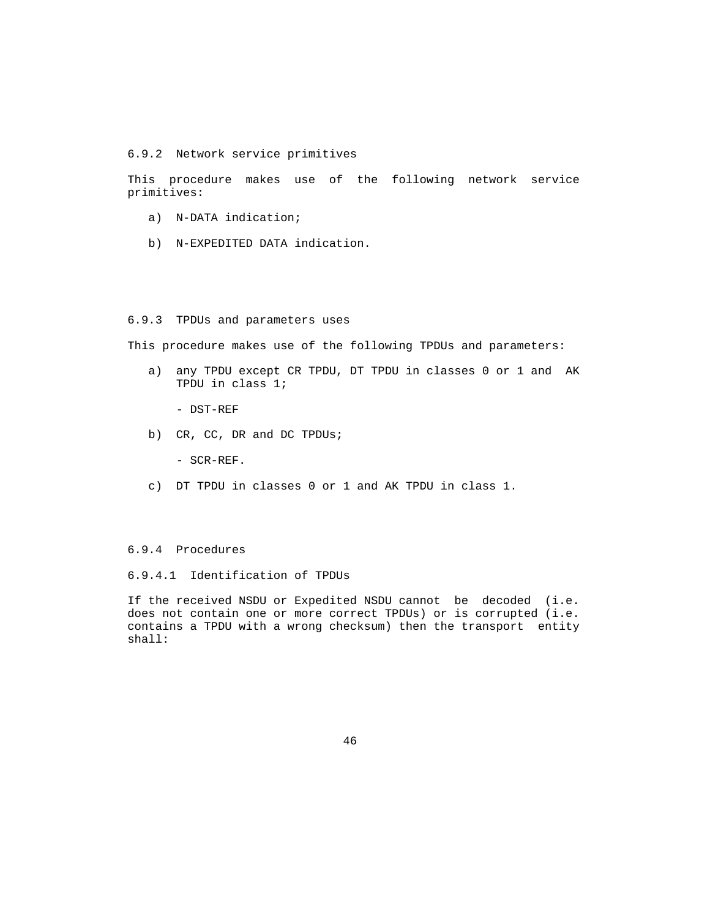### 6.9.2 Network service primitives

This procedure makes use of the following network service primitives:

a) N-DATA indication;

b) N-EXPEDITED DATA indication.

### 6.9.3 TPDUs and parameters uses

This procedure makes use of the following TPDUs and parameters:

a) any TPDU except CR TPDU, DT TPDU in classes 0 or 1 and AK TPDU in class 1;

   - DST-REF

b) CR, CC, DR and DC TPDUs;

   - SCR-REF.

c) DT TPDU in classes 0 or 1 and AK TPDU in class 1.

### 6.9.4 Procedures

#### 6.9.4.1 Identification of TPDUs

If the received NSDU or Expedited NSDU cannot be decoded (i.e. does not contain one or more correct TPDUs) or is corrupted (i.e. contains a TPDU with a wrong checksum) then the transport entity shall: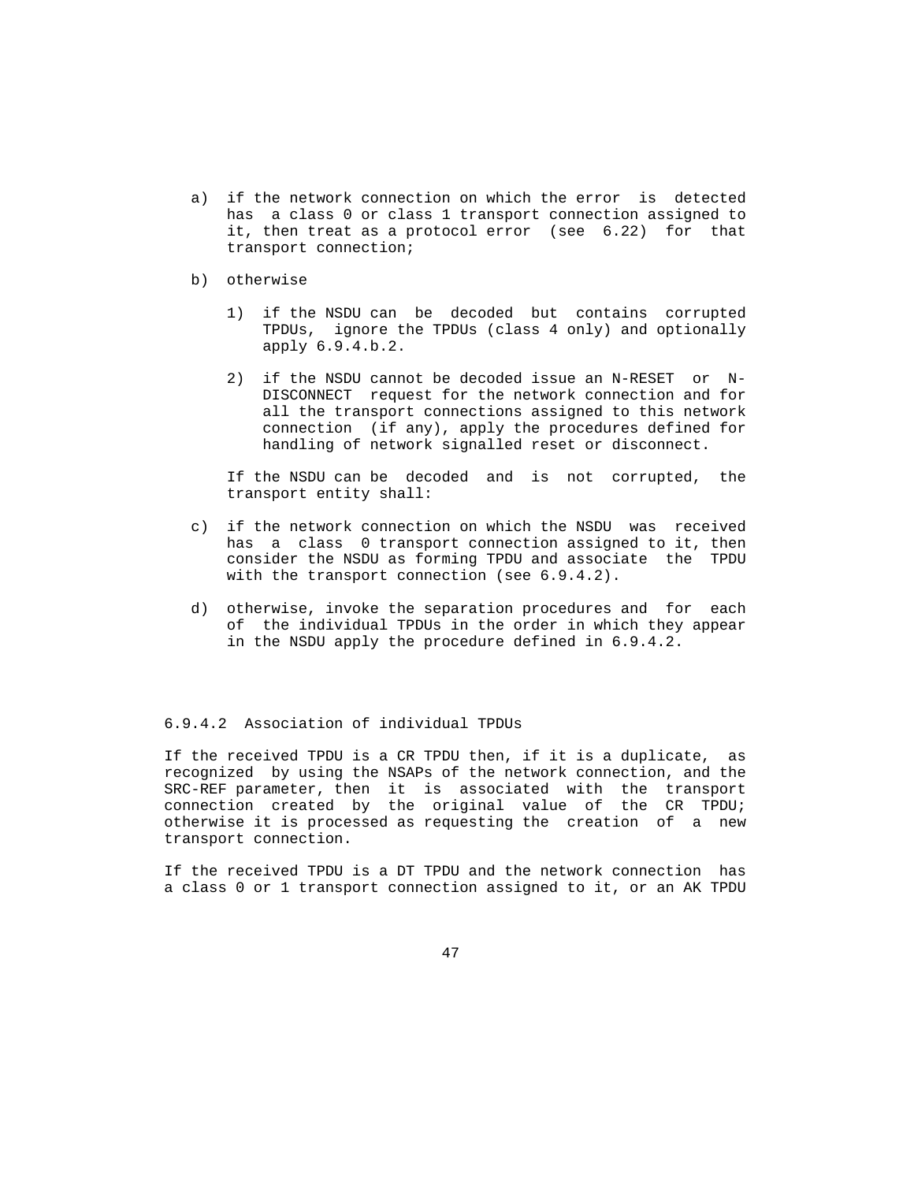a) if the network connection on which the error is detected has a class 0 or class 1 transport connection assigned to it, then treat as a protocol error (see 6.22) for that transport connection;

b) otherwise

   1) if the NSDU can be decoded but contains corrupted TPDUs, ignore the TPDUs (class 4 only) and optionally apply 6.9.4.b.2.

   2) if the NSDU cannot be decoded issue an N-RESET or N-DISCONNECT request for the network connection and for all the transport connections assigned to this network connection (if any), apply the procedures defined for handling of network signalled reset or disconnect.

If the NSDU can be decoded and is not corrupted, the transport entity shall:

c) if the network connection on which the NSDU was received has a class 0 transport connection assigned to it, then consider the NSDU as forming TPDU and associate the TPDU with the transport connection (see 6.9.4.2).

d) otherwise, invoke the separation procedures and for each of the individual TPDUs in the order in which they appear in the NSDU apply the procedure defined in 6.9.4.2.

#### 6.9.4.2 Association of individual TPDUs

If the received TPDU is a CR TPDU then, if it is a duplicate, as recognized by using the NSAPs of the network connection, and the SRC-REF parameter, then it is associated with the transport connection created by the original value of the CR TPDU; otherwise it is processed as requesting the creation of a new transport connection.

If the received TPDU is a DT TPDU and the network connection has a class 0 or 1 transport connection assigned to it, or an AK TPDU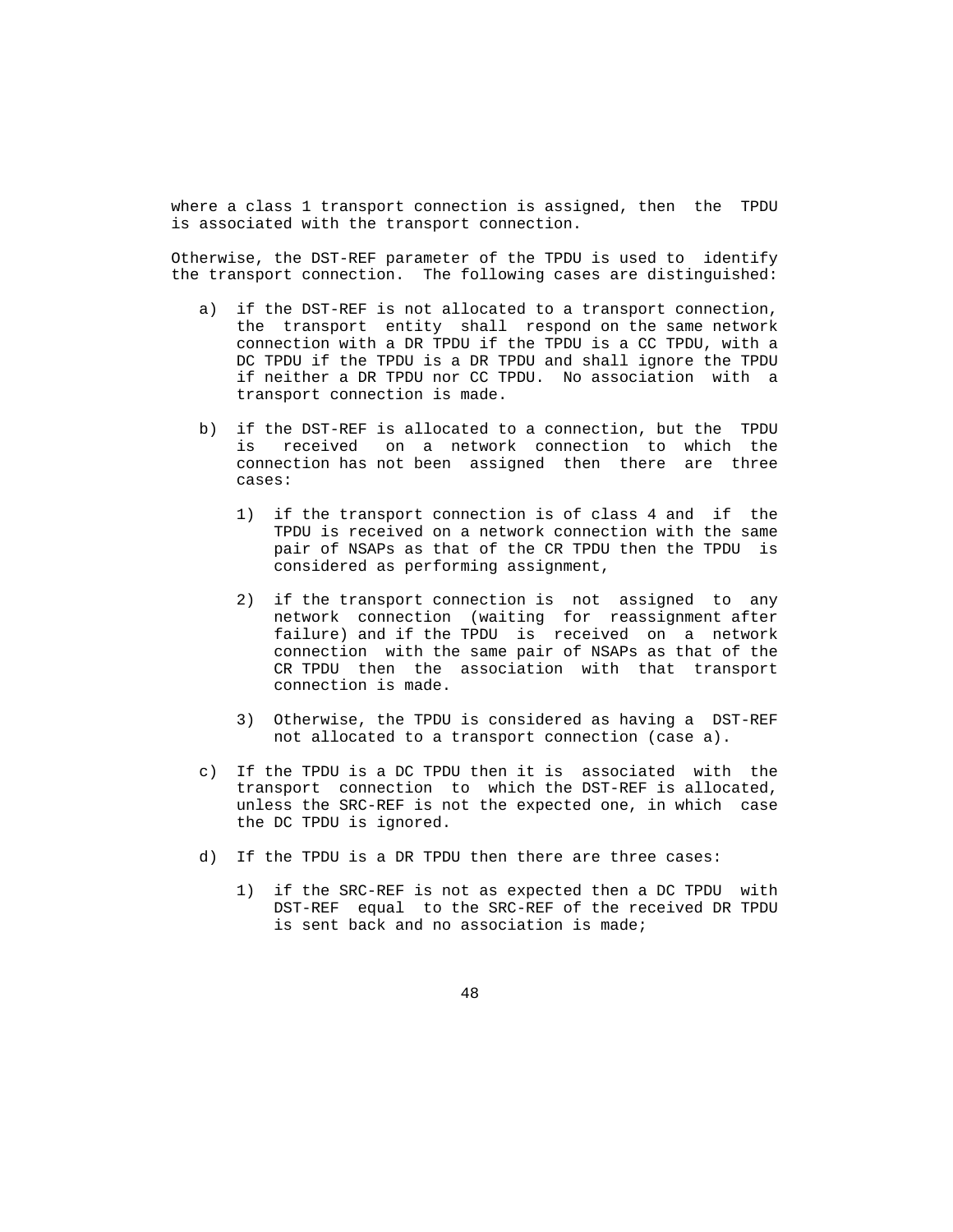where a class 1 transport connection is assigned, then the TPDU is associated with the transport connection.

Otherwise, the DST-REF parameter of the TPDU is used to identify the transport connection. The following cases are distinguished:

a) if the DST-REF is not allocated to a transport connection, the transport entity shall respond on the same network connection with a DR TPDU if the TPDU is a CC TPDU, with a DC TPDU if the TPDU is a DR TPDU and shall ignore the TPDU if neither a DR TPDU nor CC TPDU. No association with a transport connection is made.

b) if the DST-REF is allocated to a connection, but the TPDU is received on a network connection to which the connection has not been assigned then there are three cases:

   1) if the transport connection is of class 4 and if the TPDU is received on a network connection with the same pair of NSAPs as that of the CR TPDU then the TPDU is considered as performing assignment,

   2) if the transport connection is not assigned to any network connection (waiting for reassignment after failure) and if the TPDU is received on a network connection with the same pair of NSAPs as that of the CR TPDU then the association with that transport connection is made.

   3) Otherwise, the TPDU is considered as having a DST-REF not allocated to a transport connection (case a).

c) If the TPDU is a DC TPDU then it is associated with the transport connection to which the DST-REF is allocated, unless the SRC-REF is not the expected one, in which case the DC TPDU is ignored.

d) If the TPDU is a DR TPDU then there are three cases:

   1) if the SRC-REF is not as expected then a DC TPDU with DST-REF equal to the SRC-REF of the received DR TPDU is sent back and no association is made;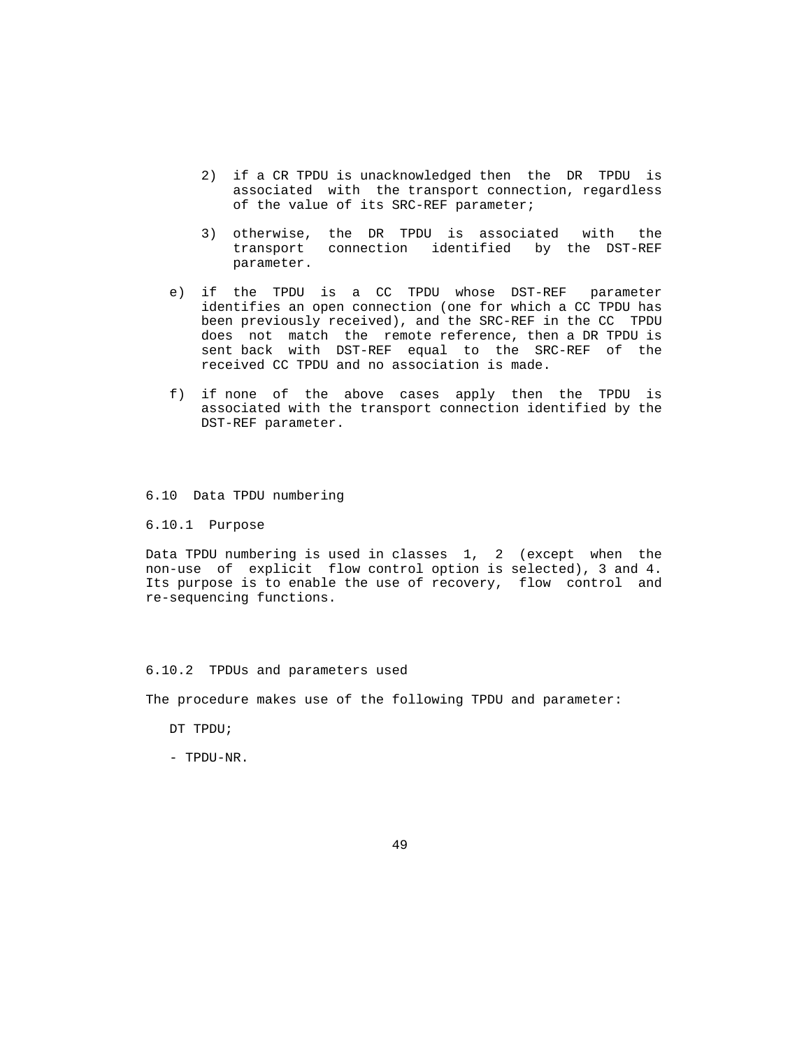2) if a CR TPDU is unacknowledged then the DR TPDU is associated with the transport connection, regardless of the value of its SRC-REF parameter;

3) otherwise, the DR TPDU is associated with the transport connection identified by the DST-REF parameter.

e) if the TPDU is a CC TPDU whose DST-REF parameter identifies an open connection (one for which a CC TPDU has been previously received), and the SRC-REF in the CC TPDU does not match the remote reference, then a DR TPDU is sent back with DST-REF equal to the SRC-REF of the received CC TPDU and no association is made.

f) if none of the above cases apply then the TPDU is associated with the transport connection identified by the DST-REF parameter.

## 6.10 Data TPDU numbering

### 6.10.1 Purpose

Data TPDU numbering is used in classes 1, 2 (except when the non-use of explicit flow control option is selected), 3 and 4. Its purpose is to enable the use of recovery, flow control and re-sequencing functions.

### 6.10.2 TPDUs and parameters used

The procedure makes use of the following TPDU and parameter:

DT TPDU;

- TPDU-NR.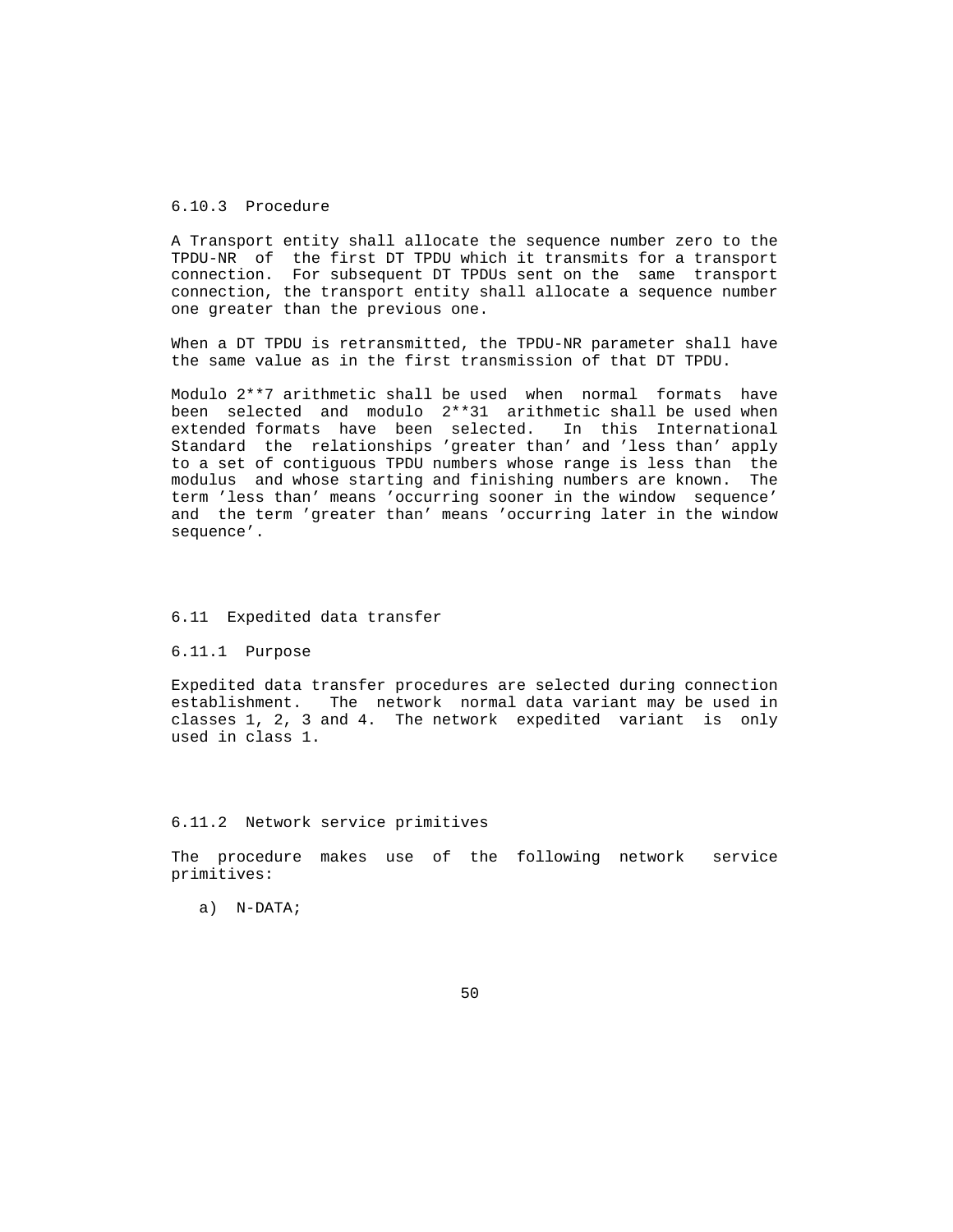### 6.10.3 Procedure

A Transport entity shall allocate the sequence number zero to the TPDU-NR of the first DT TPDU which it transmits for a transport connection. For subsequent DT TPDUs sent on the same transport connection, the transport entity shall allocate a sequence number one greater than the previous one.

When a DT TPDU is retransmitted, the TPDU-NR parameter shall have the same value as in the first transmission of that DT TPDU.

Modulo $2^{7}$ arithmetic shall be used when normal formats have been selected and modulo $2^{31}$ arithmetic shall be used when extended formats have been selected. In this International Standard the relationships 'greater than' and 'less than' apply to a set of contiguous TPDU numbers whose range is less than the modulus and whose starting and finishing numbers are known. The term 'less than' means 'occurring sooner in the window sequence' and the term 'greater than' means 'occurring later in the window sequence'.

## 6.11 Expedited data transfer

### 6.11.1 Purpose

Expedited data transfer procedures are selected during connection establishment. The network normal data variant may be used in classes 1, 2, 3 and 4. The network expedited variant is only used in class 1.

### 6.11.2 Network service primitives

The procedure makes use of the following network service primitives:

a) N-DATA;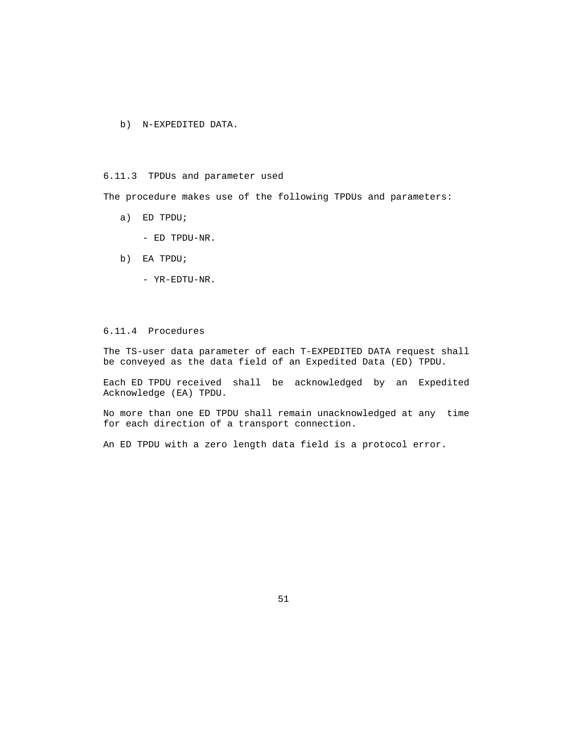b) N-EXPEDITED DATA.

### 6.11.3 TPDUs and parameter used

The procedure makes use of the following TPDUs and parameters:

a) ED TPDU;

   - ED TPDU-NR.

b) EA TPDU;

   - YR-EDTU-NR.

### 6.11.4 Procedures

The TS-user data parameter of each T-EXPEDITED DATA request shall be conveyed as the data field of an Expedited Data (ED) TPDU.

Each ED TPDU received shall be acknowledged by an Expedited Acknowledge (EA) TPDU.

No more than one ED TPDU shall remain unacknowledged at any time for each direction of a transport connection.

An ED TPDU with a zero length data field is a protocol error.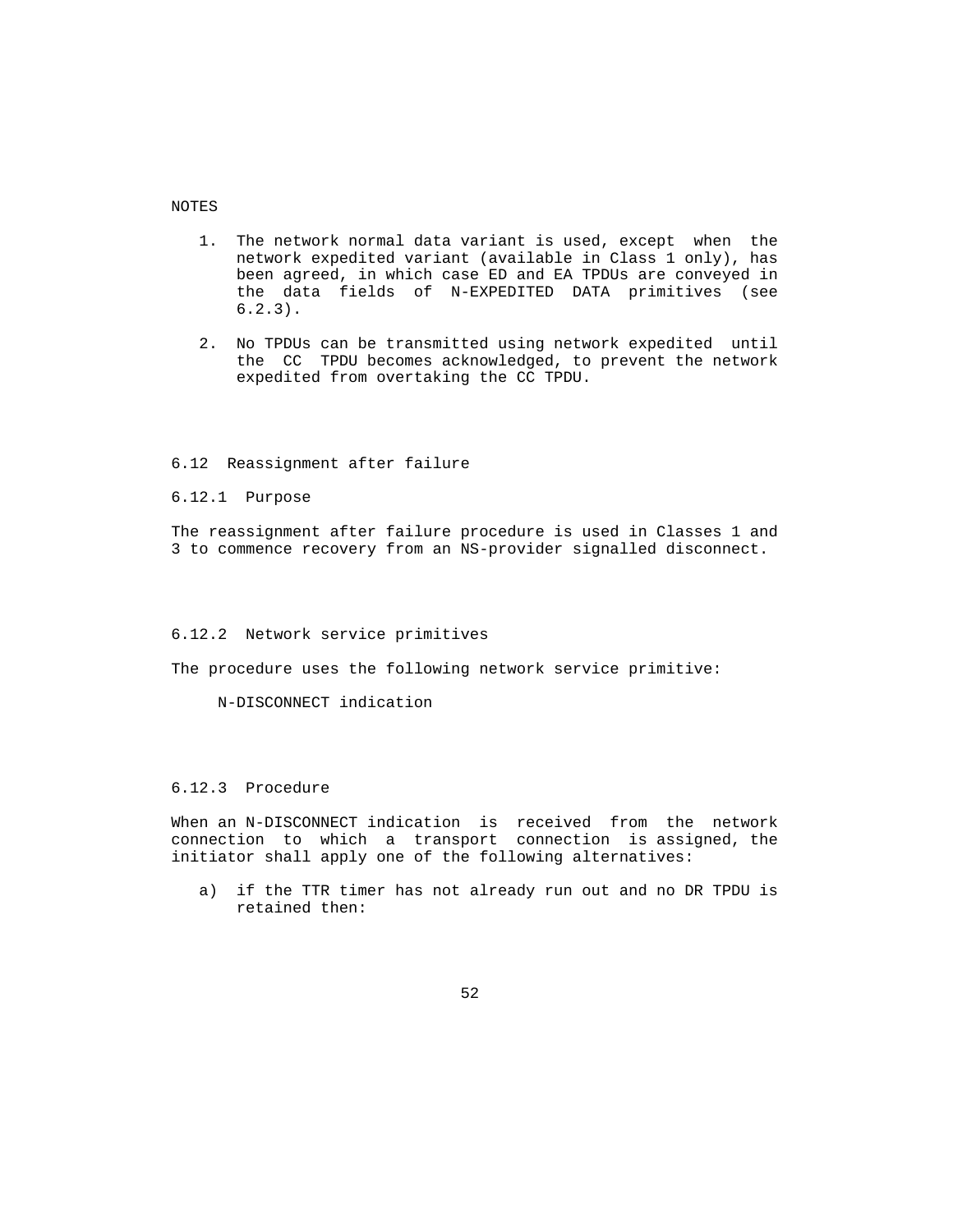NOTES

1. The network normal data variant is used, except when the network expedited variant (available in Class 1 only), has been agreed, in which case ED and EA TPDUs are conveyed in the data fields of N-EXPEDITED DATA primitives (see 6.2.3).

2. No TPDUs can be transmitted using network expedited until the CC TPDU becomes acknowledged, to prevent the network expedited from overtaking the CC TPDU.

## 6.12 Reassignment after failure

### 6.12.1 Purpose

The reassignment after failure procedure is used in Classes 1 and 3 to commence recovery from an NS-provider signalled disconnect.

### 6.12.2 Network service primitives

The procedure uses the following network service primitive:

N-DISCONNECT indication

### 6.12.3 Procedure

When an N-DISCONNECT indication is received from the network connection to which a transport connection is assigned, the initiator shall apply one of the following alternatives:

a) if the TTR timer has not already run out and no DR TPDU is retained then: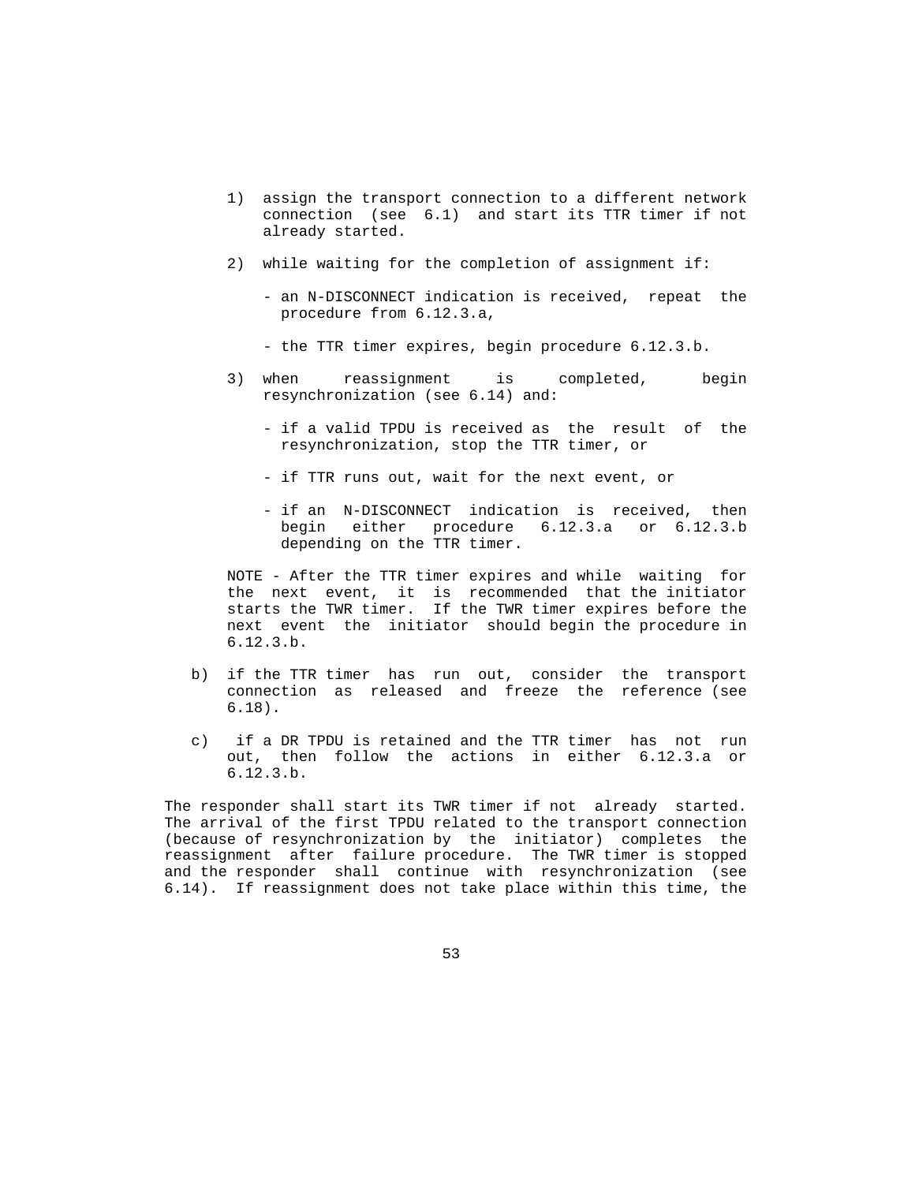1) assign the transport connection to a different network connection (see 6.1) and start its TTR timer if not already started.

2) while waiting for the completion of assignment if:

   - an N-DISCONNECT indication is received, repeat the procedure from 6.12.3.a,

   - the TTR timer expires, begin procedure 6.12.3.b.

3) when reassignment is completed, begin resynchronization (see 6.14) and:

   - if a valid TPDU is received as the result of the resynchronization, stop the TTR timer, or

   - if TTR runs out, wait for the next event, or

   - if an N-DISCONNECT indication is received, then begin either procedure 6.12.3.a or 6.12.3.b depending on the TTR timer.

NOTE - After the TTR timer expires and while waiting for the next event, it is recommended that the initiator starts the TWR timer. If the TWR timer expires before the next event the initiator should begin the procedure in 6.12.3.b.

b) if the TTR timer has run out, consider the transport connection as released and freeze the reference (see 6.18).

c) if a DR TPDU is retained and the TTR timer has not run out, then follow the actions in either 6.12.3.a or 6.12.3.b.

The responder shall start its TWR timer if not already started. The arrival of the first TPDU related to the transport connection (because of resynchronization by the initiator) completes the reassignment after failure procedure. The TWR timer is stopped and the responder shall continue with resynchronization (see 6.14). If reassignment does not take place within this time, the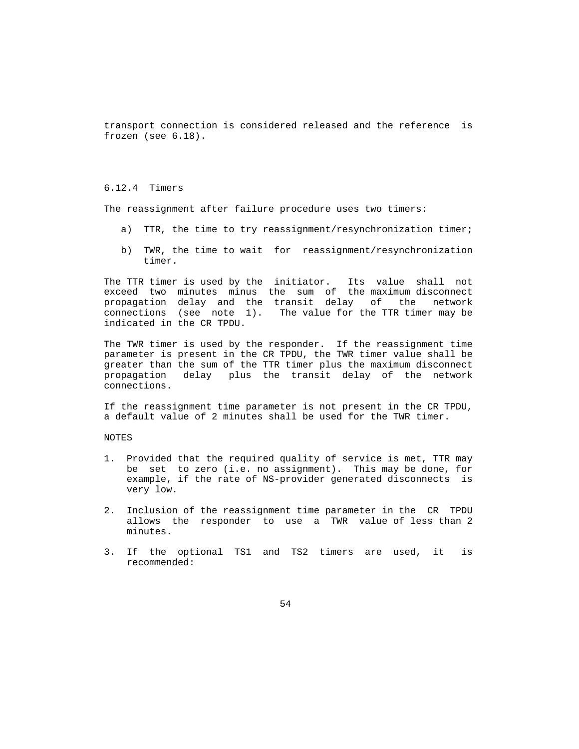transport connection is considered released and the reference is frozen (see 6.18).

### 6.12.4 Timers

The reassignment after failure procedure uses two timers:

a) TTR, the time to try reassignment/resynchronization timer;

b) TWR, the time to wait for reassignment/resynchronization timer.

The TTR timer is used by the initiator. Its value shall not exceed two minutes minus the sum of the maximum disconnect propagation delay and the transit delay of the network connections (see note 1). The value for the TTR timer may be indicated in the CR TPDU.

The TWR timer is used by the responder. If the reassignment time parameter is present in the CR TPDU, the TWR timer value shall be greater than the sum of the TTR timer plus the maximum disconnect propagation delay plus the transit delay of the network connections.

If the reassignment time parameter is not present in the CR TPDU, a default value of 2 minutes shall be used for the TWR timer.

NOTES

1. Provided that the required quality of service is met, TTR may be set to zero (i.e. no assignment). This may be done, for example, if the rate of NS-provider generated disconnects is very low.

2. Inclusion of the reassignment time parameter in the CR TPDU allows the responder to use a TWR value of less than 2 minutes.

3. If the optional TS1 and TS2 timers are used, it is recommended: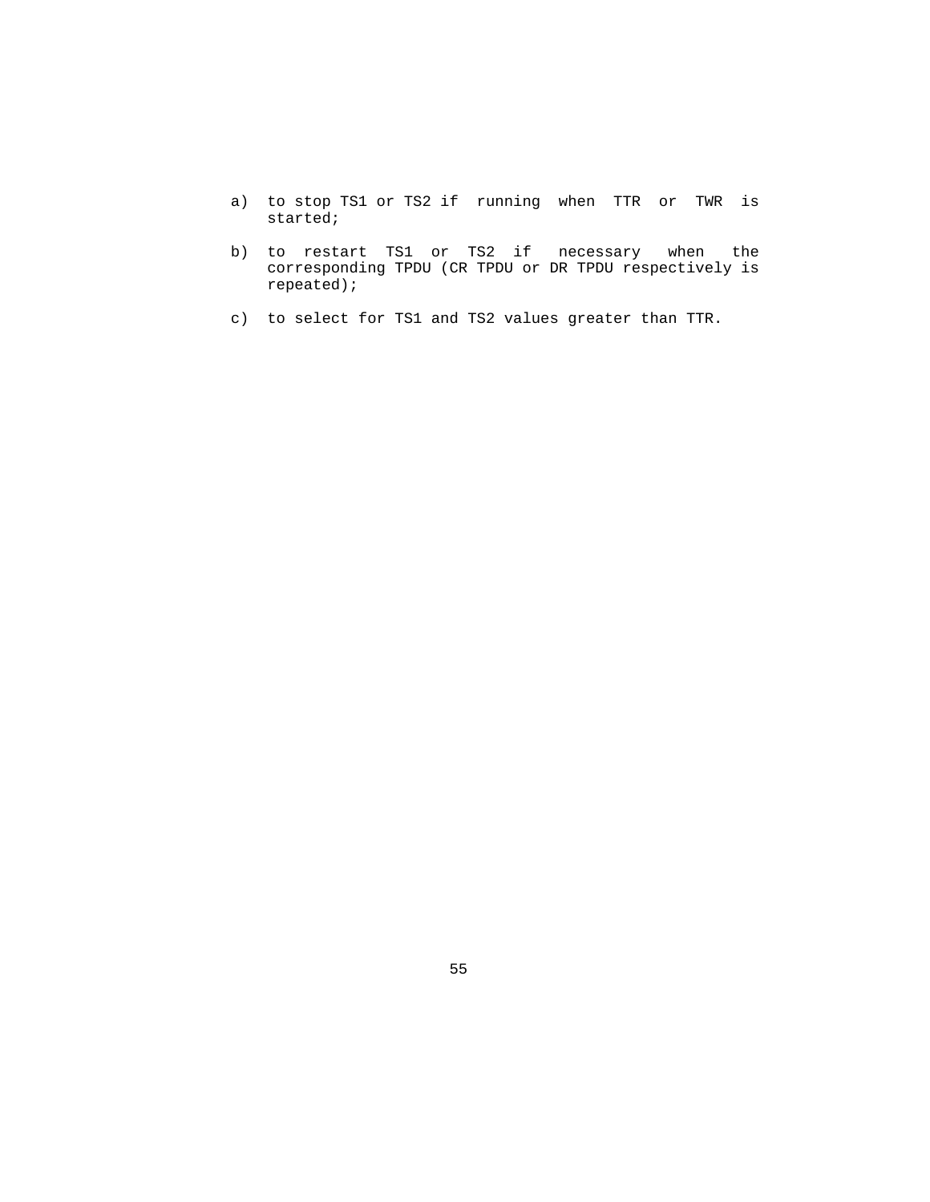a) to stop TS1 or TS2 if running when TTR or TWR is started;

b) to restart TS1 or TS2 if necessary when the corresponding TPDU (CR TPDU or DR TPDU respectively is repeated);

c) to select for TS1 and TS2 values greater than TTR.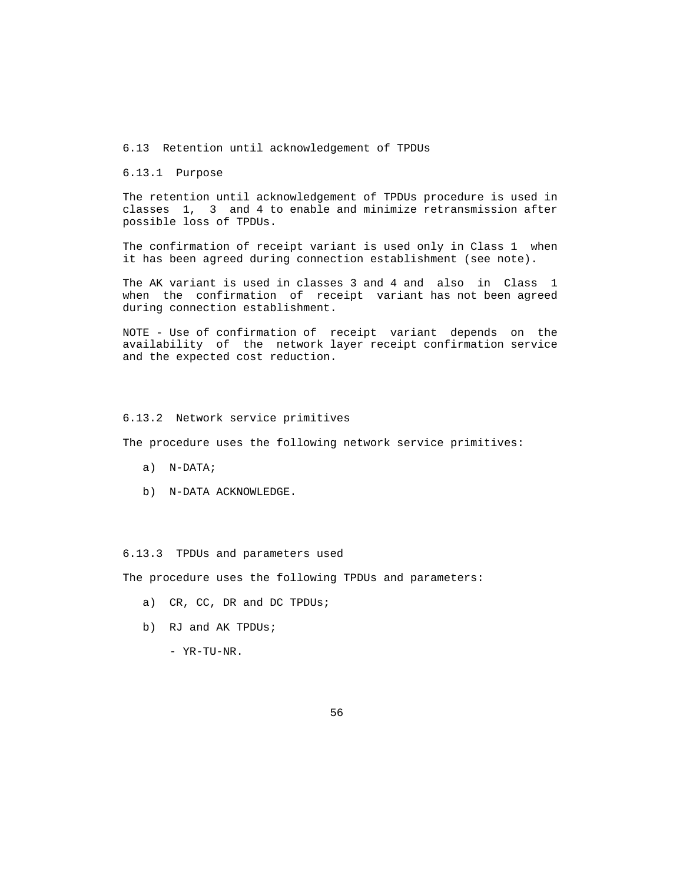## 6.13 Retention until acknowledgement of TPDUs

### 6.13.1 Purpose

The retention until acknowledgement of TPDUs procedure is used in classes 1, 3 and 4 to enable and minimize retransmission after possible loss of TPDUs.

The confirmation of receipt variant is used only in Class 1 when it has been agreed during connection establishment (see note).

The AK variant is used in classes 3 and 4 and also in Class 1 when the confirmation of receipt variant has not been agreed during connection establishment.

NOTE - Use of confirmation of receipt variant depends on the availability of the network layer receipt confirmation service and the expected cost reduction.

### 6.13.2 Network service primitives

The procedure uses the following network service primitives:

a) N-DATA;

b) N-DATA ACKNOWLEDGE.

### 6.13.3 TPDUs and parameters used

The procedure uses the following TPDUs and parameters:

a) CR, CC, DR and DC TPDUs;

b) RJ and AK TPDUs;

- YR-TU-NR.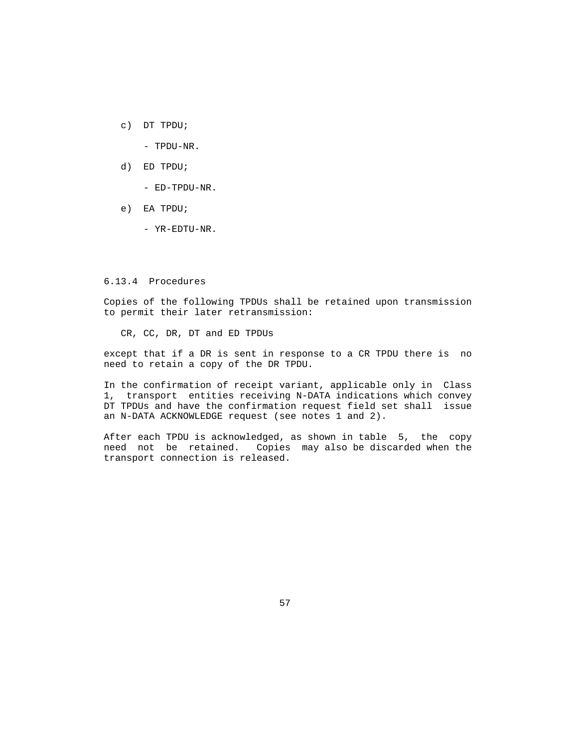c) DT TPDU;

   - TPDU-NR.

d) ED TPDU;

   - ED-TPDU-NR.

e) EA TPDU;

   - YR-EDTU-NR.

### 6.13.4 Procedures

Copies of the following TPDUs shall be retained upon transmission to permit their later retransmission:

CR, CC, DR, DT and ED TPDUs

except that if a DR is sent in response to a CR TPDU there is no need to retain a copy of the DR TPDU.

In the confirmation of receipt variant, applicable only in Class 1, transport entities receiving N-DATA indications which convey DT TPDUs and have the confirmation request field set shall issue an N-DATA ACKNOWLEDGE request (see notes 1 and 2).

After each TPDU is acknowledged, as shown in table 5, the copy need not be retained. Copies may also be discarded when the transport connection is released.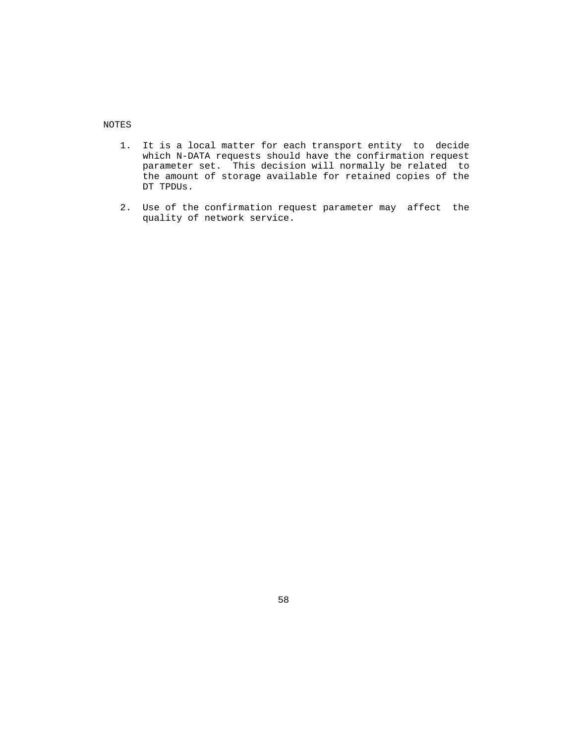NOTES

1. It is a local matter for each transport entity to decide which N-DATA requests should have the confirmation request parameter set. This decision will normally be related to the amount of storage available for retained copies of the DT TPDUs.

2. Use of the confirmation request parameter may affect the quality of network service.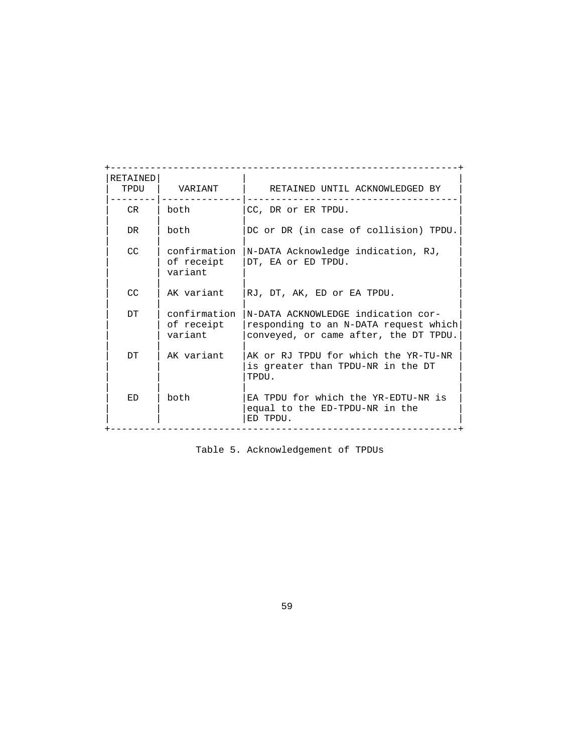| RETAINED TPDU | VARIANT | RETAINED UNTIL ACKNOWLEDGED BY |
|---|---|---|
| CR | both | CC, DR or ER TPDU. |
| DR | both | DC or DR (in case of collision) TPDU. |
| CC | confirmation of receipt variant | N-DATA Acknowledge indication, RJ, DT, EA or ED TPDU. |
| CC | AK variant | RJ, DT, AK, ED or EA TPDU. |
| DT | confirmation of receipt variant | N-DATA ACKNOWLEDGE indication corresponding to an N-DATA request which conveyed, or came after, the DT TPDU. |
| DT | AK variant | AK or RJ TPDU for which the YR-TU-NR is greater than TPDU-NR in the DT TPDU. |
| ED | both | EA TPDU for which the YR-EDTU-NR is equal to the ED-TPDU-NR in the ED TPDU. |

Table 5. Acknowledgement of TPDUs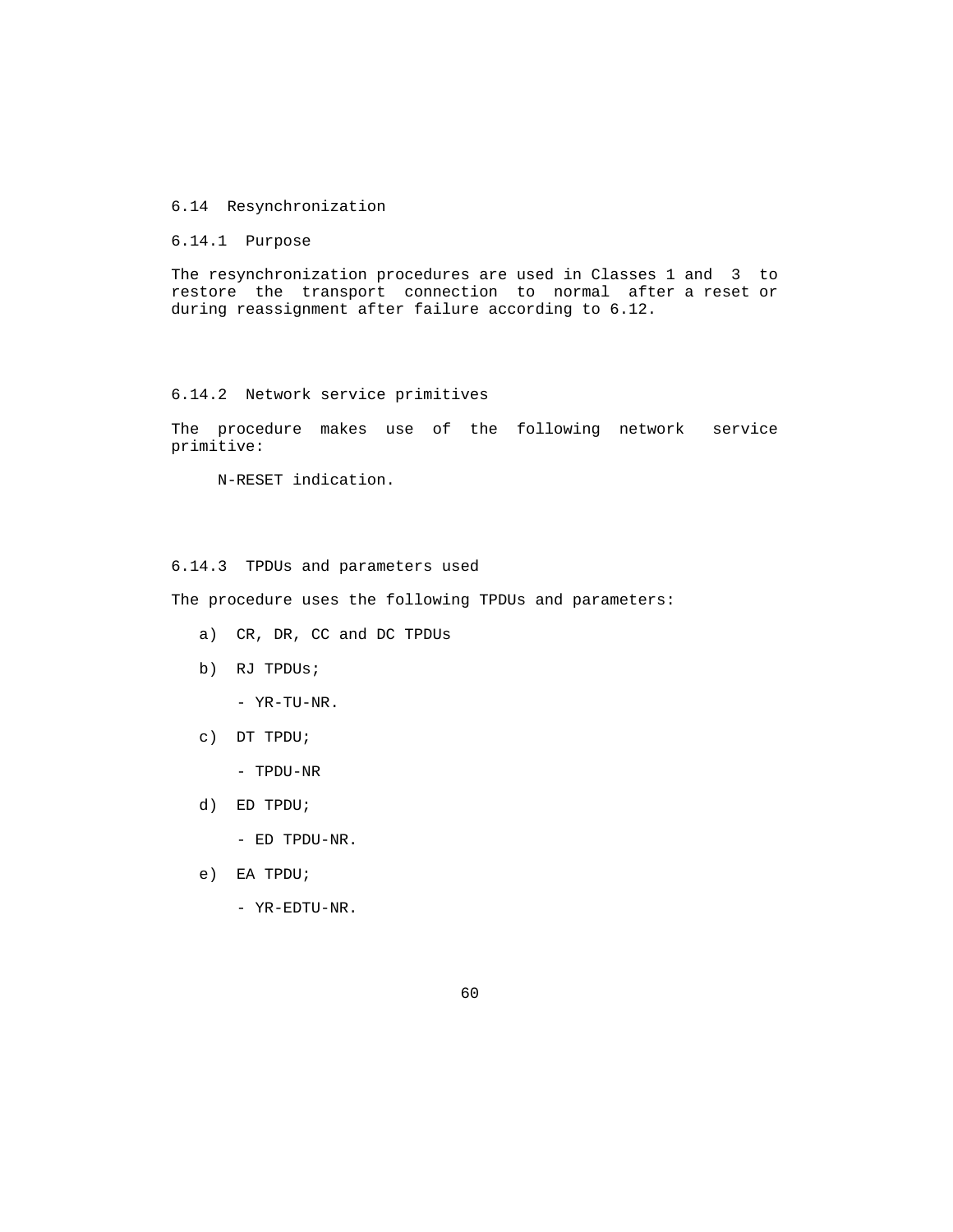## 6.14 Resynchronization

### 6.14.1 Purpose

The resynchronization procedures are used in Classes 1 and 3 to restore the transport connection to normal after a reset or during reassignment after failure according to 6.12.

### 6.14.2 Network service primitives

The procedure makes use of the following network service primitive:

N-RESET indication.

### 6.14.3 TPDUs and parameters used

The procedure uses the following TPDUs and parameters:

a) CR, DR, CC and DC TPDUs

b) RJ TPDUs;

- YR-TU-NR.

c) DT TPDU;

- TPDU-NR

d) ED TPDU;

- ED TPDU-NR.

e) EA TPDU;

- YR-EDTU-NR.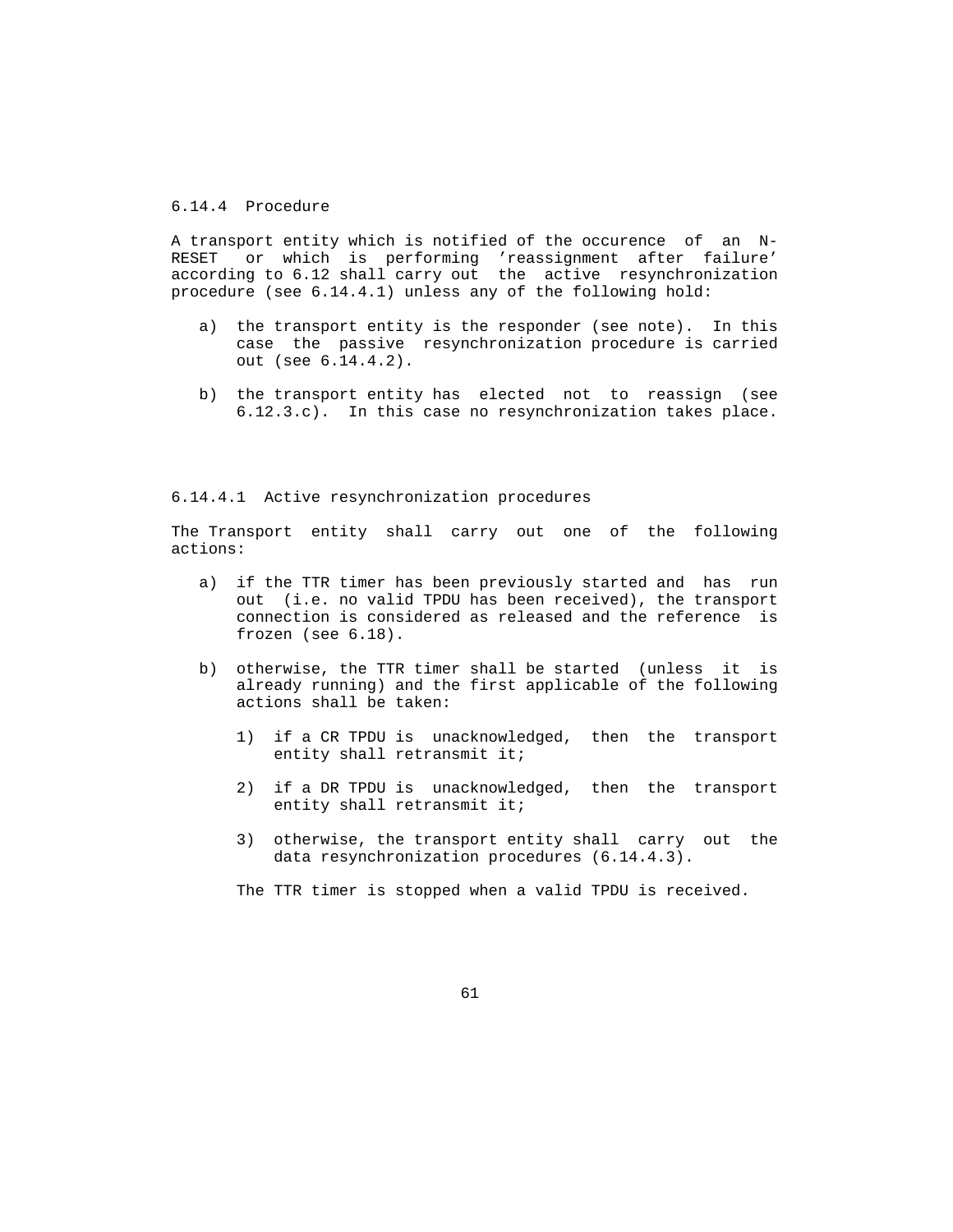### 6.14.4 Procedure

A transport entity which is notified of the occurence of an N-RESET or which is performing 'reassignment after failure' according to 6.12 shall carry out the active resynchronization procedure (see 6.14.4.1) unless any of the following hold:

a) the transport entity is the responder (see note). In this case the passive resynchronization procedure is carried out (see 6.14.4.2).

b) the transport entity has elected not to reassign (see 6.12.3.c). In this case no resynchronization takes place.

#### 6.14.4.1 Active resynchronization procedures

The Transport entity shall carry out one of the following actions:

a) if the TTR timer has been previously started and has run out (i.e. no valid TPDU has been received), the transport connection is considered as released and the reference is frozen (see 6.18).

b) otherwise, the TTR timer shall be started (unless it is already running) and the first applicable of the following actions shall be taken:

   1) if a CR TPDU is unacknowledged, then the transport entity shall retransmit it;

   2) if a DR TPDU is unacknowledged, then the transport entity shall retransmit it;

   3) otherwise, the transport entity shall carry out the data resynchronization procedures (6.14.4.3).

   The TTR timer is stopped when a valid TPDU is received.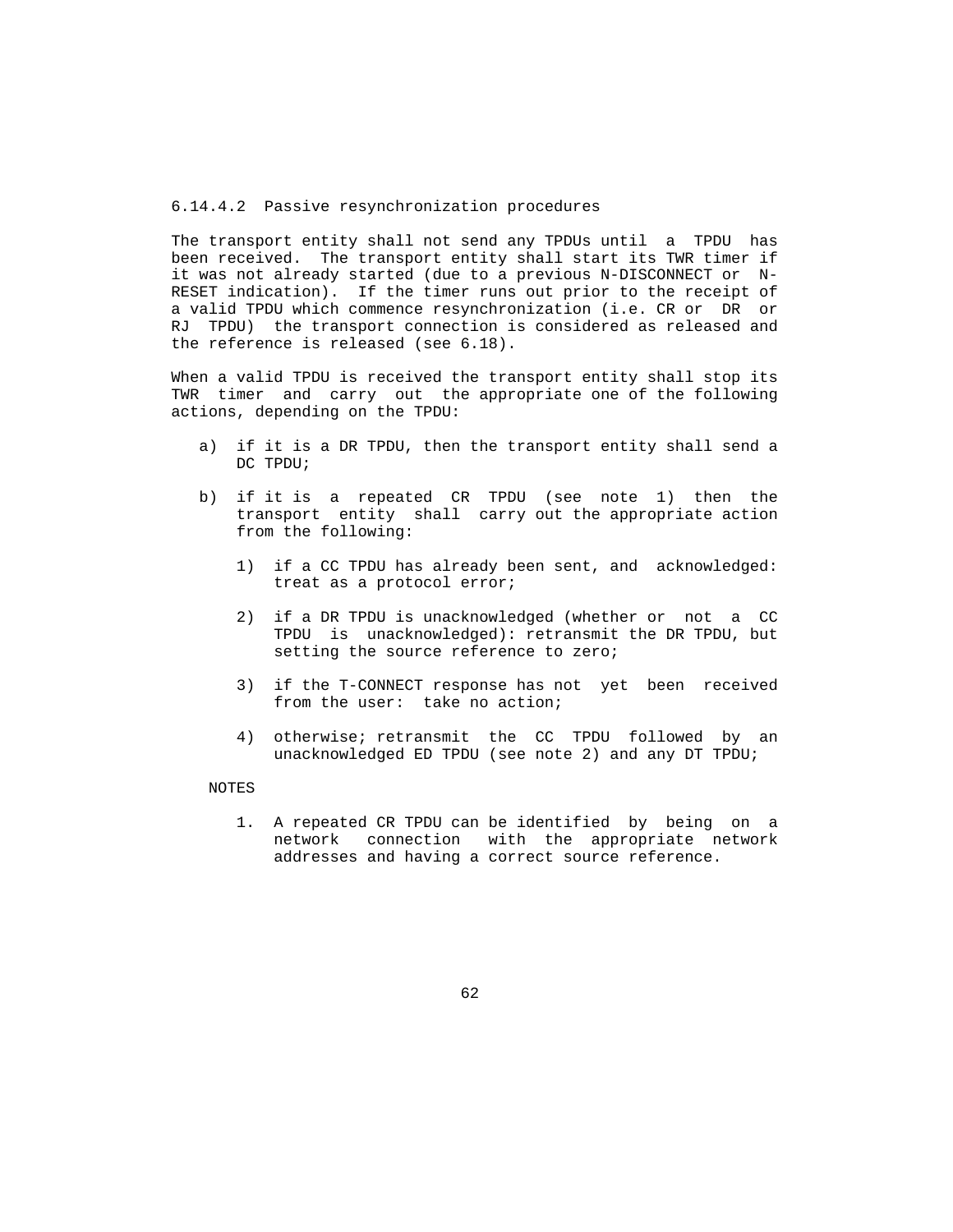#### 6.14.4.2 Passive resynchronization procedures

The transport entity shall not send any TPDUs until a TPDU has been received. The transport entity shall start its TWR timer if it was not already started (due to a previous N-DISCONNECT or N-RESET indication). If the timer runs out prior to the receipt of a valid TPDU which commence resynchronization (i.e. CR or DR or RJ TPDU) the transport connection is considered as released and the reference is released (see 6.18).

When a valid TPDU is received the transport entity shall stop its TWR timer and carry out the appropriate one of the following actions, depending on the TPDU:

a) if it is a DR TPDU, then the transport entity shall send a DC TPDU;

b) if it is a repeated CR TPDU (see note 1) then the transport entity shall carry out the appropriate action from the following:

   1) if a CC TPDU has already been sent, and acknowledged: treat as a protocol error;

   2) if a DR TPDU is unacknowledged (whether or not a CC TPDU is unacknowledged): retransmit the DR TPDU, but setting the source reference to zero;

   3) if the T-CONNECT response has not yet been received from the user: take no action;

   4) otherwise; retransmit the CC TPDU followed by an unacknowledged ED TPDU (see note 2) and any DT TPDU;

NOTES

1. A repeated CR TPDU can be identified by being on a network connection with the appropriate network addresses and having a correct source reference.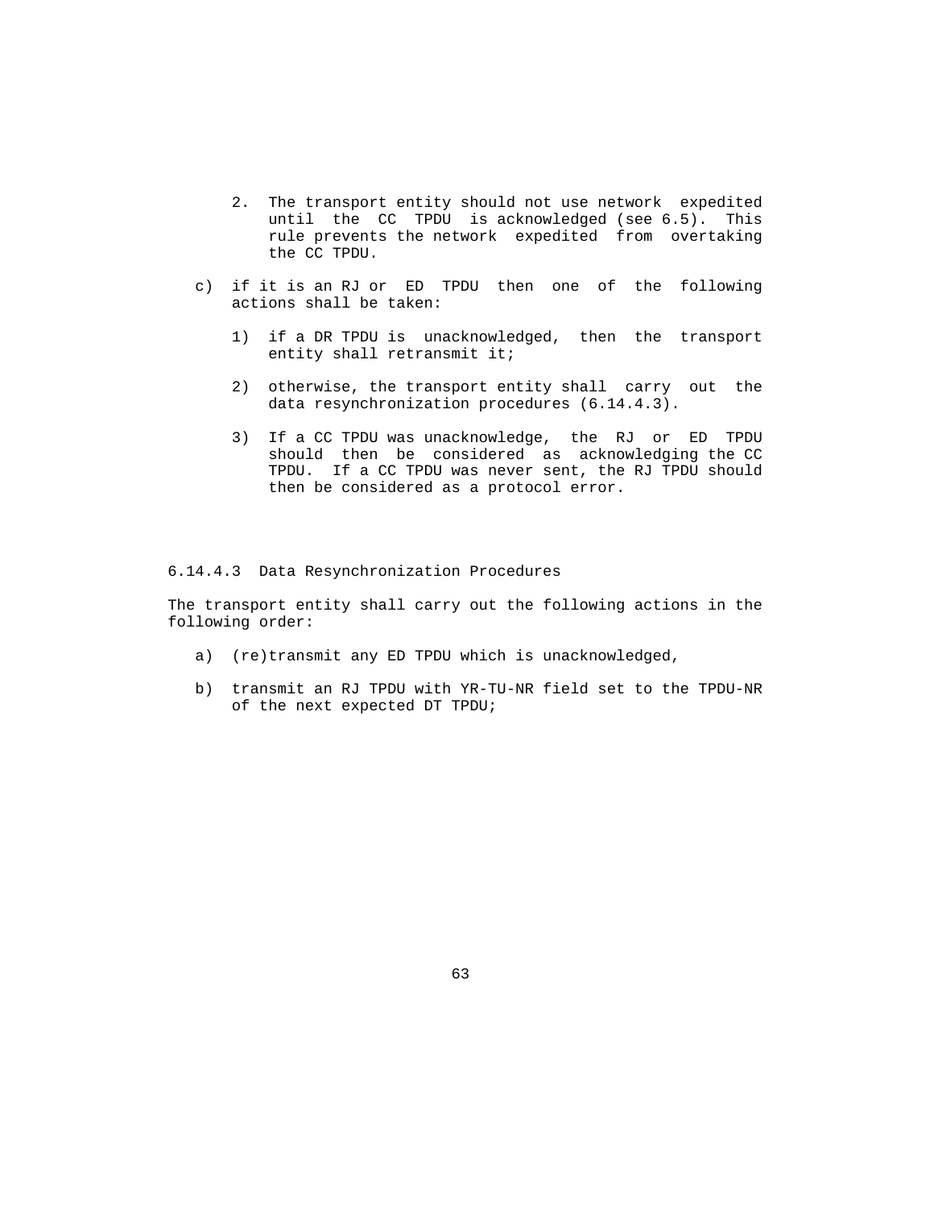2. The transport entity should not use network expedited until the CC TPDU is acknowledged (see 6.5). This rule prevents the network expedited from overtaking the CC TPDU.

c) if it is an RJ or ED TPDU then one of the following actions shall be taken:

   1) if a DR TPDU is unacknowledged, then the transport entity shall retransmit it;

   2) otherwise, the transport entity shall carry out the data resynchronization procedures (6.14.4.3).

   3) If a CC TPDU was unacknowledge, the RJ or ED TPDU should then be considered as acknowledging the CC TPDU. If a CC TPDU was never sent, the RJ TPDU should then be considered as a protocol error.

6.14.4.3 Data Resynchronization Procedures

The transport entity shall carry out the following actions in the following order:

a) (re)transmit any ED TPDU which is unacknowledged,

b) transmit an RJ TPDU with YR-TU-NR field set to the TPDU-NR of the next expected DT TPDU;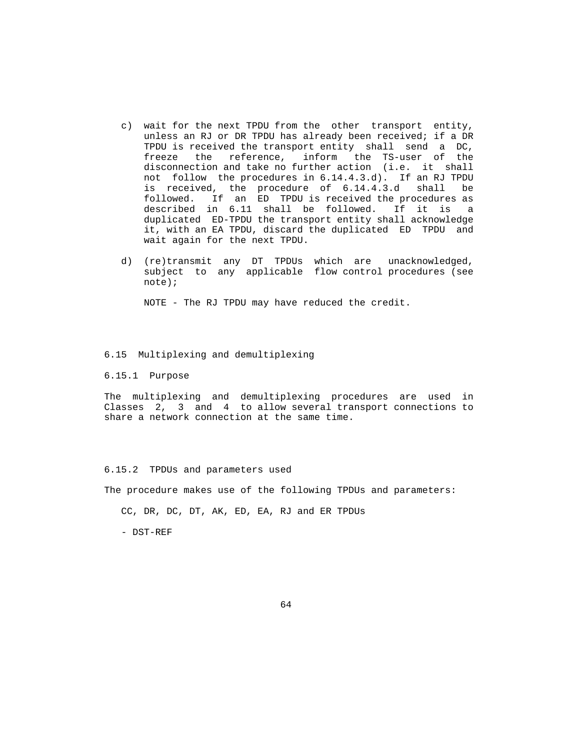c) wait for the next TPDU from the other transport entity, unless an RJ or DR TPDU has already been received; if a DR TPDU is received the transport entity shall send a DC, freeze the reference, inform the TS-user of the disconnection and take no further action (i.e. it shall not follow the procedures in 6.14.4.3.d). If an RJ TPDU is received, the procedure of 6.14.4.3.d shall be followed. If an ED TPDU is received the procedures as described in 6.11 shall be followed. If it is a duplicated ED-TPDU the transport entity shall acknowledge it, with an EA TPDU, discard the duplicated ED TPDU and wait again for the next TPDU.

d) (re)transmit any DT TPDUs which are unacknowledged, subject to any applicable flow control procedures (see note);

   NOTE - The RJ TPDU may have reduced the credit.

## 6.15 Multiplexing and demultiplexing

### 6.15.1 Purpose

The multiplexing and demultiplexing procedures are used in Classes 2, 3 and 4 to allow several transport connections to share a network connection at the same time.

### 6.15.2 TPDUs and parameters used

The procedure makes use of the following TPDUs and parameters:

CC, DR, DC, DT, AK, ED, EA, RJ and ER TPDUs

- DST-REF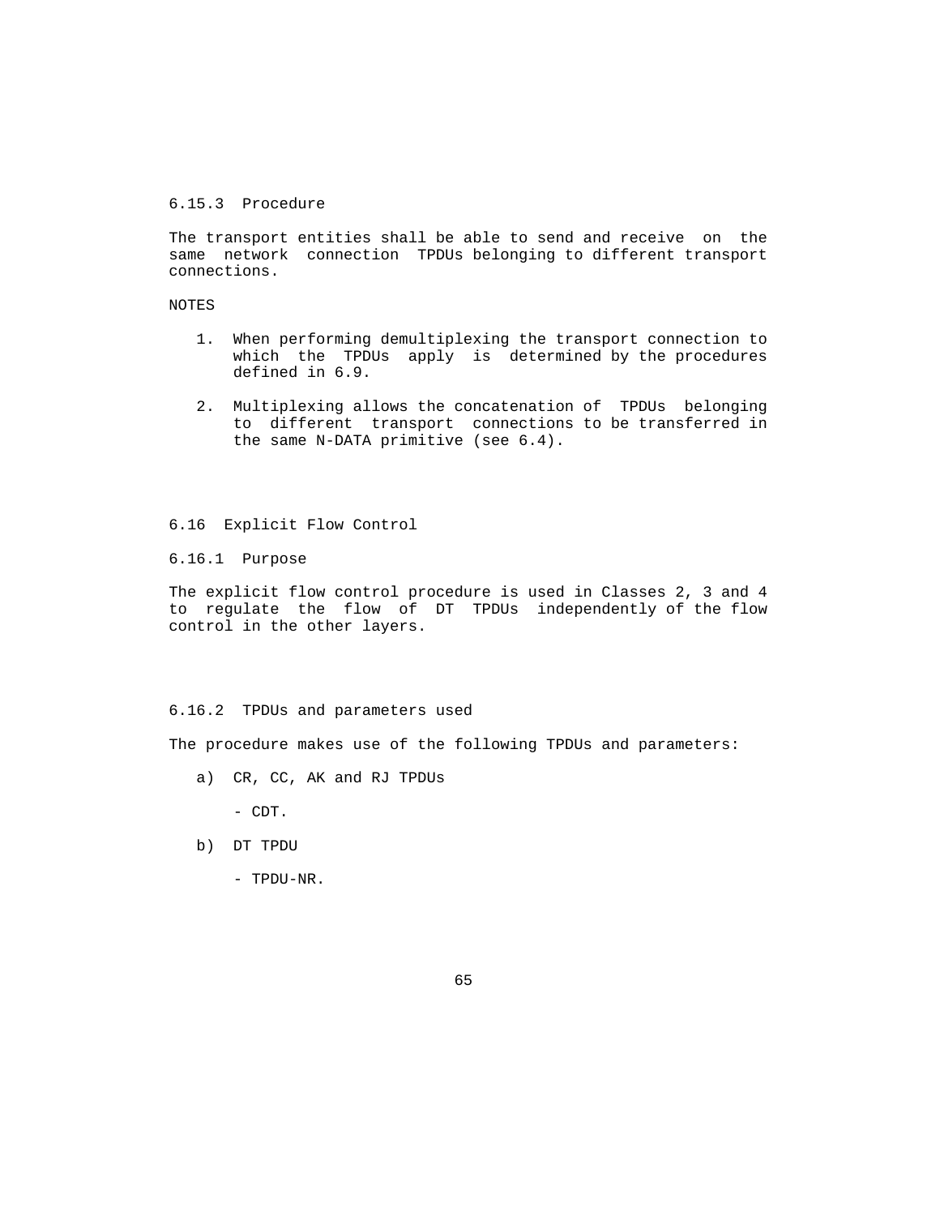### 6.15.3 Procedure

The transport entities shall be able to send and receive on the same network connection TPDUs belonging to different transport connections.

NOTES

1. When performing demultiplexing the transport connection to which the TPDUs apply is determined by the procedures defined in 6.9.

2. Multiplexing allows the concatenation of TPDUs belonging to different transport connections to be transferred in the same N-DATA primitive (see 6.4).

## 6.16 Explicit Flow Control

### 6.16.1 Purpose

The explicit flow control procedure is used in Classes 2, 3 and 4 to regulate the flow of DT TPDUs independently of the flow control in the other layers.

### 6.16.2 TPDUs and parameters used

The procedure makes use of the following TPDUs and parameters:

a) CR, CC, AK and RJ TPDUs

   - CDT.

b) DT TPDU

   - TPDU-NR.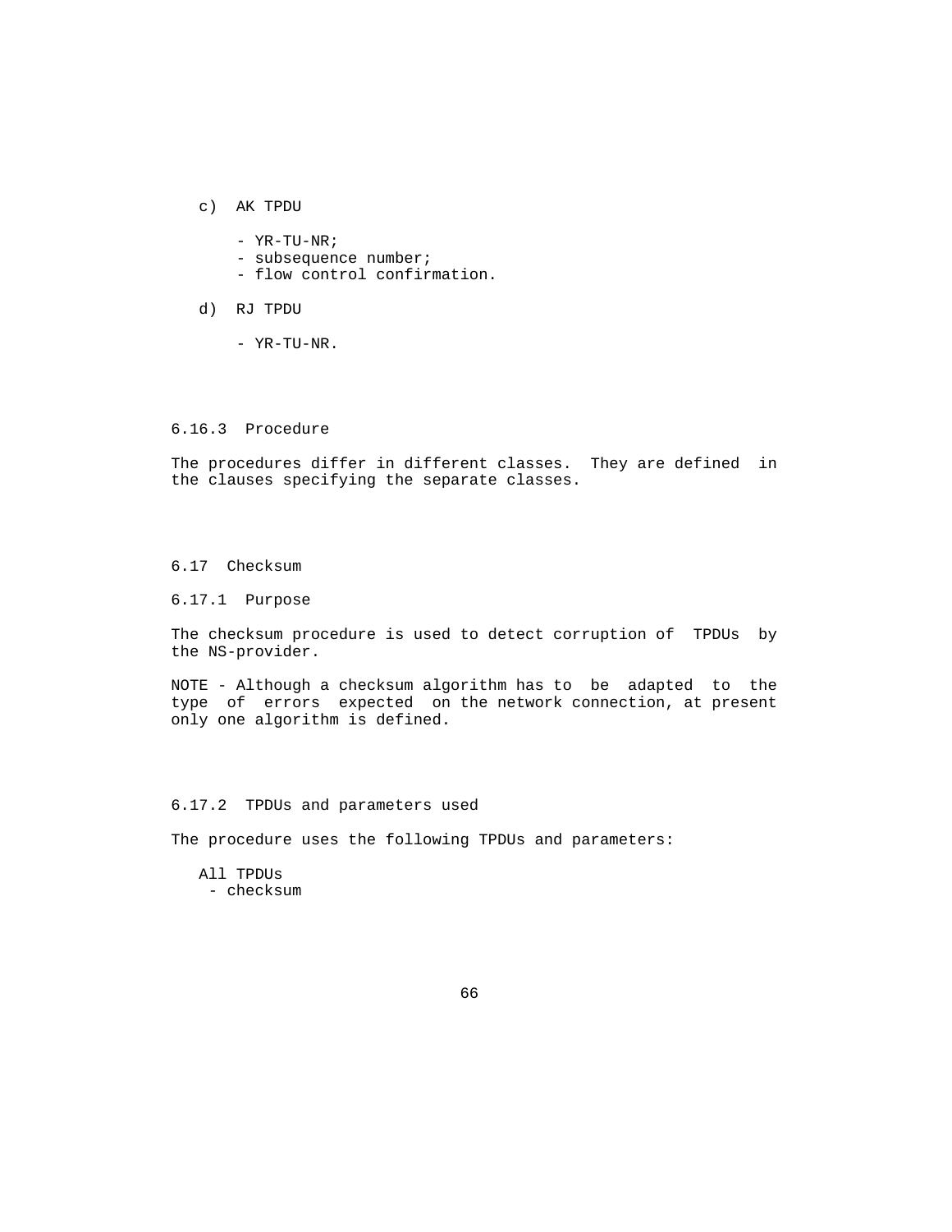c) AK TPDU

- YR-TU-NR;
- subsequence number;
- flow control confirmation.

d) RJ TPDU

- YR-TU-NR.

### 6.16.3 Procedure

The procedures differ in different classes. They are defined in the clauses specifying the separate classes.

## 6.17 Checksum

### 6.17.1 Purpose

The checksum procedure is used to detect corruption of TPDUs by the NS-provider.

NOTE - Although a checksum algorithm has to be adapted to the type of errors expected on the network connection, at present only one algorithm is defined.

### 6.17.2 TPDUs and parameters used

The procedure uses the following TPDUs and parameters:

All TPDUs
- checksum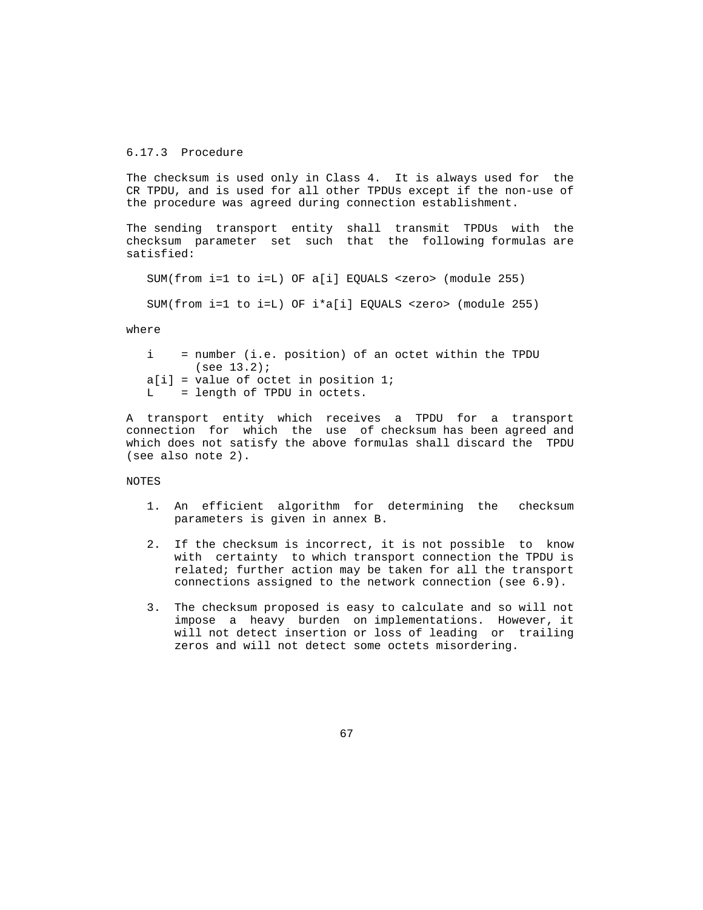### 6.17.3 Procedure

The checksum is used only in Class 4. It is always used for the CR TPDU, and is used for all other TPDUs except if the non-use of the procedure was agreed during connection establishment.

The sending transport entity shall transmit TPDUs with the checksum parameter set such that the following formulas are satisfied:

```
SUM(from i=1 to i=L) OF a[i] EQUALS <zero> (module 255)

SUM(from i=1 to i=L) OF i*a[i] EQUALS <zero> (module 255)
```

where

```
i    = number (i.e. position) of an octet within the TPDU
       (see 13.2);
a[i] = value of octet in position 1;
L    = length of TPDU in octets.
```

A transport entity which receives a TPDU for a transport connection for which the use of checksum has been agreed and which does not satisfy the above formulas shall discard the TPDU (see also note 2).

NOTES

1. An efficient algorithm for determining the checksum parameters is given in annex B.
2. If the checksum is incorrect, it is not possible to know with certainty to which transport connection the TPDU is related; further action may be taken for all the transport connections assigned to the network connection (see 6.9).
3. The checksum proposed is easy to calculate and so will not impose a heavy burden on implementations. However, it will not detect insertion or loss of leading or trailing zeros and will not detect some octets misordering.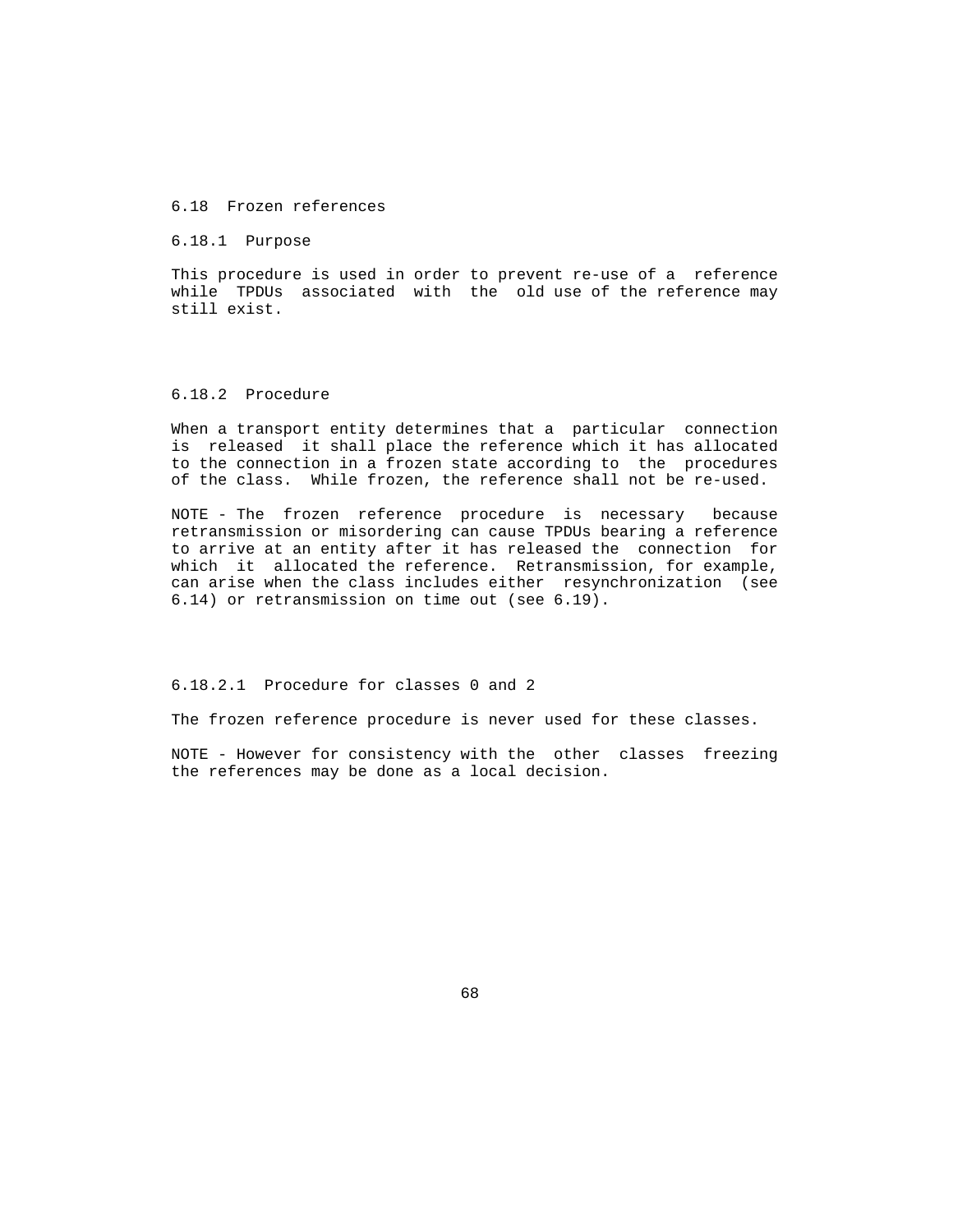## 6.18 Frozen references

### 6.18.1 Purpose

This procedure is used in order to prevent re-use of a reference while TPDUs associated with the old use of the reference may still exist.

### 6.18.2 Procedure

When a transport entity determines that a particular connection is released it shall place the reference which it has allocated to the connection in a frozen state according to the procedures of the class. While frozen, the reference shall not be re-used.

NOTE - The frozen reference procedure is necessary because retransmission or misordering can cause TPDUs bearing a reference to arrive at an entity after it has released the connection for which it allocated the reference. Retransmission, for example, can arise when the class includes either resynchronization (see 6.14) or retransmission on time out (see 6.19).

#### 6.18.2.1 Procedure for classes 0 and 2

The frozen reference procedure is never used for these classes.

NOTE - However for consistency with the other classes freezing the references may be done as a local decision.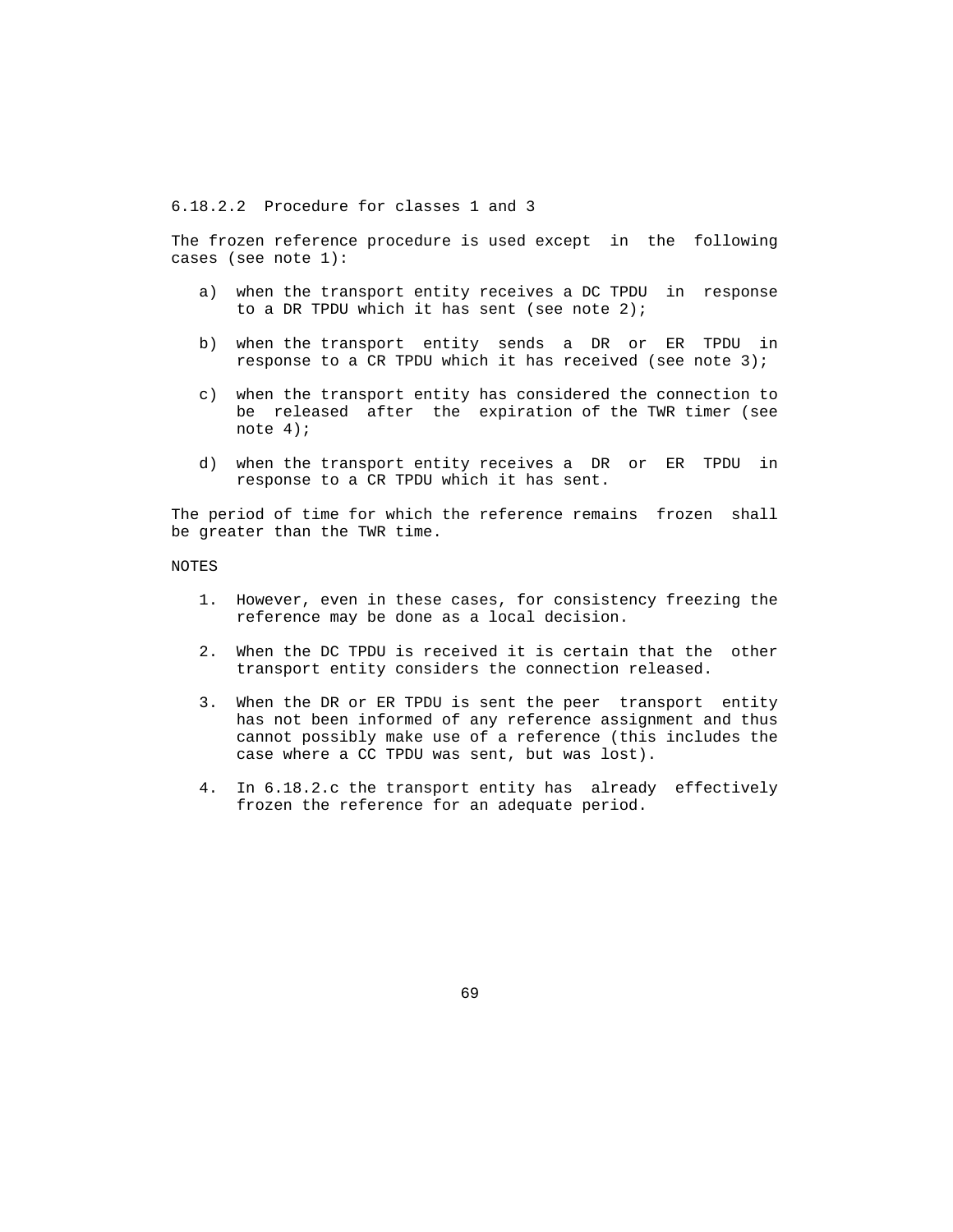#### 6.18.2.2 Procedure for classes 1 and 3

The frozen reference procedure is used except in the following cases (see note 1):

a) when the transport entity receives a DC TPDU in response to a DR TPDU which it has sent (see note 2);

b) when the transport entity sends a DR or ER TPDU in response to a CR TPDU which it has received (see note 3);

c) when the transport entity has considered the connection to be released after the expiration of the TWR timer (see note 4);

d) when the transport entity receives a DR or ER TPDU in response to a CR TPDU which it has sent.

The period of time for which the reference remains frozen shall be greater than the TWR time.

NOTES

1. However, even in these cases, for consistency freezing the reference may be done as a local decision.

2. When the DC TPDU is received it is certain that the other transport entity considers the connection released.

3. When the DR or ER TPDU is sent the peer transport entity has not been informed of any reference assignment and thus cannot possibly make use of a reference (this includes the case where a CC TPDU was sent, but was lost).

4. In 6.18.2.c the transport entity has already effectively frozen the reference for an adequate period.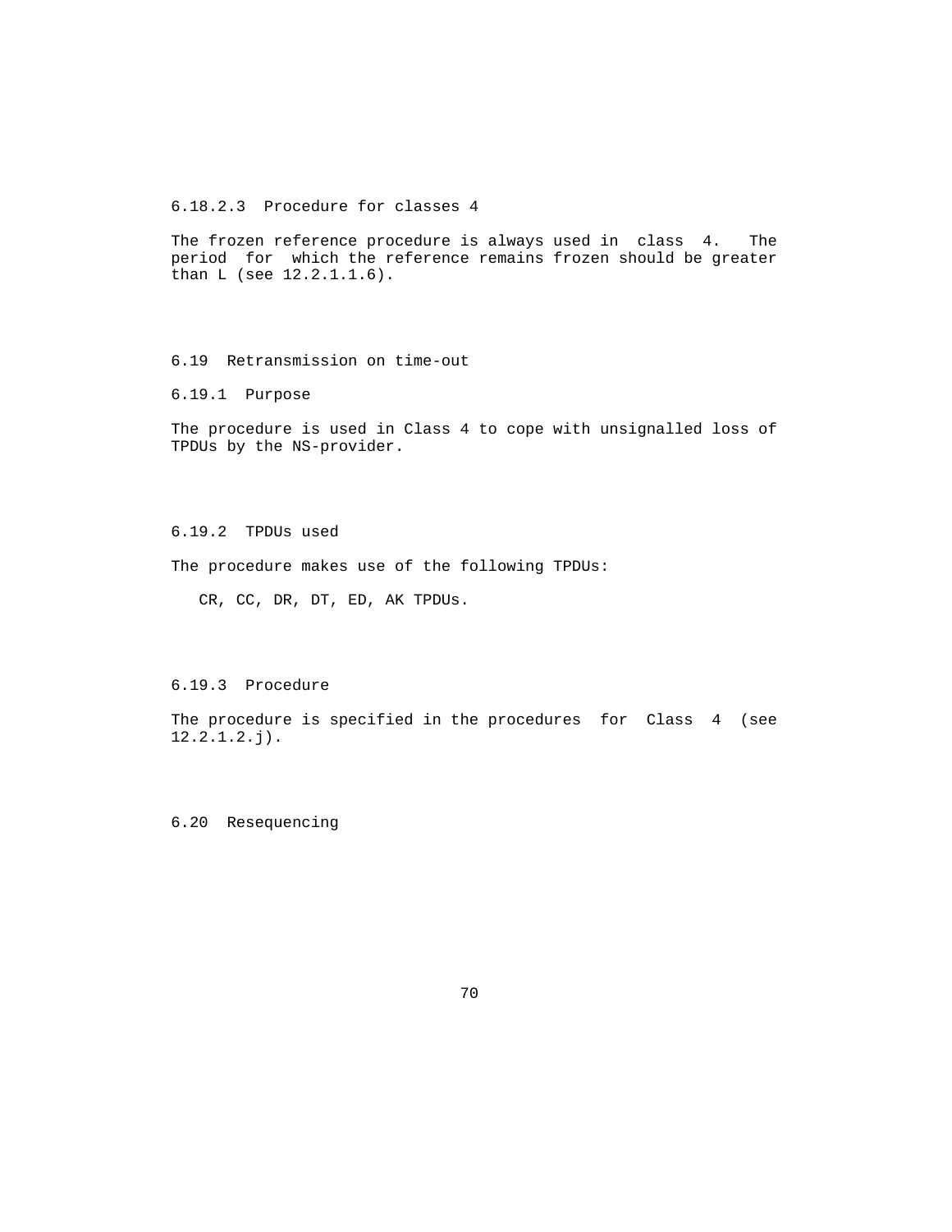#### 6.18.2.3 Procedure for classes 4

The frozen reference procedure is always used in class 4. The period for which the reference remains frozen should be greater than L (see 12.2.1.1.6).

## 6.19 Retransmission on time-out

### 6.19.1 Purpose

The procedure is used in Class 4 to cope with unsignalled loss of TPDUs by the NS-provider.

### 6.19.2 TPDUs used

The procedure makes use of the following TPDUs:

CR, CC, DR, DT, ED, AK TPDUs.

### 6.19.3 Procedure

The procedure is specified in the procedures for Class 4 (see 12.2.1.2.j).

## 6.20 Resequencing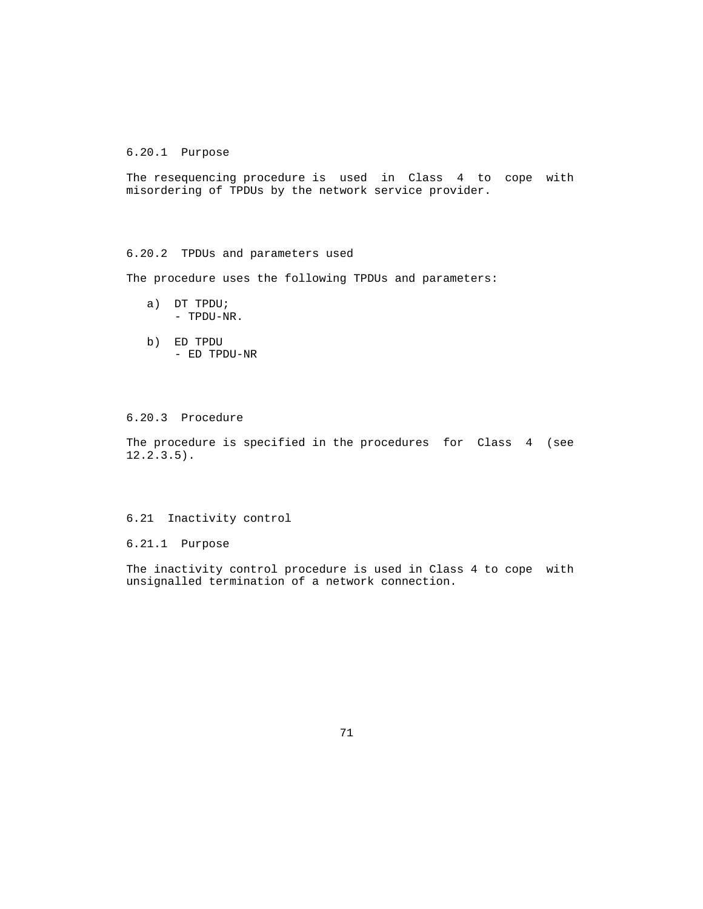### 6.20.1 Purpose

The resequencing procedure is used in Class 4 to cope with misordering of TPDUs by the network service provider.

### 6.20.2 TPDUs and parameters used

The procedure uses the following TPDUs and parameters:

a) DT TPDU;
   - TPDU-NR.

b) ED TPDU
   - ED TPDU-NR

### 6.20.3 Procedure

The procedure is specified in the procedures for Class 4 (see 12.2.3.5).

## 6.21 Inactivity control

### 6.21.1 Purpose

The inactivity control procedure is used in Class 4 to cope with unsignalled termination of a network connection.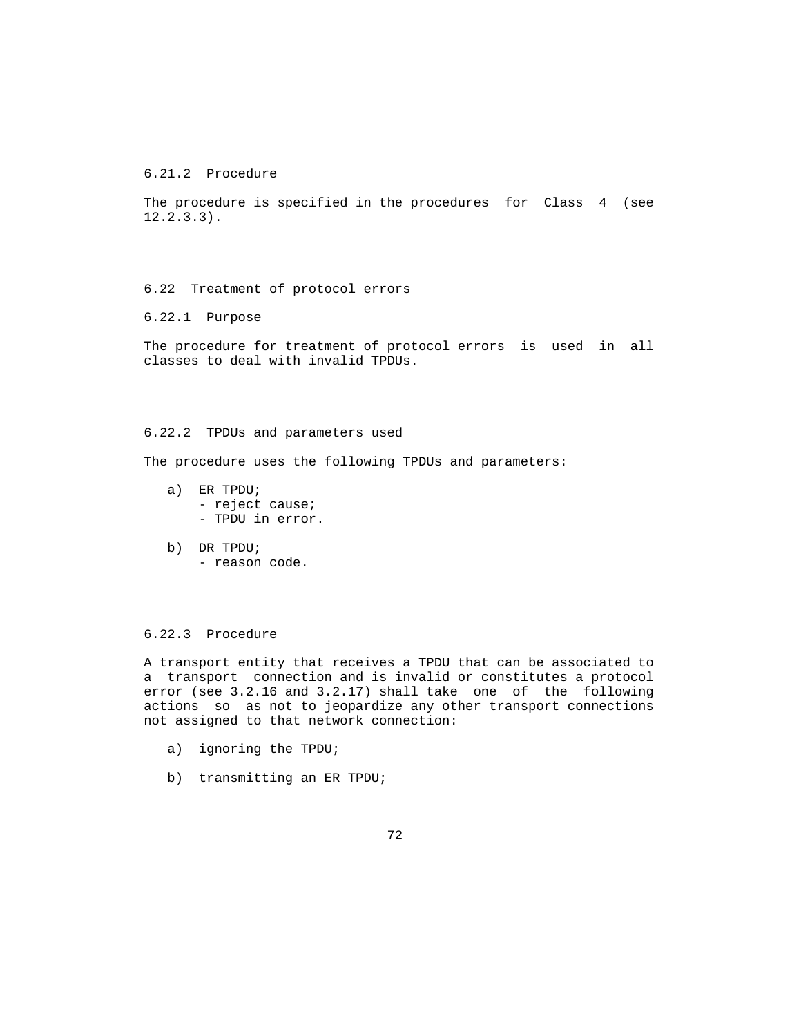### 6.21.2 Procedure

The procedure is specified in the procedures for Class 4 (see 12.2.3.3).

## 6.22 Treatment of protocol errors

### 6.22.1 Purpose

The procedure for treatment of protocol errors is used in all classes to deal with invalid TPDUs.

### 6.22.2 TPDUs and parameters used

The procedure uses the following TPDUs and parameters:

a) ER TPDU;
   - reject cause;
   - TPDU in error.

b) DR TPDU;
   - reason code.

### 6.22.3 Procedure

A transport entity that receives a TPDU that can be associated to a transport connection and is invalid or constitutes a protocol error (see 3.2.16 and 3.2.17) shall take one of the following actions so as not to jeopardize any other transport connections not assigned to that network connection:

a) ignoring the TPDU;

b) transmitting an ER TPDU;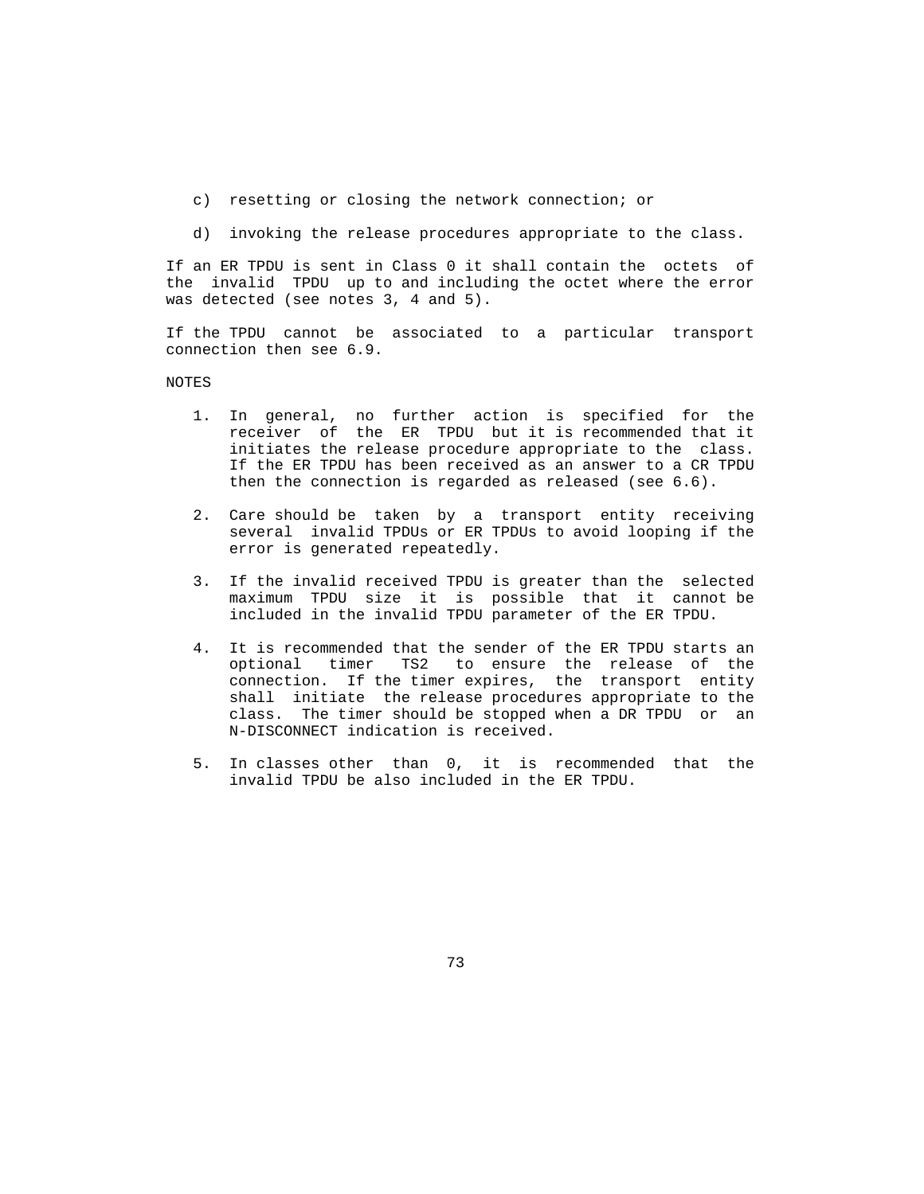c) resetting or closing the network connection; or

d) invoking the release procedures appropriate to the class.

If an ER TPDU is sent in Class 0 it shall contain the octets of the invalid TPDU up to and including the octet where the error was detected (see notes 3, 4 and 5).

If the TPDU cannot be associated to a particular transport connection then see 6.9.

NOTES

1. In general, no further action is specified for the receiver of the ER TPDU but it is recommended that it initiates the release procedure appropriate to the class. If the ER TPDU has been received as an answer to a CR TPDU then the connection is regarded as released (see 6.6).

2. Care should be taken by a transport entity receiving several invalid TPDUs or ER TPDUs to avoid looping if the error is generated repeatedly.

3. If the invalid received TPDU is greater than the selected maximum TPDU size it is possible that it cannot be included in the invalid TPDU parameter of the ER TPDU.

4. It is recommended that the sender of the ER TPDU starts an optional timer TS2 to ensure the release of the connection. If the timer expires, the transport entity shall initiate the release procedures appropriate to the class. The timer should be stopped when a DR TPDU or an N-DISCONNECT indication is received.

5. In classes other than 0, it is recommended that the invalid TPDU be also included in the ER TPDU.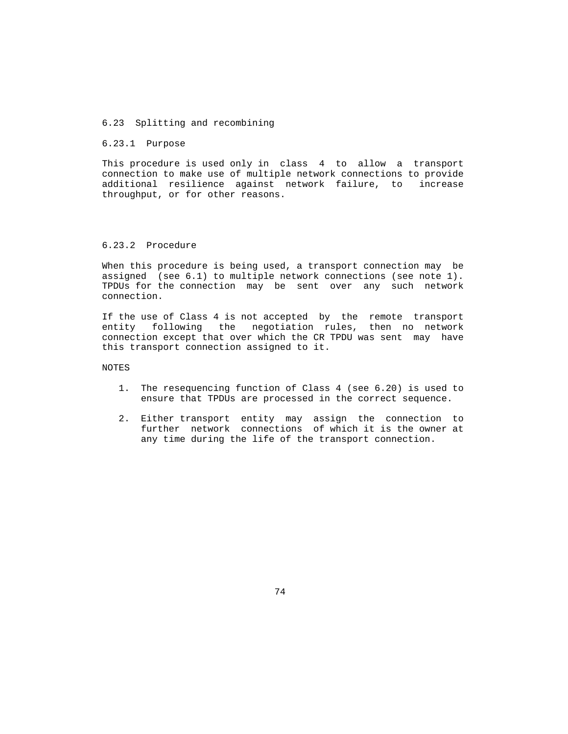### 6.23 Splitting and recombining

#### 6.23.1 Purpose

This procedure is used only in class 4 to allow a transport connection to make use of multiple network connections to provide additional resilience against network failure, to increase throughput, or for other reasons.

#### 6.23.2 Procedure

When this procedure is being used, a transport connection may be assigned (see 6.1) to multiple network connections (see note 1). TPDUs for the connection may be sent over any such network connection.

If the use of Class 4 is not accepted by the remote transport entity following the negotiation rules, then no network connection except that over which the CR TPDU was sent may have this transport connection assigned to it.

NOTES

1. The resequencing function of Class 4 (see 6.20) is used to ensure that TPDUs are processed in the correct sequence.

2. Either transport entity may assign the connection to further network connections of which it is the owner at any time during the life of the transport connection.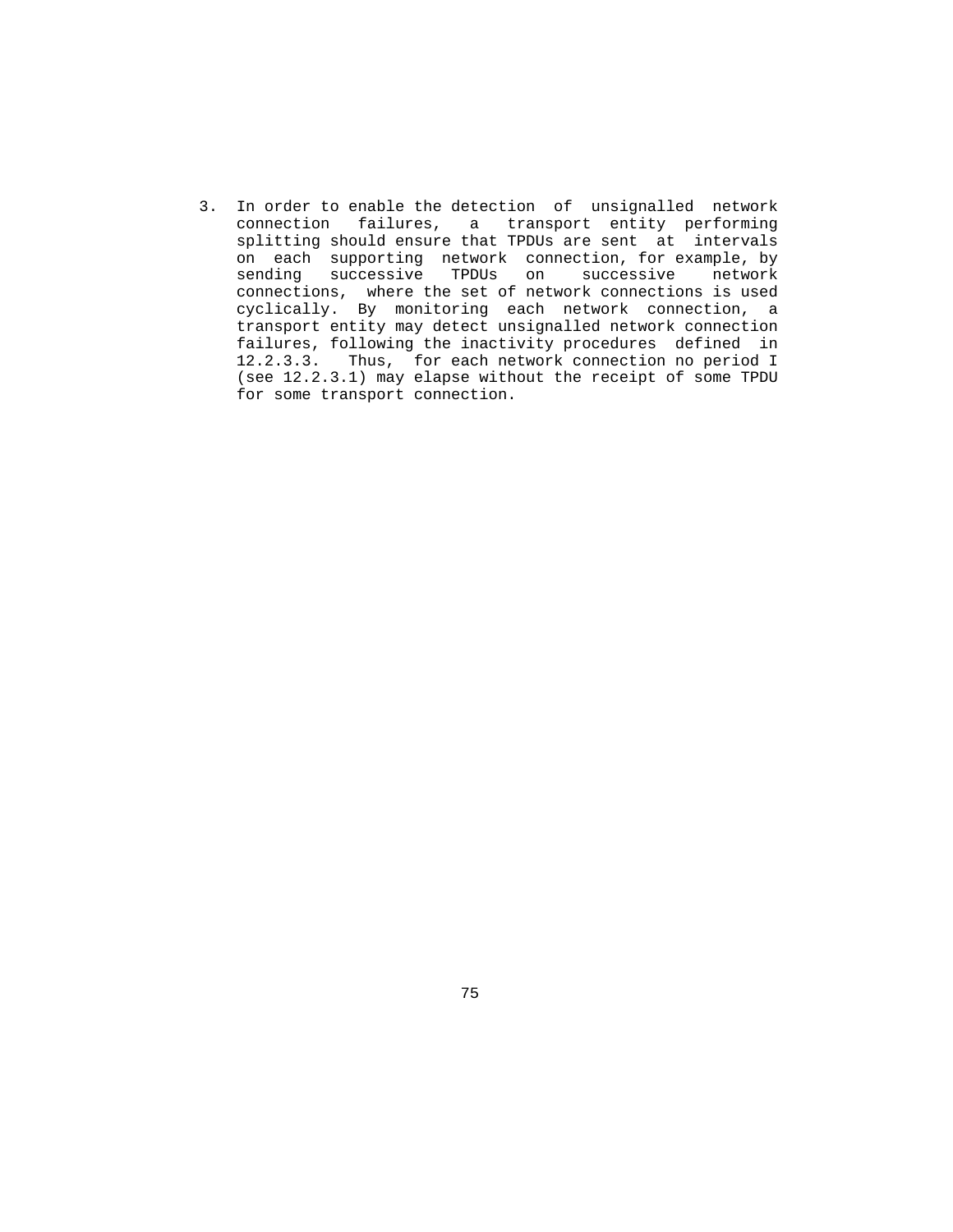3. In order to enable the detection of unsignalled network connection failures, a transport entity performing splitting should ensure that TPDUs are sent at intervals on each supporting network connection, for example, by sending successive TPDUs on successive network connections, where the set of network connections is used cyclically. By monitoring each network connection, a transport entity may detect unsignalled network connection failures, following the inactivity procedures defined in 12.2.3.3. Thus, for each network connection no period I (see 12.2.3.1) may elapse without the receipt of some TPDU for some transport connection.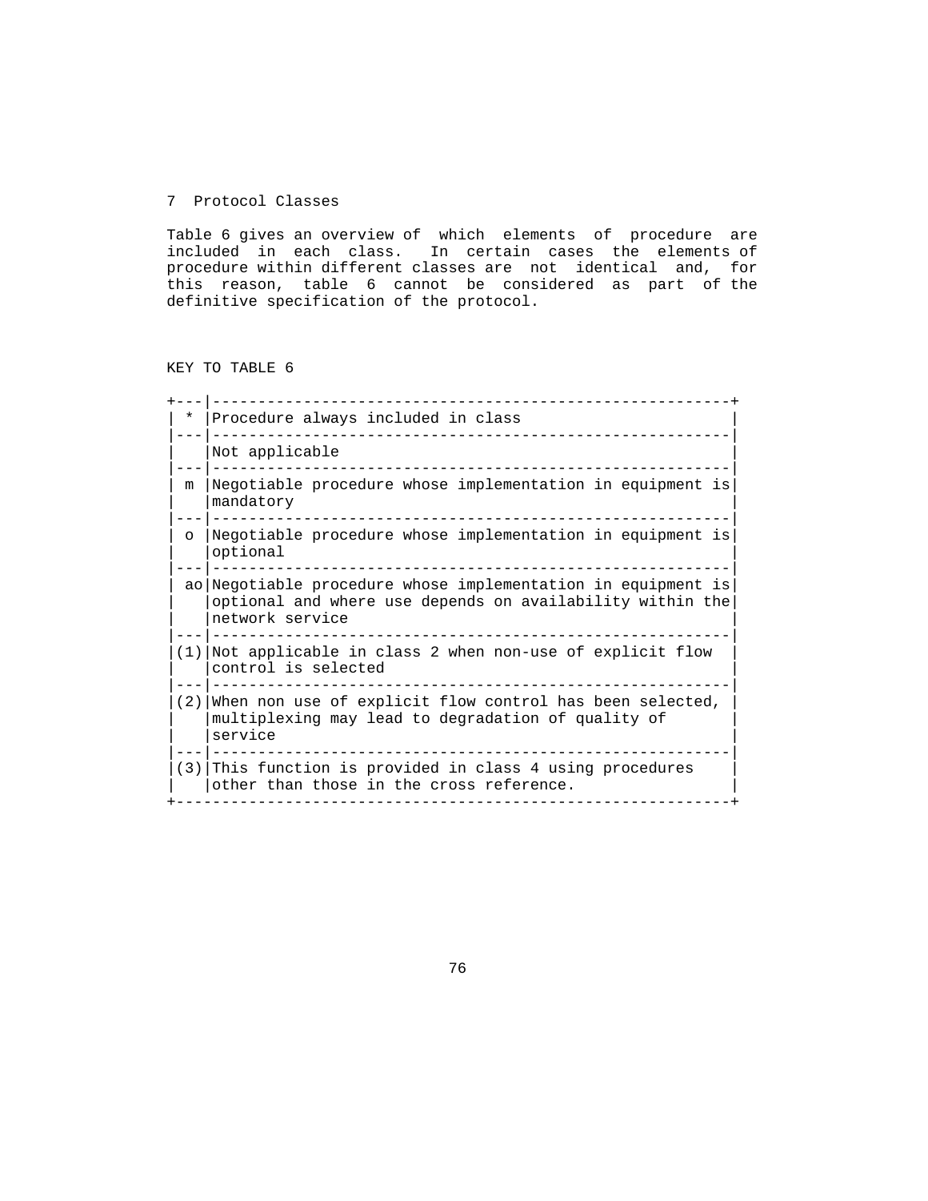## 7 Protocol Classes

Table 6 gives an overview of which elements of procedure are included in each class. In certain cases the elements of procedure within different classes are not identical and, for this reason, table 6 cannot be considered as part of the definitive specification of the protocol.

KEY TO TABLE 6

| Symbol | Meaning |
|---|---|
| * | Procedure always included in class |
| | Not applicable |
| m | Negotiable procedure whose implementation in equipment is mandatory |
| o | Negotiable procedure whose implementation in equipment is optional |
| ao | Negotiable procedure whose implementation in equipment is optional and where use depends on availability within the network service |
| (1) | Not applicable in class 2 when non-use of explicit flow control is selected |
| (2) | When non use of explicit flow control has been selected, multiplexing may lead to degradation of quality of service |
| (3) | This function is provided in class 4 using procedures other than those in the cross reference. |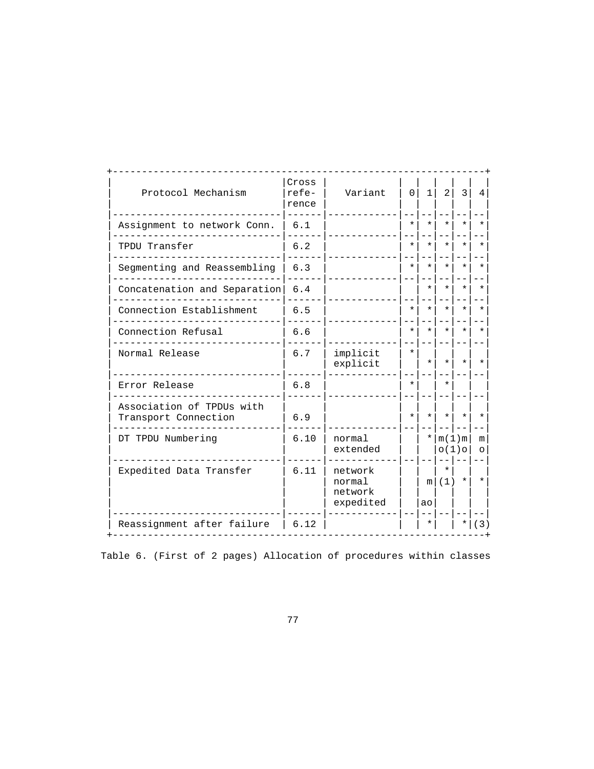| Protocol Mechanism | Cross reference | Variant | 0 | 1 | 2 | 3 | 4 |
|---|---|---|---|---|---|---|---|
| Assignment to network Conn. | 6.1 | | * | * | * | * | * |
| TPDU Transfer | 6.2 | | * | * | * | * | * |
| Segmenting and Reassembling | 6.3 | | * | * | * | * | * |
| Concatenation and Separation | 6.4 | | | * | * | * | * |
| Connection Establishment | 6.5 | | * | * | * | * | * |
| Connection Refusal | 6.6 | | * | * | * | * | * |
| Normal Release | 6.7 | implicit | * | | | | |
| | | explicit | | * | * | * | * |
| Error Release | 6.8 | | * | | * | | |
| Association of TPDUs with Transport Connection | 6.9 | | * | * | * | * | * |
| DT TPDU Numbering | 6.10 | normal | | * | m(1) | m | m |
| | | extended | | | o(1) | o | o |
| Expedited Data Transfer | 6.11 | network normal | | m | * (1) | * | * |
| | | network expedited | | ao | | | |
| Reassignment after failure | 6.12 | | | * | | * | (3) |

Table 6. (First of 2 pages) Allocation of procedures within classes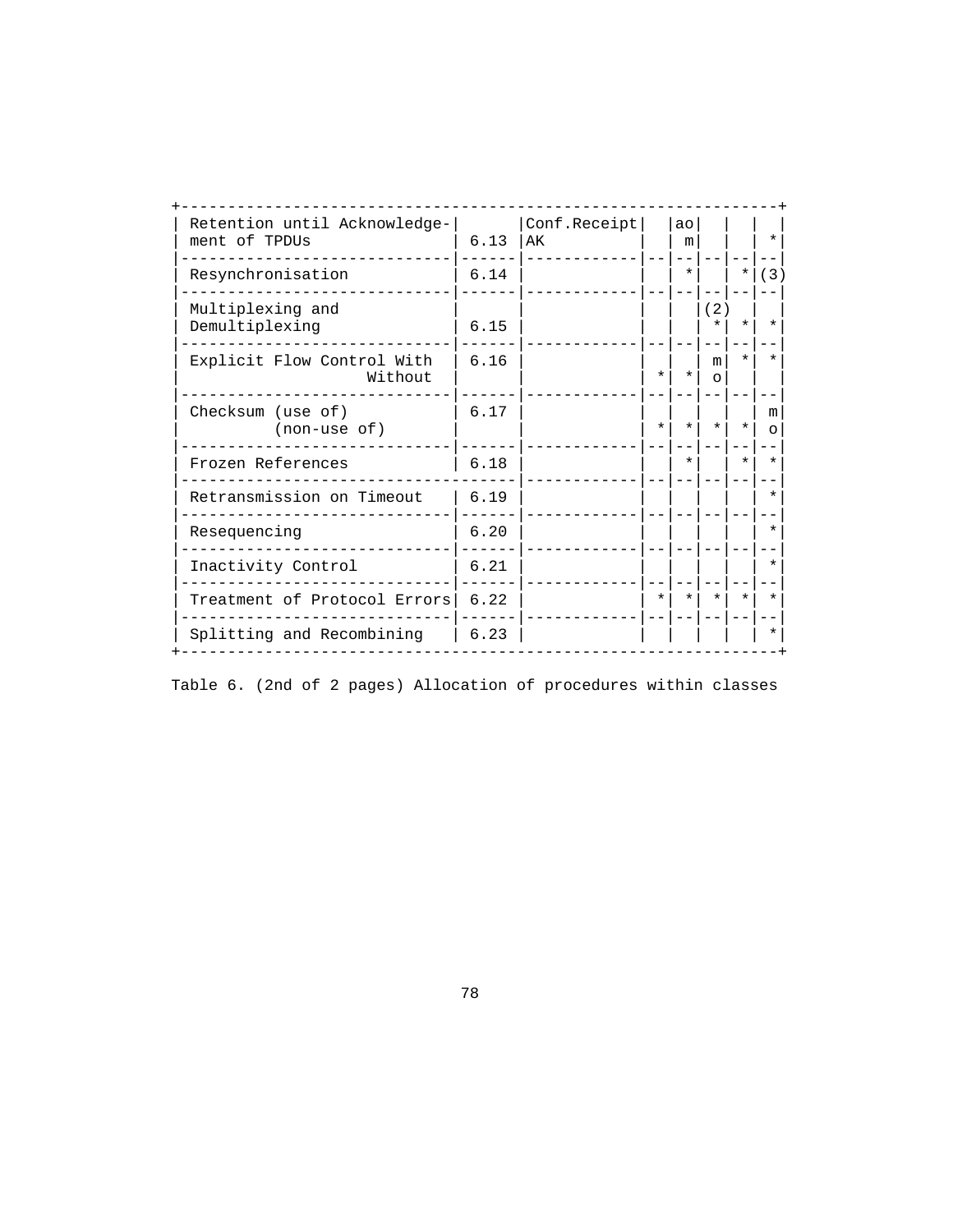| | | | | | | | |
|---|---|---|---|---|---|---|---|
| Retention until Acknowledgement of TPDUs | 6.13 | Conf.Receipt AK | | ao m | | | * |
| Resynchronisation | 6.14 | | | * | | * | (3) |
| Multiplexing and Demultiplexing | 6.15 | | | | (2) * | * | * |
| Explicit Flow Control With | 6.16 | | | | m | * | * |
| Without | | | * | * | o | | |
| Checksum (use of) | 6.17 | | | | | | m |
| (non-use of) | | | * | * | * | * | o |
| Frozen References | 6.18 | | | * | | * | * |
| Retransmission on Timeout | 6.19 | | | | | | * |
| Resequencing | 6.20 | | | | | | * |
| Inactivity Control | 6.21 | | | | | | * |
| Treatment of Protocol Errors | 6.22 | | * | * | * | * | * |
| Splitting and Recombining | 6.23 | | | | | | * |

Table 6. (2nd of 2 pages) Allocation of procedures within classes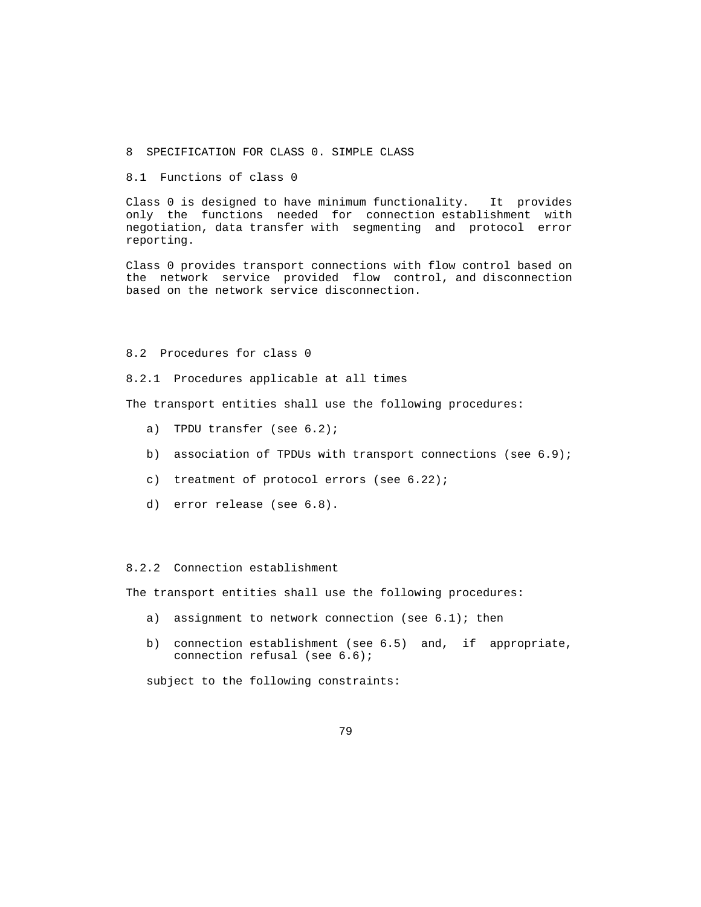# 8 SPECIFICATION FOR CLASS 0. SIMPLE CLASS

## 8.1 Functions of class 0

Class 0 is designed to have minimum functionality. It provides only the functions needed for connection establishment with negotiation, data transfer with segmenting and protocol error reporting.

Class 0 provides transport connections with flow control based on the network service provided flow control, and disconnection based on the network service disconnection.

## 8.2 Procedures for class 0

### 8.2.1 Procedures applicable at all times

The transport entities shall use the following procedures:

a) TPDU transfer (see 6.2);

b) association of TPDUs with transport connections (see 6.9);

c) treatment of protocol errors (see 6.22);

d) error release (see 6.8).

### 8.2.2 Connection establishment

The transport entities shall use the following procedures:

a) assignment to network connection (see 6.1); then

b) connection establishment (see 6.5) and, if appropriate, connection refusal (see 6.6);

subject to the following constraints: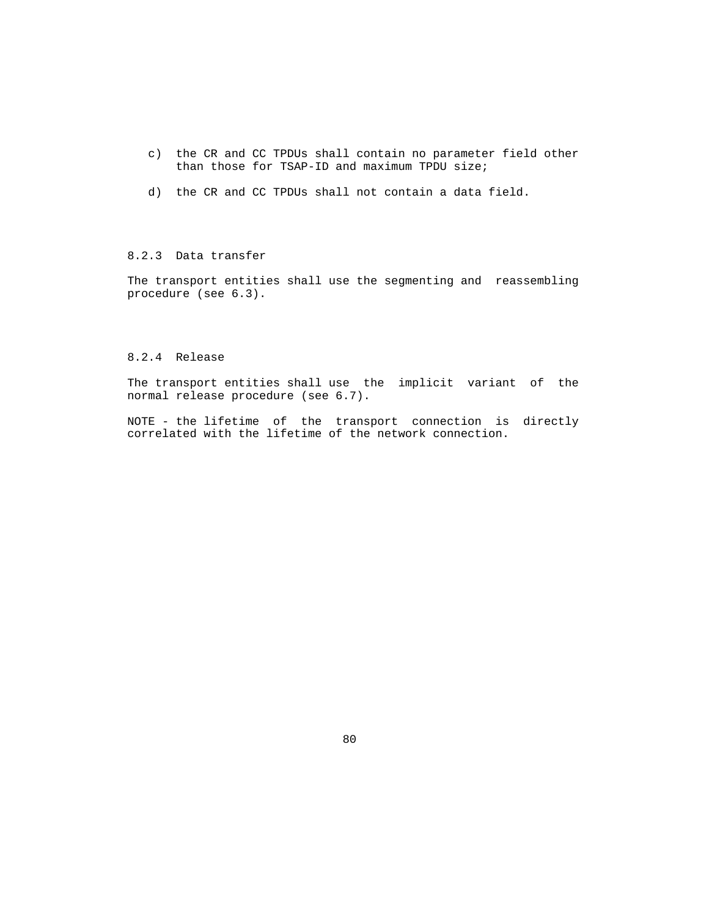c) the CR and CC TPDUs shall contain no parameter field other than those for TSAP-ID and maximum TPDU size;

d) the CR and CC TPDUs shall not contain a data field.

#### 8.2.3 Data transfer

The transport entities shall use the segmenting and reassembling procedure (see 6.3).

#### 8.2.4 Release

The transport entities shall use the implicit variant of the normal release procedure (see 6.7).

NOTE - the lifetime of the transport connection is directly correlated with the lifetime of the network connection.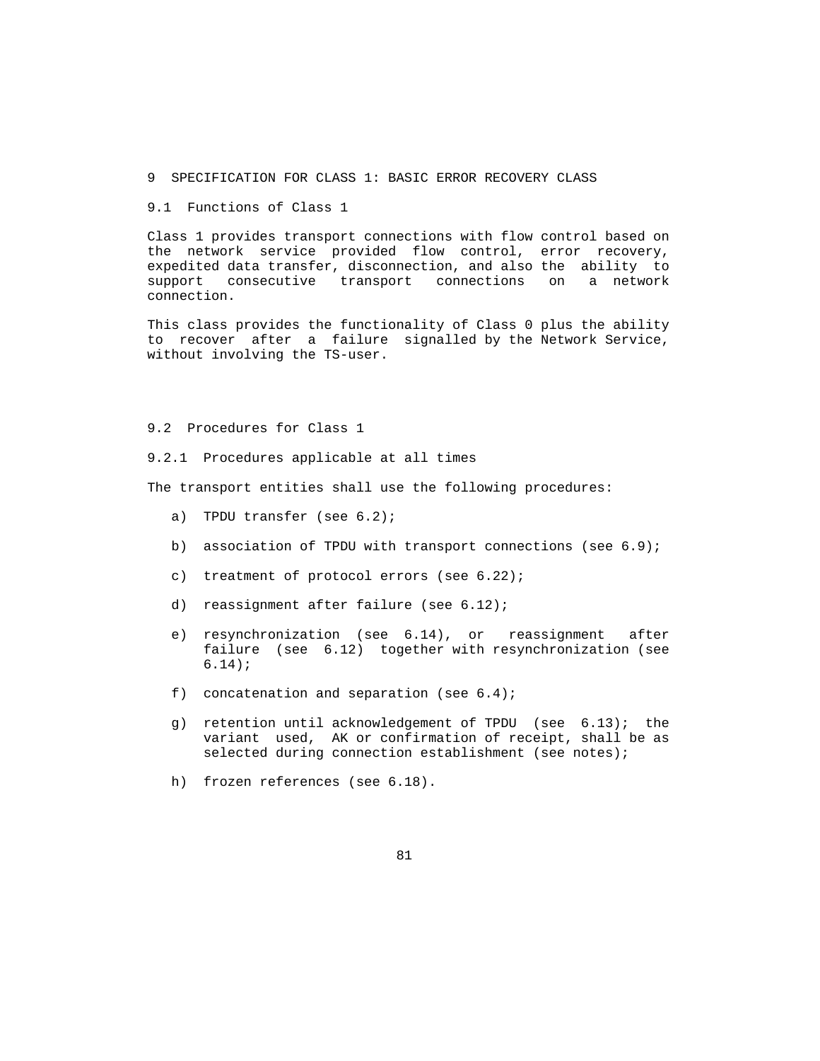# 9 SPECIFICATION FOR CLASS 1: BASIC ERROR RECOVERY CLASS

## 9.1 Functions of Class 1

Class 1 provides transport connections with flow control based on the network service provided flow control, error recovery, expedited data transfer, disconnection, and also the ability to support consecutive transport connections on a network connection.

This class provides the functionality of Class 0 plus the ability to recover after a failure signalled by the Network Service, without involving the TS-user.

## 9.2 Procedures for Class 1

### 9.2.1 Procedures applicable at all times

The transport entities shall use the following procedures:

a) TPDU transfer (see 6.2);

b) association of TPDU with transport connections (see 6.9);

c) treatment of protocol errors (see 6.22);

d) reassignment after failure (see 6.12);

e) resynchronization (see 6.14), or reassignment after failure (see 6.12) together with resynchronization (see 6.14);

f) concatenation and separation (see 6.4);

g) retention until acknowledgement of TPDU (see 6.13); the variant used, AK or confirmation of receipt, shall be as selected during connection establishment (see notes);

h) frozen references (see 6.18).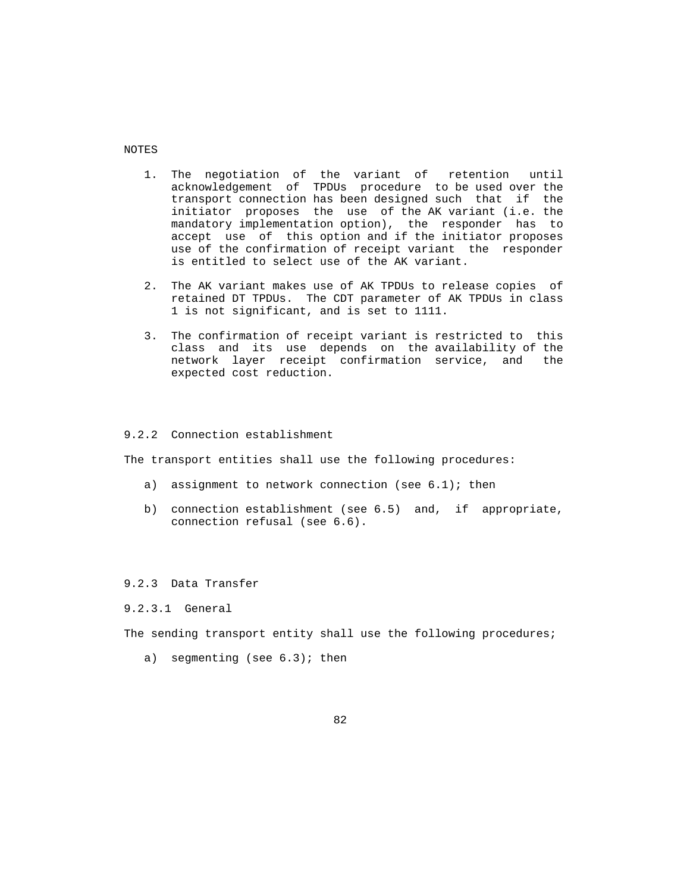NOTES

1. The negotiation of the variant of retention until acknowledgement of TPDUs procedure to be used over the transport connection has been designed such that if the initiator proposes the use of the AK variant (i.e. the mandatory implementation option), the responder has to accept use of this option and if the initiator proposes use of the confirmation of receipt variant the responder is entitled to select use of the AK variant.

2. The AK variant makes use of AK TPDUs to release copies of retained DT TPDUs. The CDT parameter of AK TPDUs in class 1 is not significant, and is set to 1111.

3. The confirmation of receipt variant is restricted to this class and its use depends on the availability of the network layer receipt confirmation service, and the expected cost reduction.

### 9.2.2 Connection establishment

The transport entities shall use the following procedures:

a) assignment to network connection (see 6.1); then

b) connection establishment (see 6.5) and, if appropriate, connection refusal (see 6.6).

### 9.2.3 Data Transfer

#### 9.2.3.1 General

The sending transport entity shall use the following procedures;

a) segmenting (see 6.3); then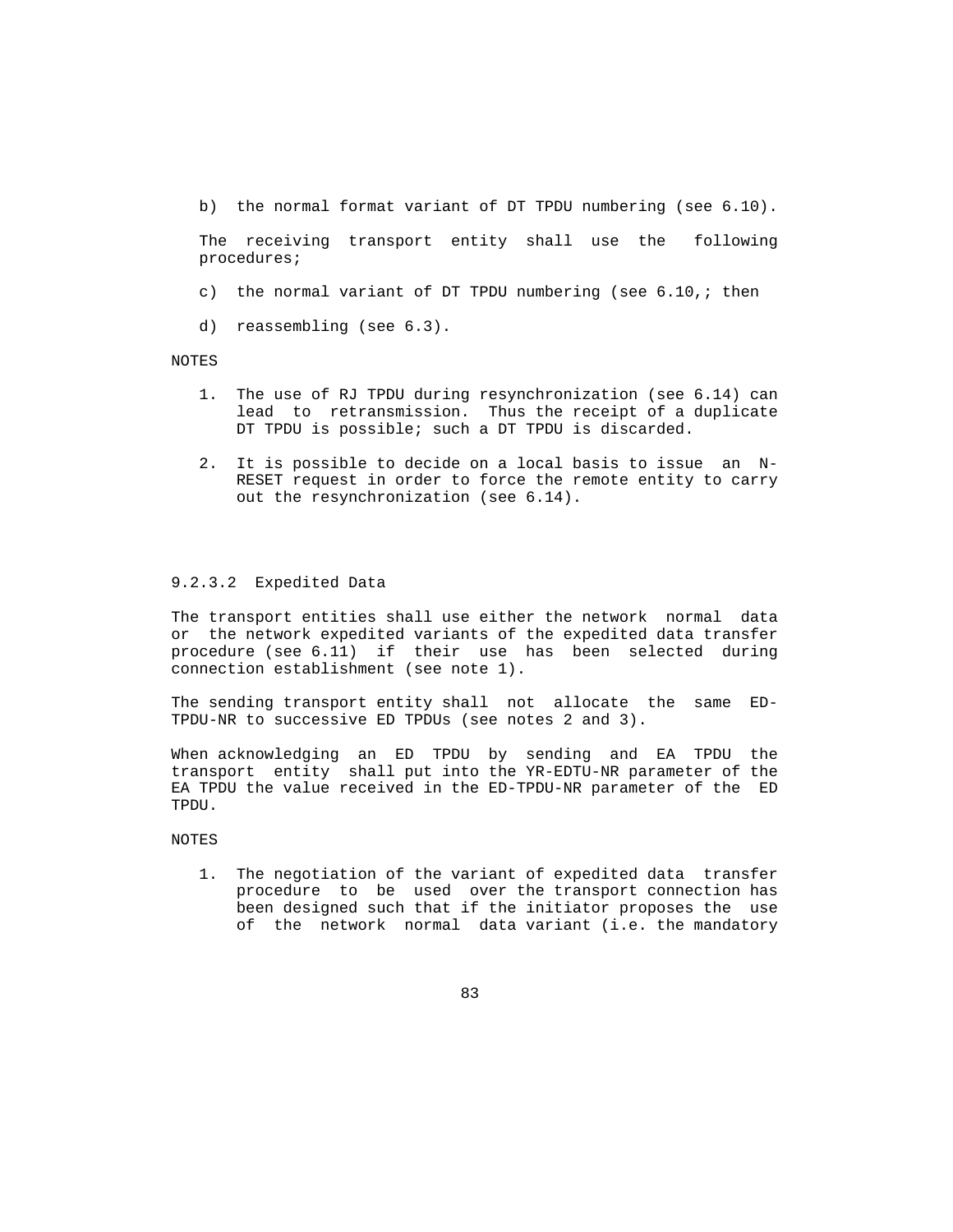b) the normal format variant of DT TPDU numbering (see 6.10).

The receiving transport entity shall use the following procedures;

c) the normal variant of DT TPDU numbering (see 6.10,; then

d) reassembling (see 6.3).

NOTES

1. The use of RJ TPDU during resynchronization (see 6.14) can lead to retransmission. Thus the receipt of a duplicate DT TPDU is possible; such a DT TPDU is discarded.

2. It is possible to decide on a local basis to issue an N-RESET request in order to force the remote entity to carry out the resynchronization (see 6.14).

### 9.2.3.2 Expedited Data

The transport entities shall use either the network normal data or the network expedited variants of the expedited data transfer procedure (see 6.11) if their use has been selected during connection establishment (see note 1).

The sending transport entity shall not allocate the same ED-TPDU-NR to successive ED TPDUs (see notes 2 and 3).

When acknowledging an ED TPDU by sending and EA TPDU the transport entity shall put into the YR-EDTU-NR parameter of the EA TPDU the value received in the ED-TPDU-NR parameter of the ED TPDU.

NOTES

1. The negotiation of the variant of expedited data transfer procedure to be used over the transport connection has been designed such that if the initiator proposes the use of the network normal data variant (i.e. the mandatory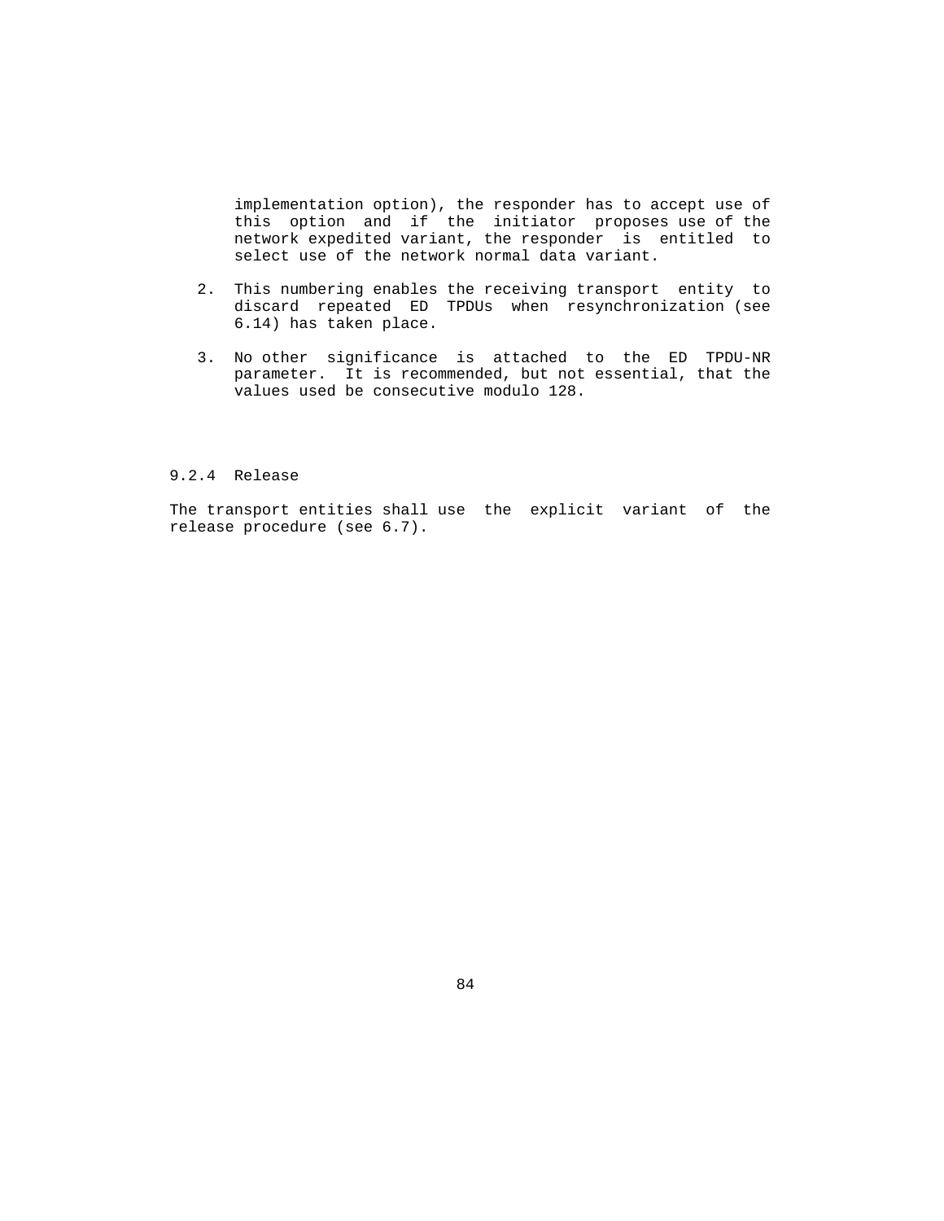implementation option), the responder has to accept use of this option and if the initiator proposes use of the network expedited variant, the responder is entitled to select use of the network normal data variant.

2. This numbering enables the receiving transport entity to discard repeated ED TPDUs when resynchronization (see 6.14) has taken place.

3. No other significance is attached to the ED TPDU-NR parameter. It is recommended, but not essential, that the values used be consecutive modulo 128.

#### 9.2.4 Release

The transport entities shall use the explicit variant of the release procedure (see 6.7).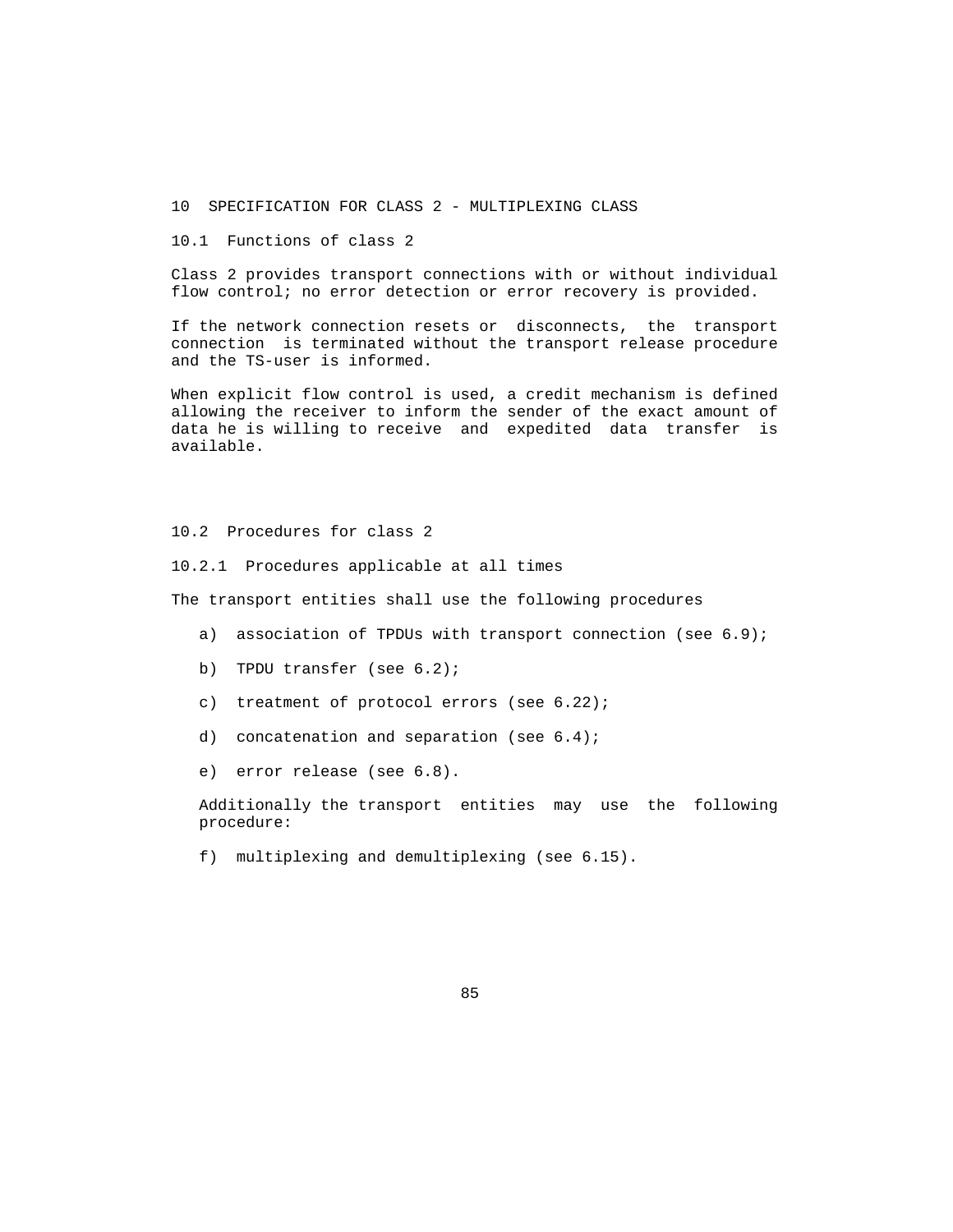# 10 SPECIFICATION FOR CLASS 2 - MULTIPLEXING CLASS

## 10.1 Functions of class 2

Class 2 provides transport connections with or without individual flow control; no error detection or error recovery is provided.

If the network connection resets or disconnects, the transport connection is terminated without the transport release procedure and the TS-user is informed.

When explicit flow control is used, a credit mechanism is defined allowing the receiver to inform the sender of the exact amount of data he is willing to receive and expedited data transfer is available.

## 10.2 Procedures for class 2

### 10.2.1 Procedures applicable at all times

The transport entities shall use the following procedures

a) association of TPDUs with transport connection (see 6.9);

b) TPDU transfer (see 6.2);

c) treatment of protocol errors (see 6.22);

d) concatenation and separation (see 6.4);

e) error release (see 6.8).

Additionally the transport entities may use the following procedure:

f) multiplexing and demultiplexing (see 6.15).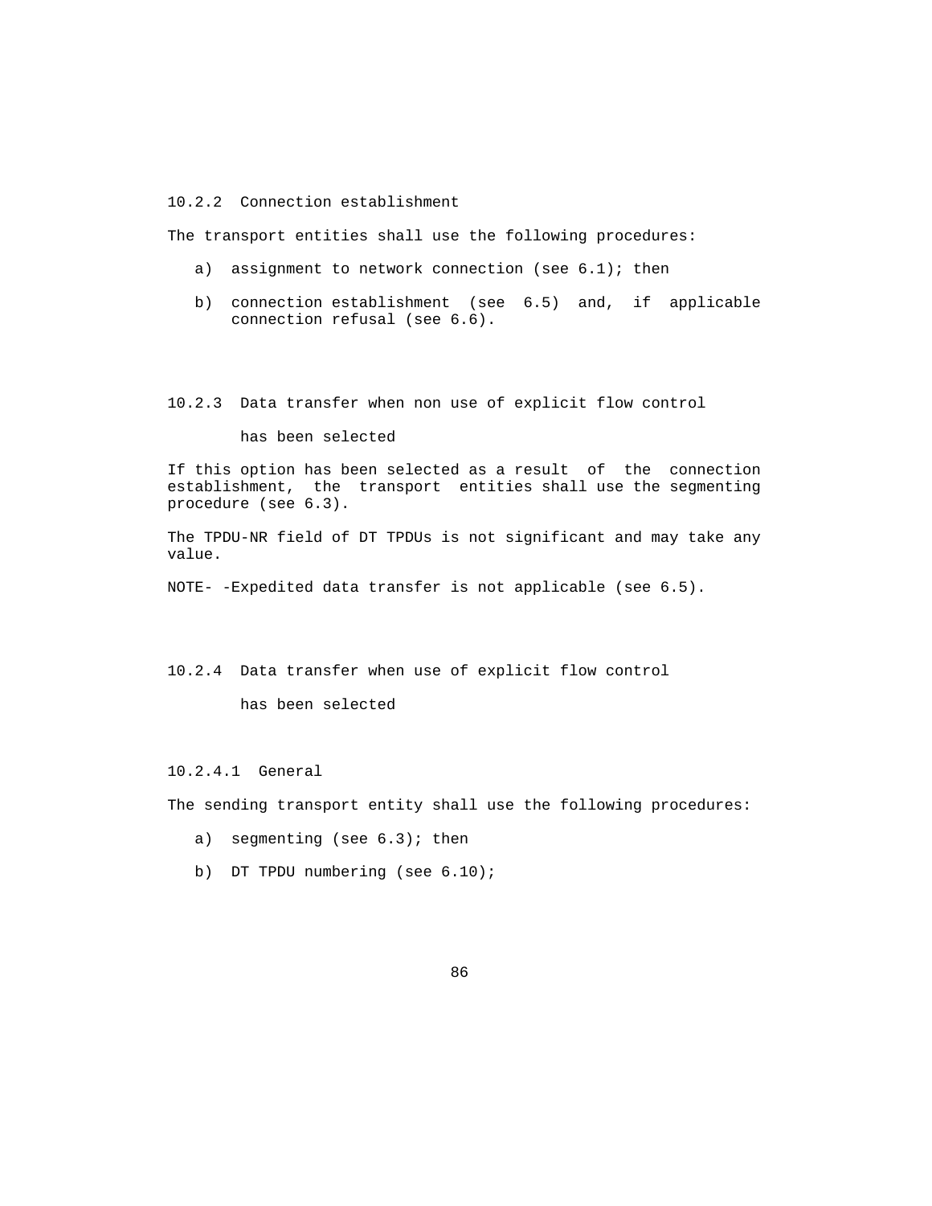### 10.2.2 Connection establishment

The transport entities shall use the following procedures:

a) assignment to network connection (see 6.1); then

b) connection establishment (see 6.5) and, if applicable connection refusal (see 6.6).

### 10.2.3 Data transfer when non use of explicit flow control has been selected

If this option has been selected as a result of the connection establishment, the transport entities shall use the segmenting procedure (see 6.3).

The TPDU-NR field of DT TPDUs is not significant and may take any value.

NOTE- -Expedited data transfer is not applicable (see 6.5).

### 10.2.4 Data transfer when use of explicit flow control has been selected

#### 10.2.4.1 General

The sending transport entity shall use the following procedures:

a) segmenting (see 6.3); then

b) DT TPDU numbering (see 6.10);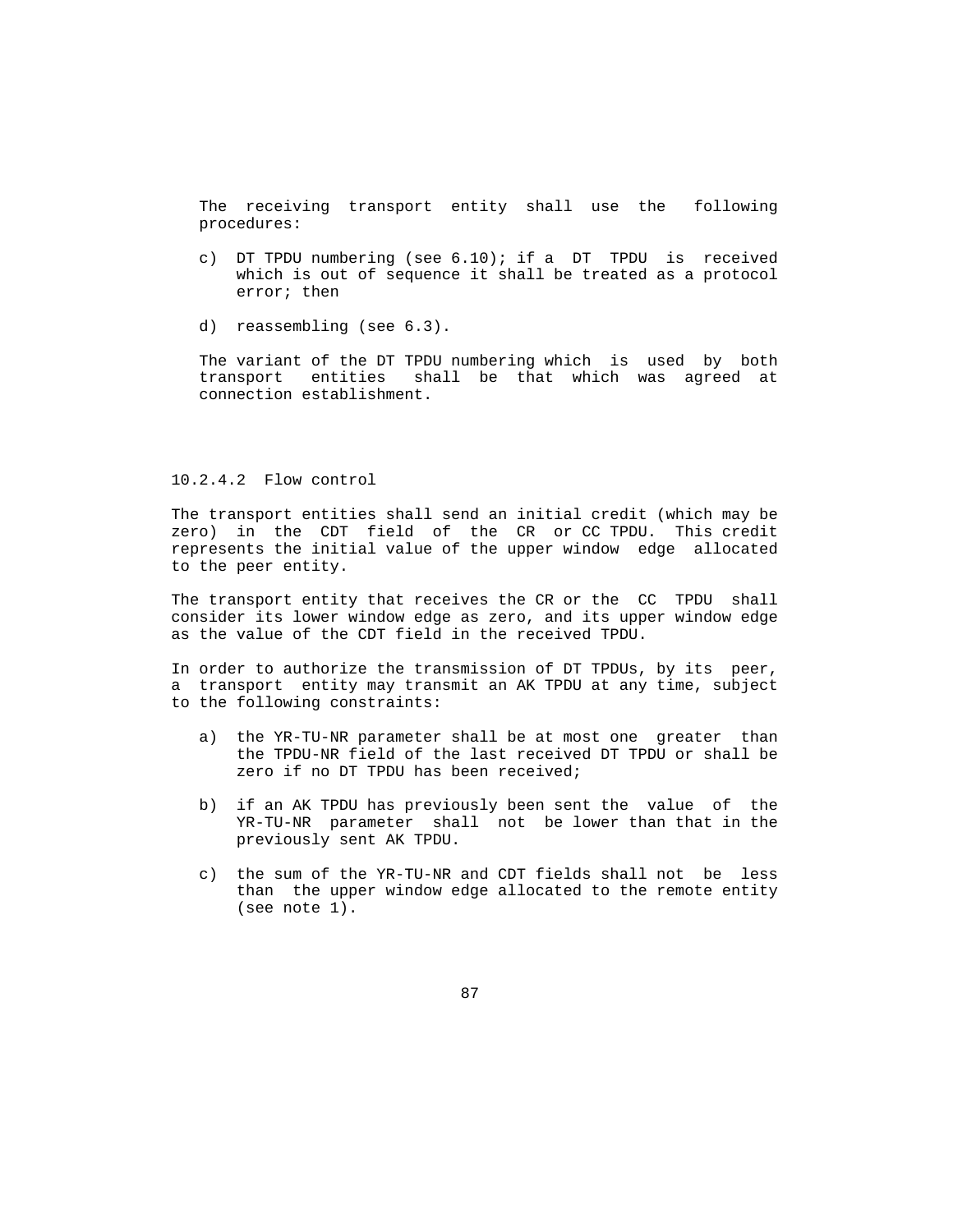The receiving transport entity shall use the following procedures:

c) DT TPDU numbering (see 6.10); if a DT TPDU is received which is out of sequence it shall be treated as a protocol error; then

d) reassembling (see 6.3).

The variant of the DT TPDU numbering which is used by both transport entities shall be that which was agreed at connection establishment.

#### 10.2.4.2 Flow control

The transport entities shall send an initial credit (which may be zero) in the CDT field of the CR or CC TPDU. This credit represents the initial value of the upper window edge allocated to the peer entity.

The transport entity that receives the CR or the CC TPDU shall consider its lower window edge as zero, and its upper window edge as the value of the CDT field in the received TPDU.

In order to authorize the transmission of DT TPDUs, by its peer, a transport entity may transmit an AK TPDU at any time, subject to the following constraints:

a) the YR-TU-NR parameter shall be at most one greater than the TPDU-NR field of the last received DT TPDU or shall be zero if no DT TPDU has been received;

b) if an AK TPDU has previously been sent the value of the YR-TU-NR parameter shall not be lower than that in the previously sent AK TPDU.

c) the sum of the YR-TU-NR and CDT fields shall not be less than the upper window edge allocated to the remote entity (see note 1).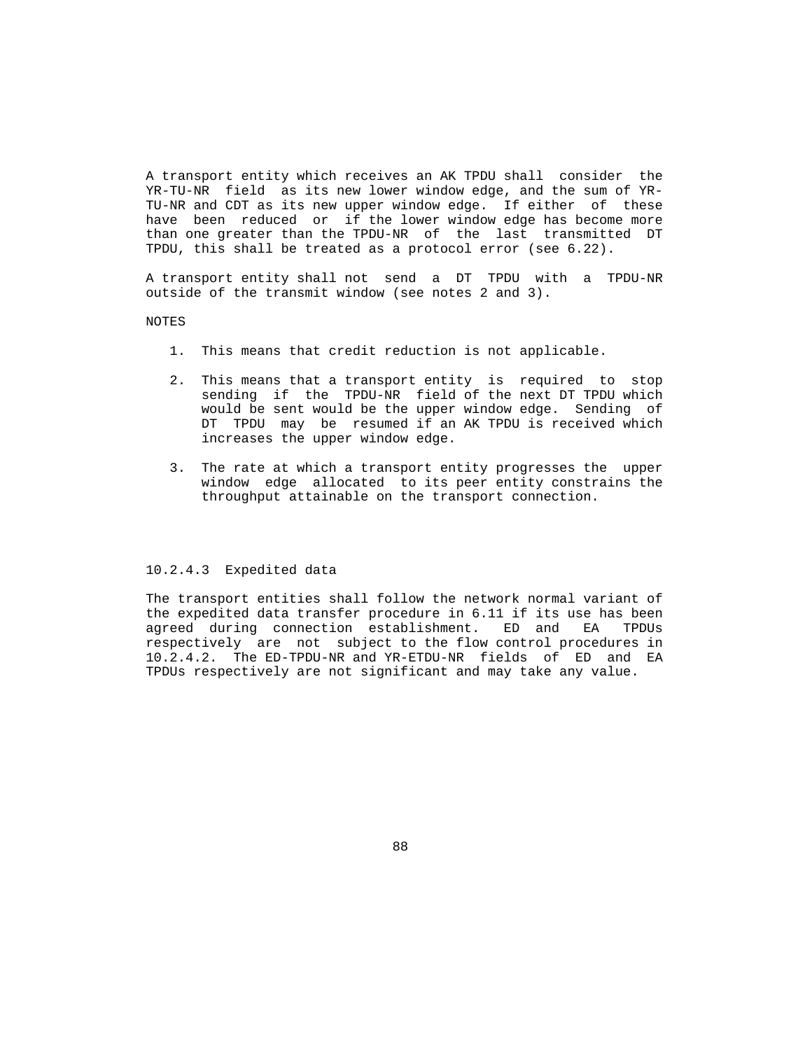A transport entity which receives an AK TPDU shall consider the YR-TU-NR field as its new lower window edge, and the sum of YR-TU-NR and CDT as its new upper window edge. If either of these have been reduced or if the lower window edge has become more than one greater than the TPDU-NR of the last transmitted DT TPDU, this shall be treated as a protocol error (see 6.22).

A transport entity shall not send a DT TPDU with a TPDU-NR outside of the transmit window (see notes 2 and 3).

NOTES

1. This means that credit reduction is not applicable.

2. This means that a transport entity is required to stop sending if the TPDU-NR field of the next DT TPDU which would be sent would be the upper window edge. Sending of DT TPDU may be resumed if an AK TPDU is received which increases the upper window edge.

3. The rate at which a transport entity progresses the upper window edge allocated to its peer entity constrains the throughput attainable on the transport connection.

#### 10.2.4.3 Expedited data

The transport entities shall follow the network normal variant of the expedited data transfer procedure in 6.11 if its use has been agreed during connection establishment. ED and EA TPDUs respectively are not subject to the flow control procedures in 10.2.4.2. The ED-TPDU-NR and YR-ETDU-NR fields of ED and EA TPDUs respectively are not significant and may take any value.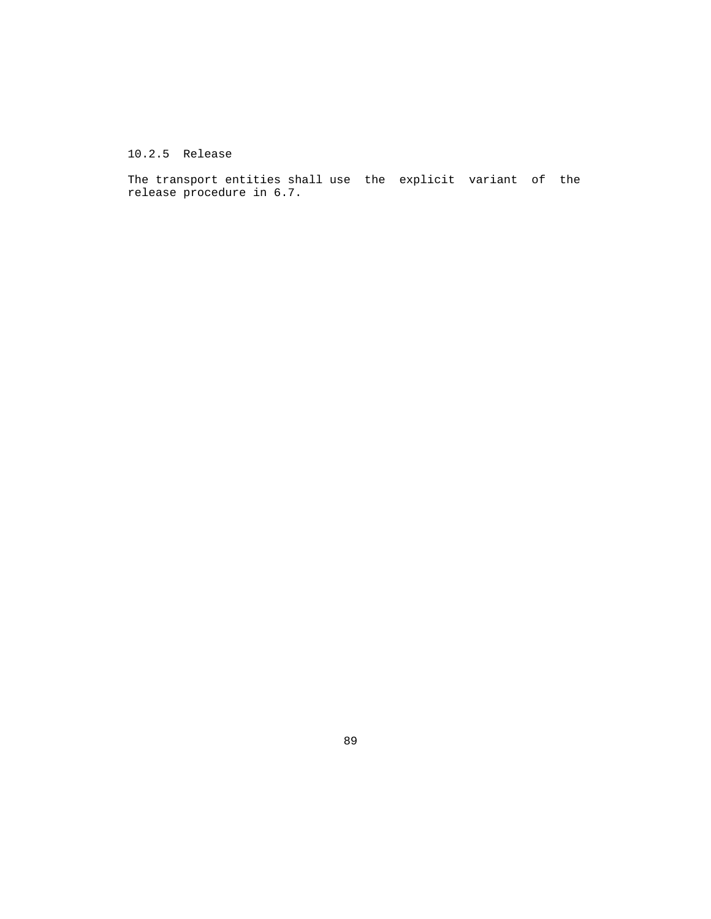### 10.2.5 Release

The transport entities shall use the explicit variant of the release procedure in 6.7.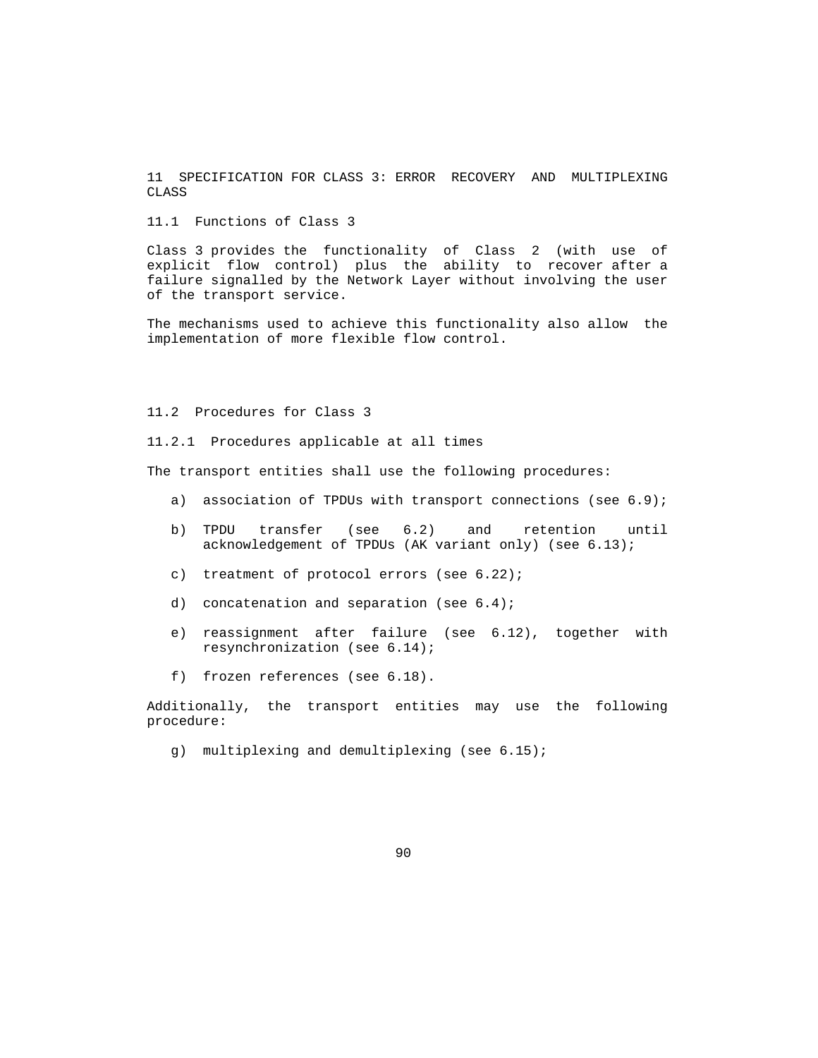# 11 SPECIFICATION FOR CLASS 3: ERROR RECOVERY AND MULTIPLEXING CLASS

## 11.1 Functions of Class 3

Class 3 provides the functionality of Class 2 (with use of explicit flow control) plus the ability to recover after a failure signalled by the Network Layer without involving the user of the transport service.

The mechanisms used to achieve this functionality also allow the implementation of more flexible flow control.

## 11.2 Procedures for Class 3

### 11.2.1 Procedures applicable at all times

The transport entities shall use the following procedures:

a) association of TPDUs with transport connections (see 6.9);

b) TPDU transfer (see 6.2) and retention until acknowledgement of TPDUs (AK variant only) (see 6.13);

c) treatment of protocol errors (see 6.22);

d) concatenation and separation (see 6.4);

e) reassignment after failure (see 6.12), together with resynchronization (see 6.14);

f) frozen references (see 6.18).

Additionally, the transport entities may use the following procedure:

g) multiplexing and demultiplexing (see 6.15);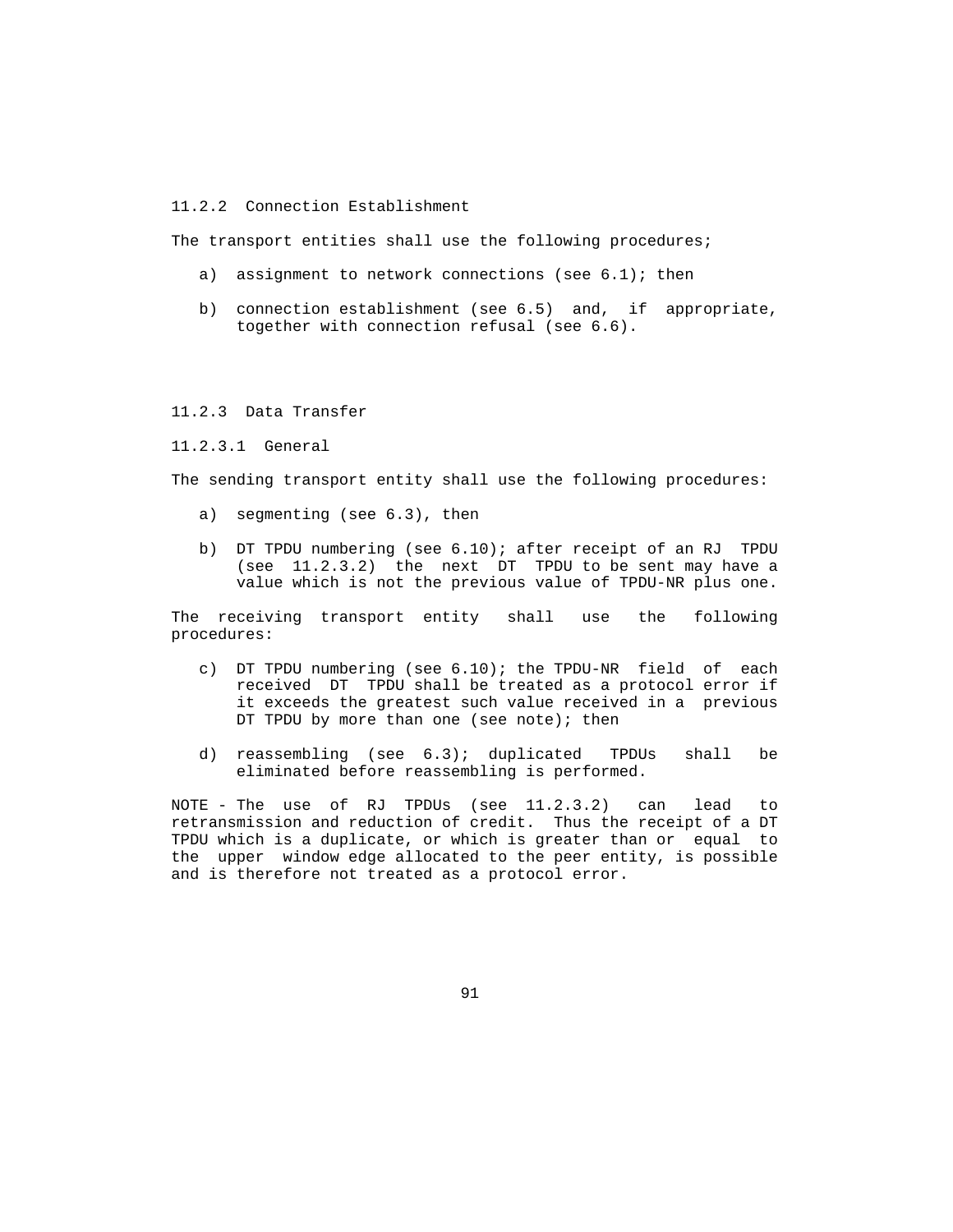### 11.2.2 Connection Establishment

The transport entities shall use the following procedures;

a) assignment to network connections (see 6.1); then

b) connection establishment (see 6.5) and, if appropriate, together with connection refusal (see 6.6).

### 11.2.3 Data Transfer

#### 11.2.3.1 General

The sending transport entity shall use the following procedures:

a) segmenting (see 6.3), then

b) DT TPDU numbering (see 6.10); after receipt of an RJ TPDU (see 11.2.3.2) the next DT TPDU to be sent may have a value which is not the previous value of TPDU-NR plus one.

The receiving transport entity shall use the following procedures:

c) DT TPDU numbering (see 6.10); the TPDU-NR field of each received DT TPDU shall be treated as a protocol error if it exceeds the greatest such value received in a previous DT TPDU by more than one (see note); then

d) reassembling (see 6.3); duplicated TPDUs shall be eliminated before reassembling is performed.

NOTE - The use of RJ TPDUs (see 11.2.3.2) can lead to retransmission and reduction of credit. Thus the receipt of a DT TPDU which is a duplicate, or which is greater than or equal to the upper window edge allocated to the peer entity, is possible and is therefore not treated as a protocol error.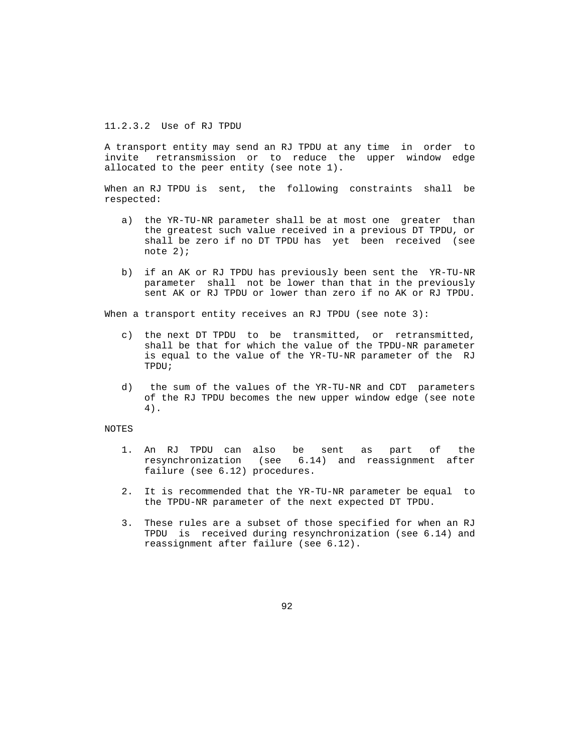#### 11.2.3.2 Use of RJ TPDU

A transport entity may send an RJ TPDU at any time in order to invite retransmission or to reduce the upper window edge allocated to the peer entity (see note 1).

When an RJ TPDU is sent, the following constraints shall be respected:

a) the YR-TU-NR parameter shall be at most one greater than the greatest such value received in a previous DT TPDU, or shall be zero if no DT TPDU has yet been received (see note 2);

b) if an AK or RJ TPDU has previously been sent the YR-TU-NR parameter shall not be lower than that in the previously sent AK or RJ TPDU or lower than zero if no AK or RJ TPDU.

When a transport entity receives an RJ TPDU (see note 3):

c) the next DT TPDU to be transmitted, or retransmitted, shall be that for which the value of the TPDU-NR parameter is equal to the value of the YR-TU-NR parameter of the RJ TPDU;

d) the sum of the values of the YR-TU-NR and CDT parameters of the RJ TPDU becomes the new upper window edge (see note 4).

NOTES

1. An RJ TPDU can also be sent as part of the resynchronization (see 6.14) and reassignment after failure (see 6.12) procedures.

2. It is recommended that the YR-TU-NR parameter be equal to the TPDU-NR parameter of the next expected DT TPDU.

3. These rules are a subset of those specified for when an RJ TPDU is received during resynchronization (see 6.14) and reassignment after failure (see 6.12).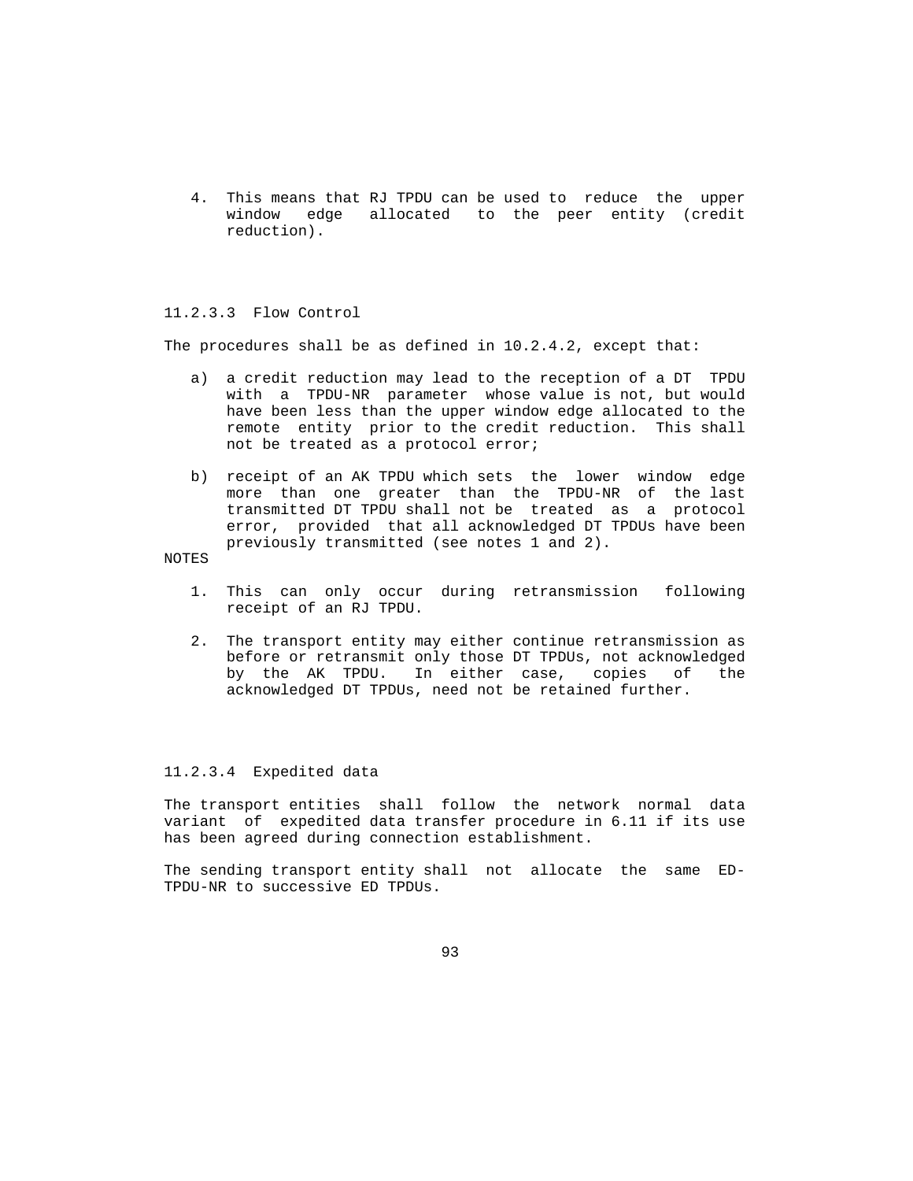4. This means that RJ TPDU can be used to reduce the upper window edge allocated to the peer entity (credit reduction).

### 11.2.3.3 Flow Control

The procedures shall be as defined in 10.2.4.2, except that:

a) a credit reduction may lead to the reception of a DT TPDU with a TPDU-NR parameter whose value is not, but would have been less than the upper window edge allocated to the remote entity prior to the credit reduction. This shall not be treated as a protocol error;

b) receipt of an AK TPDU which sets the lower window edge more than one greater than the TPDU-NR of the last transmitted DT TPDU shall not be treated as a protocol error, provided that all acknowledged DT TPDUs have been previously transmitted (see notes 1 and 2).

NOTES

1. This can only occur during retransmission following receipt of an RJ TPDU.

2. The transport entity may either continue retransmission as before or retransmit only those DT TPDUs, not acknowledged by the AK TPDU. In either case, copies of the acknowledged DT TPDUs, need not be retained further.

### 11.2.3.4 Expedited data

The transport entities shall follow the network normal data variant of expedited data transfer procedure in 6.11 if its use has been agreed during connection establishment.

The sending transport entity shall not allocate the same ED-TPDU-NR to successive ED TPDUs.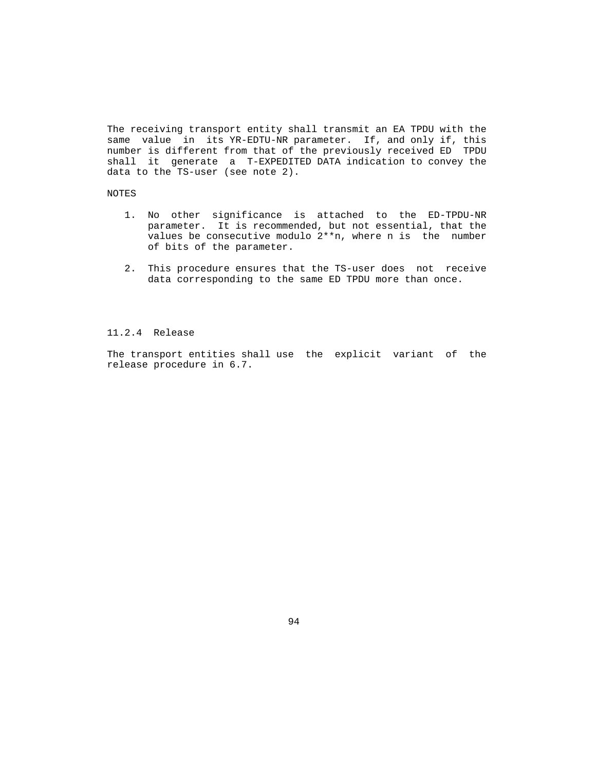The receiving transport entity shall transmit an EA TPDU with the same value in its YR-EDTU-NR parameter. If, and only if, this number is different from that of the previously received ED TPDU shall it generate a T-EXPEDITED DATA indication to convey the data to the TS-user (see note 2).

NOTES

1. No other significance is attached to the ED-TPDU-NR parameter. It is recommended, but not essential, that the values be consecutive modulo 2**n, where n is the number of bits of the parameter.

2. This procedure ensures that the TS-user does not receive data corresponding to the same ED TPDU more than once.

### 11.2.4 Release

The transport entities shall use the explicit variant of the release procedure in 6.7.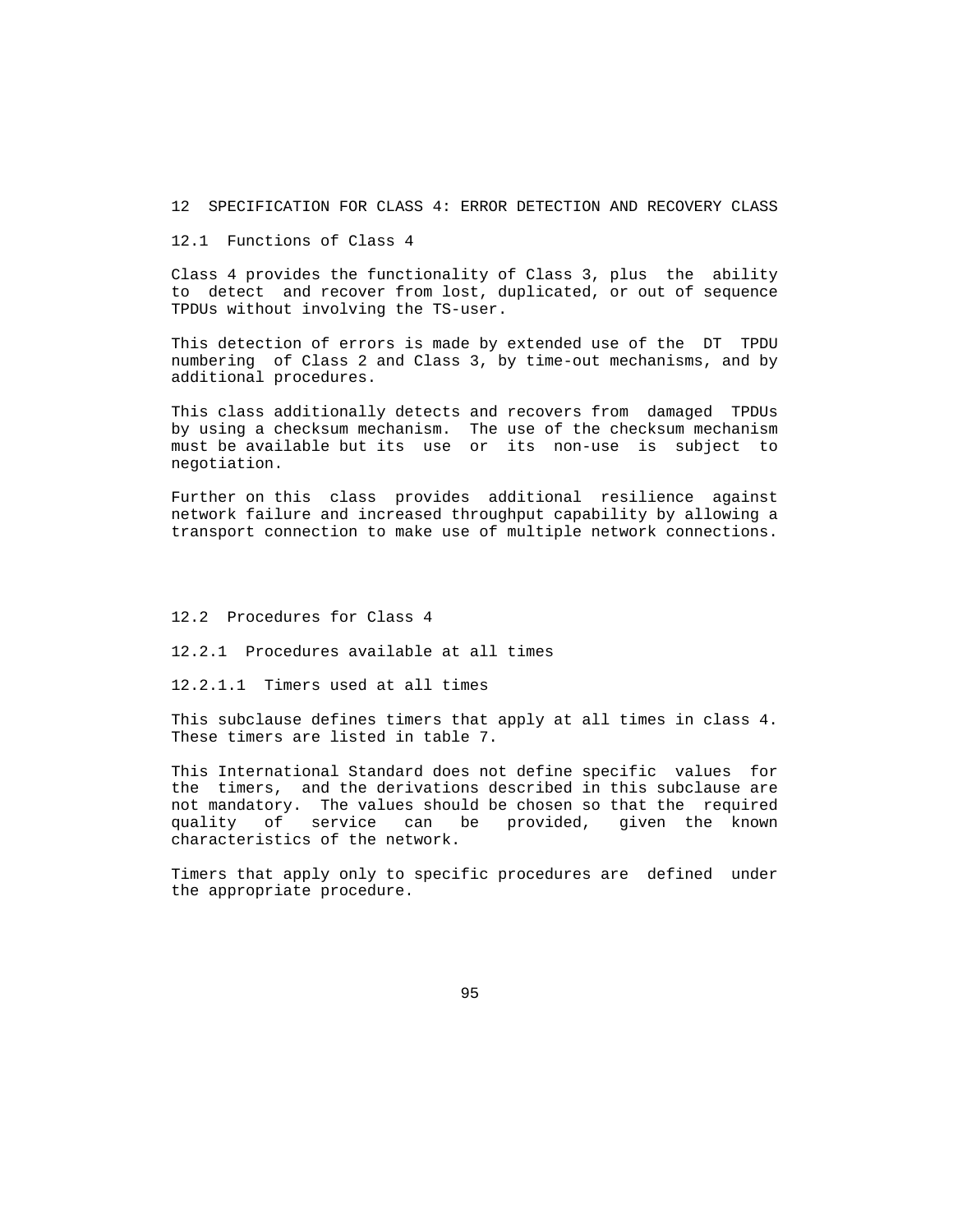# 12 SPECIFICATION FOR CLASS 4: ERROR DETECTION AND RECOVERY CLASS

## 12.1 Functions of Class 4

Class 4 provides the functionality of Class 3, plus the ability to detect and recover from lost, duplicated, or out of sequence TPDUs without involving the TS-user.

This detection of errors is made by extended use of the DT TPDU numbering of Class 2 and Class 3, by time-out mechanisms, and by additional procedures.

This class additionally detects and recovers from damaged TPDUs by using a checksum mechanism. The use of the checksum mechanism must be available but its use or its non-use is subject to negotiation.

Further on this class provides additional resilience against network failure and increased throughput capability by allowing a transport connection to make use of multiple network connections.

## 12.2 Procedures for Class 4

### 12.2.1 Procedures available at all times

#### 12.2.1.1 Timers used at all times

This subclause defines timers that apply at all times in class 4. These timers are listed in table 7.

This International Standard does not define specific values for the timers, and the derivations described in this subclause are not mandatory. The values should be chosen so that the required quality of service can be provided, given the known characteristics of the network.

Timers that apply only to specific procedures are defined under the appropriate procedure.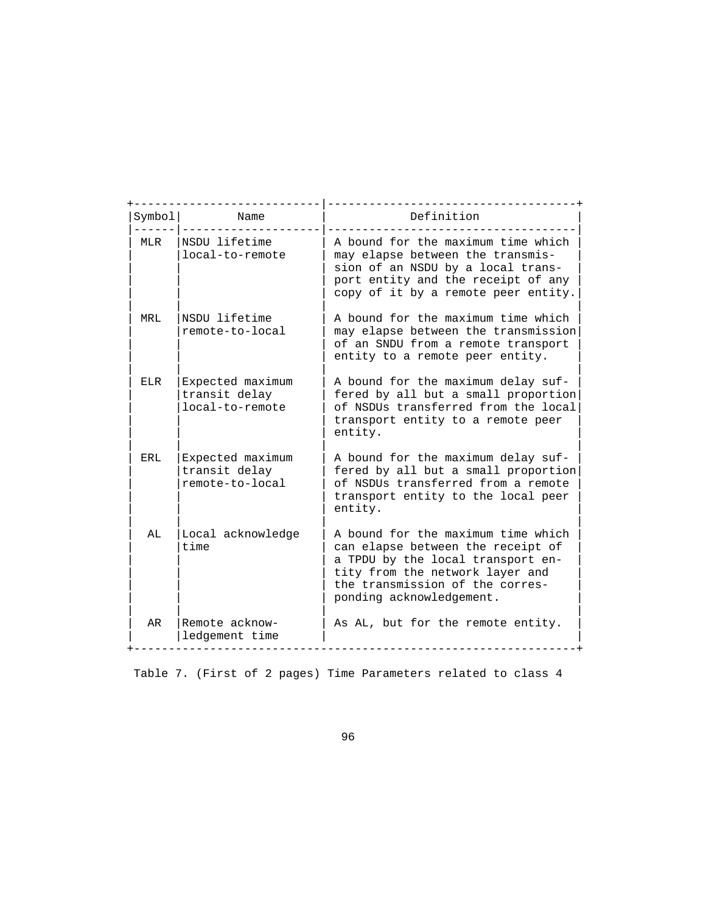| Symbol | Name | Definition |
|---|---|---|
| MLR | NSDU lifetime local-to-remote | A bound for the maximum time which may elapse between the transmission of an NSDU by a local transport entity and the receipt of any copy of it by a remote peer entity. |
| MRL | NSDU lifetime remote-to-local | A bound for the maximum time which may elapse between the transmission of an SNDU from a remote transport entity to a remote peer entity. |
| ELR | Expected maximum transit delay local-to-remote | A bound for the maximum delay suffered by all but a small proportion of NSDUs transferred from the local transport entity to a remote peer entity. |
| ERL | Expected maximum transit delay remote-to-local | A bound for the maximum delay suffered by all but a small proportion of NSDUs transferred from a remote transport entity to the local peer entity. |
| AL | Local acknowledge time | A bound for the maximum time which can elapse between the receipt of a TPDU by the local transport entity from the network layer and the transmission of the corresponding acknowledgement. |
| AR | Remote acknowledgement time | As AL, but for the remote entity. |

Table 7. (First of 2 pages) Time Parameters related to class 4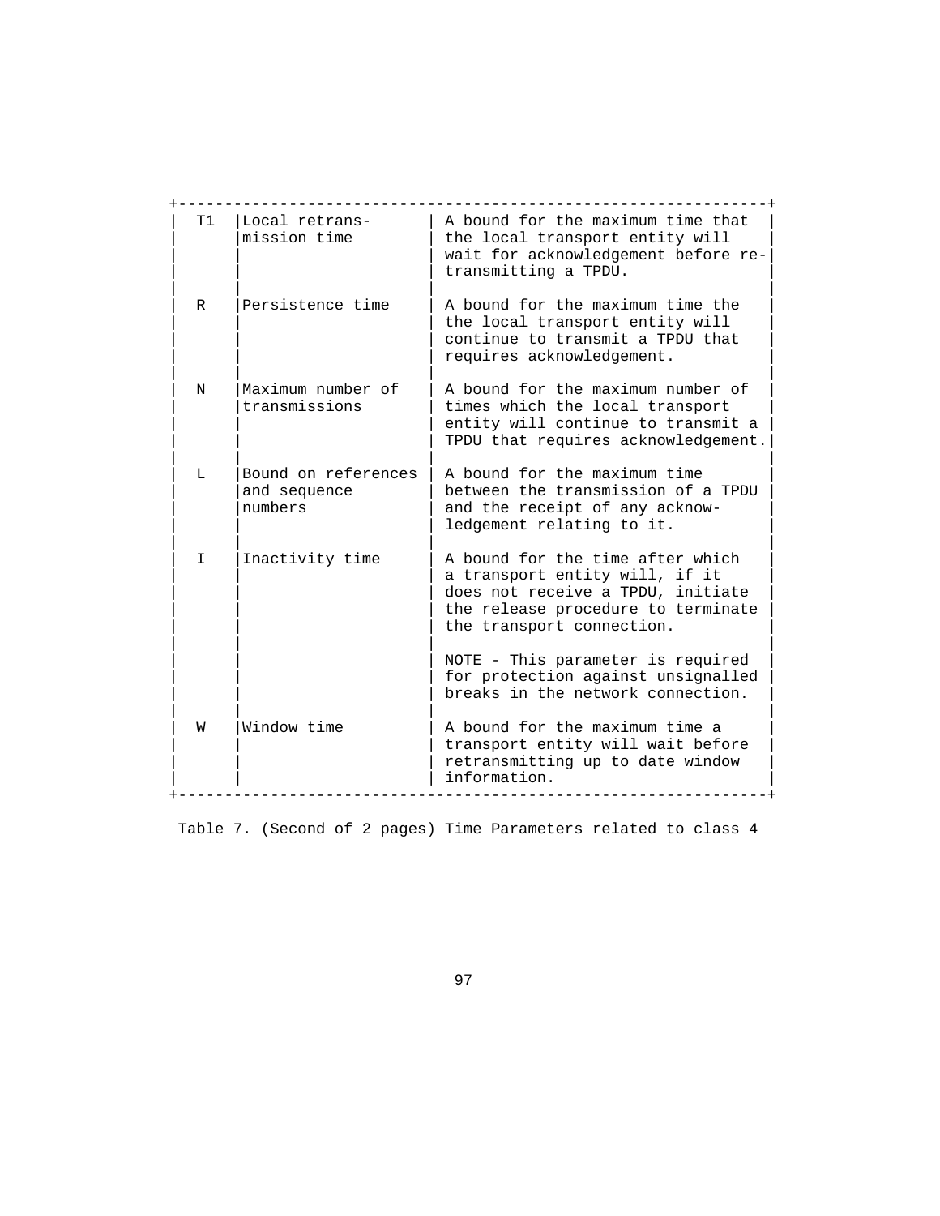| | | |
|---|---|---|
| T1 | Local retransmission time | A bound for the maximum time that the local transport entity will wait for acknowledgement before re-transmitting a TPDU. |
| R | Persistence time | A bound for the maximum time the the local transport entity will continue to transmit a TPDU that requires acknowledgement. |
| N | Maximum number of transmissions | A bound for the maximum number of times which the local transport entity will continue to transmit a TPDU that requires acknowledgement. |
| L | Bound on references and sequence numbers | A bound for the maximum time between the transmission of a TPDU and the receipt of any acknowledgement relating to it. |
| I | Inactivity time | A bound for the time after which a transport entity will, if it does not receive a TPDU, initiate the release procedure to terminate the transport connection.<br><br>NOTE - This parameter is required for protection against unsignalled breaks in the network connection. |
| W | Window time | A bound for the maximum time a transport entity will wait before retransmitting up to date window information. |

Table 7. (Second of 2 pages) Time Parameters related to class 4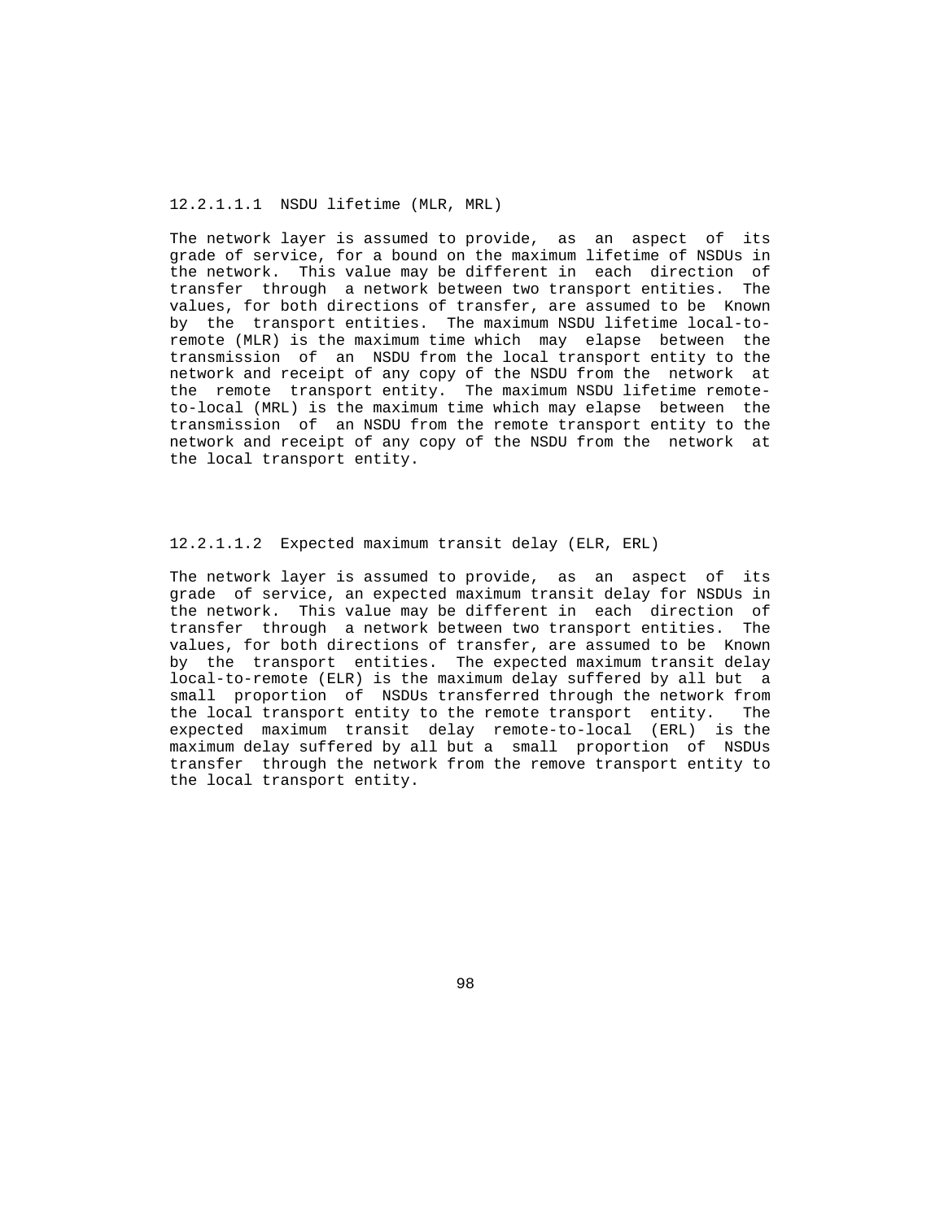#### 12.2.1.1.1 NSDU lifetime (MLR, MRL)

The network layer is assumed to provide, as an aspect of its grade of service, for a bound on the maximum lifetime of NSDUs in the network. This value may be different in each direction of transfer through a network between two transport entities. The values, for both directions of transfer, are assumed to be Known by the transport entities. The maximum NSDU lifetime local-to-remote (MLR) is the maximum time which may elapse between the transmission of an NSDU from the local transport entity to the network and receipt of any copy of the NSDU from the network at the remote transport entity. The maximum NSDU lifetime remote-to-local (MRL) is the maximum time which may elapse between the transmission of an NSDU from the remote transport entity to the network and receipt of any copy of the NSDU from the network at the local transport entity.

#### 12.2.1.1.2 Expected maximum transit delay (ELR, ERL)

The network layer is assumed to provide, as an aspect of its grade of service, an expected maximum transit delay for NSDUs in the network. This value may be different in each direction of transfer through a network between two transport entities. The values, for both directions of transfer, are assumed to be Known by the transport entities. The expected maximum transit delay local-to-remote (ELR) is the maximum delay suffered by all but a small proportion of NSDUs transferred through the network from the local transport entity to the remote transport entity. The expected maximum transit delay remote-to-local (ERL) is the maximum delay suffered by all but a small proportion of NSDUs transfer through the network from the remove transport entity to the local transport entity.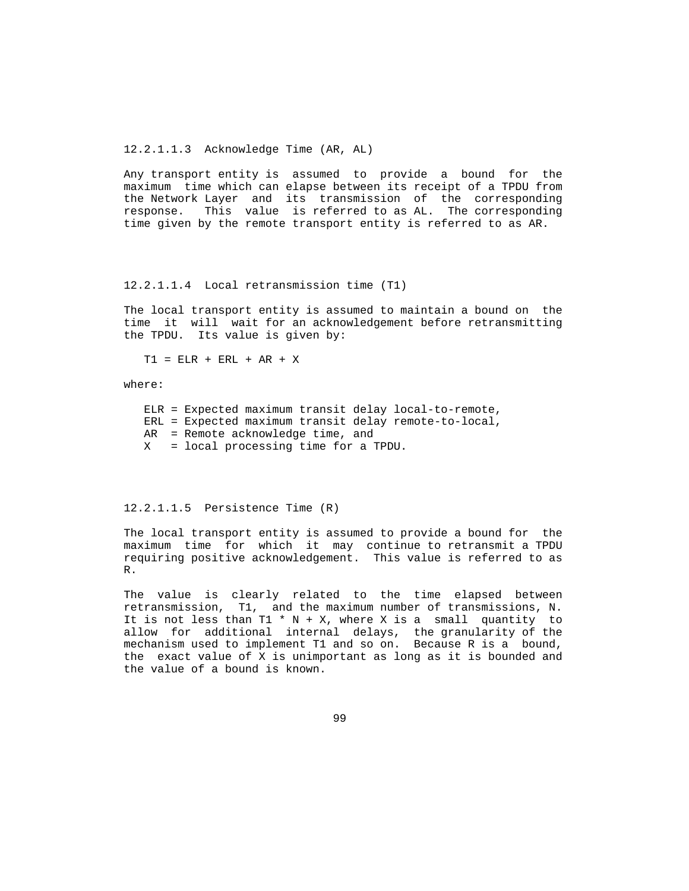#### 12.2.1.1.3 Acknowledge Time (AR, AL)

Any transport entity is assumed to provide a bound for the maximum time which can elapse between its receipt of a TPDU from the Network Layer and its transmission of the corresponding response. This value is referred to as AL. The corresponding time given by the remote transport entity is referred to as AR.

#### 12.2.1.1.4 Local retransmission time (T1)

The local transport entity is assumed to maintain a bound on the time it will wait for an acknowledgement before retransmitting the TPDU. Its value is given by:

$$T1 = ELR + ERL + AR + X$$

where:

- ELR = Expected maximum transit delay local-to-remote,
- ERL = Expected maximum transit delay remote-to-local,
- AR = Remote acknowledge time, and
- X = local processing time for a TPDU.

#### 12.2.1.1.5 Persistence Time (R)

The local transport entity is assumed to provide a bound for the maximum time for which it may continue to retransmit a TPDU requiring positive acknowledgement. This value is referred to as R.

The value is clearly related to the time elapsed between retransmission, T1, and the maximum number of transmissions, N. It is not less than $T1 * N + X$, where X is a small quantity to allow for additional internal delays, the granularity of the mechanism used to implement T1 and so on. Because R is a bound, the exact value of X is unimportant as long as it is bounded and the value of a bound is known.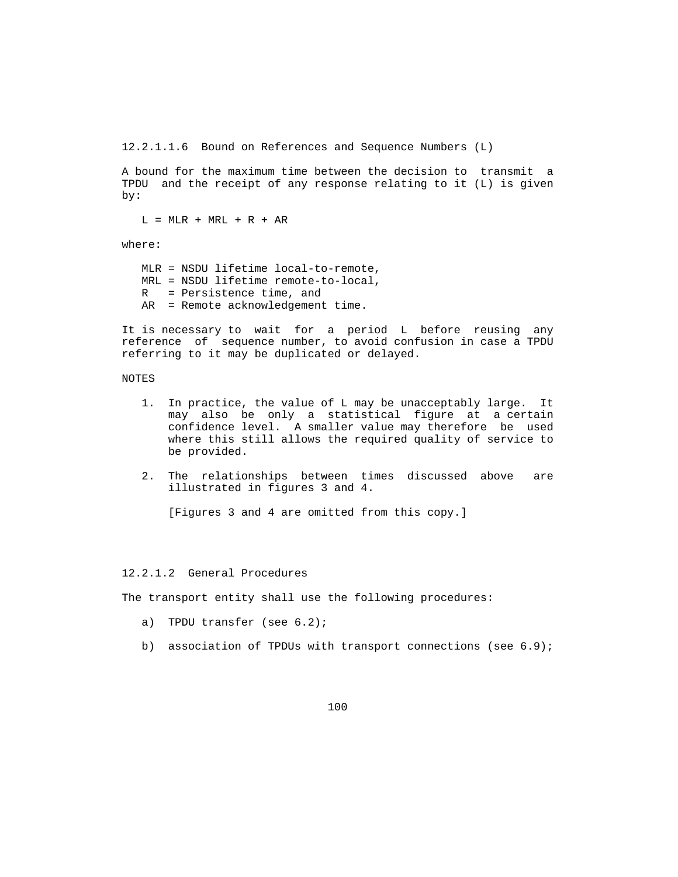#### 12.2.1.1.6 Bound on References and Sequence Numbers (L)

A bound for the maximum time between the decision to transmit a TPDU and the receipt of any response relating to it (L) is given by:

$$L = MLR + MRL + R + AR$$

where:

- MLR = NSDU lifetime local-to-remote,
- MRL = NSDU lifetime remote-to-local,
- R = Persistence time, and
- AR = Remote acknowledgement time.

It is necessary to wait for a period L before reusing any reference of sequence number, to avoid confusion in case a TPDU referring to it may be duplicated or delayed.

NOTES

1. In practice, the value of L may be unacceptably large. It may also be only a statistical figure at a certain confidence level. A smaller value may therefore be used where this still allows the required quality of service to be provided.

2. The relationships between times discussed above are illustrated in figures 3 and 4.

   [Figures 3 and 4 are omitted from this copy.]

#### 12.2.1.2 General Procedures

The transport entity shall use the following procedures:

a) TPDU transfer (see 6.2);

b) association of TPDUs with transport connections (see 6.9);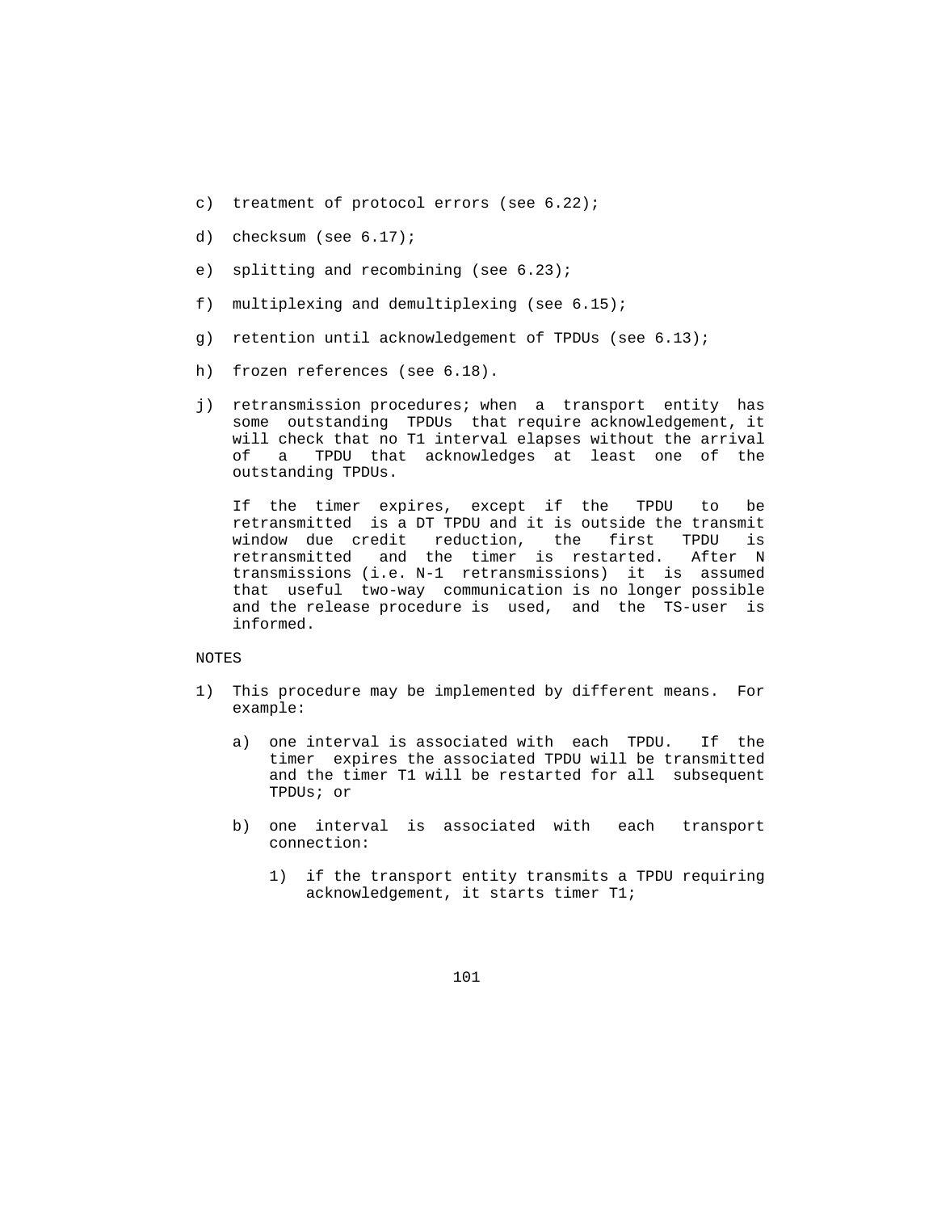c) treatment of protocol errors (see 6.22);

d) checksum (see 6.17);

e) splitting and recombining (see 6.23);

f) multiplexing and demultiplexing (see 6.15);

g) retention until acknowledgement of TPDUs (see 6.13);

h) frozen references (see 6.18).

j) retransmission procedures; when a transport entity has some outstanding TPDUs that require acknowledgement, it will check that no T1 interval elapses without the arrival of a TPDU that acknowledges at least one of the outstanding TPDUs.

   If the timer expires, except if the TPDU to be retransmitted is a DT TPDU and it is outside the transmit window due credit reduction, the first TPDU is retransmitted and the timer is restarted. After N transmissions (i.e. N-1 retransmissions) it is assumed that useful two-way communication is no longer possible and the release procedure is used, and the TS-user is informed.

NOTES

1) This procedure may be implemented by different means. For example:

   a) one interval is associated with each TPDU. If the timer expires the associated TPDU will be transmitted and the timer T1 will be restarted for all subsequent TPDUs; or

   b) one interval is associated with each transport connection:

      1) if the transport entity transmits a TPDU requiring acknowledgement, it starts timer T1;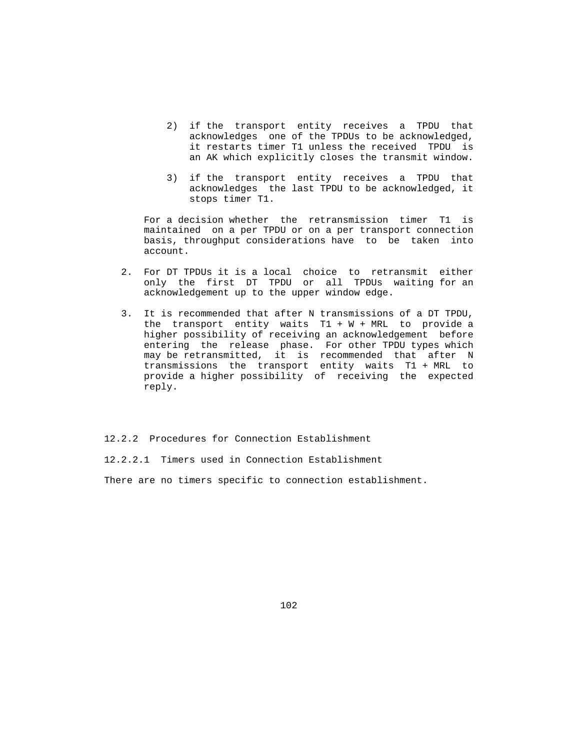2) if the transport entity receives a TPDU that acknowledges one of the TPDUs to be acknowledged, it restarts timer T1 unless the received TPDU is an AK which explicitly closes the transmit window.

3) if the transport entity receives a TPDU that acknowledges the last TPDU to be acknowledged, it stops timer T1.

For a decision whether the retransmission timer T1 is maintained on a per TPDU or on a per transport connection basis, throughput considerations have to be taken into account.

2. For DT TPDUs it is a local choice to retransmit either only the first DT TPDU or all TPDUs waiting for an acknowledgement up to the upper window edge.

3. It is recommended that after N transmissions of a DT TPDU, the transport entity waits T1 + W + MRL to provide a higher possibility of receiving an acknowledgement before entering the release phase. For other TPDU types which may be retransmitted, it is recommended that after N transmissions the transport entity waits T1 + MRL to provide a higher possibility of receiving the expected reply.

### 12.2.2 Procedures for Connection Establishment

#### 12.2.2.1 Timers used in Connection Establishment

There are no timers specific to connection establishment.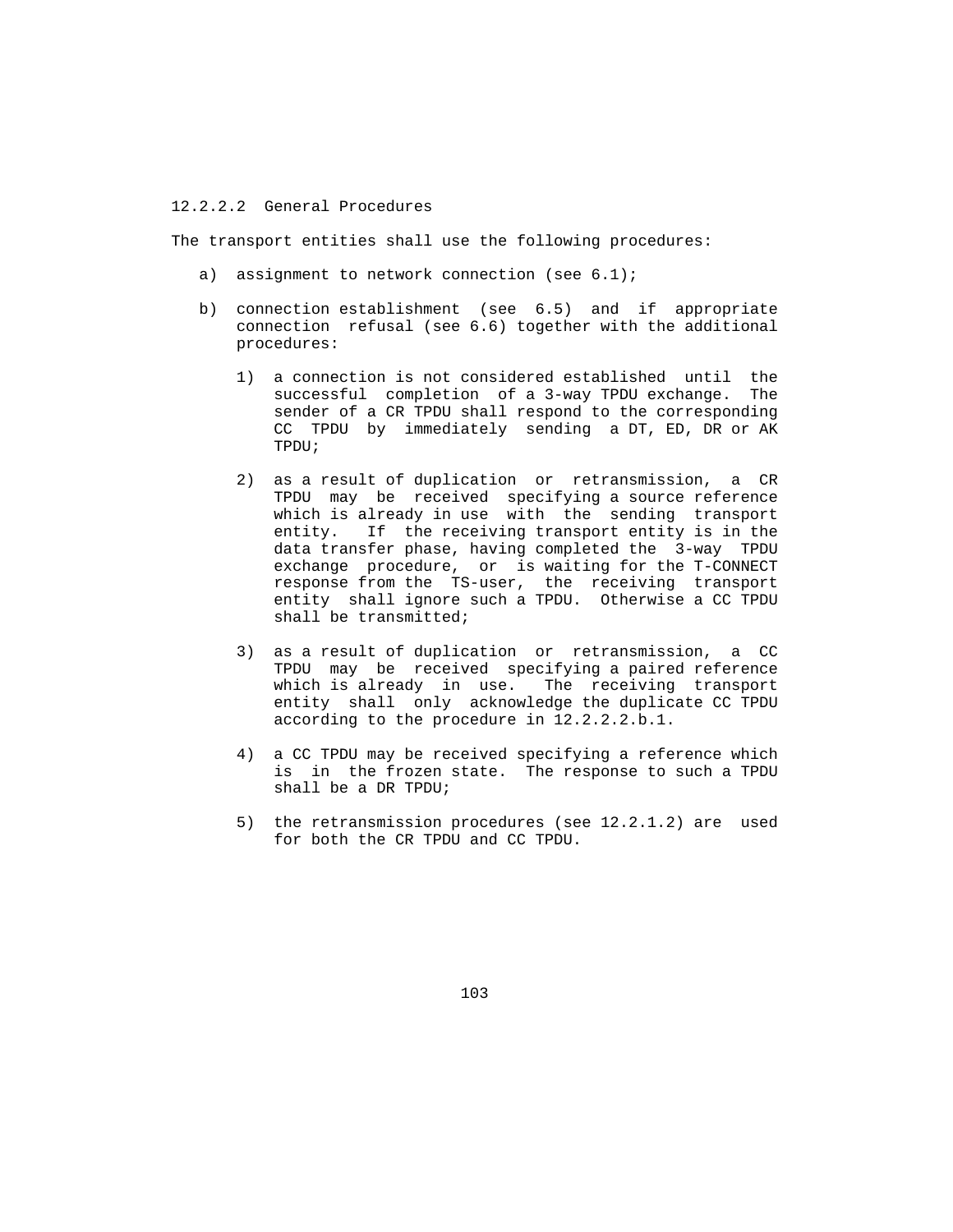#### 12.2.2.2 General Procedures

The transport entities shall use the following procedures:

a) assignment to network connection (see 6.1);

b) connection establishment (see 6.5) and if appropriate connection refusal (see 6.6) together with the additional procedures:

   1) a connection is not considered established until the successful completion of a 3-way TPDU exchange. The sender of a CR TPDU shall respond to the corresponding CC TPDU by immediately sending a DT, ED, DR or AK TPDU;

   2) as a result of duplication or retransmission, a CR TPDU may be received specifying a source reference which is already in use with the sending transport entity. If the receiving transport entity is in the data transfer phase, having completed the 3-way TPDU exchange procedure, or is waiting for the T-CONNECT response from the TS-user, the receiving transport entity shall ignore such a TPDU. Otherwise a CC TPDU shall be transmitted;

   3) as a result of duplication or retransmission, a CC TPDU may be received specifying a paired reference which is already in use. The receiving transport entity shall only acknowledge the duplicate CC TPDU according to the procedure in 12.2.2.2.b.1.

   4) a CC TPDU may be received specifying a reference which is in the frozen state. The response to such a TPDU shall be a DR TPDU;

   5) the retransmission procedures (see 12.2.1.2) are used for both the CR TPDU and CC TPDU.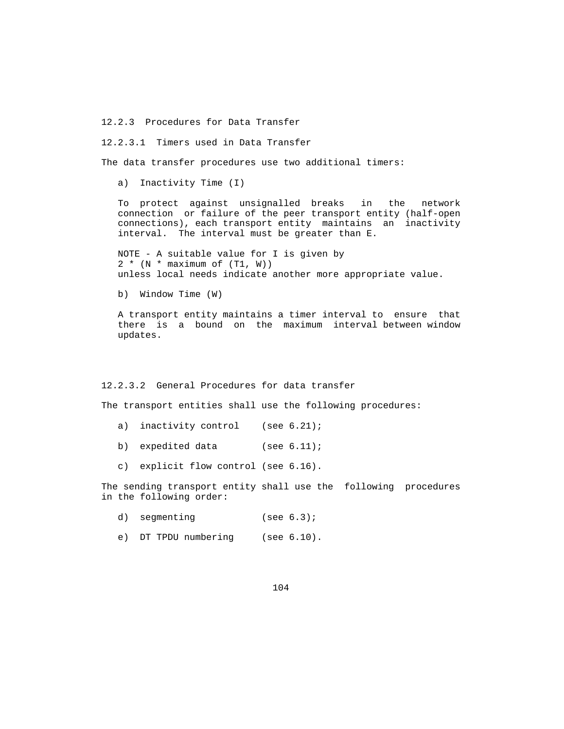### 12.2.3 Procedures for Data Transfer

#### 12.2.3.1 Timers used in Data Transfer

The data transfer procedures use two additional timers:

a) Inactivity Time (I)

To protect against unsignalled breaks in the network connection or failure of the peer transport entity (half-open connections), each transport entity maintains an inactivity interval. The interval must be greater than E.

NOTE - A suitable value for I is given by
$2 * (N * \text{maximum of } (T1, W))$
unless local needs indicate another more appropriate value.

b) Window Time (W)

A transport entity maintains a timer interval to ensure that there is a bound on the maximum interval between window updates.

#### 12.2.3.2 General Procedures for data transfer

The transport entities shall use the following procedures:

a) inactivity control (see 6.21);

b) expedited data (see 6.11);

c) explicit flow control (see 6.16).

The sending transport entity shall use the following procedures in the following order:

d) segmenting (see 6.3);

e) DT TPDU numbering (see 6.10).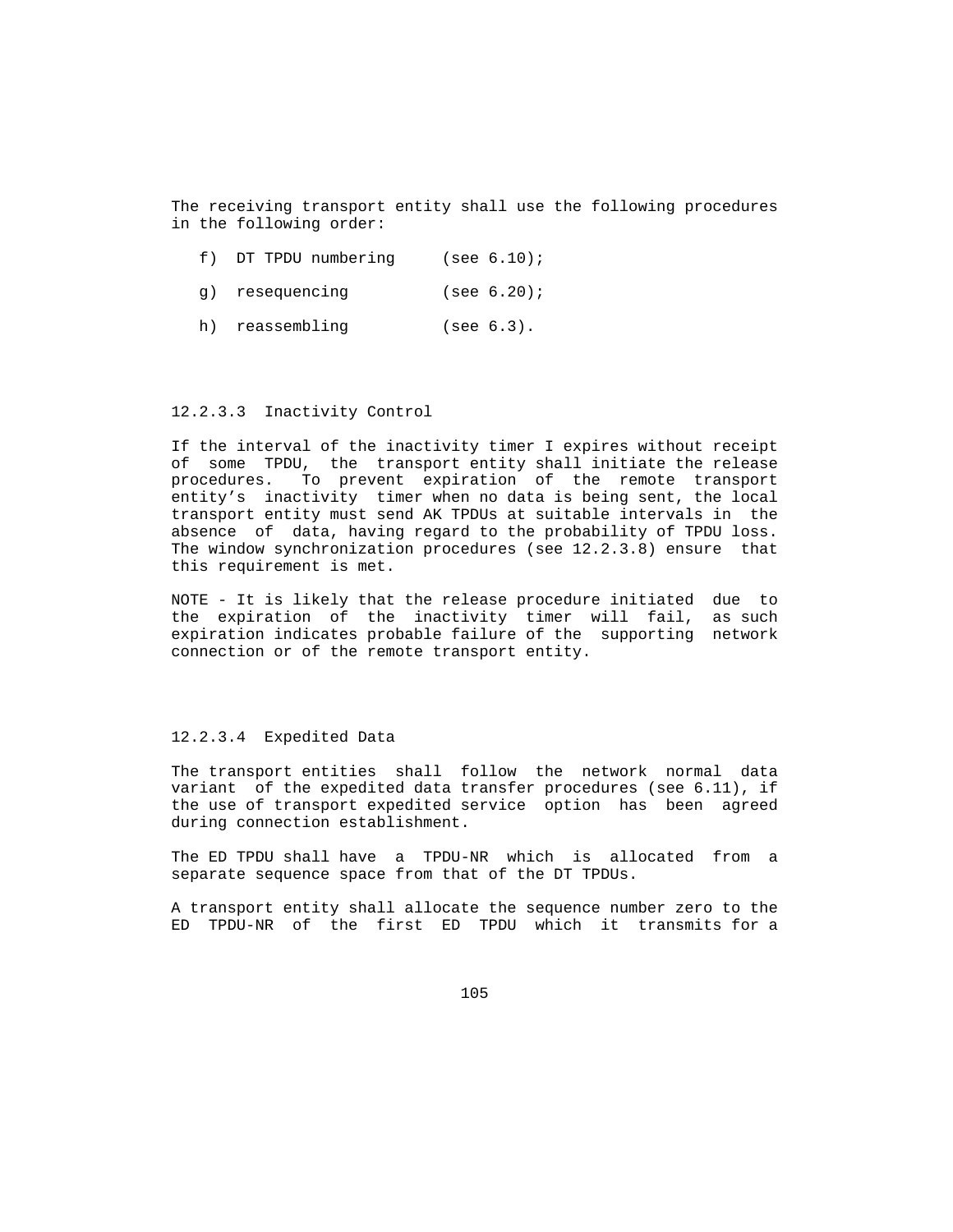The receiving transport entity shall use the following procedures in the following order:

f) DT TPDU numbering (see 6.10);

g) resequencing (see 6.20);

h) reassembling (see 6.3).

#### 12.2.3.3 Inactivity Control

If the interval of the inactivity timer I expires without receipt of some TPDU, the transport entity shall initiate the release procedures. To prevent expiration of the remote transport entity's inactivity timer when no data is being sent, the local transport entity must send AK TPDUs at suitable intervals in the absence of data, having regard to the probability of TPDU loss. The window synchronization procedures (see 12.2.3.8) ensure that this requirement is met.

NOTE - It is likely that the release procedure initiated due to the expiration of the inactivity timer will fail, as such expiration indicates probable failure of the supporting network connection or of the remote transport entity.

#### 12.2.3.4 Expedited Data

The transport entities shall follow the network normal data variant of the expedited data transfer procedures (see 6.11), if the use of transport expedited service option has been agreed during connection establishment.

The ED TPDU shall have a TPDU-NR which is allocated from a separate sequence space from that of the DT TPDUs.

A transport entity shall allocate the sequence number zero to the ED TPDU-NR of the first ED TPDU which it transmits for a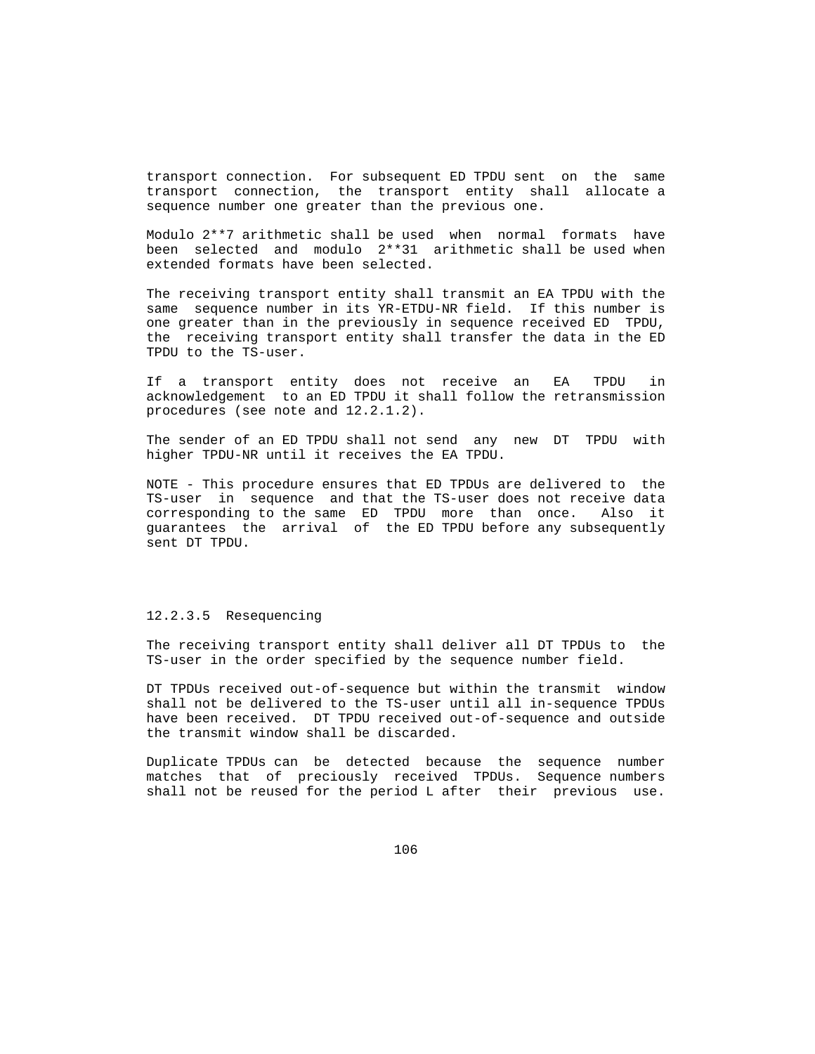transport connection. For subsequent ED TPDU sent on the same transport connection, the transport entity shall allocate a sequence number one greater than the previous one.

Modulo 2**7 arithmetic shall be used when normal formats have been selected and modulo 2**31 arithmetic shall be used when extended formats have been selected.

The receiving transport entity shall transmit an EA TPDU with the same sequence number in its YR-ETDU-NR field. If this number is one greater than in the previously in sequence received ED TPDU, the receiving transport entity shall transfer the data in the ED TPDU to the TS-user.

If a transport entity does not receive an EA TPDU in acknowledgement to an ED TPDU it shall follow the retransmission procedures (see note and 12.2.1.2).

The sender of an ED TPDU shall not send any new DT TPDU with higher TPDU-NR until it receives the EA TPDU.

NOTE - This procedure ensures that ED TPDUs are delivered to the TS-user in sequence and that the TS-user does not receive data corresponding to the same ED TPDU more than once. Also it guarantees the arrival of the ED TPDU before any subsequently sent DT TPDU.

#### 12.2.3.5 Resequencing

The receiving transport entity shall deliver all DT TPDUs to the TS-user in the order specified by the sequence number field.

DT TPDUs received out-of-sequence but within the transmit window shall not be delivered to the TS-user until all in-sequence TPDUs have been received. DT TPDU received out-of-sequence and outside the transmit window shall be discarded.

Duplicate TPDUs can be detected because the sequence number matches that of preciously received TPDUs. Sequence numbers shall not be reused for the period L after their previous use.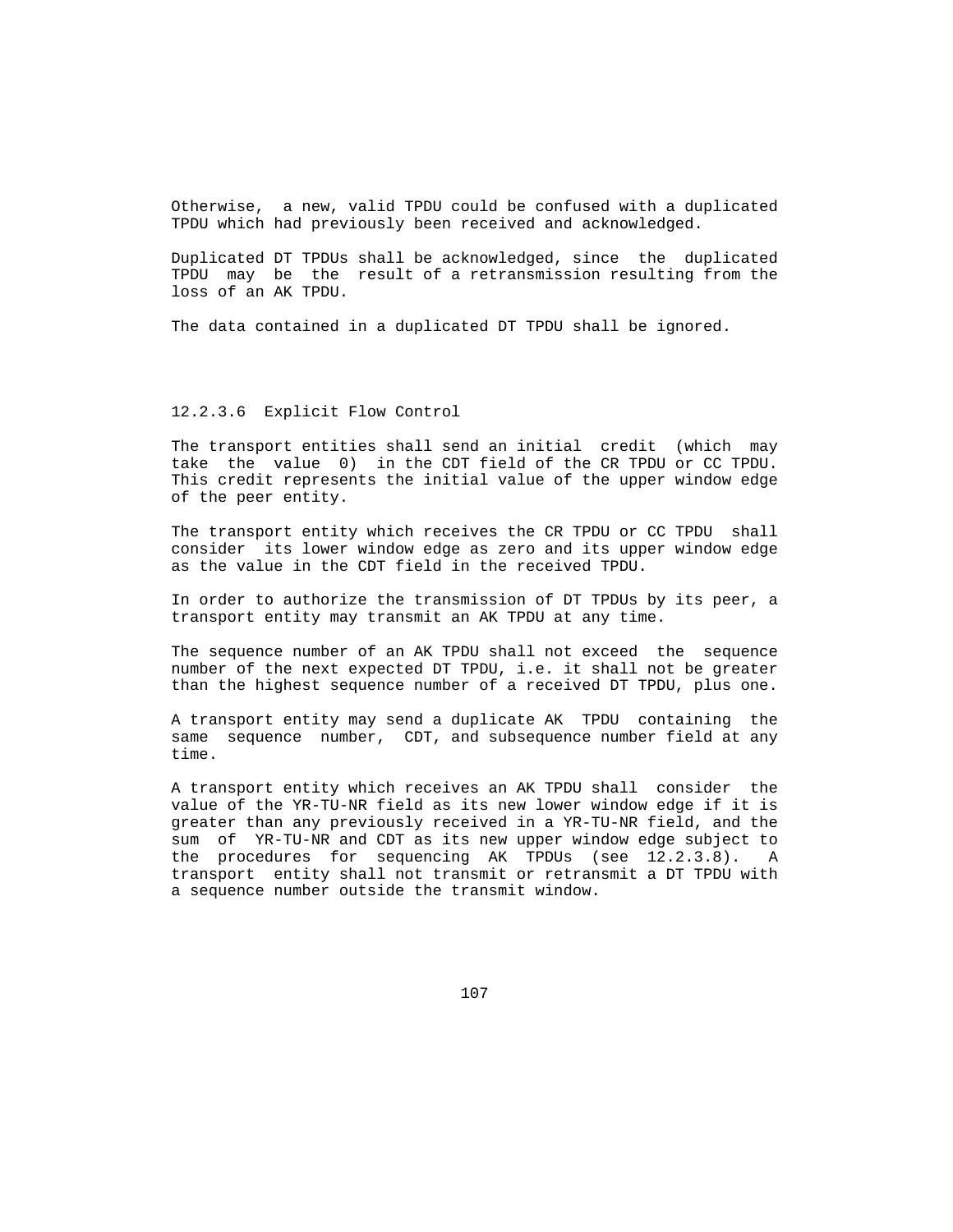Otherwise, a new, valid TPDU could be confused with a duplicated TPDU which had previously been received and acknowledged.

Duplicated DT TPDUs shall be acknowledged, since the duplicated TPDU may be the result of a retransmission resulting from the loss of an AK TPDU.

The data contained in a duplicated DT TPDU shall be ignored.

#### 12.2.3.6 Explicit Flow Control

The transport entities shall send an initial credit (which may take the value 0) in the CDT field of the CR TPDU or CC TPDU. This credit represents the initial value of the upper window edge of the peer entity.

The transport entity which receives the CR TPDU or CC TPDU shall consider its lower window edge as zero and its upper window edge as the value in the CDT field in the received TPDU.

In order to authorize the transmission of DT TPDUs by its peer, a transport entity may transmit an AK TPDU at any time.

The sequence number of an AK TPDU shall not exceed the sequence number of the next expected DT TPDU, i.e. it shall not be greater than the highest sequence number of a received DT TPDU, plus one.

A transport entity may send a duplicate AK TPDU containing the same sequence number, CDT, and subsequence number field at any time.

A transport entity which receives an AK TPDU shall consider the value of the YR-TU-NR field as its new lower window edge if it is greater than any previously received in a YR-TU-NR field, and the sum of YR-TU-NR and CDT as its new upper window edge subject to the procedures for sequencing AK TPDUs (see 12.2.3.8). A transport entity shall not transmit or retransmit a DT TPDU with a sequence number outside the transmit window.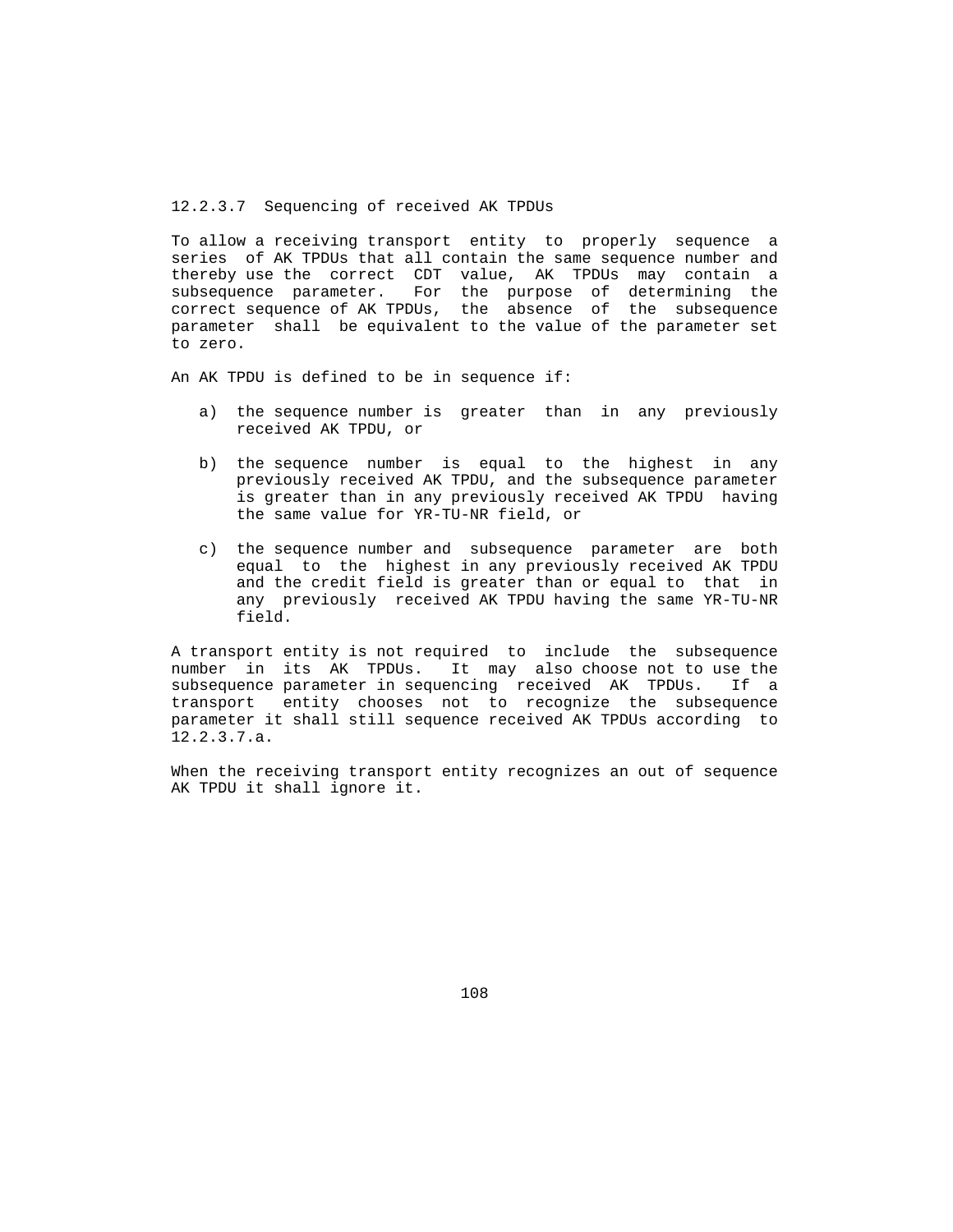### 12.2.3.7 Sequencing of received AK TPDUs

To allow a receiving transport entity to properly sequence a series of AK TPDUs that all contain the same sequence number and thereby use the correct CDT value, AK TPDUs may contain a subsequence parameter. For the purpose of determining the correct sequence of AK TPDUs, the absence of the subsequence parameter shall be equivalent to the value of the parameter set to zero.

An AK TPDU is defined to be in sequence if:

a) the sequence number is greater than in any previously received AK TPDU, or

b) the sequence number is equal to the highest in any previously received AK TPDU, and the subsequence parameter is greater than in any previously received AK TPDU having the same value for YR-TU-NR field, or

c) the sequence number and subsequence parameter are both equal to the highest in any previously received AK TPDU and the credit field is greater than or equal to that in any previously received AK TPDU having the same YR-TU-NR field.

A transport entity is not required to include the subsequence number in its AK TPDUs. It may also choose not to use the subsequence parameter in sequencing received AK TPDUs. If a transport entity chooses not to recognize the subsequence parameter it shall still sequence received AK TPDUs according to 12.2.3.7.a.

When the receiving transport entity recognizes an out of sequence AK TPDU it shall ignore it.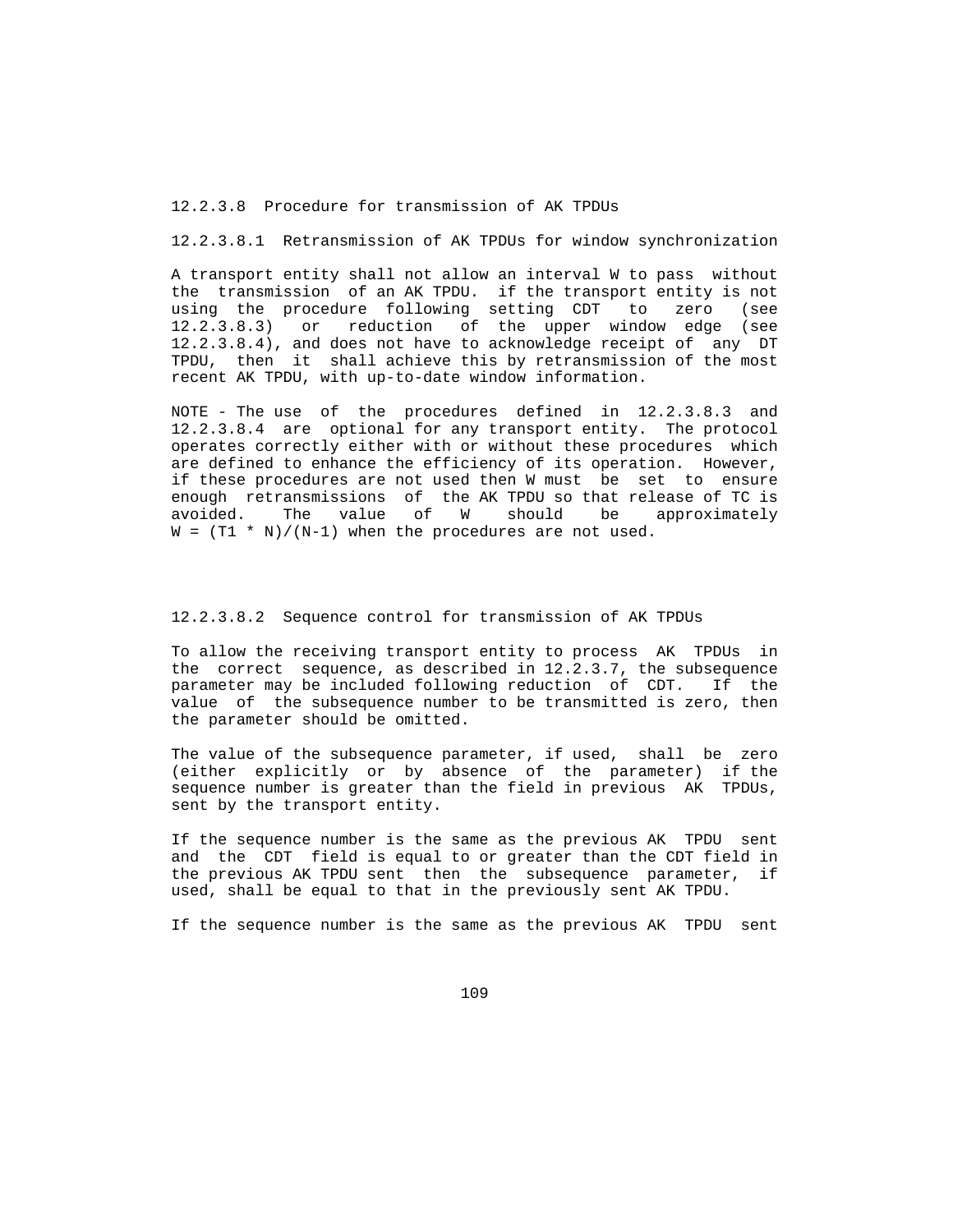#### 12.2.3.8 Procedure for transmission of AK TPDUs

##### 12.2.3.8.1 Retransmission of AK TPDUs for window synchronization

A transport entity shall not allow an interval W to pass without the transmission of an AK TPDU. if the transport entity is not using the procedure following setting CDT to zero (see 12.2.3.8.3) or reduction of the upper window edge (see 12.2.3.8.4), and does not have to acknowledge receipt of any DT TPDU, then it shall achieve this by retransmission of the most recent AK TPDU, with up-to-date window information.

NOTE - The use of the procedures defined in 12.2.3.8.3 and 12.2.3.8.4 are optional for any transport entity. The protocol operates correctly either with or without these procedures which are defined to enhance the efficiency of its operation. However, if these procedures are not used then W must be set to ensure enough retransmissions of the AK TPDU so that release of TC is avoided. The value of W should be approximately $W = (T1 * N)/(N-1)$ when the procedures are not used.

##### 12.2.3.8.2 Sequence control for transmission of AK TPDUs

To allow the receiving transport entity to process AK TPDUs in the correct sequence, as described in 12.2.3.7, the subsequence parameter may be included following reduction of CDT. If the value of the subsequence number to be transmitted is zero, then the parameter should be omitted.

The value of the subsequence parameter, if used, shall be zero (either explicitly or by absence of the parameter) if the sequence number is greater than the field in previous AK TPDUs, sent by the transport entity.

If the sequence number is the same as the previous AK TPDU sent and the CDT field is equal to or greater than the CDT field in the previous AK TPDU sent then the subsequence parameter, if used, shall be equal to that in the previously sent AK TPDU.

If the sequence number is the same as the previous AK TPDU sent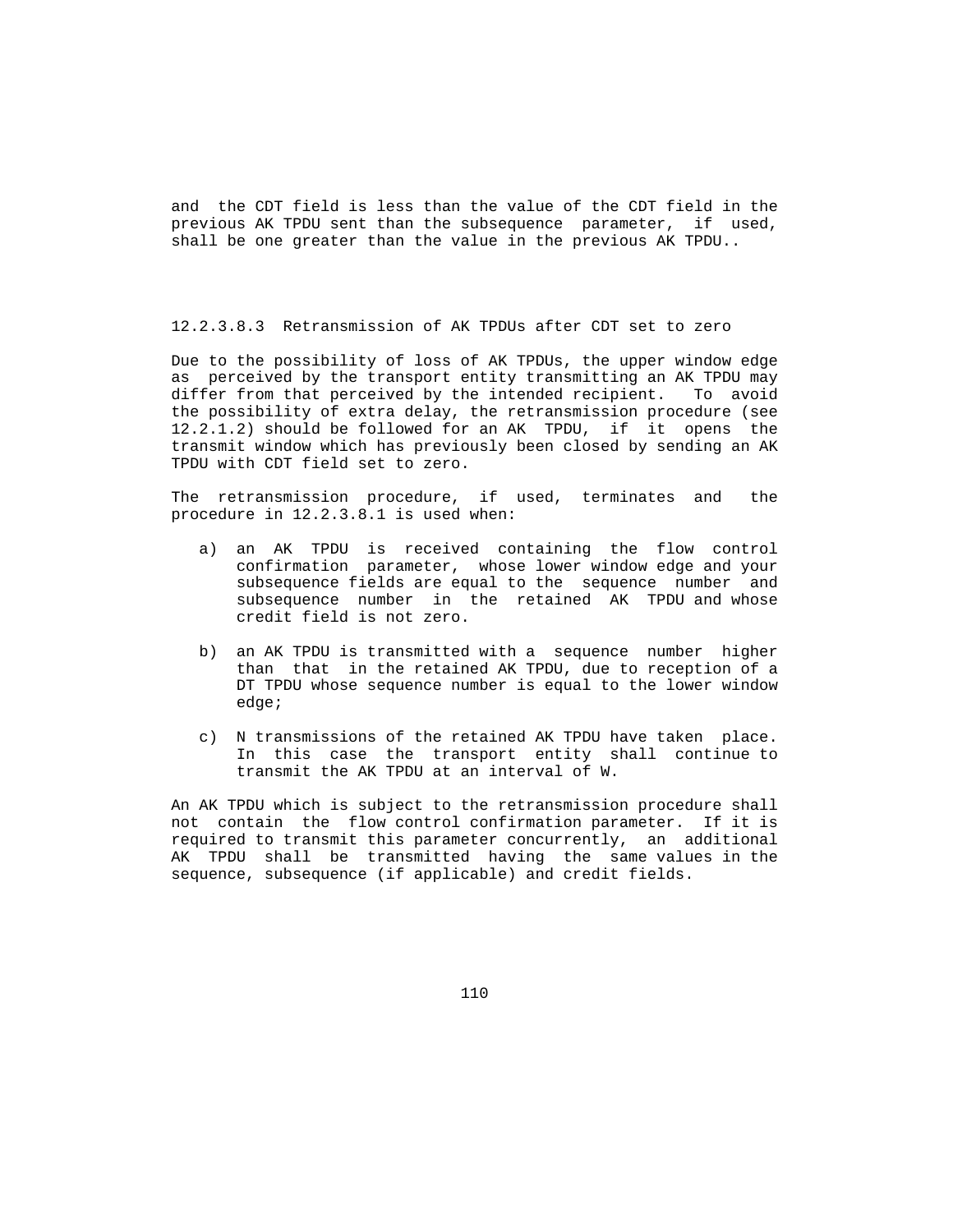and the CDT field is less than the value of the CDT field in the previous AK TPDU sent than the subsequence parameter, if used, shall be one greater than the value in the previous AK TPDU..

#### 12.2.3.8.3 Retransmission of AK TPDUs after CDT set to zero

Due to the possibility of loss of AK TPDUs, the upper window edge as perceived by the transport entity transmitting an AK TPDU may differ from that perceived by the intended recipient. To avoid the possibility of extra delay, the retransmission procedure (see 12.2.1.2) should be followed for an AK TPDU, if it opens the transmit window which has previously been closed by sending an AK TPDU with CDT field set to zero.

The retransmission procedure, if used, terminates and the procedure in 12.2.3.8.1 is used when:

a) an AK TPDU is received containing the flow control confirmation parameter, whose lower window edge and your subsequence fields are equal to the sequence number and subsequence number in the retained AK TPDU and whose credit field is not zero.

b) an AK TPDU is transmitted with a sequence number higher than that in the retained AK TPDU, due to reception of a DT TPDU whose sequence number is equal to the lower window edge;

c) N transmissions of the retained AK TPDU have taken place. In this case the transport entity shall continue to transmit the AK TPDU at an interval of W.

An AK TPDU which is subject to the retransmission procedure shall not contain the flow control confirmation parameter. If it is required to transmit this parameter concurrently, an additional AK TPDU shall be transmitted having the same values in the sequence, subsequence (if applicable) and credit fields.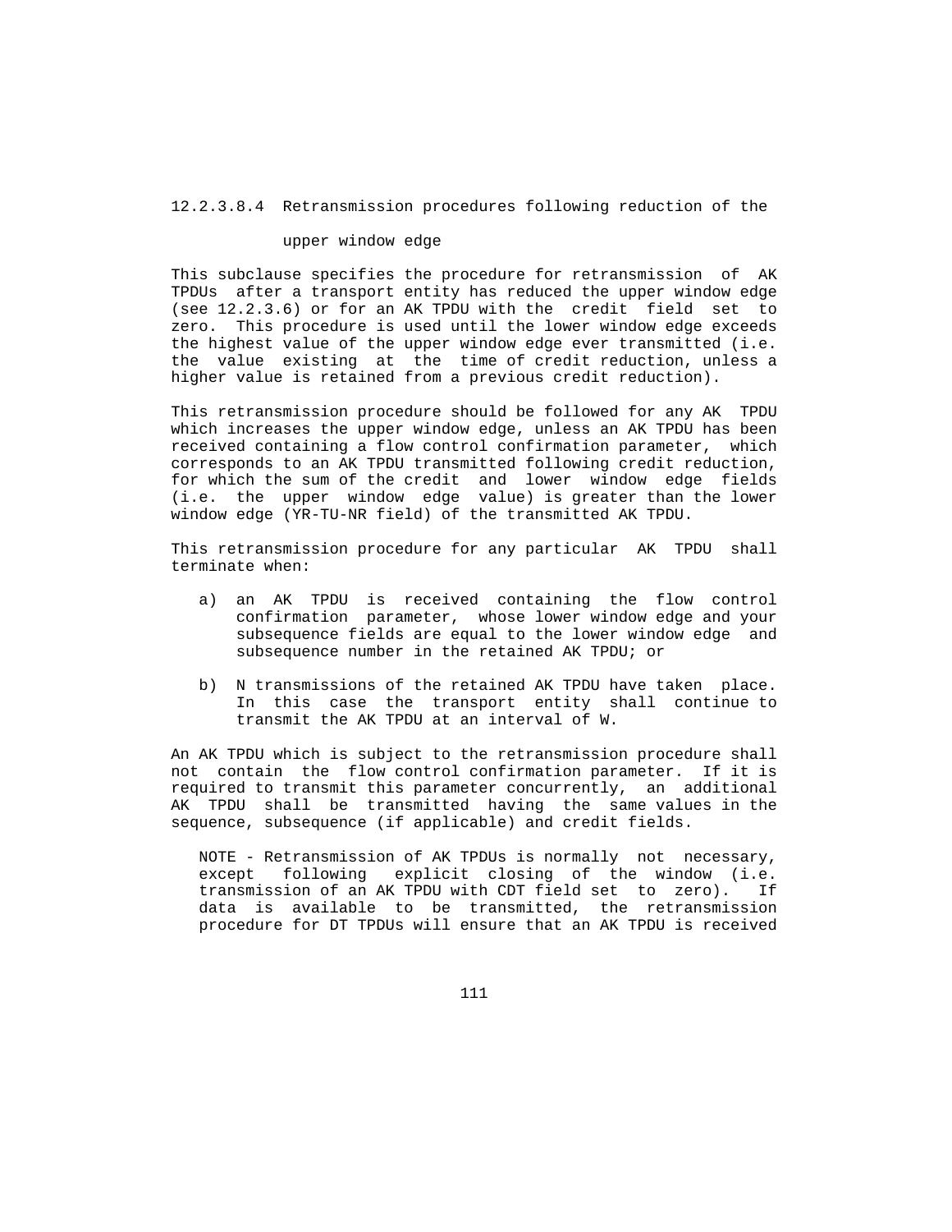#### 12.2.3.8.4 Retransmission procedures following reduction of the upper window edge

This subclause specifies the procedure for retransmission of AK TPDUs after a transport entity has reduced the upper window edge (see 12.2.3.6) or for an AK TPDU with the credit field set to zero. This procedure is used until the lower window edge exceeds the highest value of the upper window edge ever transmitted (i.e. the value existing at the time of credit reduction, unless a higher value is retained from a previous credit reduction).

This retransmission procedure should be followed for any AK TPDU which increases the upper window edge, unless an AK TPDU has been received containing a flow control confirmation parameter, which corresponds to an AK TPDU transmitted following credit reduction, for which the sum of the credit and lower window edge fields (i.e. the upper window edge value) is greater than the lower window edge (YR-TU-NR field) of the transmitted AK TPDU.

This retransmission procedure for any particular AK TPDU shall terminate when:

a) an AK TPDU is received containing the flow control confirmation parameter, whose lower window edge and your subsequence fields are equal to the lower window edge and subsequence number in the retained AK TPDU; or

b) N transmissions of the retained AK TPDU have taken place. In this case the transport entity shall continue to transmit the AK TPDU at an interval of W.

An AK TPDU which is subject to the retransmission procedure shall not contain the flow control confirmation parameter. If it is required to transmit this parameter concurrently, an additional AK TPDU shall be transmitted having the same values in the sequence, subsequence (if applicable) and credit fields.

NOTE - Retransmission of AK TPDUs is normally not necessary, except following explicit closing of the window (i.e. transmission of an AK TPDU with CDT field set to zero). If data is available to be transmitted, the retransmission procedure for DT TPDUs will ensure that an AK TPDU is received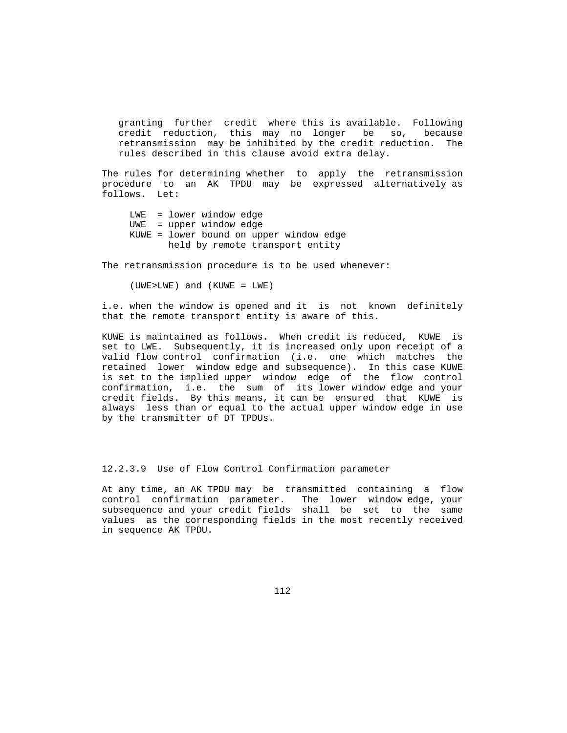granting further credit where this is available. Following credit reduction, this may no longer be so, because retransmission may be inhibited by the credit reduction. The rules described in this clause avoid extra delay.

The rules for determining whether to apply the retransmission procedure to an AK TPDU may be expressed alternatively as follows. Let:

- LWE = lower window edge
- UWE = upper window edge
- KUWE = lower bound on upper window edge held by remote transport entity

The retransmission procedure is to be used whenever:

$$(UWE>LWE) \text{ and } (KUWE = LWE)$$

i.e. when the window is opened and it is not known definitely that the remote transport entity is aware of this.

KUWE is maintained as follows. When credit is reduced, KUWE is set to LWE. Subsequently, it is increased only upon receipt of a valid flow control confirmation (i.e. one which matches the retained lower window edge and subsequence). In this case KUWE is set to the implied upper window edge of the flow control confirmation, i.e. the sum of its lower window edge and your credit fields. By this means, it can be ensured that KUWE is always less than or equal to the actual upper window edge in use by the transmitter of DT TPDUs.

### 12.2.3.9 Use of Flow Control Confirmation parameter

At any time, an AK TPDU may be transmitted containing a flow control confirmation parameter. The lower window edge, your subsequence and your credit fields shall be set to the same values as the corresponding fields in the most recently received in sequence AK TPDU.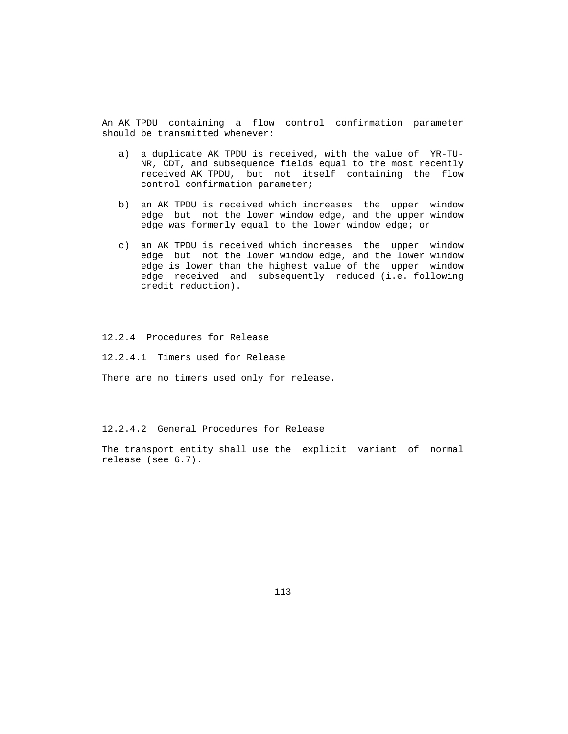An AK TPDU containing a flow control confirmation parameter should be transmitted whenever:

a) a duplicate AK TPDU is received, with the value of YR-TU-NR, CDT, and subsequence fields equal to the most recently received AK TPDU, but not itself containing the flow control confirmation parameter;

b) an AK TPDU is received which increases the upper window edge but not the lower window edge, and the upper window edge was formerly equal to the lower window edge; or

c) an AK TPDU is received which increases the upper window edge but not the lower window edge, and the lower window edge is lower than the highest value of the upper window edge received and subsequently reduced (i.e. following credit reduction).

### 12.2.4 Procedures for Release

#### 12.2.4.1 Timers used for Release

There are no timers used only for release.

#### 12.2.4.2 General Procedures for Release

The transport entity shall use the explicit variant of normal release (see 6.7).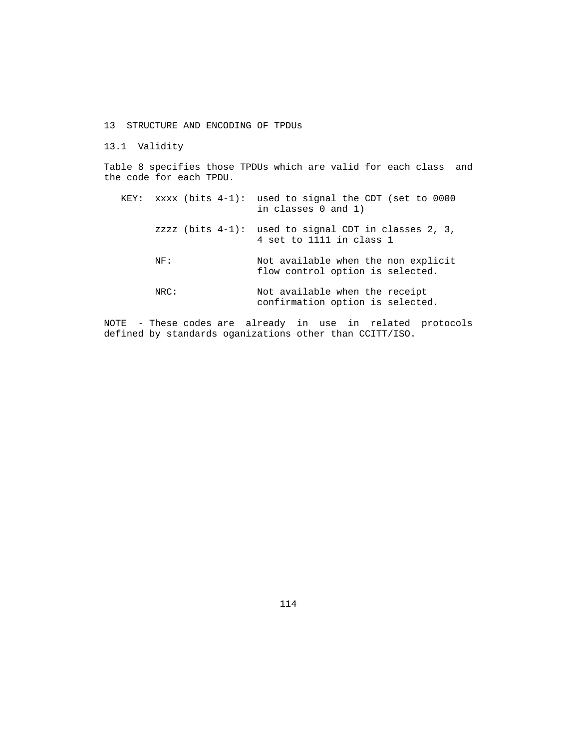# 13 STRUCTURE AND ENCODING OF TPDUs

## 13.1 Validity

Table 8 specifies those TPDUs which are valid for each class and the code for each TPDU.

KEY:

| | |
|---|---|
| xxxx (bits 4-1): | used to signal the CDT (set to 0000 in classes 0 and 1) |
| zzzz (bits 4-1): | used to signal CDT in classes 2, 3, 4 set to 1111 in class 1 |
| NF: | Not available when the non explicit flow control option is selected. |
| NRC: | Not available when the receipt confirmation option is selected. |

NOTE - These codes are already in use in related protocols defined by standards oganizations other than CCITT/ISO.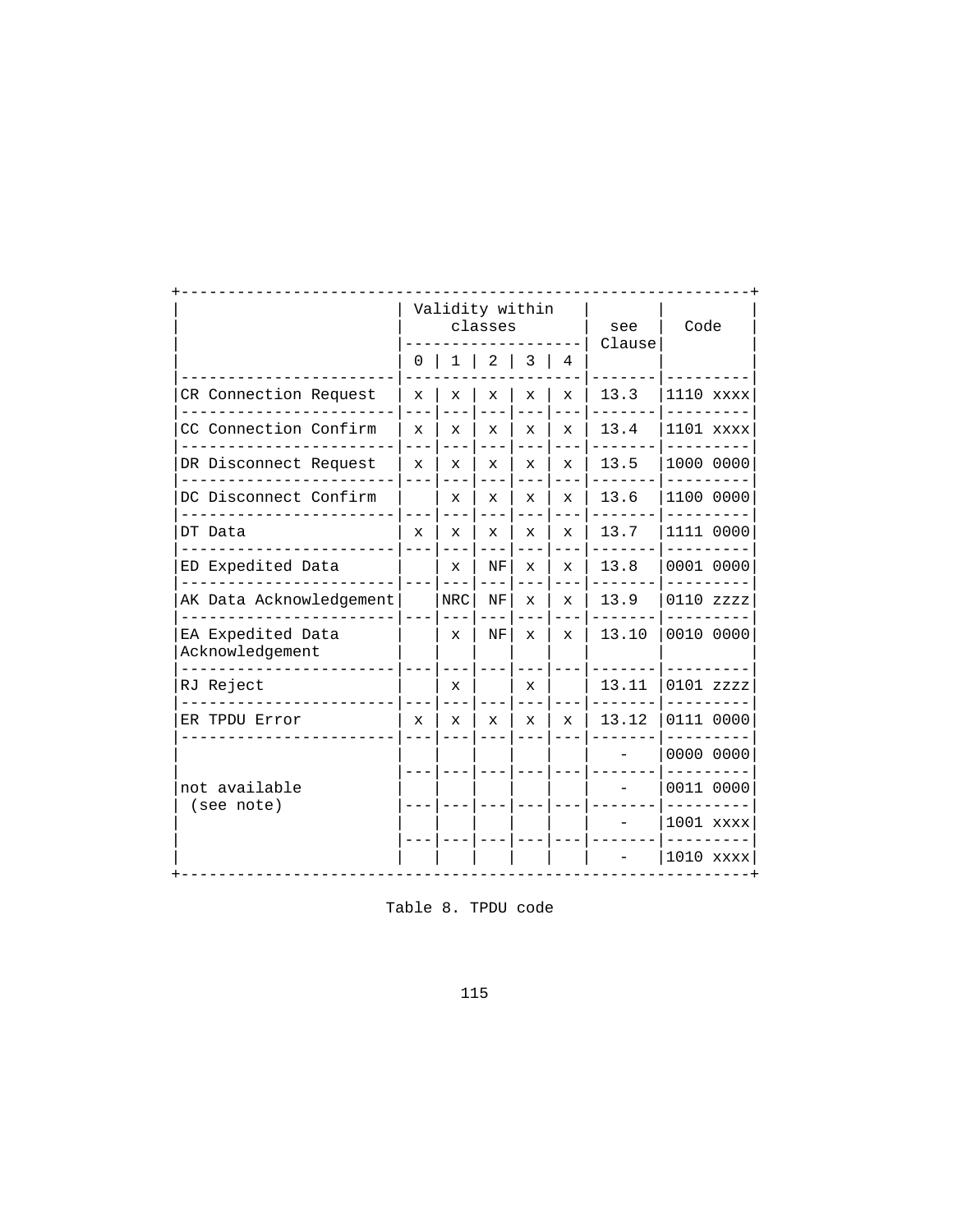| | Validity within classes | | | | | see Clause | Code |
|---|---|---|---|---|---|---|---|
| | 0 | 1 | 2 | 3 | 4 | | |
| CR Connection Request | x | x | x | x | x | 13.3 | 1110 xxxx |
| CC Connection Confirm | x | x | x | x | x | 13.4 | 1101 xxxx |
| DR Disconnect Request | x | x | x | x | x | 13.5 | 1000 0000 |
| DC Disconnect Confirm | | x | x | x | x | 13.6 | 1100 0000 |
| DT Data | x | x | x | x | x | 13.7 | 1111 0000 |
| ED Expedited Data | | x | NF | x | x | 13.8 | 0001 0000 |
| AK Data Acknowledgement | | NRC | NF | x | x | 13.9 | 0110 zzzz |
| EA Expedited Data Acknowledgement | | x | NF | x | x | 13.10 | 0010 0000 |
| RJ Reject | | x | | x | | 13.11 | 0101 zzzz |
| ER TPDU Error | x | x | x | x | x | 13.12 | 0111 0000 |
| not available (see note) | | | | | | - | 0000 0000 |
| | | | | | | - | 0011 0000 |
| | | | | | | - | 1001 xxxx |
| | | | | | | - | 1010 xxxx |

Table 8. TPDU code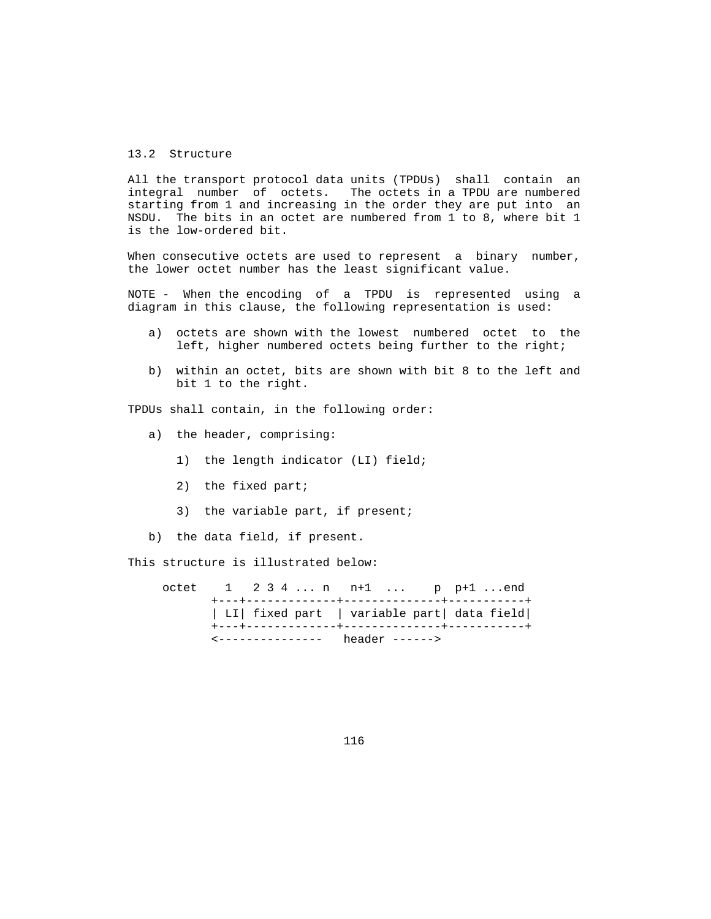## 13.2 Structure

All the transport protocol data units (TPDUs) shall contain an integral number of octets. The octets in a TPDU are numbered starting from 1 and increasing in the order they are put into an NSDU. The bits in an octet are numbered from 1 to 8, where bit 1 is the low-ordered bit.

When consecutive octets are used to represent a binary number, the lower octet number has the least significant value.

NOTE - When the encoding of a TPDU is represented using a diagram in this clause, the following representation is used:

a) octets are shown with the lowest numbered octet to the left, higher numbered octets being further to the right;

b) within an octet, bits are shown with bit 8 to the left and bit 1 to the right.

TPDUs shall contain, in the following order:

a) the header, comprising:

   1) the length indicator (LI) field;

   2) the fixed part;

   3) the variable part, if present;

b) the data field, if present.

This structure is illustrated below:

```
octet    1   2 3 4 ... n   n+1  ...    p  p+1 ...end
       +---+-------------+--------------+-----------+
       | LI| fixed part  | variable part| data field|
       +---+-------------+--------------+-----------+
       <---------------   header ------>
```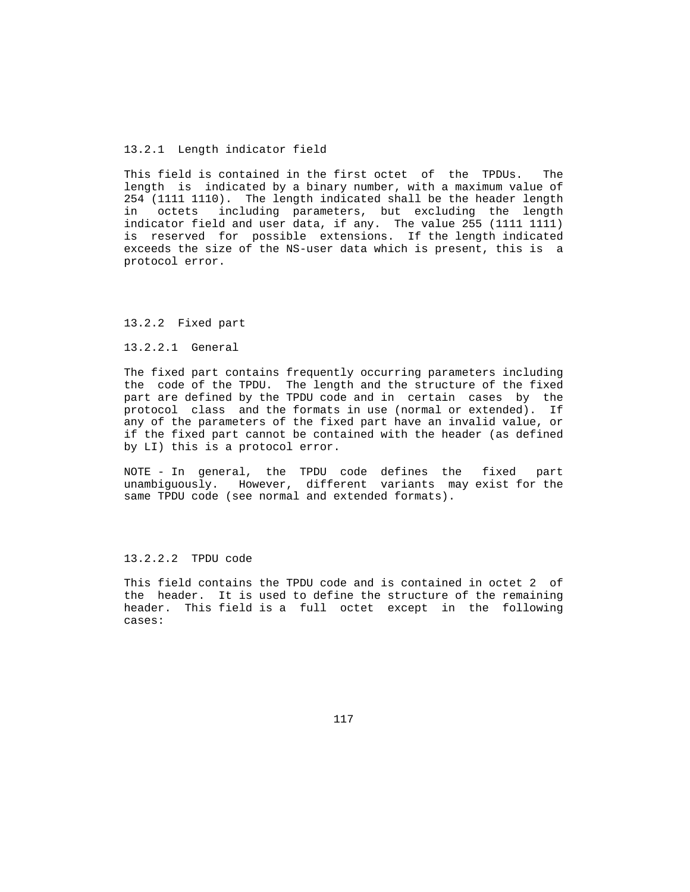#### 13.2.1 Length indicator field

This field is contained in the first octet of the TPDUs. The length is indicated by a binary number, with a maximum value of 254 (1111 1110). The length indicated shall be the header length in octets including parameters, but excluding the length indicator field and user data, if any. The value 255 (1111 1111) is reserved for possible extensions. If the length indicated exceeds the size of the NS-user data which is present, this is a protocol error.

### 13.2.2 Fixed part

#### 13.2.2.1 General

The fixed part contains frequently occurring parameters including the code of the TPDU. The length and the structure of the fixed part are defined by the TPDU code and in certain cases by the protocol class and the formats in use (normal or extended). If any of the parameters of the fixed part have an invalid value, or if the fixed part cannot be contained with the header (as defined by LI) this is a protocol error.

NOTE - In general, the TPDU code defines the fixed part unambiguously. However, different variants may exist for the same TPDU code (see normal and extended formats).

#### 13.2.2.2 TPDU code

This field contains the TPDU code and is contained in octet 2 of the header. It is used to define the structure of the remaining header. This field is a full octet except in the following cases: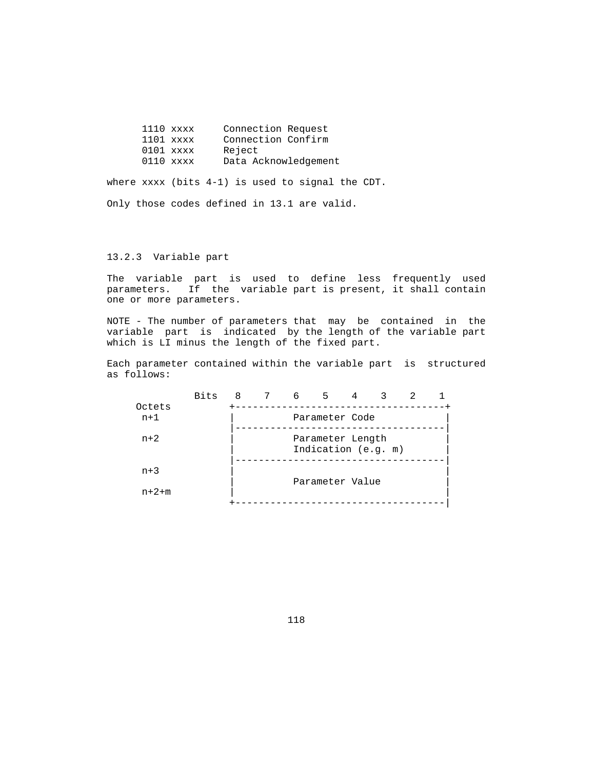```
1110 xxxx     Connection Request
1101 xxxx     Connection Confirm
0101 xxxx     Reject
0110 xxxx     Data Acknowledgement
```

where xxxx (bits 4-1) is used to signal the CDT.

Only those codes defined in 13.1 are valid.

### 13.2.3 Variable part

The variable part is used to define less frequently used parameters. If the variable part is present, it shall contain one or more parameters.

NOTE - The number of parameters that may be contained in the variable part is indicated by the length of the variable part which is LI minus the length of the fixed part.

Each parameter contained within the variable part is structured as follows:

```
           Bits   8    7    6    5    4    3    2    1
    Octets        +------------------------------------+
     n+1          |          Parameter Code            |
                  |------------------------------------|
     n+2          |          Parameter Length          |
                  |          Indication (e.g. m)       |
                  |------------------------------------|
     n+3          |                                    |
                  |          Parameter Value           |
     n+2+m        |                                    |
                  +------------------------------------|
```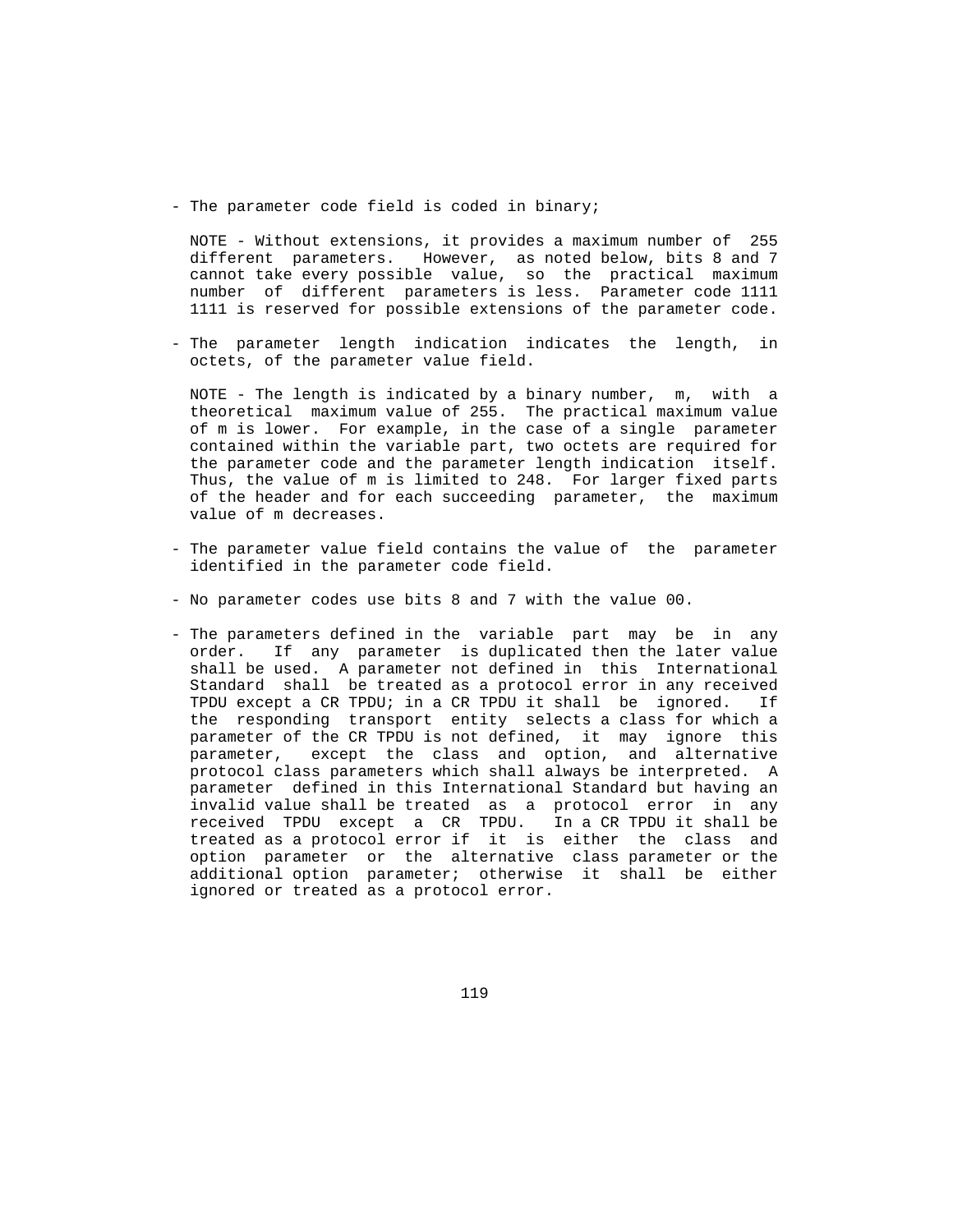- The parameter code field is coded in binary;

  NOTE - Without extensions, it provides a maximum number of 255 different parameters. However, as noted below, bits 8 and 7 cannot take every possible value, so the practical maximum number of different parameters is less. Parameter code 1111 1111 is reserved for possible extensions of the parameter code.

- The parameter length indication indicates the length, in octets, of the parameter value field.

  NOTE - The length is indicated by a binary number, m, with a theoretical maximum value of 255. The practical maximum value of m is lower. For example, in the case of a single parameter contained within the variable part, two octets are required for the parameter code and the parameter length indication itself. Thus, the value of m is limited to 248. For larger fixed parts of the header and for each succeeding parameter, the maximum value of m decreases.

- The parameter value field contains the value of the parameter identified in the parameter code field.

- No parameter codes use bits 8 and 7 with the value 00.

- The parameters defined in the variable part may be in any order. If any parameter is duplicated then the later value shall be used. A parameter not defined in this International Standard shall be treated as a protocol error in any received TPDU except a CR TPDU; in a CR TPDU it shall be ignored. If the responding transport entity selects a class for which a parameter of the CR TPDU is not defined, it may ignore this parameter, except the class and option, and alternative protocol class parameters which shall always be interpreted. A parameter defined in this International Standard but having an invalid value shall be treated as a protocol error in any received TPDU except a CR TPDU. In a CR TPDU it shall be treated as a protocol error if it is either the class and option parameter or the alternative class parameter or the additional option parameter; otherwise it shall be either ignored or treated as a protocol error.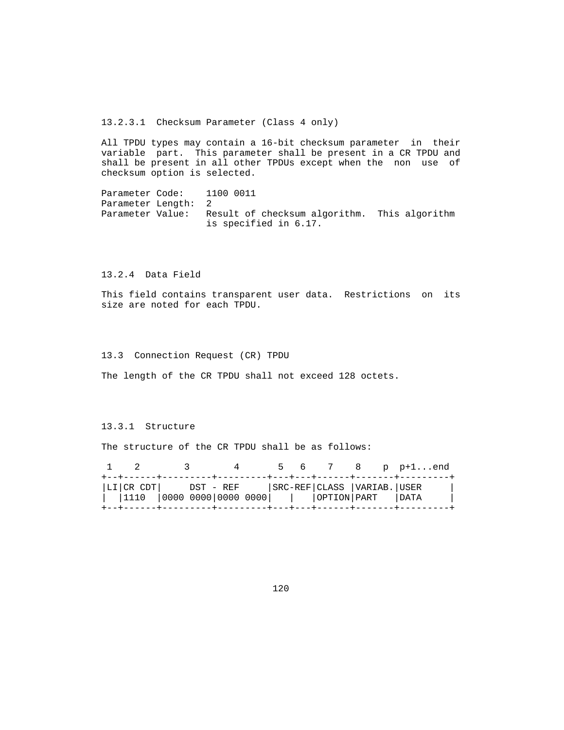#### 13.2.3.1 Checksum Parameter (Class 4 only)

All TPDU types may contain a 16-bit checksum parameter in their variable part. This parameter shall be present in a CR TPDU and shall be present in all other TPDUs except when the non use of checksum option is selected.

```
Parameter Code:    1100 0011
Parameter Length:  2
Parameter Value:   Result of checksum algorithm.  This algorithm
                   is specified in 6.17.
```

### 13.2.4 Data Field

This field contains transparent user data. Restrictions on its size are noted for each TPDU.

## 13.3 Connection Request (CR) TPDU

The length of the CR TPDU shall not exceed 128 octets.

### 13.3.1 Structure

The structure of the CR TPDU shall be as follows:

```
 1    2        3        4       5   6    7    8    p  p+1...end
+--+------+---------+---------+---+---+------+-------+---------+
|LI|CR CDT|     DST - REF     |SRC-REF|CLASS |VARIAB.|USER     |
|  |1110  |0000 0000|0000 0000|   |   |OPTION|PART   |DATA     |
+--+------+---------+---------+---+---+------+-------+---------+
```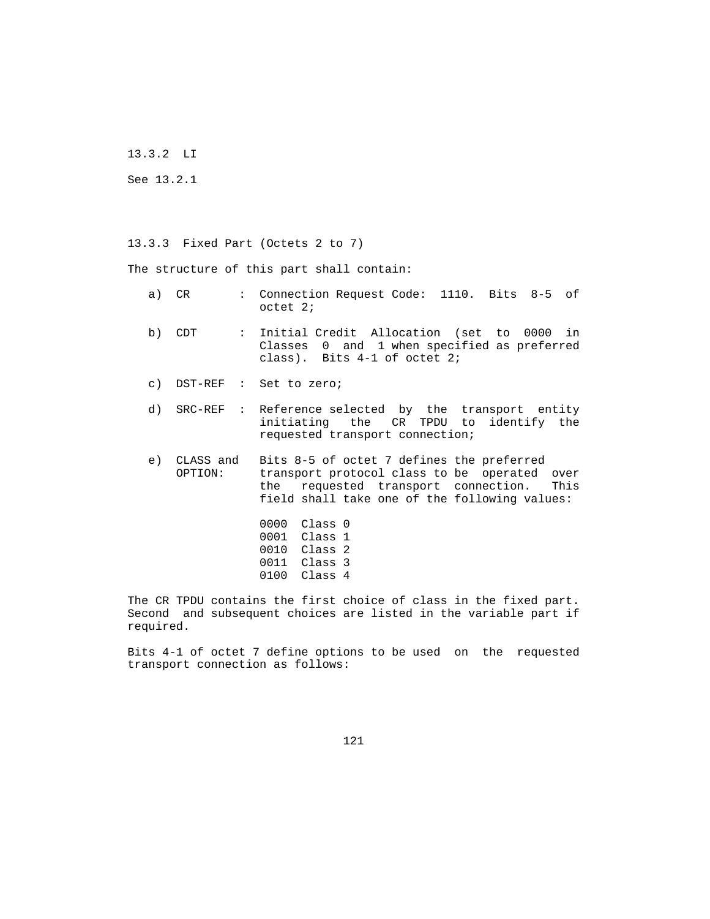### 13.3.2 LI

See 13.2.1

### 13.3.3 Fixed Part (Octets 2 to 7)

The structure of this part shall contain:

a) CR : Connection Request Code: 1110. Bits 8-5 of octet 2;

b) CDT : Initial Credit Allocation (set to 0000 in Classes 0 and 1 when specified as preferred class). Bits 4-1 of octet 2;

c) DST-REF : Set to zero;

d) SRC-REF : Reference selected by the transport entity initiating the CR TPDU to identify the requested transport connection;

e) CLASS and OPTION: Bits 8-5 of octet 7 defines the preferred transport protocol class to be operated over the requested transport connection. This field shall take one of the following values:

   0000 Class 0
   0001 Class 1
   0010 Class 2
   0011 Class 3
   0100 Class 4

The CR TPDU contains the first choice of class in the fixed part. Second and subsequent choices are listed in the variable part if required.

Bits 4-1 of octet 7 define options to be used on the requested transport connection as follows: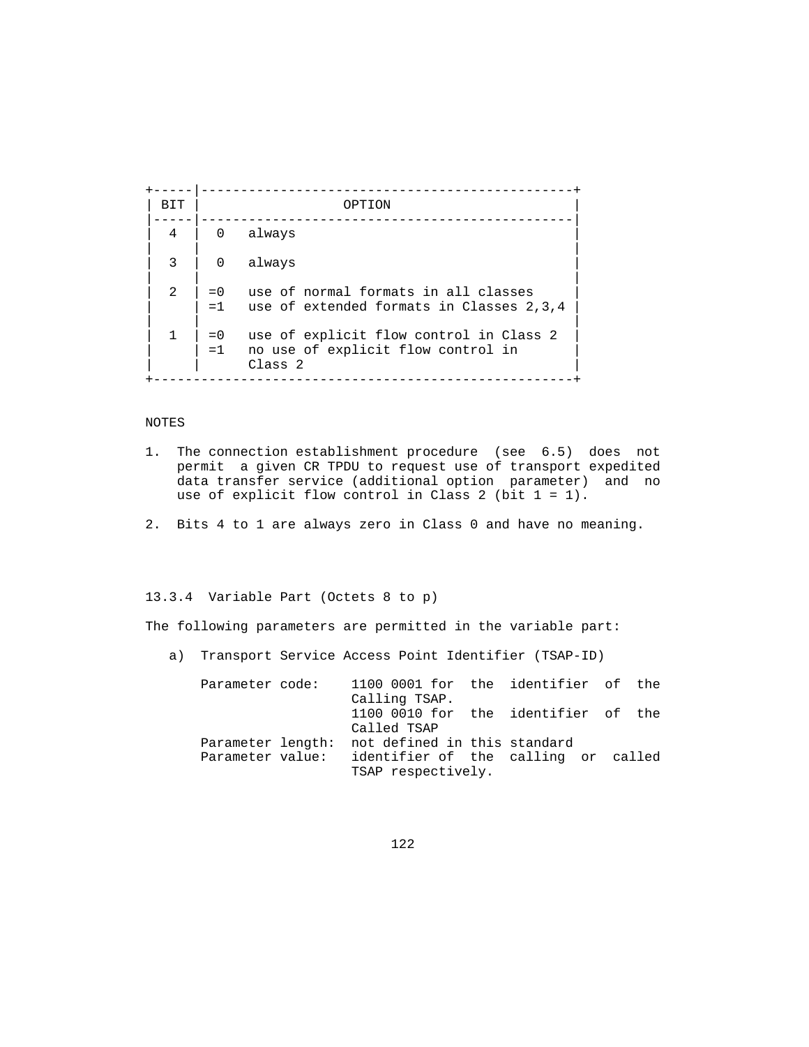| BIT | OPTION |
| --- | --- |
| 4 | 0 always |
| 3 | 0 always |
| 2 | =0 use of normal formats in all classes<br>=1 use of extended formats in Classes 2,3,4 |
| 1 | =0 use of explicit flow control in Class 2<br>=1 no use of explicit flow control in Class 2 |

NOTES

1. The connection establishment procedure (see 6.5) does not permit a given CR TPDU to request use of transport expedited data transfer service (additional option parameter) and no use of explicit flow control in Class 2 (bit 1 = 1).

2. Bits 4 to 1 are always zero in Class 0 and have no meaning.

### 13.3.4 Variable Part (Octets 8 to p)

The following parameters are permitted in the variable part:

a) Transport Service Access Point Identifier (TSAP-ID)

   Parameter code: 1100 0001 for the identifier of the Calling TSAP.
   1100 0010 for the identifier of the Called TSAP
   
   Parameter length: not defined in this standard
   
   Parameter value: identifier of the calling or called TSAP respectively.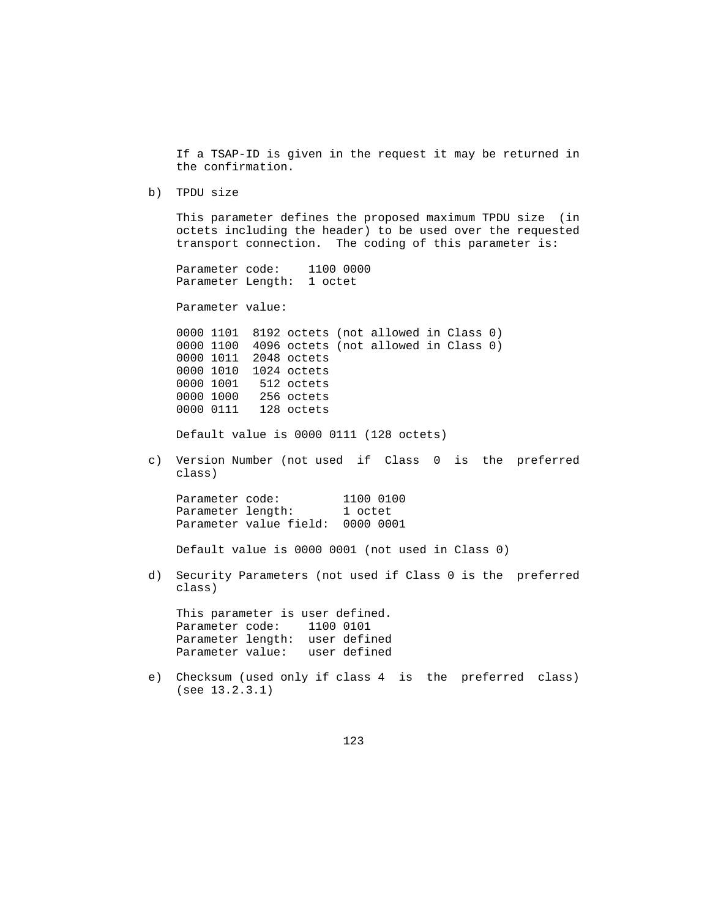If a TSAP-ID is given in the request it may be returned in the confirmation.

b) TPDU size

This parameter defines the proposed maximum TPDU size (in octets including the header) to be used over the requested transport connection. The coding of this parameter is:

```
Parameter code:    1100 0000
Parameter Length:  1 octet
```

Parameter value:

```
0000 1101  8192 octets (not allowed in Class 0)
0000 1100  4096 octets (not allowed in Class 0)
0000 1011  2048 octets
0000 1010  1024 octets
0000 1001   512 octets
0000 1000   256 octets
0000 0111   128 octets
```

Default value is 0000 0111 (128 octets)

c) Version Number (not used if Class 0 is the preferred class)

```
Parameter code:         1100 0100
Parameter length:       1 octet
Parameter value field:  0000 0001
```

Default value is 0000 0001 (not used in Class 0)

d) Security Parameters (not used if Class 0 is the preferred class)

This parameter is user defined.

```
Parameter code:    1100 0101
Parameter length:  user defined
Parameter value:   user defined
```

e) Checksum (used only if class 4 is the preferred class) (see 13.2.3.1)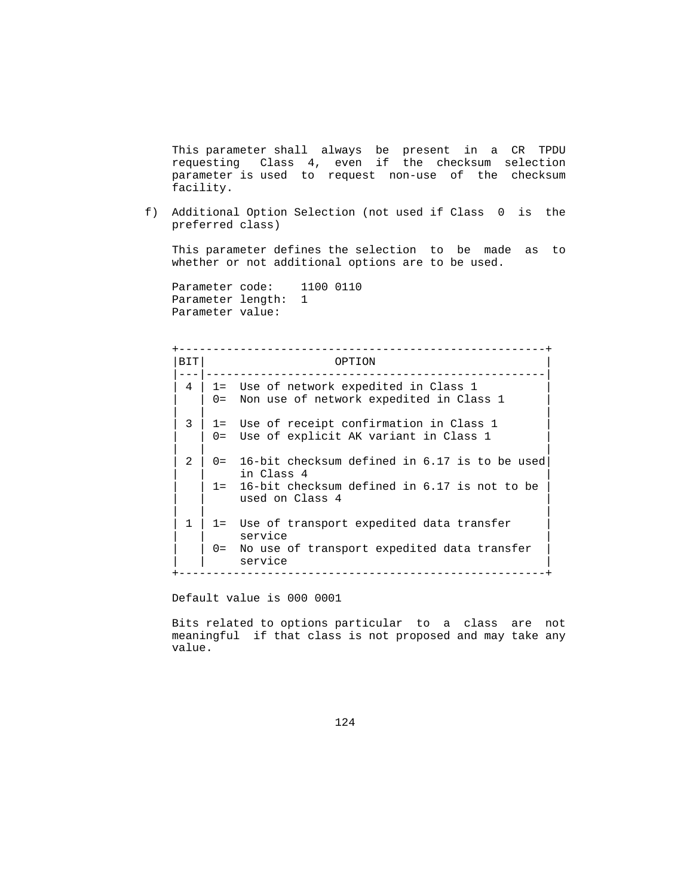This parameter shall always be present in a CR TPDU requesting Class 4, even if the checksum selection parameter is used to request non-use of the checksum facility.

f) Additional Option Selection (not used if Class 0 is the preferred class)

This parameter defines the selection to be made as to whether or not additional options are to be used.

Parameter code: 1100 0110
Parameter length: 1
Parameter value:

| BIT | OPTION |
|---|---|
| 4 | 1= Use of network expedited in Class 1<br>0= Non use of network expedited in Class 1 |
| 3 | 1= Use of receipt confirmation in Class 1<br>0= Use of explicit AK variant in Class 1 |
| 2 | 0= 16-bit checksum defined in 6.17 is to be used in Class 4<br>1= 16-bit checksum defined in 6.17 is not to be used on Class 4 |
| 1 | 1= Use of transport expedited data transfer service<br>0= No use of transport expedited data transfer service |

Default value is 000 0001

Bits related to options particular to a class are not meaningful if that class is not proposed and may take any value.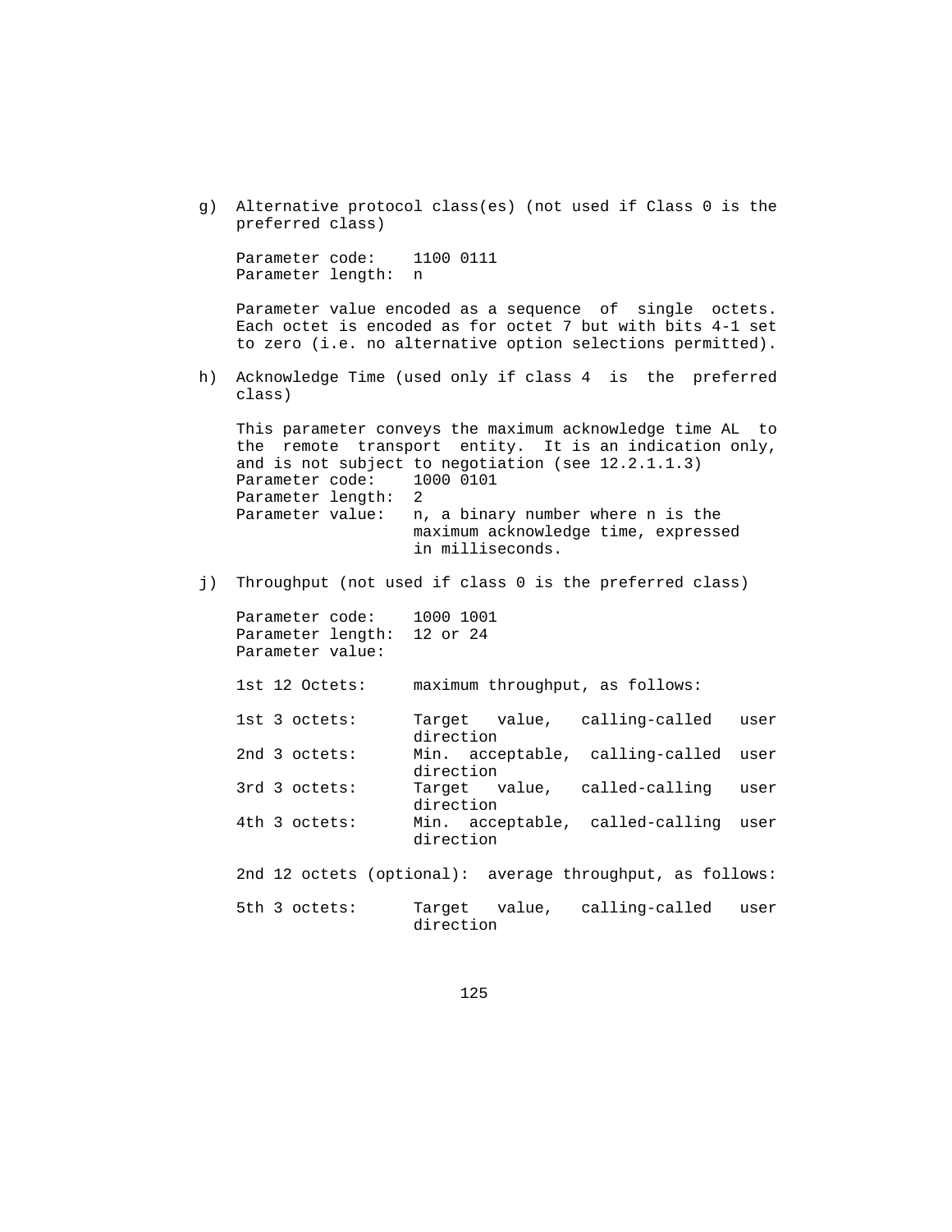g) Alternative protocol class(es) (not used if Class 0 is the preferred class)

   Parameter code: 1100 0111
   Parameter length: n

   Parameter value encoded as a sequence of single octets. Each octet is encoded as for octet 7 but with bits 4-1 set to zero (i.e. no alternative option selections permitted).

h) Acknowledge Time (used only if class 4 is the preferred class)

   This parameter conveys the maximum acknowledge time AL to the remote transport entity. It is an indication only, and is not subject to negotiation (see 12.2.1.1.3)
   Parameter code: 1000 0101
   Parameter length: 2
   Parameter value: n, a binary number where n is the maximum acknowledge time, expressed in milliseconds.

j) Throughput (not used if class 0 is the preferred class)

   Parameter code: 1000 1001
   Parameter length: 12 or 24
   Parameter value:

   1st 12 Octets: maximum throughput, as follows:

   1st 3 octets: Target value, calling-called user direction
   2nd 3 octets: Min. acceptable, calling-called user direction
   3rd 3 octets: Target value, called-calling user direction
   4th 3 octets: Min. acceptable, called-calling user direction

   2nd 12 octets (optional): average throughput, as follows:

   5th 3 octets: Target value, calling-called user direction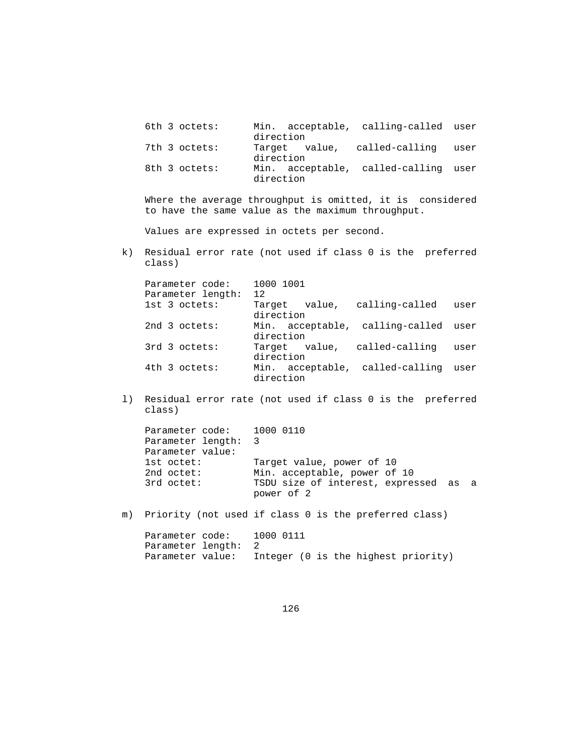| | |
|---|---|
| 6th 3 octets: | Min. acceptable, calling-called user direction |
| 7th 3 octets: | Target value, called-calling user direction |
| 8th 3 octets: | Min. acceptable, called-calling user direction |

Where the average throughput is omitted, it is considered to have the same value as the maximum throughput.

Values are expressed in octets per second.

k) Residual error rate (not used if class 0 is the preferred class)

| | |
|---|---|
| Parameter code: | 1000 1001 |
| Parameter length: | 12 |
| 1st 3 octets: | Target value, calling-called user direction |
| 2nd 3 octets: | Min. acceptable, calling-called user direction |
| 3rd 3 octets: | Target value, called-calling user direction |
| 4th 3 octets: | Min. acceptable, called-calling user direction |

l) Residual error rate (not used if class 0 is the preferred class)

| | |
|---|---|
| Parameter code: | 1000 0110 |
| Parameter length: | 3 |
| Parameter value: | |
| 1st octet: | Target value, power of 10 |
| 2nd octet: | Min. acceptable, power of 10 |
| 3rd octet: | TSDU size of interest, expressed as a power of 2 |

m) Priority (not used if class 0 is the preferred class)

| | |
|---|---|
| Parameter code: | 1000 0111 |
| Parameter length: | 2 |
| Parameter value: | Integer (0 is the highest priority) |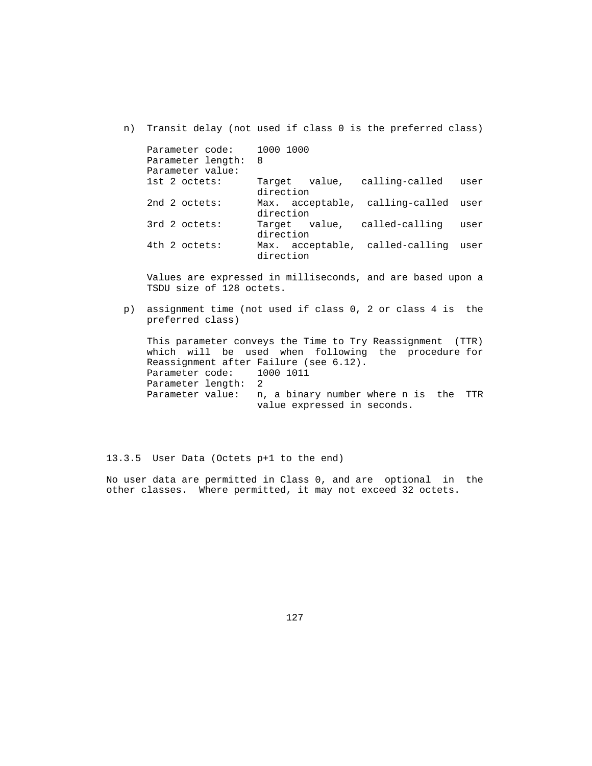n) Transit delay (not used if class 0 is the preferred class)

   Parameter code: 1000 1000
   Parameter length: 8
   Parameter value:
   1st 2 octets: Target value, calling-called user direction
   2nd 2 octets: Max. acceptable, calling-called user direction
   3rd 2 octets: Target value, called-calling user direction
   4th 2 octets: Max. acceptable, called-calling user direction

   Values are expressed in milliseconds, and are based upon a TSDU size of 128 octets.

p) assignment time (not used if class 0, 2 or class 4 is the preferred class)

   This parameter conveys the Time to Try Reassignment (TTR) which will be used when following the procedure for Reassignment after Failure (see 6.12).
   Parameter code: 1000 1011
   Parameter length: 2
   Parameter value: n, a binary number where n is the TTR value expressed in seconds.

### 13.3.5 User Data (Octets p+1 to the end)

No user data are permitted in Class 0, and are optional in the other classes. Where permitted, it may not exceed 32 octets.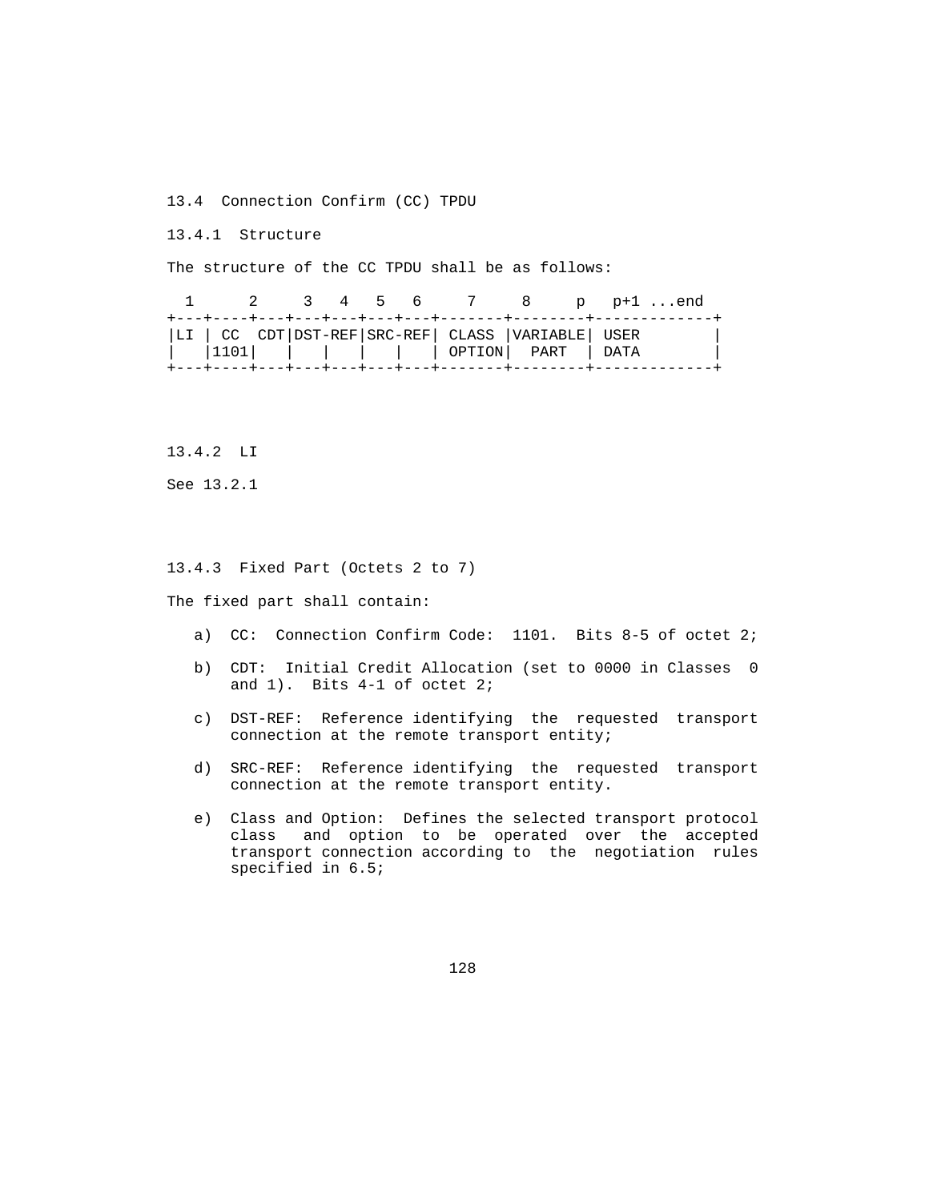13.4  Connection Confirm (CC) TPDU

13.4.1  Structure

The structure of the CC TPDU shall be as follows:

```
  1      2     3   4   5   6     7     8     p   p+1 ...end
+---+----+---+---+---+---+---+-------+--------+-------------+
|LI | CC  CDT|DST-REF|SRC-REF| CLASS |VARIABLE| USER        |
|   |1101|   |   |   |   |   | OPTION|  PART  | DATA        |
+---+----+---+---+---+---+---+-------+--------+-------------+
```

13.4.2  LI

See 13.2.1

13.4.3  Fixed Part (Octets 2 to 7)

The fixed part shall contain:

a) CC:  Connection Confirm Code:  1101.  Bits 8-5 of octet 2;

b) CDT:  Initial Credit Allocation (set to 0000 in Classes 0 and 1).  Bits 4-1 of octet 2;

c) DST-REF:  Reference identifying the requested transport connection at the remote transport entity;

d) SRC-REF:  Reference identifying the requested transport connection at the remote transport entity.

e) Class and Option:  Defines the selected transport protocol class and option to be operated over the accepted transport connection according to the negotiation rules specified in 6.5;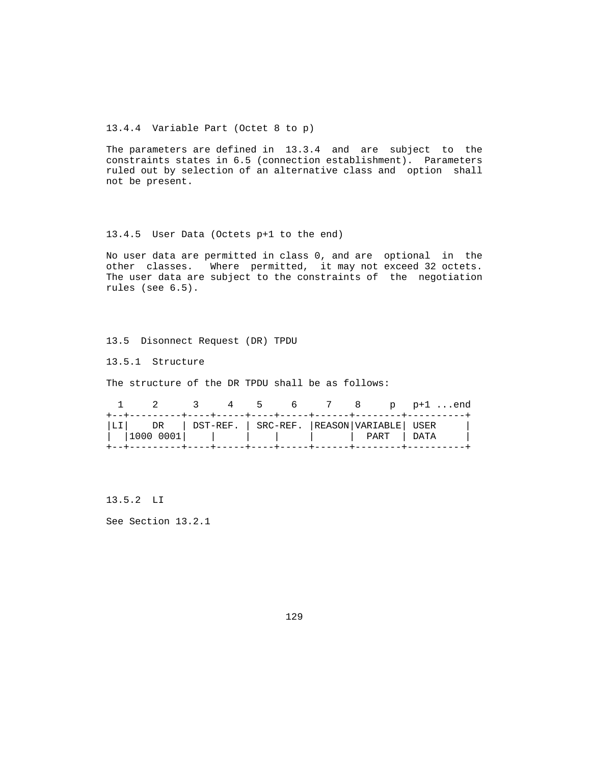13.4.4  Variable Part (Octet 8 to p)

The parameters are defined in 13.3.4 and are subject to the constraints states in 6.5 (connection establishment).  Parameters ruled out by selection of an alternative class and option shall not be present.

13.4.5  User Data (Octets p+1 to the end)

No user data are permitted in class 0, and are optional in the other classes.  Where permitted, it may not exceed 32 octets. The user data are subject to the constraints of the negotiation rules (see 6.5).

13.5  Disonnect Request (DR) TPDU

13.5.1  Structure

The structure of the DR TPDU shall be as follows:

```
  1     2      3     4    5     6     7    8     p   p+1 ...end
+--+---------+----+-----+----+-----+------+--------+----------+
|LI|    DR   | DST-REF. | SRC-REF. |REASON|VARIABLE| USER     |
|  |1000 0001|    |     |    |     |      |  PART  | DATA     |
+--+---------+----+-----+----+-----+------+--------+----------+
```

13.5.2  LI

See Section 13.2.1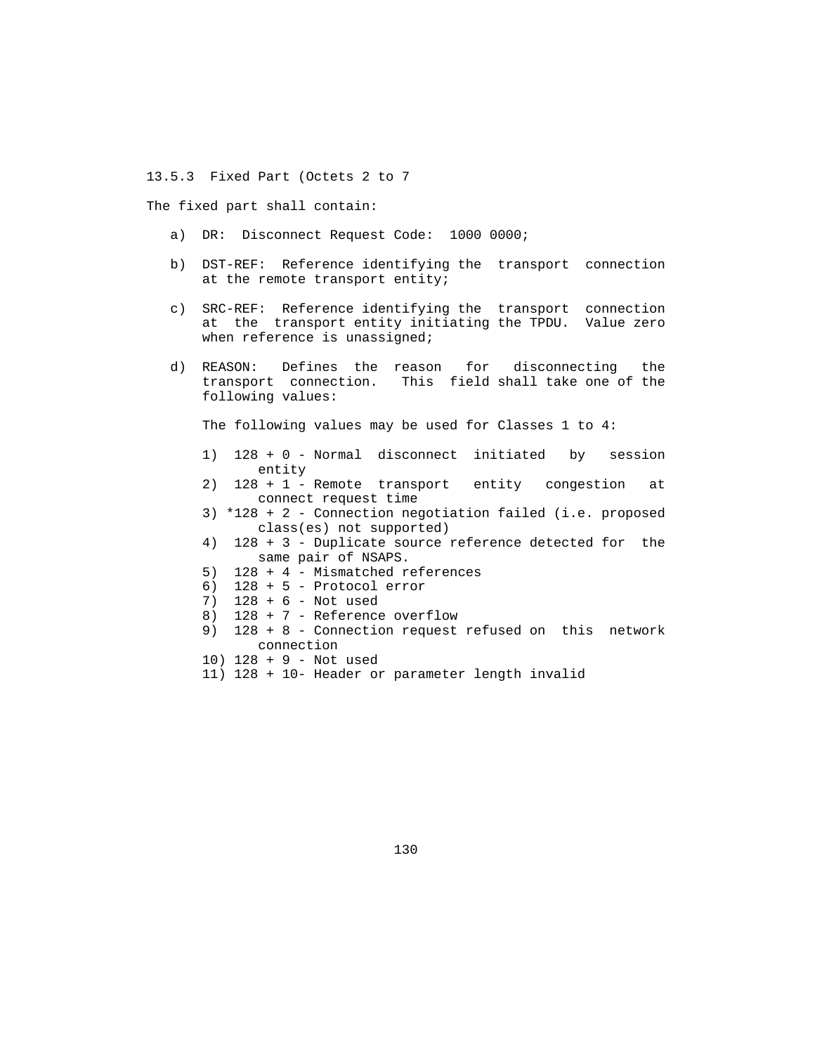### 13.5.3 Fixed Part (Octets 2 to 7

The fixed part shall contain:

a) DR: Disconnect Request Code: 1000 0000;

b) DST-REF: Reference identifying the transport connection at the remote transport entity;

c) SRC-REF: Reference identifying the transport connection at the transport entity initiating the TPDU. Value zero when reference is unassigned;

d) REASON: Defines the reason for disconnecting the transport connection. This field shall take one of the following values:

   The following values may be used for Classes 1 to 4:

   1) 128 + 0 - Normal disconnect initiated by session entity
   2) 128 + 1 - Remote transport entity congestion at connect request time
   3) *128 + 2 - Connection negotiation failed (i.e. proposed class(es) not supported)
   4) 128 + 3 - Duplicate source reference detected for the same pair of NSAPS.
   5) 128 + 4 - Mismatched references
   6) 128 + 5 - Protocol error
   7) 128 + 6 - Not used
   8) 128 + 7 - Reference overflow
   9) 128 + 8 - Connection request refused on this network connection
   10) 128 + 9 - Not used
   11) 128 + 10- Header or parameter length invalid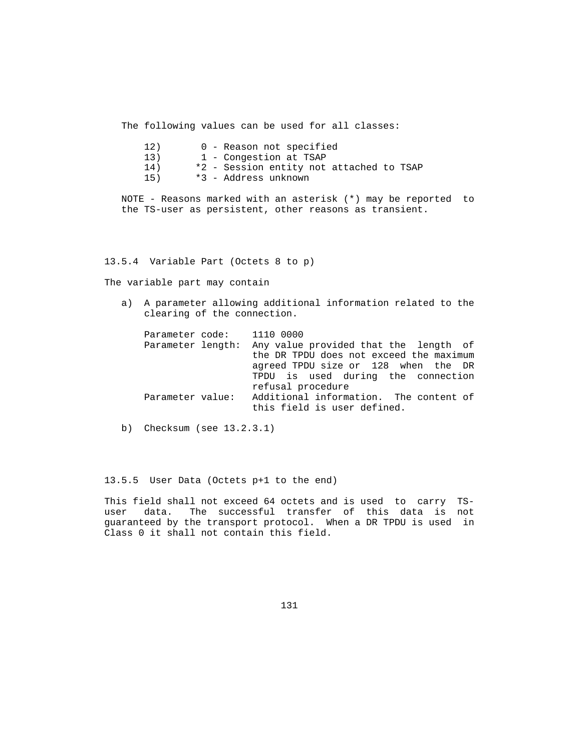The following values can be used for all classes:

12) 0 - Reason not specified
13) 1 - Congestion at TSAP
14) *2 - Session entity not attached to TSAP
15) *3 - Address unknown

NOTE - Reasons marked with an asterisk (*) may be reported to the TS-user as persistent, other reasons as transient.

### 13.5.4 Variable Part (Octets 8 to p)

The variable part may contain

a) A parameter allowing additional information related to the clearing of the connection.

   Parameter code: 1110 0000

   Parameter length: Any value provided that the length of the DR TPDU does not exceed the maximum agreed TPDU size or 128 when the DR TPDU is used during the connection refusal procedure

   Parameter value: Additional information. The content of this field is user defined.

b) Checksum (see 13.2.3.1)

### 13.5.5 User Data (Octets p+1 to the end)

This field shall not exceed 64 octets and is used to carry TS-user data. The successful transfer of this data is not guaranteed by the transport protocol. When a DR TPDU is used in Class 0 it shall not contain this field.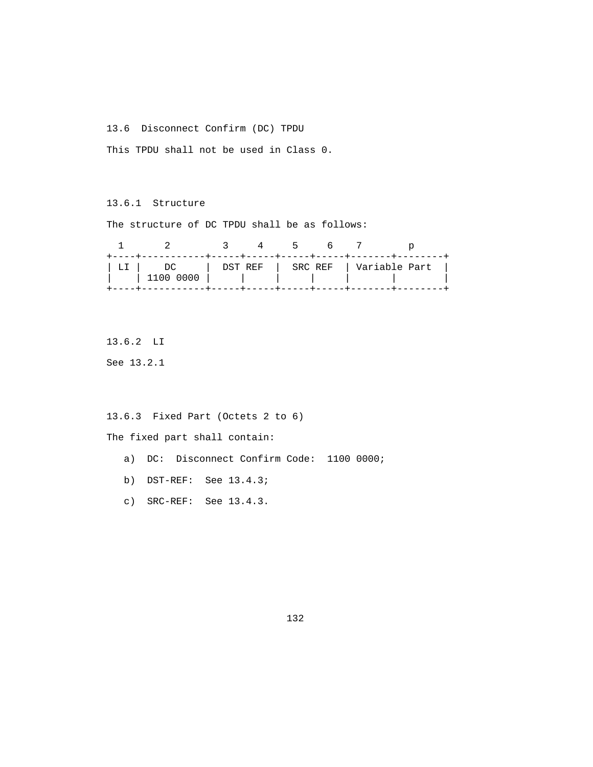## 13.6 Disconnect Confirm (DC) TPDU

This TPDU shall not be used in Class 0.

### 13.6.1 Structure

The structure of DC TPDU shall be as follows:

```
  1      2         3     4     5     6    7        p
+----+-----------+-----+-----+-----+-----+-------+--------+
| LI |    DC     |  DST REF  |  SRC REF  | Variable Part  |
|    | 1100 0000 |     |     |     |     |       |        |
+----+-----------+-----+-----+-----+-----+-------+--------+
```

### 13.6.2 LI

See 13.2.1

### 13.6.3 Fixed Part (Octets 2 to 6)

The fixed part shall contain:

a) DC: Disconnect Confirm Code: 1100 0000;

b) DST-REF: See 13.4.3;

c) SRC-REF: See 13.4.3.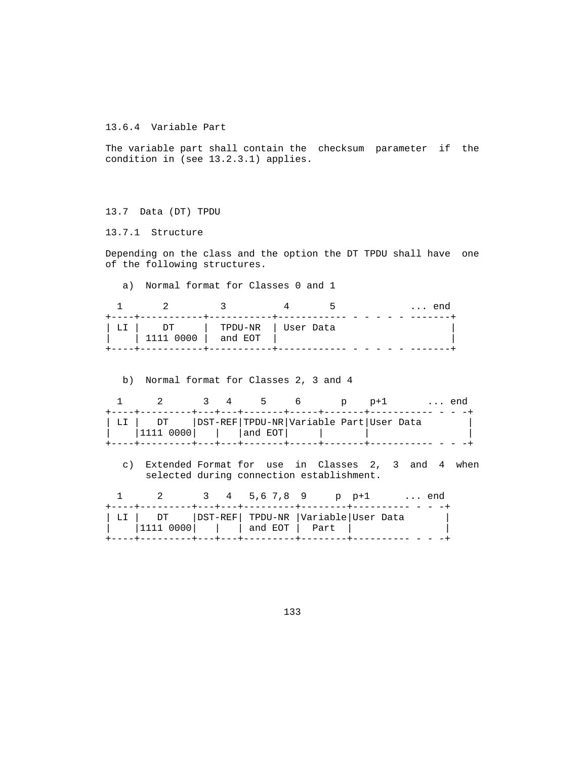### 13.6.4 Variable Part

The variable part shall contain the checksum parameter if the condition in (see 13.2.3.1) applies.

## 13.7 Data (DT) TPDU

### 13.7.1 Structure

Depending on the class and the option the DT TPDU shall have one of the following structures.

a) Normal format for Classes 0 and 1

```
  1       2          3          4       5             ... end
+----+-----------+-----------+------------ - - - - - -------+
| LI |    DT     |  TPDU-NR  | User Data                    |
|    | 1111 0000 |  and EOT  |                              |
+----+-----------+-----------+------------ - - - - - -------+
```

b) Normal format for Classes 2, 3 and 4

```
  1      2       3   4     5     6       p    p+1       ... end
+----+---------+---+---+-------+-----+-------+---------- - - -+
| LI |   DT    |DST-REF|TPDU-NR|Variable Part|User Data        |
|    |1111 0000|   |   |and EOT|     |       |                 |
+----+---------+---+---+-------+-----+-------+---------- - - -+
```

c) Extended Format for use in Classes 2, 3 and 4 when selected during connection establishment.

```
  1      2       3   4   5,6 7,8  9     p  p+1      ... end
+----+---------+---+---+---------+--------+---------- - - -+
| LI |   DT    |DST-REF| TPDU-NR |Variable|User Data       |
|    |1111 0000|   |   | and EOT |  Part  |                |
+----+---------+---+---+---------+--------+---------- - - -+
```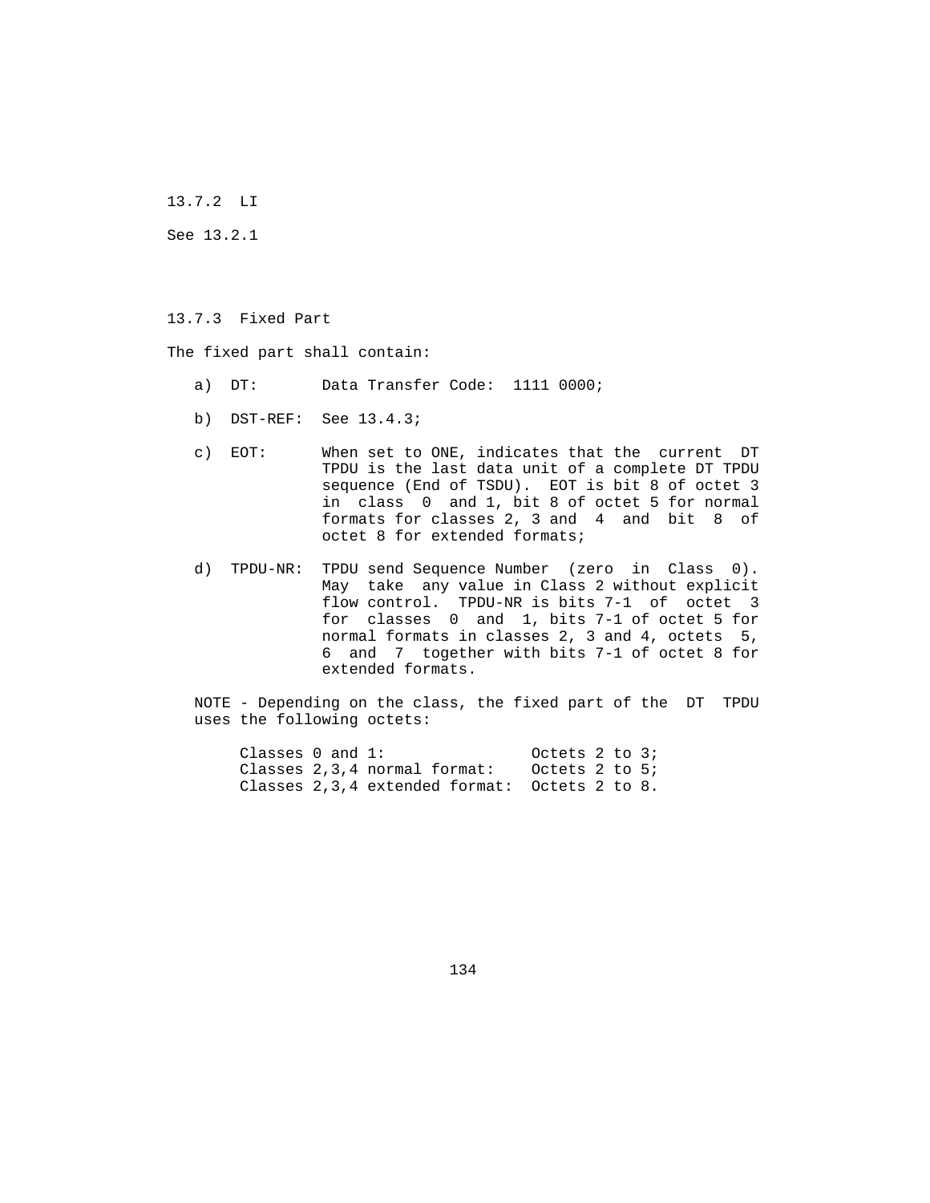### 13.7.2 LI

See 13.2.1

### 13.7.3 Fixed Part

The fixed part shall contain:

a) DT: Data Transfer Code: 1111 0000;

b) DST-REF: See 13.4.3;

c) EOT: When set to ONE, indicates that the current DT TPDU is the last data unit of a complete DT TPDU sequence (End of TSDU). EOT is bit 8 of octet 3 in class 0 and 1, bit 8 of octet 5 for normal formats for classes 2, 3 and 4 and bit 8 of octet 8 for extended formats;

d) TPDU-NR: TPDU send Sequence Number (zero in Class 0). May take any value in Class 2 without explicit flow control. TPDU-NR is bits 7-1 of octet 3 for classes 0 and 1, bits 7-1 of octet 5 for normal formats in classes 2, 3 and 4, octets 5, 6 and 7 together with bits 7-1 of octet 8 for extended formats.

NOTE - Depending on the class, the fixed part of the DT TPDU uses the following octets:

| | |
|---|---|
| Classes 0 and 1: | Octets 2 to 3; |
| Classes 2,3,4 normal format: | Octets 2 to 5; |
| Classes 2,3,4 extended format: | Octets 2 to 8. |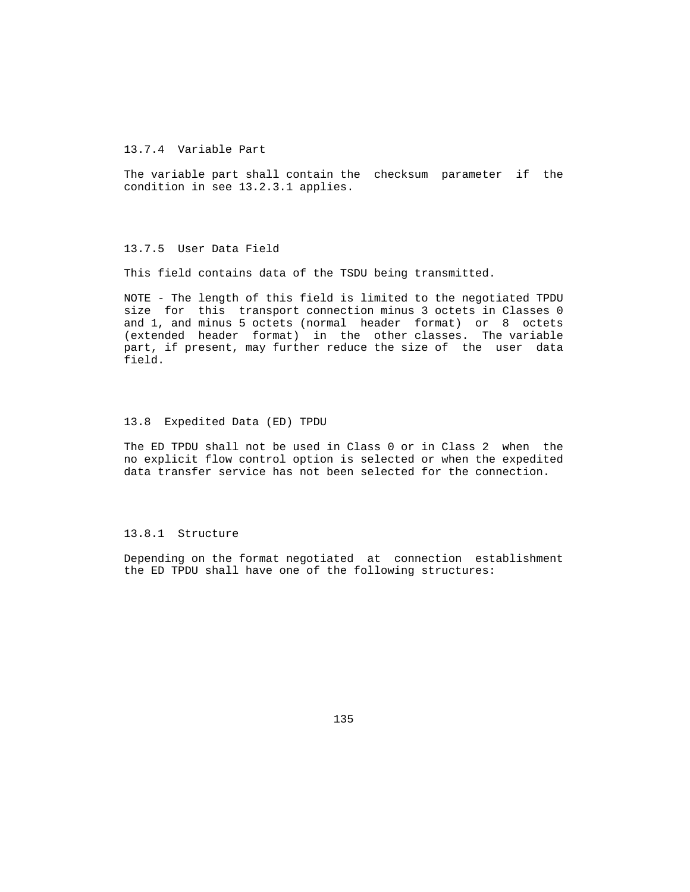### 13.7.4 Variable Part

The variable part shall contain the checksum parameter if the condition in see 13.2.3.1 applies.

### 13.7.5 User Data Field

This field contains data of the TSDU being transmitted.

NOTE - The length of this field is limited to the negotiated TPDU size for this transport connection minus 3 octets in Classes 0 and 1, and minus 5 octets (normal header format) or 8 octets (extended header format) in the other classes. The variable part, if present, may further reduce the size of the user data field.

## 13.8 Expedited Data (ED) TPDU

The ED TPDU shall not be used in Class 0 or in Class 2 when the no explicit flow control option is selected or when the expedited data transfer service has not been selected for the connection.

### 13.8.1 Structure

Depending on the format negotiated at connection establishment the ED TPDU shall have one of the following structures: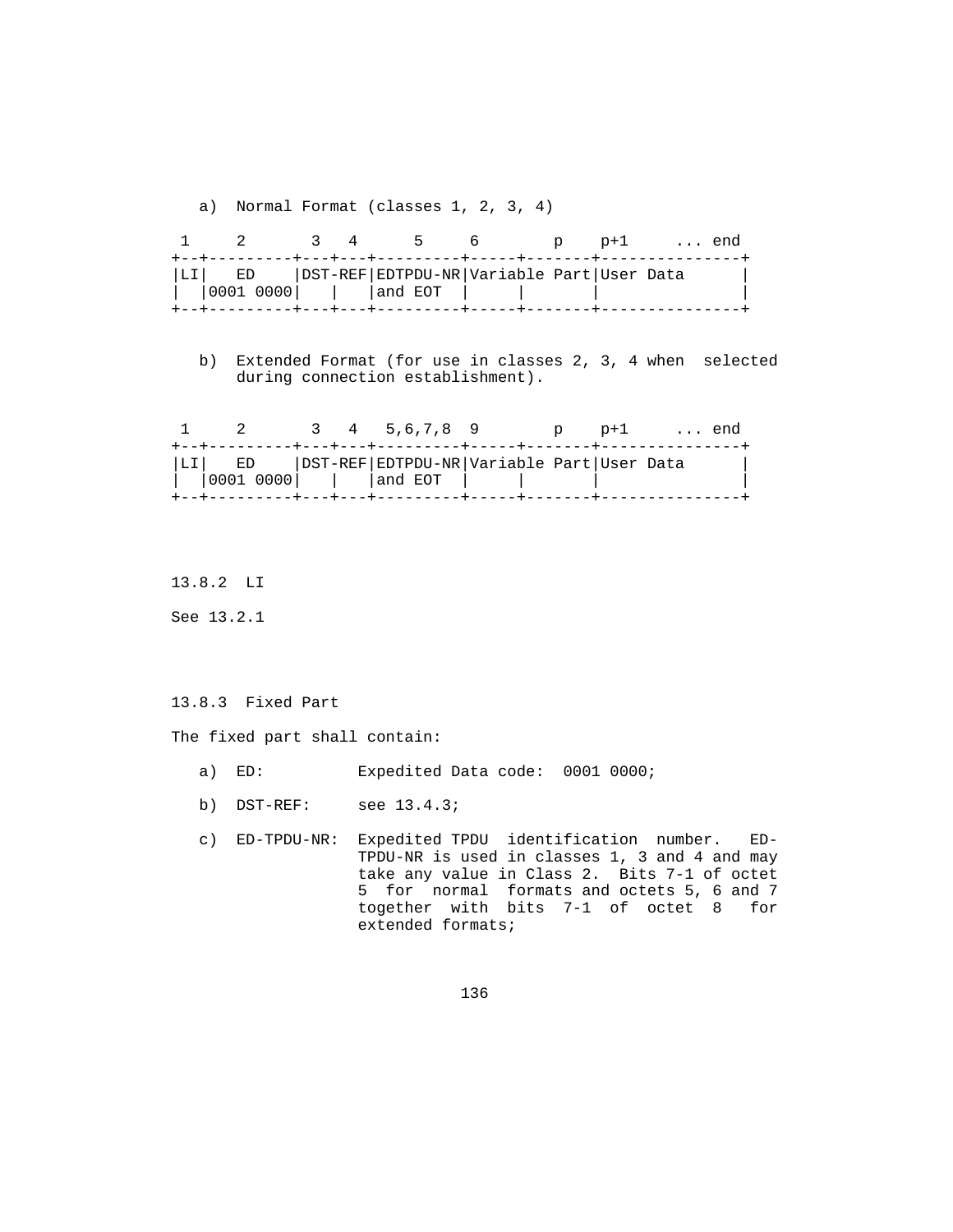a) Normal Format (classes 1, 2, 3, 4)

```
 1     2       3   4      5     6        p    p+1     ... end
+--+---------+---+---+---------+-----+-------+---------------+
|LI|   ED    |DST-REF|EDTPDU-NR|Variable Part|User Data      |
|  |0001 0000|   |   |and EOT  |     |       |               |
+--+---------+---+---+---------+-----+-------+---------------+
```

b) Extended Format (for use in classes 2, 3, 4 when selected during connection establishment).

```
 1     2       3   4   5,6,7,8  9        p    p+1     ... end
+--+---------+---+---+---------+-----+-------+---------------+
|LI|   ED    |DST-REF|EDTPDU-NR|Variable Part|User Data      |
|  |0001 0000|   |   |and EOT  |     |       |               |
+--+---------+---+---+---------+-----+-------+---------------+
```

13.8.2 LI

See 13.2.1

13.8.3 Fixed Part

The fixed part shall contain:

a) ED: Expedited Data code: 0001 0000;

b) DST-REF: see 13.4.3;

c) ED-TPDU-NR: Expedited TPDU identification number. ED-TPDU-NR is used in classes 1, 3 and 4 and may take any value in Class 2. Bits 7-1 of octet 5 for normal formats and octets 5, 6 and 7 together with bits 7-1 of octet 8 for extended formats;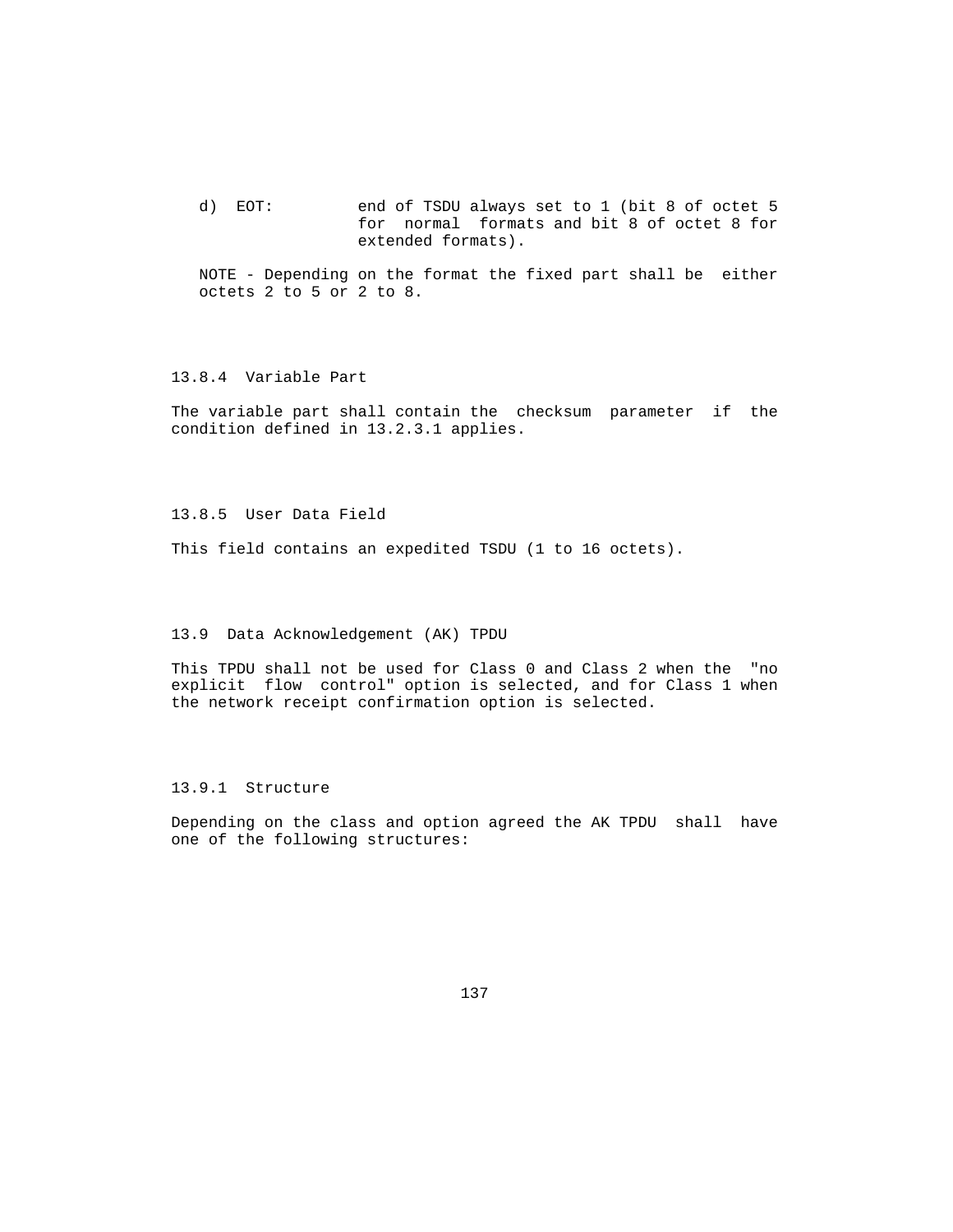d) EOT: end of TSDU always set to 1 (bit 8 of octet 5 for normal formats and bit 8 of octet 8 for extended formats).

NOTE - Depending on the format the fixed part shall be either octets 2 to 5 or 2 to 8.

#### 13.8.4 Variable Part

The variable part shall contain the checksum parameter if the condition defined in 13.2.3.1 applies.

#### 13.8.5 User Data Field

This field contains an expedited TSDU (1 to 16 octets).

### 13.9 Data Acknowledgement (AK) TPDU

This TPDU shall not be used for Class 0 and Class 2 when the "no explicit flow control" option is selected, and for Class 1 when the network receipt confirmation option is selected.

#### 13.9.1 Structure

Depending on the class and option agreed the AK TPDU shall have one of the following structures: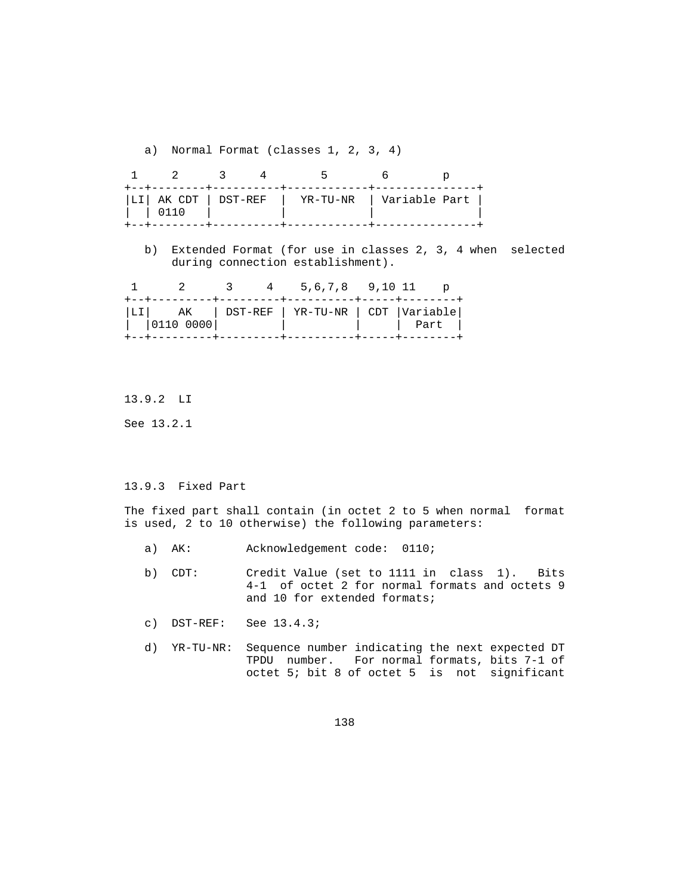a)  Normal Format (classes 1, 2, 3, 4)

```
 1     2      3     4        5         6        p
+--+--------+----------+------------+---------------+
|LI| AK CDT | DST-REF  |  YR-TU-NR  | Variable Part |
|  | 0110   |          |            |               |
+--+--------+----------+------------+---------------+
```

b)  Extended Format (for use in classes 2, 3, 4 when selected during connection establishment).

```
 1      2      3     4    5,6,7,8   9,10 11    p
+--+---------+---------+----------+-----+--------+
|LI|    AK   | DST-REF | YR-TU-NR | CDT |Variable|
|  |0110 0000|         |          |     |  Part  |
+--+---------+---------+----------+-----+--------+
```

### 13.9.2  LI

See 13.2.1

### 13.9.3  Fixed Part

The fixed part shall contain (in octet 2 to 5 when normal format is used, 2 to 10 otherwise) the following parameters:

a)  AK:         Acknowledgement code:  0110;

b)  CDT:        Credit Value (set to 1111 in class 1).  Bits 4-1 of octet 2 for normal formats and octets 9 and 10 for extended formats;

c)  DST-REF:    See 13.4.3;

d)  YR-TU-NR:   Sequence number indicating the next expected DT TPDU number.  For normal formats, bits 7-1 of octet 5; bit 8 of octet 5 is not significant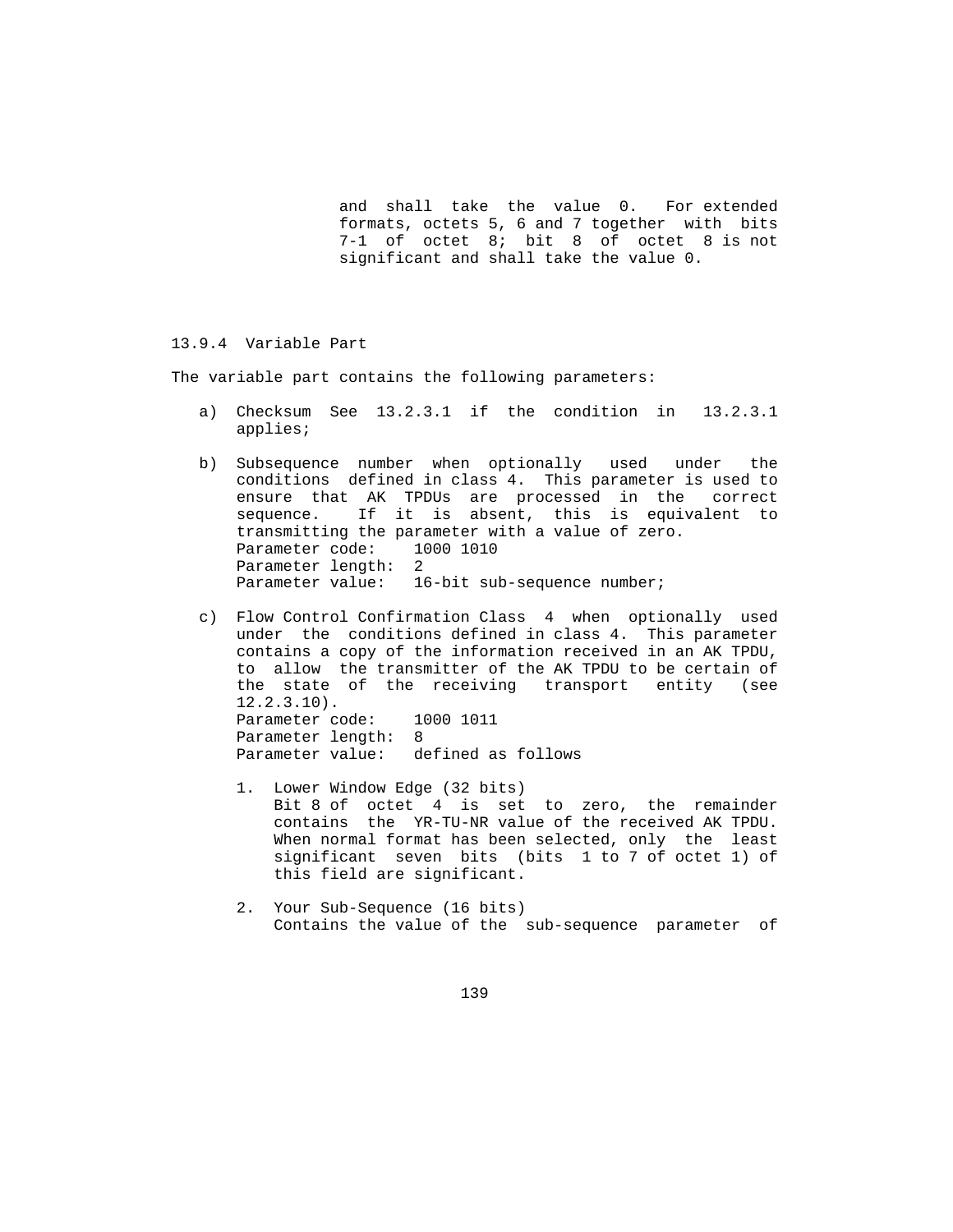and shall take the value 0. For extended formats, octets 5, 6 and 7 together with bits 7-1 of octet 8; bit 8 of octet 8 is not significant and shall take the value 0.

### 13.9.4 Variable Part

The variable part contains the following parameters:

a) Checksum See 13.2.3.1 if the condition in 13.2.3.1 applies;

b) Subsequence number when optionally used under the conditions defined in class 4. This parameter is used to ensure that AK TPDUs are processed in the correct sequence. If it is absent, this is equivalent to transmitting the parameter with a value of zero.
   Parameter code: 1000 1010
   Parameter length: 2
   Parameter value: 16-bit sub-sequence number;

c) Flow Control Confirmation Class 4 when optionally used under the conditions defined in class 4. This parameter contains a copy of the information received in an AK TPDU, to allow the transmitter of the AK TPDU to be certain of the state of the receiving transport entity (see 12.2.3.10).
   Parameter code: 1000 1011
   Parameter length: 8
   Parameter value: defined as follows

   1. Lower Window Edge (32 bits)
      Bit 8 of octet 4 is set to zero, the remainder contains the YR-TU-NR value of the received AK TPDU. When normal format has been selected, only the least significant seven bits (bits 1 to 7 of octet 1) of this field are significant.

   2. Your Sub-Sequence (16 bits)
      Contains the value of the sub-sequence parameter of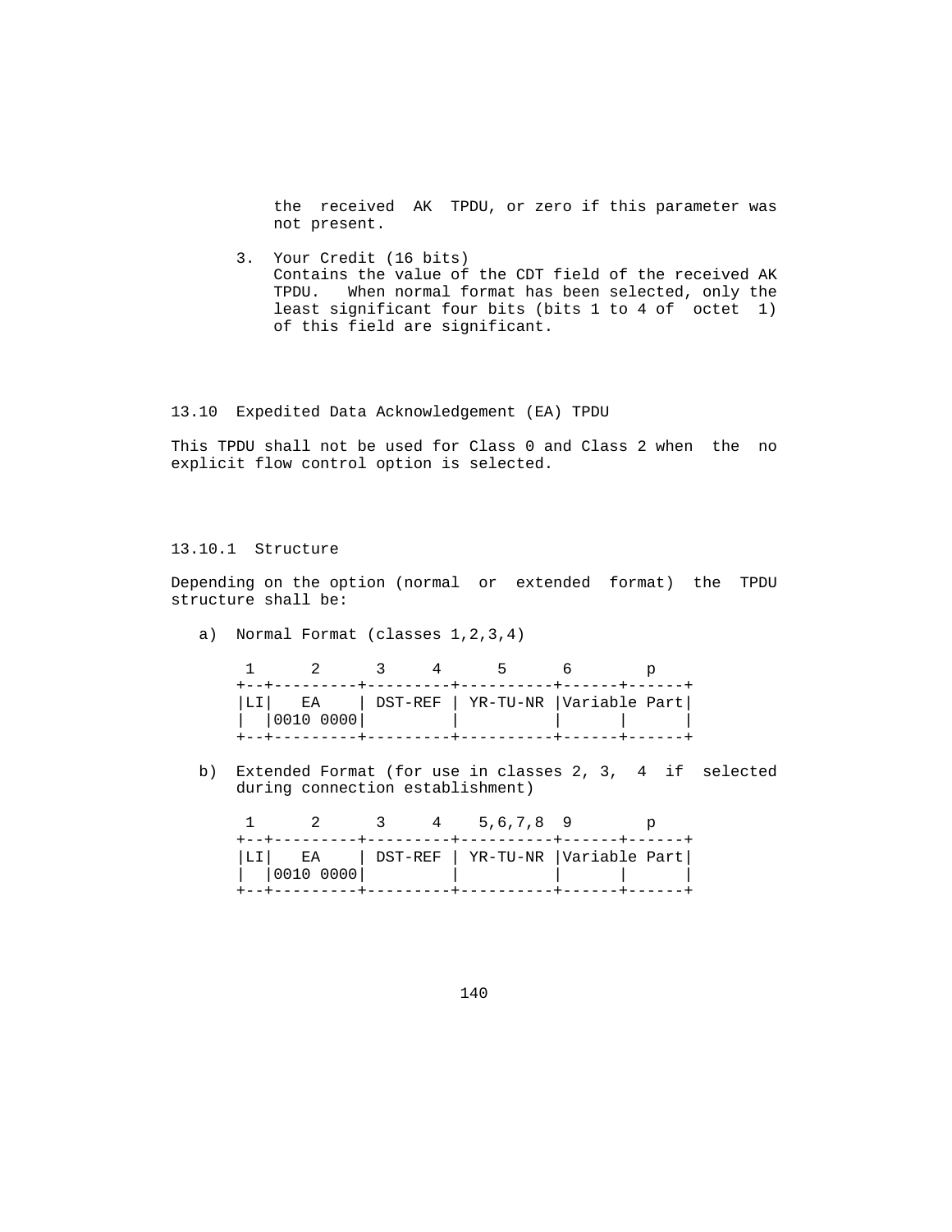the received AK TPDU, or zero if this parameter was not present.

3. Your Credit (16 bits)
   Contains the value of the CDT field of the received AK TPDU. When normal format has been selected, only the least significant four bits (bits 1 to 4 of octet 1) of this field are significant.

## 13.10 Expedited Data Acknowledgement (EA) TPDU

This TPDU shall not be used for Class 0 and Class 2 when the no explicit flow control option is selected.

### 13.10.1 Structure

Depending on the option (normal or extended format) the TPDU structure shall be:

a) Normal Format (classes 1,2,3,4)

```
 1      2      3     4      5      6        p
+--+---------+---------+----------+------+------+
|LI|   EA    | DST-REF | YR-TU-NR |Variable Part|
|  |0010 0000|         |          |      |      |
+--+---------+---------+----------+------+------+
```

b) Extended Format (for use in classes 2, 3, 4 if selected during connection establishment)

```
 1      2      3     4    5,6,7,8  9        p
+--+---------+---------+----------+------+------+
|LI|   EA    | DST-REF | YR-TU-NR |Variable Part|
|  |0010 0000|         |          |      |      |
+--+---------+---------+----------+------+------+
```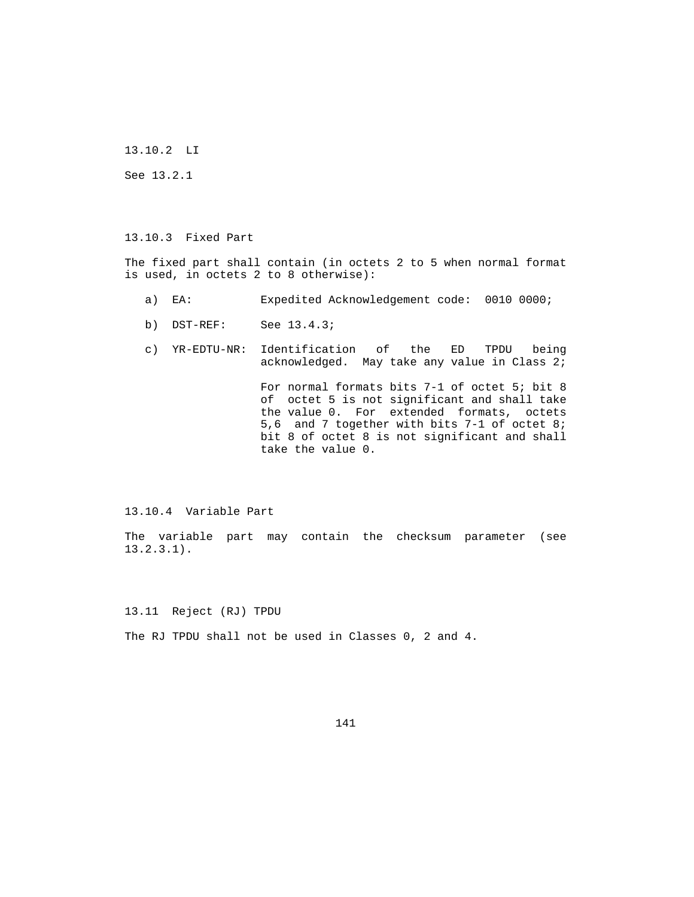### 13.10.2 LI

See 13.2.1

### 13.10.3 Fixed Part

The fixed part shall contain (in octets 2 to 5 when normal format is used, in octets 2 to 8 otherwise):

a) EA: Expedited Acknowledgement code: 0010 0000;

b) DST-REF: See 13.4.3;

c) YR-EDTU-NR: Identification of the ED TPDU being acknowledged. May take any value in Class 2;

   For normal formats bits 7-1 of octet 5; bit 8 of octet 5 is not significant and shall take the value 0. For extended formats, octets 5,6 and 7 together with bits 7-1 of octet 8; bit 8 of octet 8 is not significant and shall take the value 0.

### 13.10.4 Variable Part

The variable part may contain the checksum parameter (see 13.2.3.1).

## 13.11 Reject (RJ) TPDU

The RJ TPDU shall not be used in Classes 0, 2 and 4.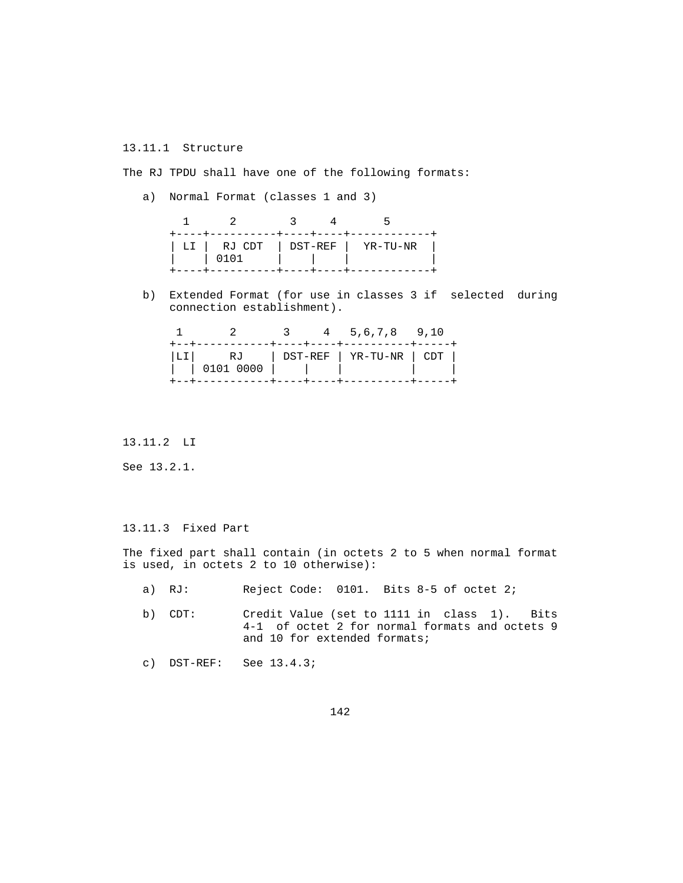13.11.1  Structure

The RJ TPDU shall have one of the following formats:

a) Normal Format (classes 1 and 3)

```
  1      2        3     4       5
+----+----------+----+----+------------+
| LI |  RJ CDT  | DST-REF |  YR-TU-NR  |
|    | 0101     |    |    |            |
+----+----------+----+----+------------+
```

b) Extended Format (for use in classes 3 if selected during connection establishment).

```
 1       2       3     4   5,6,7,8   9,10
+--+-----------+----+----+----------+-----+
|LI|     RJ    | DST-REF | YR-TU-NR | CDT |
|  | 0101 0000 |    |    |          |     |
+--+-----------+----+----+----------+-----+
```

13.11.2  LI

See 13.2.1.

13.11.3  Fixed Part

The fixed part shall contain (in octets 2 to 5 when normal format is used, in octets 2 to 10 otherwise):

a) RJ: Reject Code: 0101. Bits 8-5 of octet 2;

b) CDT: Credit Value (set to 1111 in class 1). Bits 4-1 of octet 2 for normal formats and octets 9 and 10 for extended formats;

c) DST-REF: See 13.4.3;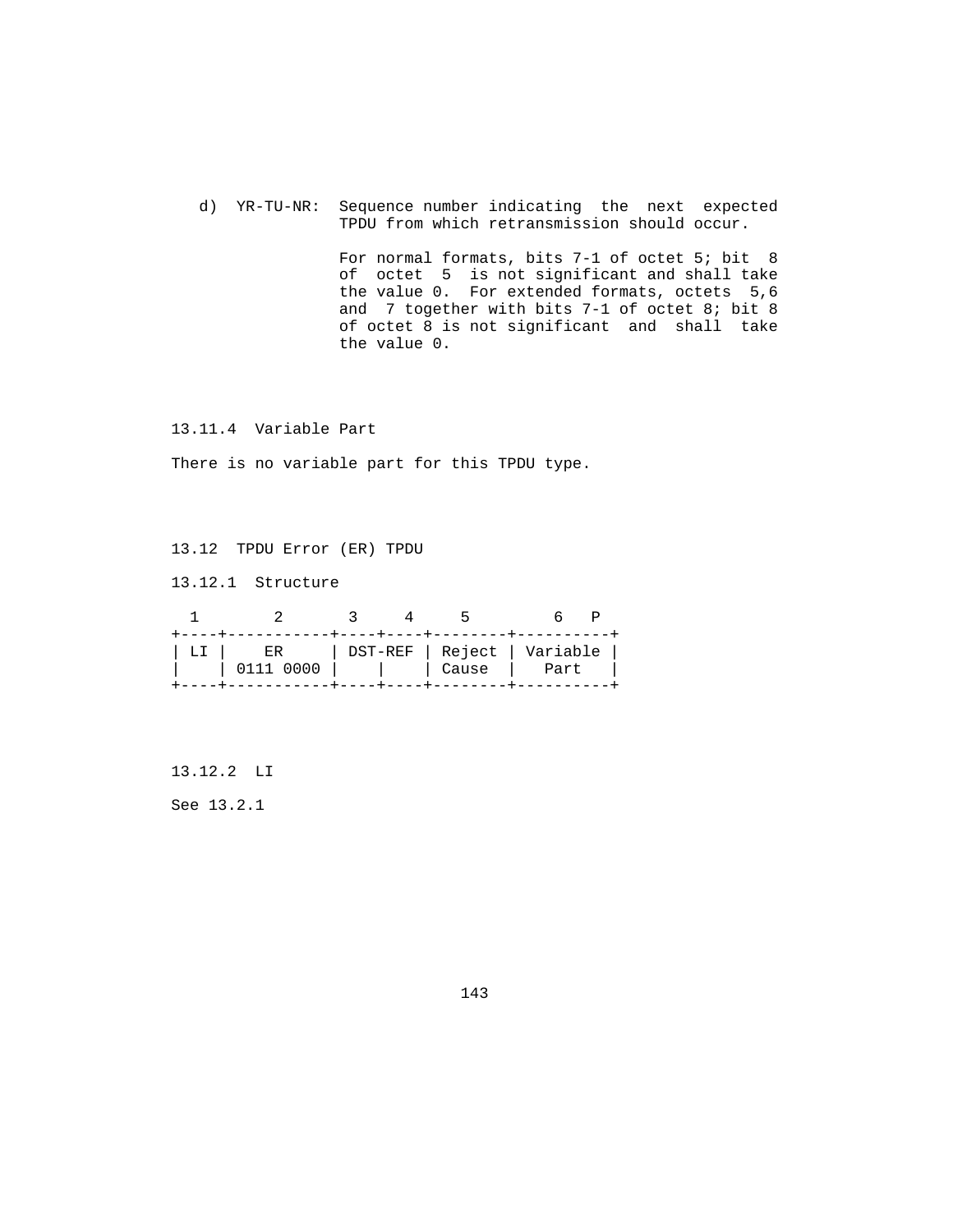d) YR-TU-NR: Sequence number indicating the next expected TPDU from which retransmission should occur.

For normal formats, bits 7-1 of octet 5; bit 8 of octet 5 is not significant and shall take the value 0. For extended formats, octets 5,6 and 7 together with bits 7-1 of octet 8; bit 8 of octet 8 is not significant and shall take the value 0.

### 13.11.4 Variable Part

There is no variable part for this TPDU type.

## 13.12 TPDU Error (ER) TPDU

### 13.12.1 Structure

```
  1       2       3     4     5         6   P
+----+-----------+----+----+--------+----------+
| LI |    ER     | DST-REF | Reject | Variable |
|    | 0111 0000 |    |    | Cause  |   Part   |
+----+-----------+----+----+--------+----------+
```

### 13.12.2 LI

See 13.2.1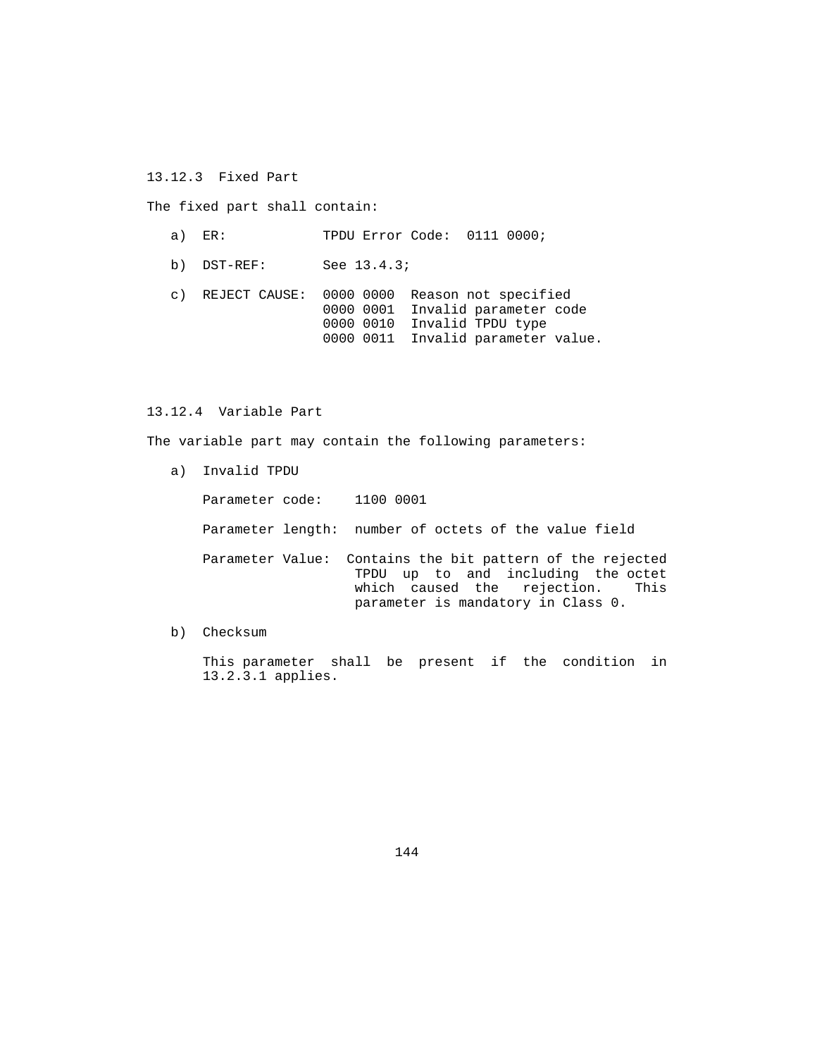### 13.12.3 Fixed Part

The fixed part shall contain:

a) ER: TPDU Error Code: 0111 0000;

b) DST-REF: See 13.4.3;

c) REJECT CAUSE:

| Code | Meaning |
|---|---|
| 0000 0000 | Reason not specified |
| 0000 0001 | Invalid parameter code |
| 0000 0010 | Invalid TPDU type |
| 0000 0011 | Invalid parameter value. |

### 13.12.4 Variable Part

The variable part may contain the following parameters:

a) Invalid TPDU

Parameter code: 1100 0001

Parameter length: number of octets of the value field

Parameter Value: Contains the bit pattern of the rejected TPDU up to and including the octet which caused the rejection. This parameter is mandatory in Class 0.

b) Checksum

This parameter shall be present if the condition in 13.2.3.1 applies.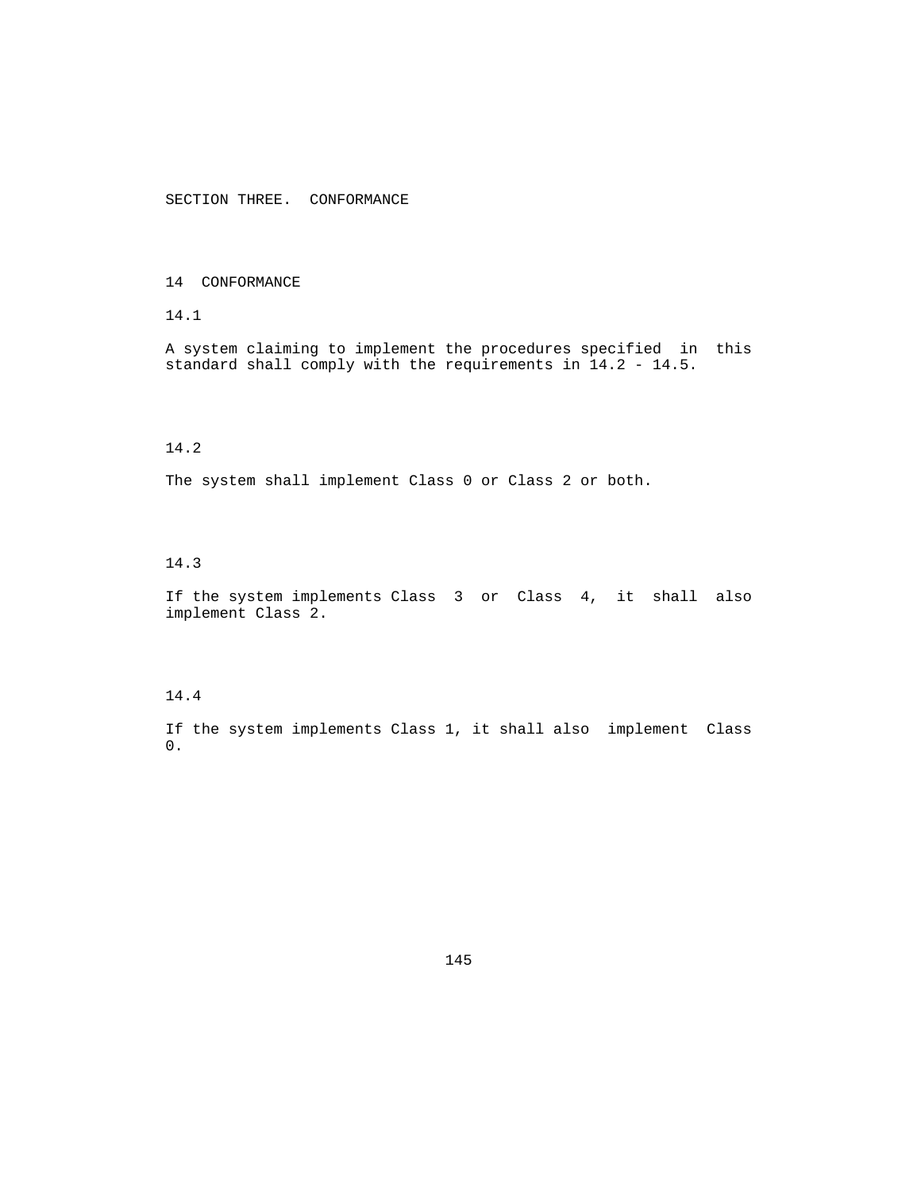# SECTION THREE. CONFORMANCE

## 14 CONFORMANCE

### 14.1

A system claiming to implement the procedures specified in this standard shall comply with the requirements in 14.2 - 14.5.

### 14.2

The system shall implement Class 0 or Class 2 or both.

### 14.3

If the system implements Class 3 or Class 4, it shall also implement Class 2.

### 14.4

If the system implements Class 1, it shall also implement Class 0.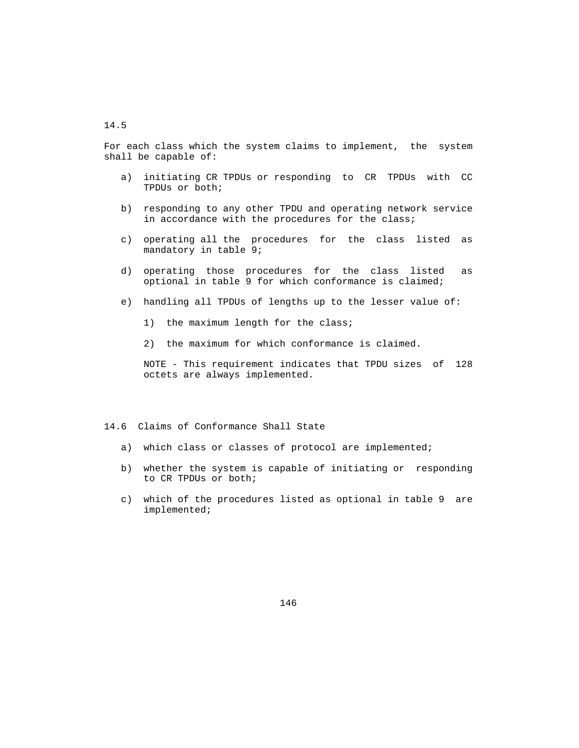## 14.5

For each class which the system claims to implement, the system shall be capable of:

a) initiating CR TPDUs or responding to CR TPDUs with CC TPDUs or both;

b) responding to any other TPDU and operating network service in accordance with the procedures for the class;

c) operating all the procedures for the class listed as mandatory in table 9;

d) operating those procedures for the class listed as optional in table 9 for which conformance is claimed;

e) handling all TPDUs of lengths up to the lesser value of:

   1) the maximum length for the class;

   2) the maximum for which conformance is claimed.

   NOTE - This requirement indicates that TPDU sizes of 128 octets are always implemented.

## 14.6 Claims of Conformance Shall State

a) which class or classes of protocol are implemented;

b) whether the system is capable of initiating or responding to CR TPDUs or both;

c) which of the procedures listed as optional in table 9 are implemented;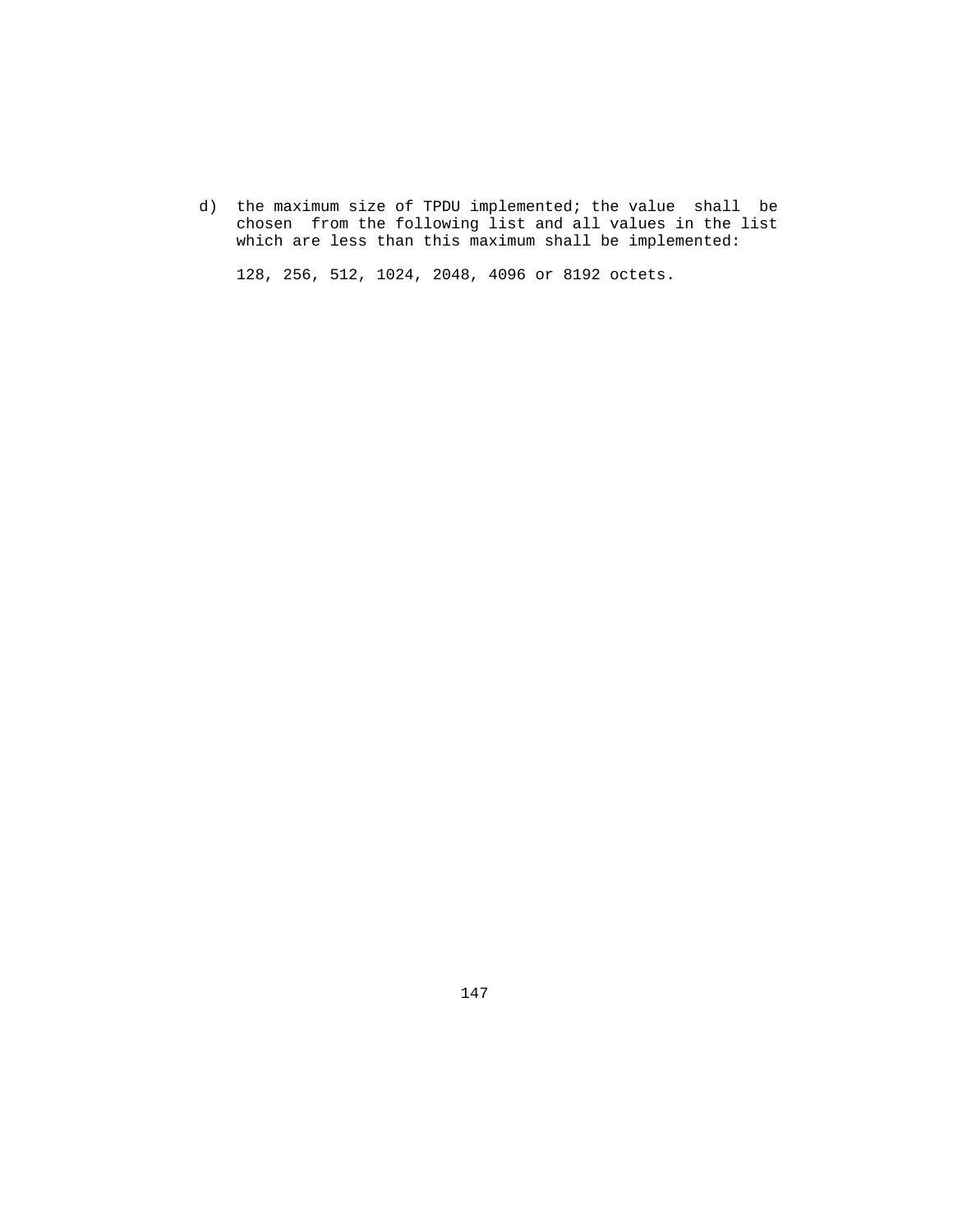d) the maximum size of TPDU implemented; the value shall be chosen from the following list and all values in the list which are less than this maximum shall be implemented:

   128, 256, 512, 1024, 2048, 4096 or 8192 octets.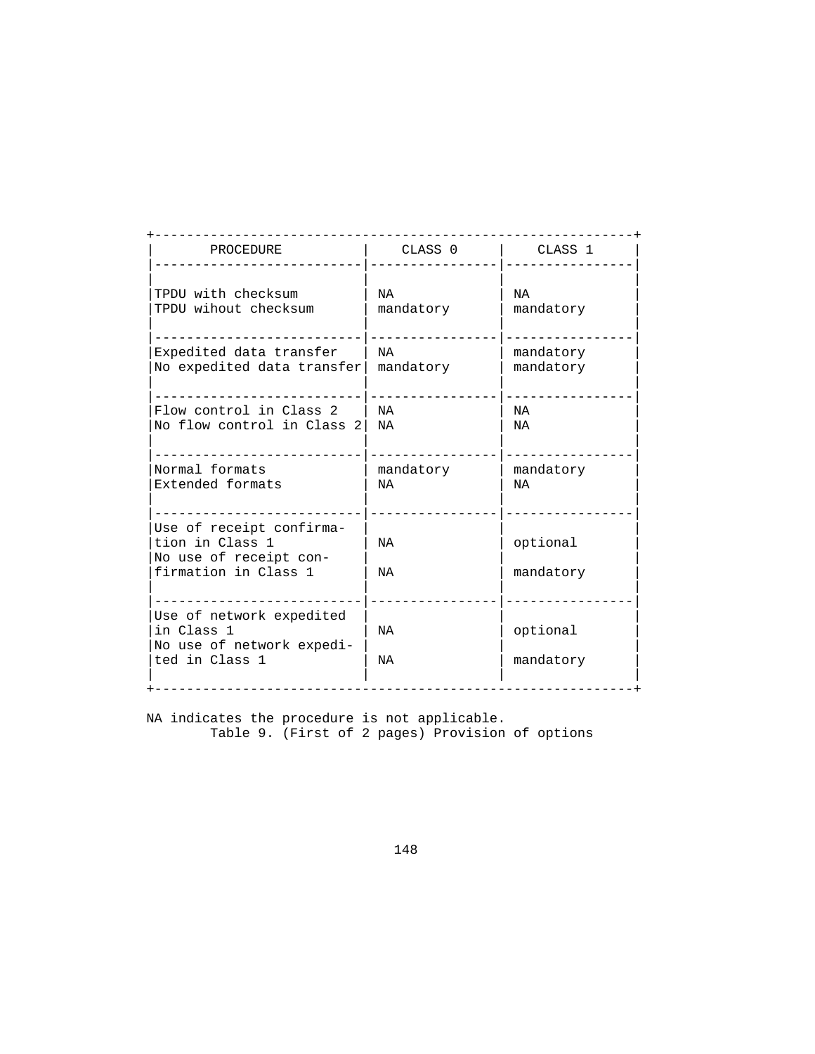| PROCEDURE | CLASS 0 | CLASS 1 |
|---|---|---|
| TPDU with checksum | NA | NA |
| TPDU wihout checksum | mandatory | mandatory |
| Expedited data transfer | NA | mandatory |
| No expedited data transfer | mandatory | mandatory |
| Flow control in Class 2 | NA | NA |
| No flow control in Class 2 | NA | NA |
| Normal formats | mandatory | mandatory |
| Extended formats | NA | NA |
| Use of receipt confirmation in Class 1 | NA | optional |
| No use of receipt confirmation in Class 1 | NA | mandatory |
| Use of network expedited in Class 1 | NA | optional |
| No use of network expedited in Class 1 | NA | mandatory |

NA indicates the procedure is not applicable.

Table 9. (First of 2 pages) Provision of options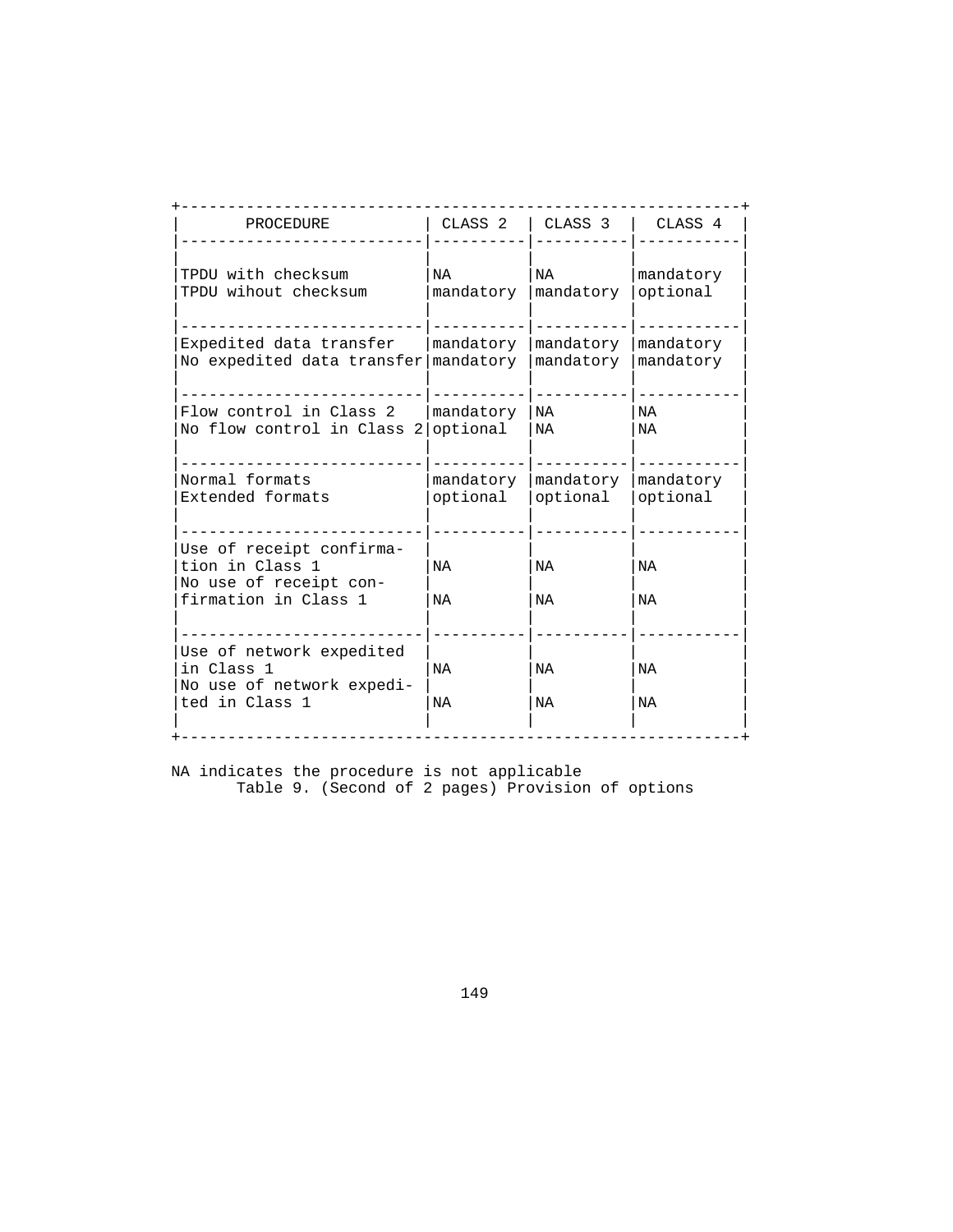| PROCEDURE | CLASS 2 | CLASS 3 | CLASS 4 |
|---|---|---|---|
| TPDU with checksum | NA | NA | mandatory |
| TPDU wihout checksum | mandatory | mandatory | optional |
| Expedited data transfer | mandatory | mandatory | mandatory |
| No expedited data transfer | mandatory | mandatory | mandatory |
| Flow control in Class 2 | mandatory | NA | NA |
| No flow control in Class 2 | optional | NA | NA |
| Normal formats | mandatory | mandatory | mandatory |
| Extended formats | optional | optional | optional |
| Use of receipt confirmation in Class 1 | NA | NA | NA |
| No use of receipt confirmation in Class 1 | NA | NA | NA |
| Use of network expedited in Class 1 | NA | NA | NA |
| No use of network expedited in Class 1 | NA | NA | NA |

NA indicates the procedure is not applicable

Table 9. (Second of 2 pages) Provision of options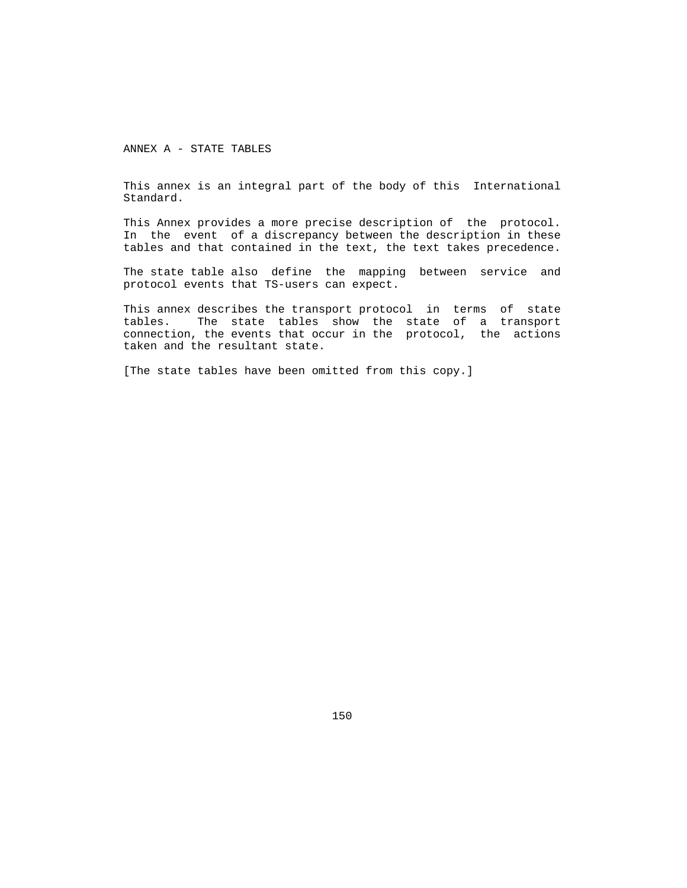# ANNEX A - STATE TABLES

This annex is an integral part of the body of this International Standard.

This Annex provides a more precise description of the protocol. In the event of a discrepancy between the description in these tables and that contained in the text, the text takes precedence.

The state table also define the mapping between service and protocol events that TS-users can expect.

This annex describes the transport protocol in terms of state tables. The state tables show the state of a transport connection, the events that occur in the protocol, the actions taken and the resultant state.

[The state tables have been omitted from this copy.]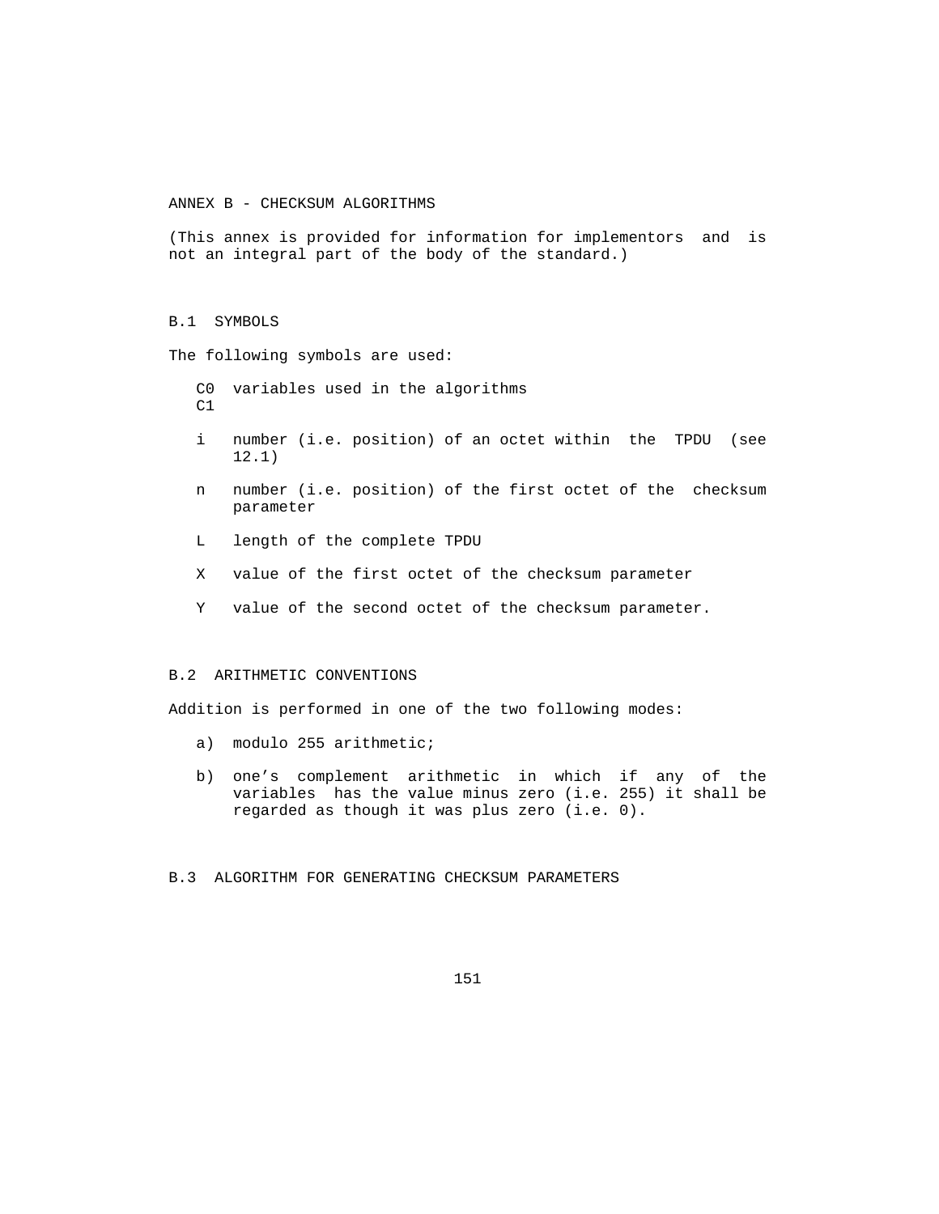# ANNEX B - CHECKSUM ALGORITHMS

(This annex is provided for information for implementors and is not an integral part of the body of the standard.)

## B.1 SYMBOLS

The following symbols are used:

- C0, C1 variables used in the algorithms
- i number (i.e. position) of an octet within the TPDU (see 12.1)
- n number (i.e. position) of the first octet of the checksum parameter
- L length of the complete TPDU
- X value of the first octet of the checksum parameter
- Y value of the second octet of the checksum parameter.

## B.2 ARITHMETIC CONVENTIONS

Addition is performed in one of the two following modes:

a) modulo 255 arithmetic;

b) one's complement arithmetic in which if any of the variables has the value minus zero (i.e. 255) it shall be regarded as though it was plus zero (i.e. 0).

## B.3 ALGORITHM FOR GENERATING CHECKSUM PARAMETERS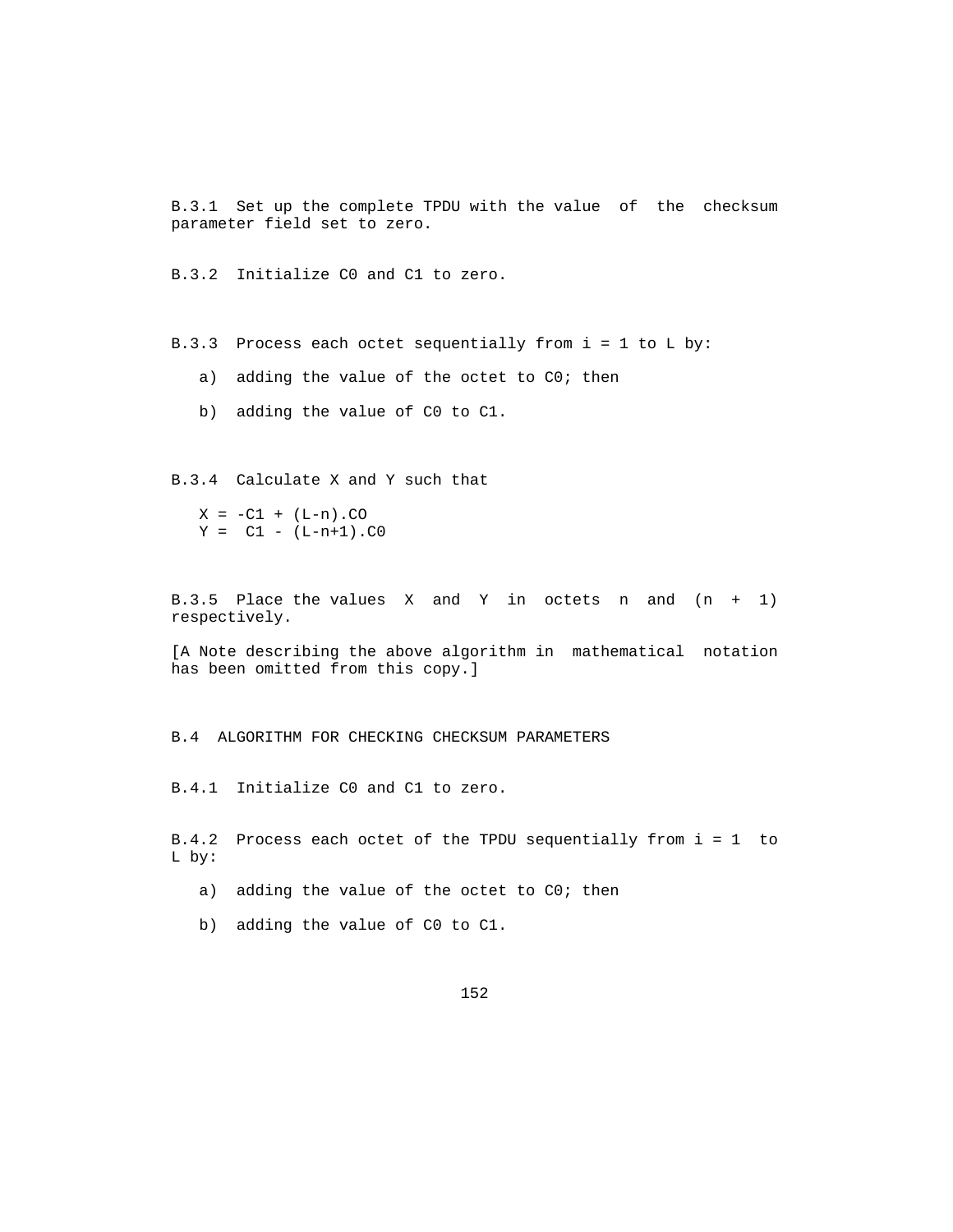B.3.1 Set up the complete TPDU with the value of the checksum parameter field set to zero.

B.3.2 Initialize C0 and C1 to zero.

B.3.3 Process each octet sequentially from i = 1 to L by:

a) adding the value of the octet to C0; then

b) adding the value of C0 to C1.

B.3.4 Calculate X and Y such that

$$X = -C1 + (L-n).C0$$
$$Y = C1 - (L-n+1).C0$$

B.3.5 Place the values X and Y in octets n and (n + 1) respectively.

[A Note describing the above algorithm in mathematical notation has been omitted from this copy.]

## B.4 ALGORITHM FOR CHECKING CHECKSUM PARAMETERS

B.4.1 Initialize C0 and C1 to zero.

B.4.2 Process each octet of the TPDU sequentially from i = 1 to L by:

a) adding the value of the octet to C0; then

b) adding the value of C0 to C1.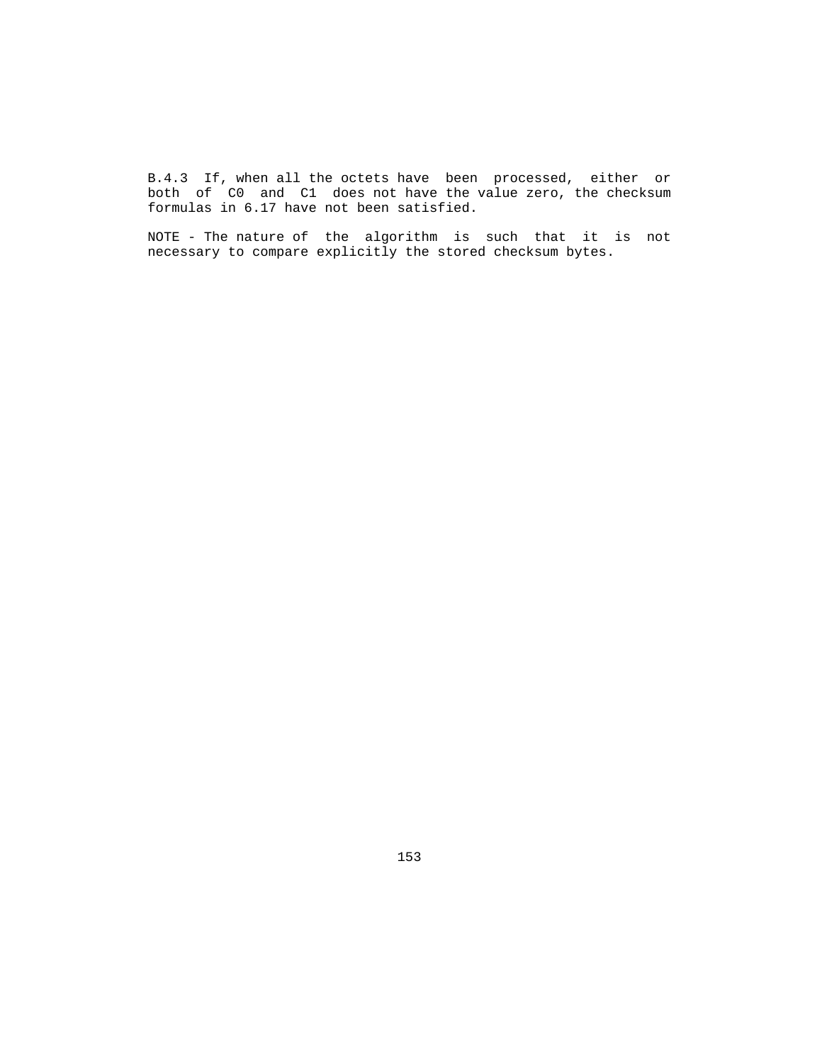B.4.3 If, when all the octets have been processed, either or both of C0 and C1 does not have the value zero, the checksum formulas in 6.17 have not been satisfied.

NOTE - The nature of the algorithm is such that it is not necessary to compare explicitly the stored checksum bytes.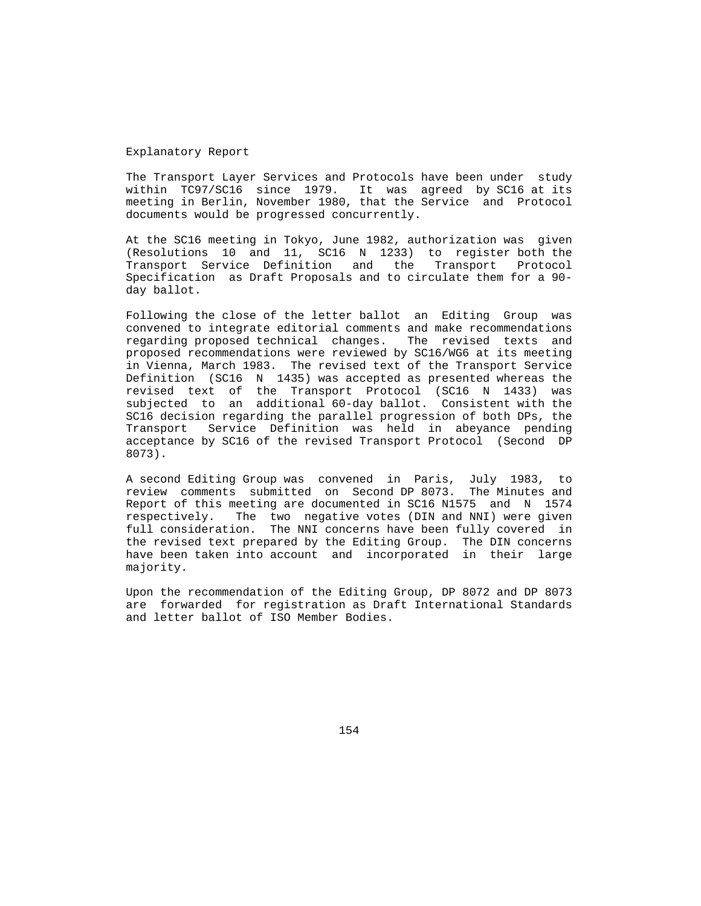# Explanatory Report

The Transport Layer Services and Protocols have been under study within TC97/SC16 since 1979. It was agreed by SC16 at its meeting in Berlin, November 1980, that the Service and Protocol documents would be progressed concurrently.

At the SC16 meeting in Tokyo, June 1982, authorization was given (Resolutions 10 and 11, SC16 N 1233) to register both the Transport Service Definition and the Transport Protocol Specification as Draft Proposals and to circulate them for a 90-day ballot.

Following the close of the letter ballot an Editing Group was convened to integrate editorial comments and make recommendations regarding proposed technical changes. The revised texts and proposed recommendations were reviewed by SC16/WG6 at its meeting in Vienna, March 1983. The revised text of the Transport Service Definition (SC16 N 1435) was accepted as presented whereas the revised text of the Transport Protocol (SC16 N 1433) was subjected to an additional 60-day ballot. Consistent with the SC16 decision regarding the parallel progression of both DPs, the Transport Service Definition was held in abeyance pending acceptance by SC16 of the revised Transport Protocol (Second DP 8073).

A second Editing Group was convened in Paris, July 1983, to review comments submitted on Second DP 8073. The Minutes and Report of this meeting are documented in SC16 N1575 and N 1574 respectively. The two negative votes (DIN and NNI) were given full consideration. The NNI concerns have been fully covered in the revised text prepared by the Editing Group. The DIN concerns have been taken into account and incorporated in their large majority.

Upon the recommendation of the Editing Group, DP 8072 and DP 8073 are forwarded for registration as Draft International Standards and letter ballot of ISO Member Bodies.